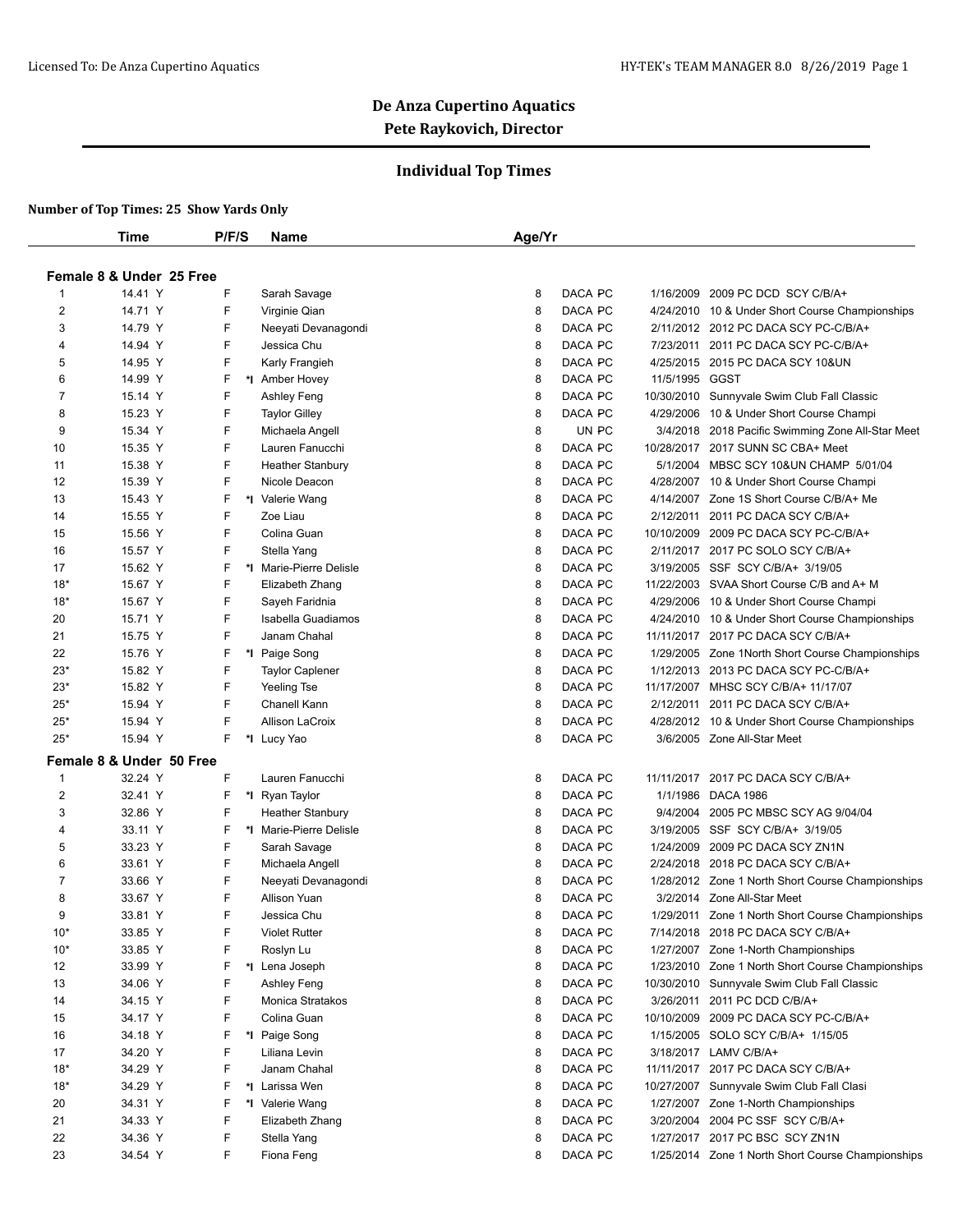# De Anza Cupertino Aquatics

## Pete Raykovich, Director

## Individual Top Times

**Number of Top Times: 25 Show Yards Only**

### Female 8 & Under 25 Free

| | Time | P/F/S | | Name | Age/Yr | | | |
|---|---|---|---|---|---|---|---|---|
| 1 | 14.41 Y | F | | Sarah Savage | 8 | DACA PC | 1/16/2009 | 2009 PC DCD SCY C/B/A+ |
| 2 | 14.71 Y | F | | Virginie Qian | 8 | DACA PC | 4/24/2010 | 10 & Under Short Course Championships |
| 3 | 14.79 Y | F | | Neeyati Devanagondi | 8 | DACA PC | 2/11/2012 | 2012 PC DACA SCY PC-C/B/A+ |
| 4 | 14.94 Y | F | | Jessica Chu | 8 | DACA PC | 7/23/2011 | 2011 PC DACA SCY PC-C/B/A+ |
| 5 | 14.95 Y | F | | Karly Frangieh | 8 | DACA PC | 4/25/2015 | 2015 PC DACA SCY 10&UN |
| 6 | 14.99 Y | F | *I | Amber Hovey | 8 | DACA PC | 11/5/1995 | GGST |
| 7 | 15.14 Y | F | | Ashley Feng | 8 | DACA PC | 10/30/2010 | Sunnyvale Swim Club Fall Classic |
| 8 | 15.23 Y | F | | Taylor Gilley | 8 | DACA PC | 4/29/2006 | 10 & Under Short Course Champi |
| 9 | 15.34 Y | F | | Michaela Angell | 8 | UN PC | 3/4/2018 | 2018 Pacific Swimming Zone All-Star Meet |
| 10 | 15.35 Y | F | | Lauren Fanucchi | 8 | DACA PC | 10/28/2017 | 2017 SUNN SC CBA+ Meet |
| 11 | 15.38 Y | F | | Heather Stanbury | 8 | DACA PC | 5/1/2004 | MBSC SCY 10&UN CHAMP 5/01/04 |
| 12 | 15.39 Y | F | | Nicole Deacon | 8 | DACA PC | 4/28/2007 | 10 & Under Short Course Champi |
| 13 | 15.43 Y | F | *I | Valerie Wang | 8 | DACA PC | 4/14/2007 | Zone 1S Short Course C/B/A+ Me |
| 14 | 15.55 Y | F | | Zoe Liau | 8 | DACA PC | 2/12/2011 | 2011 PC DACA SCY C/B/A+ |
| 15 | 15.56 Y | F | | Colina Guan | 8 | DACA PC | 10/10/2009 | 2009 PC DACA SCY PC-C/B/A+ |
| 16 | 15.57 Y | F | | Stella Yang | 8 | DACA PC | 2/11/2017 | 2017 PC SOLO SCY C/B/A+ |
| 17 | 15.62 Y | F | *I | Marie-Pierre Delisle | 8 | DACA PC | 3/19/2005 | SSF SCY C/B/A+ 3/19/05 |
| 18* | 15.67 Y | F | | Elizabeth Zhang | 8 | DACA PC | 11/22/2003 | SVAA Short Course C/B and A+ M |
| 18* | 15.67 Y | F | | Sayeh Faridnia | 8 | DACA PC | 4/29/2006 | 10 & Under Short Course Champi |
| 20 | 15.71 Y | F | | Isabella Guadiamos | 8 | DACA PC | 4/24/2010 | 10 & Under Short Course Championships |
| 21 | 15.75 Y | F | | Janam Chahal | 8 | DACA PC | 11/11/2017 | 2017 PC DACA SCY C/B/A+ |
| 22 | 15.76 Y | F | *I | Paige Song | 8 | DACA PC | 1/29/2005 | Zone 1North Short Course Championships |
| 23* | 15.82 Y | F | | Taylor Caplener | 8 | DACA PC | 1/12/2013 | 2013 PC DACA SCY PC-C/B/A+ |
| 23* | 15.82 Y | F | | Yeeling Tse | 8 | DACA PC | 11/17/2007 | MHSC SCY C/B/A+ 11/17/07 |
| 25* | 15.94 Y | F | | Chanell Kann | 8 | DACA PC | 2/12/2011 | 2011 PC DACA SCY C/B/A+ |
| 25* | 15.94 Y | F | | Allison LaCroix | 8 | DACA PC | 4/28/2012 | 10 & Under Short Course Championships |
| 25* | 15.94 Y | F | *I | Lucy Yao | 8 | DACA PC | 3/6/2005 | Zone All-Star Meet |

### Female 8 & Under 50 Free

| | Time | P/F/S | | Name | Age/Yr | | | |
|---|---|---|---|---|---|---|---|---|
| 1 | 32.24 Y | F | | Lauren Fanucchi | 8 | DACA PC | 11/11/2017 | 2017 PC DACA SCY C/B/A+ |
| 2 | 32.41 Y | F | *I | Ryan Taylor | 8 | DACA PC | 1/1/1986 | DACA 1986 |
| 3 | 32.86 Y | F | | Heather Stanbury | 8 | DACA PC | 9/4/2004 | 2005 PC MBSC SCY AG 9/04/04 |
| 4 | 33.11 Y | F | *I | Marie-Pierre Delisle | 8 | DACA PC | 3/19/2005 | SSF SCY C/B/A+ 3/19/05 |
| 5 | 33.23 Y | F | | Sarah Savage | 8 | DACA PC | 1/24/2009 | 2009 PC DACA SCY ZN1N |
| 6 | 33.61 Y | F | | Michaela Angell | 8 | DACA PC | 2/24/2018 | 2018 PC DACA SCY C/B/A+ |
| 7 | 33.66 Y | F | | Neeyati Devanagondi | 8 | DACA PC | 1/28/2012 | Zone 1 North Short Course Championships |
| 8 | 33.67 Y | F | | Allison Yuan | 8 | DACA PC | 3/2/2014 | Zone All-Star Meet |
| 9 | 33.81 Y | F | | Jessica Chu | 8 | DACA PC | 1/29/2011 | Zone 1 North Short Course Championships |
| 10* | 33.85 Y | F | | Violet Rutter | 8 | DACA PC | 7/14/2018 | 2018 PC DACA SCY C/B/A+ |
| 10* | 33.85 Y | F | | Roslyn Lu | 8 | DACA PC | 1/27/2007 | Zone 1-North Championships |
| 12 | 33.99 Y | F | *I | Lena Joseph | 8 | DACA PC | 1/23/2010 | Zone 1 North Short Course Championships |
| 13 | 34.06 Y | F | | Ashley Feng | 8 | DACA PC | 10/30/2010 | Sunnyvale Swim Club Fall Classic |
| 14 | 34.15 Y | F | | Monica Stratakos | 8 | DACA PC | 3/26/2011 | 2011 PC DCD C/B/A+ |
| 15 | 34.17 Y | F | | Colina Guan | 8 | DACA PC | 10/10/2009 | 2009 PC DACA SCY PC-C/B/A+ |
| 16 | 34.18 Y | F | *I | Paige Song | 8 | DACA PC | 1/15/2005 | SOLO SCY C/B/A+ 1/15/05 |
| 17 | 34.20 Y | F | | Liliana Levin | 8 | DACA PC | 3/18/2017 | LAMV C/B/A+ |
| 18* | 34.29 Y | F | | Janam Chahal | 8 | DACA PC | 11/11/2017 | 2017 PC DACA SCY C/B/A+ |
| 18* | 34.29 Y | F | *I | Larissa Wen | 8 | DACA PC | 10/27/2007 | Sunnyvale Swim Club Fall Clasi |
| 20 | 34.31 Y | F | *I | Valerie Wang | 8 | DACA PC | 1/27/2007 | Zone 1-North Championships |
| 21 | 34.33 Y | F | | Elizabeth Zhang | 8 | DACA PC | 3/20/2004 | 2004 PC SSF SCY C/B/A+ |
| 22 | 34.36 Y | F | | Stella Yang | 8 | DACA PC | 1/27/2017 | 2017 PC BSC SCY ZN1N |
| 23 | 34.54 Y | F | | Fiona Feng | 8 | DACA PC | 1/25/2014 | Zone 1 North Short Course Championships |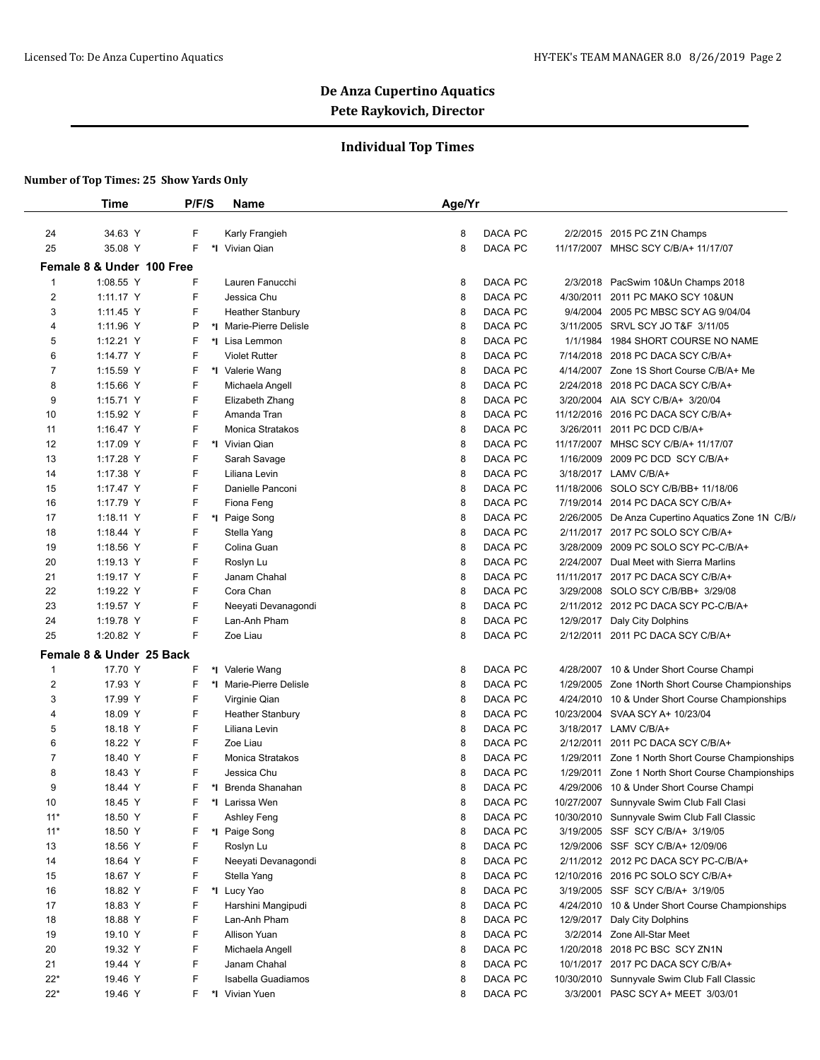## De Anza Cupertino Aquatics
### Pete Raykovich, Director

### Individual Top Times

**Number of Top Times: 25 Show Yards Only**

| | Time | P/F/S | | Name | Age/Yr | | | | |
|---|---|---|---|---|---|---|---|---|---|
| 24 | 34.63 Y | F | | Karly Frangieh | 8 | DACA | PC | 2/2/2015 | 2015 PC Z1N Champs |
| 25 | 35.08 Y | F | *I | Vivian Qian | 8 | DACA | PC | 11/17/2007 | MHSC SCY C/B/A+ 11/17/07 |
| **Female 8 & Under 100 Free** | | | | | | | | | |
| 1 | 1:08.55 Y | F | | Lauren Fanucchi | 8 | DACA | PC | 2/3/2018 | PacSwim 10&Un Champs 2018 |
| 2 | 1:11.17 Y | F | | Jessica Chu | 8 | DACA | PC | 4/30/2011 | 2011 PC MAKO SCY 10&UN |
| 3 | 1:11.45 Y | F | | Heather Stanbury | 8 | DACA | PC | 9/4/2004 | 2005 PC MBSC SCY AG 9/04/04 |
| 4 | 1:11.96 Y | P | *I | Marie-Pierre Delisle | 8 | DACA | PC | 3/11/2005 | SRVL SCY JO T&F 3/11/05 |
| 5 | 1:12.21 Y | F | *I | Lisa Lemmon | 8 | DACA | PC | 1/1/1984 | 1984 SHORT COURSE NO NAME |
| 6 | 1:14.77 Y | F | | Violet Rutter | 8 | DACA | PC | 7/14/2018 | 2018 PC DACA SCY C/B/A+ |
| 7 | 1:15.59 Y | F | *I | Valerie Wang | 8 | DACA | PC | 4/14/2007 | Zone 1S Short Course C/B/A+ Me |
| 8 | 1:15.66 Y | F | | Michaela Angell | 8 | DACA | PC | 2/24/2018 | 2018 PC DACA SCY C/B/A+ |
| 9 | 1:15.71 Y | F | | Elizabeth Zhang | 8 | DACA | PC | 3/20/2004 | AIA SCY C/B/A+ 3/20/04 |
| 10 | 1:15.92 Y | F | | Amanda Tran | 8 | DACA | PC | 11/12/2016 | 2016 PC DACA SCY C/B/A+ |
| 11 | 1:16.47 Y | F | | Monica Stratakos | 8 | DACA | PC | 3/26/2011 | 2011 PC DCD C/B/A+ |
| 12 | 1:17.09 Y | F | *I | Vivian Qian | 8 | DACA | PC | 11/17/2007 | MHSC SCY C/B/A+ 11/17/07 |
| 13 | 1:17.28 Y | F | | Sarah Savage | 8 | DACA | PC | 1/16/2009 | 2009 PC DCD SCY C/B/A+ |
| 14 | 1:17.38 Y | F | | Liliana Levin | 8 | DACA | PC | 3/18/2017 | LAMV C/B/A+ |
| 15 | 1:17.47 Y | F | | Danielle Panconi | 8 | DACA | PC | 11/18/2006 | SOLO SCY C/B/BB+ 11/18/06 |
| 16 | 1:17.79 Y | F | | Fiona Feng | 8 | DACA | PC | 7/19/2014 | 2014 PC DACA SCY C/B/A+ |
| 17 | 1:18.11 Y | F | *I | Paige Song | 8 | DACA | PC | 2/26/2005 | De Anza Cupertino Aquatics Zone 1N C/B/A |
| 18 | 1:18.44 Y | F | | Stella Yang | 8 | DACA | PC | 2/11/2017 | 2017 PC SOLO SCY C/B/A+ |
| 19 | 1:18.56 Y | F | | Colina Guan | 8 | DACA | PC | 3/28/2009 | 2009 PC SOLO SCY PC-C/B/A+ |
| 20 | 1:19.13 Y | F | | Roslyn Lu | 8 | DACA | PC | 2/24/2007 | Dual Meet with Sierra Marlins |
| 21 | 1:19.17 Y | F | | Janam Chahal | 8 | DACA | PC | 11/11/2017 | 2017 PC DACA SCY C/B/A+ |
| 22 | 1:19.22 Y | F | | Cora Chan | 8 | DACA | PC | 3/29/2008 | SOLO SCY C/B/BB+ 3/29/08 |
| 23 | 1:19.57 Y | F | | Neeyati Devanagondi | 8 | DACA | PC | 2/11/2012 | 2012 PC DACA SCY PC-C/B/A+ |
| 24 | 1:19.78 Y | F | | Lan-Anh Pham | 8 | DACA | PC | 12/9/2017 | Daly City Dolphins |
| 25 | 1:20.82 Y | F | | Zoe Liau | 8 | DACA | PC | 2/12/2011 | 2011 PC DACA SCY C/B/A+ |
| **Female 8 & Under 25 Back** | | | | | | | | | |
| 1 | 17.70 Y | F | *I | Valerie Wang | 8 | DACA | PC | 4/28/2007 | 10 & Under Short Course Champi |
| 2 | 17.93 Y | F | *I | Marie-Pierre Delisle | 8 | DACA | PC | 1/29/2005 | Zone 1North Short Course Championships |
| 3 | 17.99 Y | F | | Virginie Qian | 8 | DACA | PC | 4/24/2010 | 10 & Under Short Course Championships |
| 4 | 18.09 Y | F | | Heather Stanbury | 8 | DACA | PC | 10/23/2004 | SVAA SCY A+ 10/23/04 |
| 5 | 18.18 Y | F | | Liliana Levin | 8 | DACA | PC | 3/18/2017 | LAMV C/B/A+ |
| 6 | 18.22 Y | F | | Zoe Liau | 8 | DACA | PC | 2/12/2011 | 2011 PC DACA SCY C/B/A+ |
| 7 | 18.40 Y | F | | Monica Stratakos | 8 | DACA | PC | 1/29/2011 | Zone 1 North Short Course Championships |
| 8 | 18.43 Y | F | | Jessica Chu | 8 | DACA | PC | 1/29/2011 | Zone 1 North Short Course Championships |
| 9 | 18.44 Y | F | *I | Brenda Shanahan | 8 | DACA | PC | 4/29/2006 | 10 & Under Short Course Champi |
| 10 | 18.45 Y | F | *I | Larissa Wen | 8 | DACA | PC | 10/27/2007 | Sunnyvale Swim Club Fall Clasi |
| 11* | 18.50 Y | F | | Ashley Feng | 8 | DACA | PC | 10/30/2010 | Sunnyvale Swim Club Fall Classic |
| 11* | 18.50 Y | F | *I | Paige Song | 8 | DACA | PC | 3/19/2005 | SSF SCY C/B/A+ 3/19/05 |
| 13 | 18.56 Y | F | | Roslyn Lu | 8 | DACA | PC | 12/9/2006 | SSF SCY C/B/A+ 12/09/06 |
| 14 | 18.64 Y | F | | Neeyati Devanagondi | 8 | DACA | PC | 2/11/2012 | 2012 PC DACA SCY PC-C/B/A+ |
| 15 | 18.67 Y | F | | Stella Yang | 8 | DACA | PC | 12/10/2016 | 2016 PC SOLO SCY C/B/A+ |
| 16 | 18.82 Y | F | *I | Lucy Yao | 8 | DACA | PC | 3/19/2005 | SSF SCY C/B/A+ 3/19/05 |
| 17 | 18.83 Y | F | | Harshini Mangipudi | 8 | DACA | PC | 4/24/2010 | 10 & Under Short Course Championships |
| 18 | 18.88 Y | F | | Lan-Anh Pham | 8 | DACA | PC | 12/9/2017 | Daly City Dolphins |
| 19 | 19.10 Y | F | | Allison Yuan | 8 | DACA | PC | 3/2/2014 | Zone All-Star Meet |
| 20 | 19.32 Y | F | | Michaela Angell | 8 | DACA | PC | 1/20/2018 | 2018 PC BSC SCY ZN1N |
| 21 | 19.44 Y | F | | Janam Chahal | 8 | DACA | PC | 10/1/2017 | 2017 PC DACA SCY C/B/A+ |
| 22* | 19.46 Y | F | | Isabella Guadiamos | 8 | DACA | PC | 10/30/2010 | Sunnyvale Swim Club Fall Classic |
| 22* | 19.46 Y | F | *I | Vivian Yuen | 8 | DACA | PC | 3/3/2001 | PASC SCY A+ MEET 3/03/01 |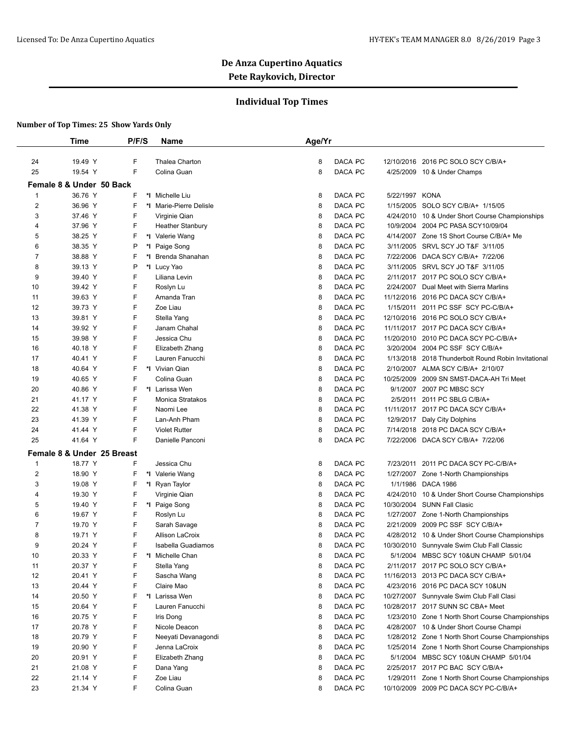# De Anza Cupertino Aquatics

## Pete Raykovich, Director

### Individual Top Times

**Number of Top Times: 25 Show Yards Only**

| | Time | P/F/S | | Name | Age/Yr | | | |
|---|---|---|---|---|---|---|---|---|
| 24 | 19.49 Y | F | | Thalea Charton | 8 | DACA PC | 12/10/2016 | 2016 PC SOLO SCY C/B/A+ |
| 25 | 19.54 Y | F | | Colina Guan | 8 | DACA PC | 4/25/2009 | 10 & Under Champs |
| **Female 8 & Under 50 Back** | | | | | | | | |
| 1 | 36.76 Y | F | *I | Michelle Liu | 8 | DACA PC | 5/22/1997 | KONA |
| 2 | 36.96 Y | F | *I | Marie-Pierre Delisle | 8 | DACA PC | 1/15/2005 | SOLO SCY C/B/A+ 1/15/05 |
| 3 | 37.46 Y | F | | Virginie Qian | 8 | DACA PC | 4/24/2010 | 10 & Under Short Course Championships |
| 4 | 37.96 Y | F | | Heather Stanbury | 8 | DACA PC | 10/9/2004 | 2004 PC PASA SCY10/09/04 |
| 5 | 38.25 Y | F | *I | Valerie Wang | 8 | DACA PC | 4/14/2007 | Zone 1S Short Course C/B/A+ Me |
| 6 | 38.35 Y | P | *I | Paige Song | 8 | DACA PC | 3/11/2005 | SRVL SCY JO T&F 3/11/05 |
| 7 | 38.88 Y | F | *I | Brenda Shanahan | 8 | DACA PC | 7/22/2006 | DACA SCY C/B/A+ 7/22/06 |
| 8 | 39.13 Y | P | *I | Lucy Yao | 8 | DACA PC | 3/11/2005 | SRVL SCY JO T&F 3/11/05 |
| 9 | 39.40 Y | F | | Liliana Levin | 8 | DACA PC | 2/11/2017 | 2017 PC SOLO SCY C/B/A+ |
| 10 | 39.42 Y | F | | Roslyn Lu | 8 | DACA PC | 2/24/2007 | Dual Meet with Sierra Marlins |
| 11 | 39.63 Y | F | | Amanda Tran | 8 | DACA PC | 11/12/2016 | 2016 PC DACA SCY C/B/A+ |
| 12 | 39.73 Y | F | | Zoe Liau | 8 | DACA PC | 1/15/2011 | 2011 PC SSF SCY PC-C/B/A+ |
| 13 | 39.81 Y | F | | Stella Yang | 8 | DACA PC | 12/10/2016 | 2016 PC SOLO SCY C/B/A+ |
| 14 | 39.92 Y | F | | Janam Chahal | 8 | DACA PC | 11/11/2017 | 2017 PC DACA SCY C/B/A+ |
| 15 | 39.98 Y | F | | Jessica Chu | 8 | DACA PC | 11/20/2010 | 2010 PC DACA SCY PC-C/B/A+ |
| 16 | 40.18 Y | F | | Elizabeth Zhang | 8 | DACA PC | 3/20/2004 | 2004 PC SSF SCY C/B/A+ |
| 17 | 40.41 Y | F | | Lauren Fanucchi | 8 | DACA PC | 1/13/2018 | 2018 Thunderbolt Round Robin Invitational |
| 18 | 40.64 Y | F | *I | Vivian Qian | 8 | DACA PC | 2/10/2007 | ALMA SCY C/B/A+ 2/10/07 |
| 19 | 40.65 Y | F | | Colina Guan | 8 | DACA PC | 10/25/2009 | 2009 SN SMST-DACA-AH Tri Meet |
| 20 | 40.86 Y | F | *I | Larissa Wen | 8 | DACA PC | 9/1/2007 | 2007 PC MBSC SCY |
| 21 | 41.17 Y | F | | Monica Stratakos | 8 | DACA PC | 2/5/2011 | 2011 PC SBLG C/B/A+ |
| 22 | 41.38 Y | F | | Naomi Lee | 8 | DACA PC | 11/11/2017 | 2017 PC DACA SCY C/B/A+ |
| 23 | 41.39 Y | F | | Lan-Anh Pham | 8 | DACA PC | 12/9/2017 | Daly City Dolphins |
| 24 | 41.44 Y | F | | Violet Rutter | 8 | DACA PC | 7/14/2018 | 2018 PC DACA SCY C/B/A+ |
| 25 | 41.64 Y | F | | Danielle Panconi | 8 | DACA PC | 7/22/2006 | DACA SCY C/B/A+ 7/22/06 |
| **Female 8 & Under 25 Breast** | | | | | | | | |
| 1 | 18.77 Y | F | | Jessica Chu | 8 | DACA PC | 7/23/2011 | 2011 PC DACA SCY PC-C/B/A+ |
| 2 | 18.90 Y | F | *I | Valerie Wang | 8 | DACA PC | 1/27/2007 | Zone 1-North Championships |
| 3 | 19.08 Y | F | *I | Ryan Taylor | 8 | DACA PC | 1/1/1986 | DACA 1986 |
| 4 | 19.30 Y | F | | Virginie Qian | 8 | DACA PC | 4/24/2010 | 10 & Under Short Course Championships |
| 5 | 19.40 Y | F | *I | Paige Song | 8 | DACA PC | 10/30/2004 | SUNN Fall Clasic |
| 6 | 19.67 Y | F | | Roslyn Lu | 8 | DACA PC | 1/27/2007 | Zone 1-North Championships |
| 7 | 19.70 Y | F | | Sarah Savage | 8 | DACA PC | 2/21/2009 | 2009 PC SSF SCY C/B/A+ |
| 8 | 19.71 Y | F | | Allison LaCroix | 8 | DACA PC | 4/28/2012 | 10 & Under Short Course Championships |
| 9 | 20.24 Y | F | | Isabella Guadiamos | 8 | DACA PC | 10/30/2010 | Sunnyvale Swim Club Fall Classic |
| 10 | 20.33 Y | F | *I | Michelle Chan | 8 | DACA PC | 5/1/2004 | MBSC SCY 10&UN CHAMP 5/01/04 |
| 11 | 20.37 Y | F | | Stella Yang | 8 | DACA PC | 2/11/2017 | 2017 PC SOLO SCY C/B/A+ |
| 12 | 20.41 Y | F | | Sascha Wang | 8 | DACA PC | 11/16/2013 | 2013 PC DACA SCY C/B/A+ |
| 13 | 20.44 Y | F | | Claire Mao | 8 | DACA PC | 4/23/2016 | 2016 PC DACA SCY 10&UN |
| 14 | 20.50 Y | F | *I | Larissa Wen | 8 | DACA PC | 10/27/2007 | Sunnyvale Swim Club Fall Clasi |
| 15 | 20.64 Y | F | | Lauren Fanucchi | 8 | DACA PC | 10/28/2017 | 2017 SUNN SC CBA+ Meet |
| 16 | 20.75 Y | F | | Iris Dong | 8 | DACA PC | 1/23/2010 | Zone 1 North Short Course Championships |
| 17 | 20.78 Y | F | | Nicole Deacon | 8 | DACA PC | 4/28/2007 | 10 & Under Short Course Champi |
| 18 | 20.79 Y | F | | Neeyati Devanagondi | 8 | DACA PC | 1/28/2012 | Zone 1 North Short Course Championships |
| 19 | 20.90 Y | F | | Jenna LaCroix | 8 | DACA PC | 1/25/2014 | Zone 1 North Short Course Championships |
| 20 | 20.91 Y | F | | Elizabeth Zhang | 8 | DACA PC | 5/1/2004 | MBSC SCY 10&UN CHAMP 5/01/04 |
| 21 | 21.08 Y | F | | Dana Yang | 8 | DACA PC | 2/25/2017 | 2017 PC BAC SCY C/B/A+ |
| 22 | 21.14 Y | F | | Zoe Liau | 8 | DACA PC | 1/29/2011 | Zone 1 North Short Course Championships |
| 23 | 21.34 Y | F | | Colina Guan | 8 | DACA PC | 10/10/2009 | 2009 PC DACA SCY PC-C/B/A+ |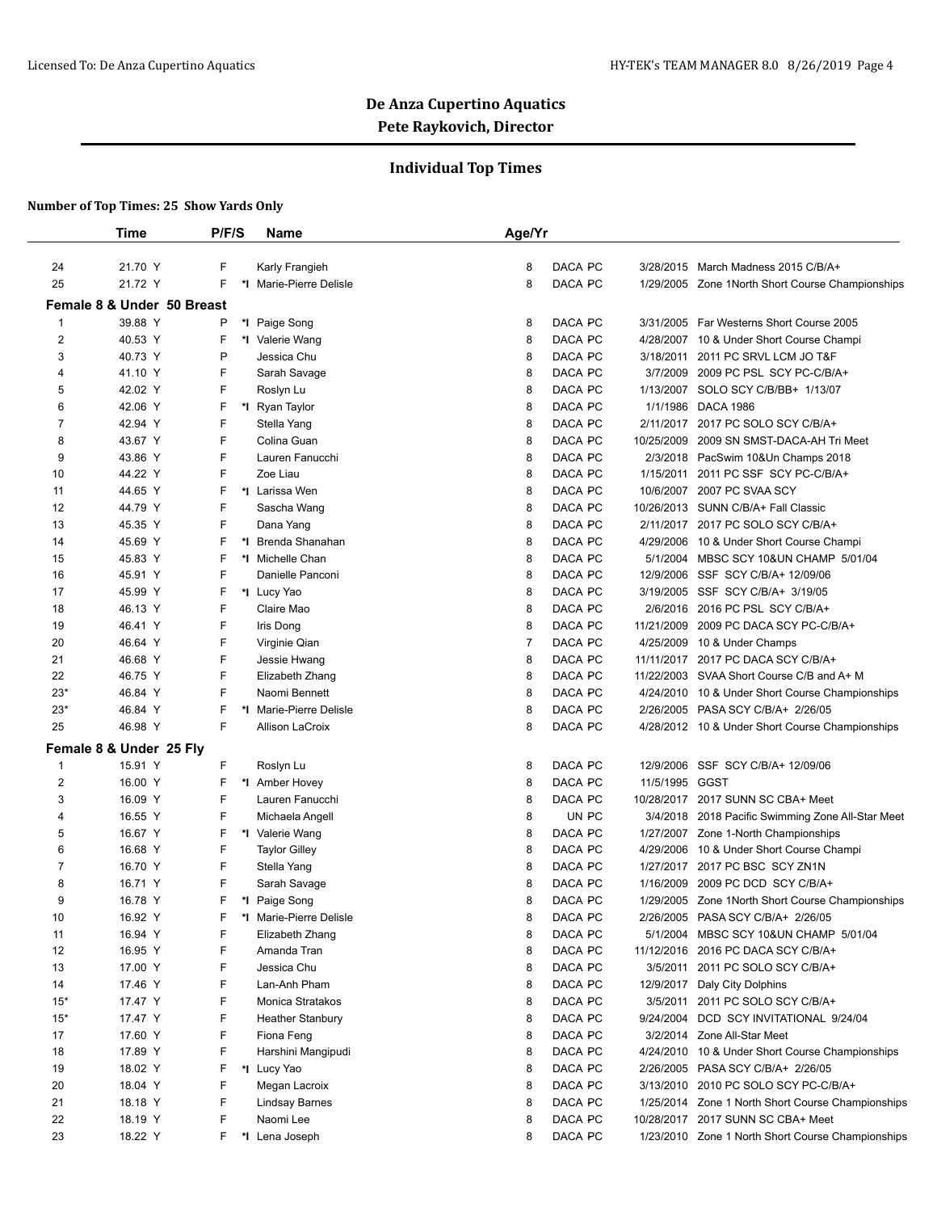# De Anza Cupertino Aquatics

## Pete Raykovich, Director

### Individual Top Times

**Number of Top Times: 25 Show Yards Only**

| | Time | P/F/S | | Name | Age/Yr | | | |
|---|---|---|---|---|---|---|---|---|
| 24 | 21.70 Y | F | | Karly Frangieh | 8 | DACA PC | 3/28/2015 | March Madness 2015 C/B/A+ |
| 25 | 21.72 Y | F | *I | Marie-Pierre Delisle | 8 | DACA PC | 1/29/2005 | Zone 1North Short Course Championships |
| **Female 8 & Under 50 Breast** | | | | | | | | |
| 1 | 39.88 Y | P | *I | Paige Song | 8 | DACA PC | 3/31/2005 | Far Westerns Short Course 2005 |
| 2 | 40.53 Y | F | *I | Valerie Wang | 8 | DACA PC | 4/28/2007 | 10 & Under Short Course Champi |
| 3 | 40.73 Y | P | | Jessica Chu | 8 | DACA PC | 3/18/2011 | 2011 PC SRVL LCM JO T&F |
| 4 | 41.10 Y | F | | Sarah Savage | 8 | DACA PC | 3/7/2009 | 2009 PC PSL SCY PC-C/B/A+ |
| 5 | 42.02 Y | F | | Roslyn Lu | 8 | DACA PC | 1/13/2007 | SOLO SCY C/B/BB+ 1/13/07 |
| 6 | 42.06 Y | F | *I | Ryan Taylor | 8 | DACA PC | 1/1/1986 | DACA 1986 |
| 7 | 42.94 Y | F | | Stella Yang | 8 | DACA PC | 2/11/2017 | 2017 PC SOLO SCY C/B/A+ |
| 8 | 43.67 Y | F | | Colina Guan | 8 | DACA PC | 10/25/2009 | 2009 SN SMST-DACA-AH Tri Meet |
| 9 | 43.86 Y | F | | Lauren Fanucchi | 8 | DACA PC | 2/3/2018 | PacSwim 10&Un Champs 2018 |
| 10 | 44.22 Y | F | | Zoe Liau | 8 | DACA PC | 1/15/2011 | 2011 PC SSF SCY PC-C/B/A+ |
| 11 | 44.65 Y | F | *I | Larissa Wen | 8 | DACA PC | 10/6/2007 | 2007 PC SVAA SCY |
| 12 | 44.79 Y | F | | Sascha Wang | 8 | DACA PC | 10/26/2013 | SUNN C/B/A+ Fall Classic |
| 13 | 45.35 Y | F | | Dana Yang | 8 | DACA PC | 2/11/2017 | 2017 PC SOLO SCY C/B/A+ |
| 14 | 45.69 Y | F | *I | Brenda Shanahan | 8 | DACA PC | 4/29/2006 | 10 & Under Short Course Champi |
| 15 | 45.83 Y | F | *I | Michelle Chan | 8 | DACA PC | 5/1/2004 | MBSC SCY 10&UN CHAMP 5/01/04 |
| 16 | 45.91 Y | F | | Danielle Panconi | 8 | DACA PC | 12/9/2006 | SSF SCY C/B/A+ 12/09/06 |
| 17 | 45.99 Y | F | *I | Lucy Yao | 8 | DACA PC | 3/19/2005 | SSF SCY C/B/A+ 3/19/05 |
| 18 | 46.13 Y | F | | Claire Mao | 8 | DACA PC | 2/6/2016 | 2016 PC PSL SCY C/B/A+ |
| 19 | 46.41 Y | F | | Iris Dong | 8 | DACA PC | 11/21/2009 | 2009 PC DACA SCY PC-C/B/A+ |
| 20 | 46.64 Y | F | | Virginie Qian | 7 | DACA PC | 4/25/2009 | 10 & Under Champs |
| 21 | 46.68 Y | F | | Jessie Hwang | 8 | DACA PC | 11/11/2017 | 2017 PC DACA SCY C/B/A+ |
| 22 | 46.75 Y | F | | Elizabeth Zhang | 8 | DACA PC | 11/22/2003 | SVAA Short Course C/B and A+ M |
| 23* | 46.84 Y | F | | Naomi Bennett | 8 | DACA PC | 4/24/2010 | 10 & Under Short Course Championships |
| 23* | 46.84 Y | F | *I | Marie-Pierre Delisle | 8 | DACA PC | 2/26/2005 | PASA SCY C/B/A+ 2/26/05 |
| 25 | 46.98 Y | F | | Allison LaCroix | 8 | DACA PC | 4/28/2012 | 10 & Under Short Course Championships |
| **Female 8 & Under 25 Fly** | | | | | | | | |
| 1 | 15.91 Y | F | | Roslyn Lu | 8 | DACA PC | 12/9/2006 | SSF SCY C/B/A+ 12/09/06 |
| 2 | 16.00 Y | F | *I | Amber Hovey | 8 | DACA PC | 11/5/1995 | GGST |
| 3 | 16.09 Y | F | | Lauren Fanucchi | 8 | DACA PC | 10/28/2017 | 2017 SUNN SC CBA+ Meet |
| 4 | 16.55 Y | F | | Michaela Angell | 8 | UN PC | 3/4/2018 | 2018 Pacific Swimming Zone All-Star Meet |
| 5 | 16.67 Y | F | *I | Valerie Wang | 8 | DACA PC | 1/27/2007 | Zone 1-North Championships |
| 6 | 16.68 Y | F | | Taylor Gilley | 8 | DACA PC | 4/29/2006 | 10 & Under Short Course Champi |
| 7 | 16.70 Y | F | | Stella Yang | 8 | DACA PC | 1/27/2017 | 2017 PC BSC SCY ZN1N |
| 8 | 16.71 Y | F | | Sarah Savage | 8 | DACA PC | 1/16/2009 | 2009 PC DCD SCY C/B/A+ |
| 9 | 16.78 Y | F | *I | Paige Song | 8 | DACA PC | 1/29/2005 | Zone 1North Short Course Championships |
| 10 | 16.92 Y | F | *I | Marie-Pierre Delisle | 8 | DACA PC | 2/26/2005 | PASA SCY C/B/A+ 2/26/05 |
| 11 | 16.94 Y | F | | Elizabeth Zhang | 8 | DACA PC | 5/1/2004 | MBSC SCY 10&UN CHAMP 5/01/04 |
| 12 | 16.95 Y | F | | Amanda Tran | 8 | DACA PC | 11/12/2016 | 2016 PC DACA SCY C/B/A+ |
| 13 | 17.00 Y | F | | Jessica Chu | 8 | DACA PC | 3/5/2011 | 2011 PC SOLO SCY C/B/A+ |
| 14 | 17.46 Y | F | | Lan-Anh Pham | 8 | DACA PC | 12/9/2017 | Daly City Dolphins |
| 15* | 17.47 Y | F | | Monica Stratakos | 8 | DACA PC | 3/5/2011 | 2011 PC SOLO SCY C/B/A+ |
| 15* | 17.47 Y | F | | Heather Stanbury | 8 | DACA PC | 9/24/2004 | DCD SCY INVITATIONAL 9/24/04 |
| 17 | 17.60 Y | F | | Fiona Feng | 8 | DACA PC | 3/2/2014 | Zone All-Star Meet |
| 18 | 17.89 Y | F | | Harshini Mangipudi | 8 | DACA PC | 4/24/2010 | 10 & Under Short Course Championships |
| 19 | 18.02 Y | F | *I | Lucy Yao | 8 | DACA PC | 2/26/2005 | PASA SCY C/B/A+ 2/26/05 |
| 20 | 18.04 Y | F | | Megan Lacroix | 8 | DACA PC | 3/13/2010 | 2010 PC SOLO SCY PC-C/B/A+ |
| 21 | 18.18 Y | F | | Lindsay Barnes | 8 | DACA PC | 1/25/2014 | Zone 1 North Short Course Championships |
| 22 | 18.19 Y | F | | Naomi Lee | 8 | DACA PC | 10/28/2017 | 2017 SUNN SC CBA+ Meet |
| 23 | 18.22 Y | F | *I | Lena Joseph | 8 | DACA PC | 1/23/2010 | Zone 1 North Short Course Championships |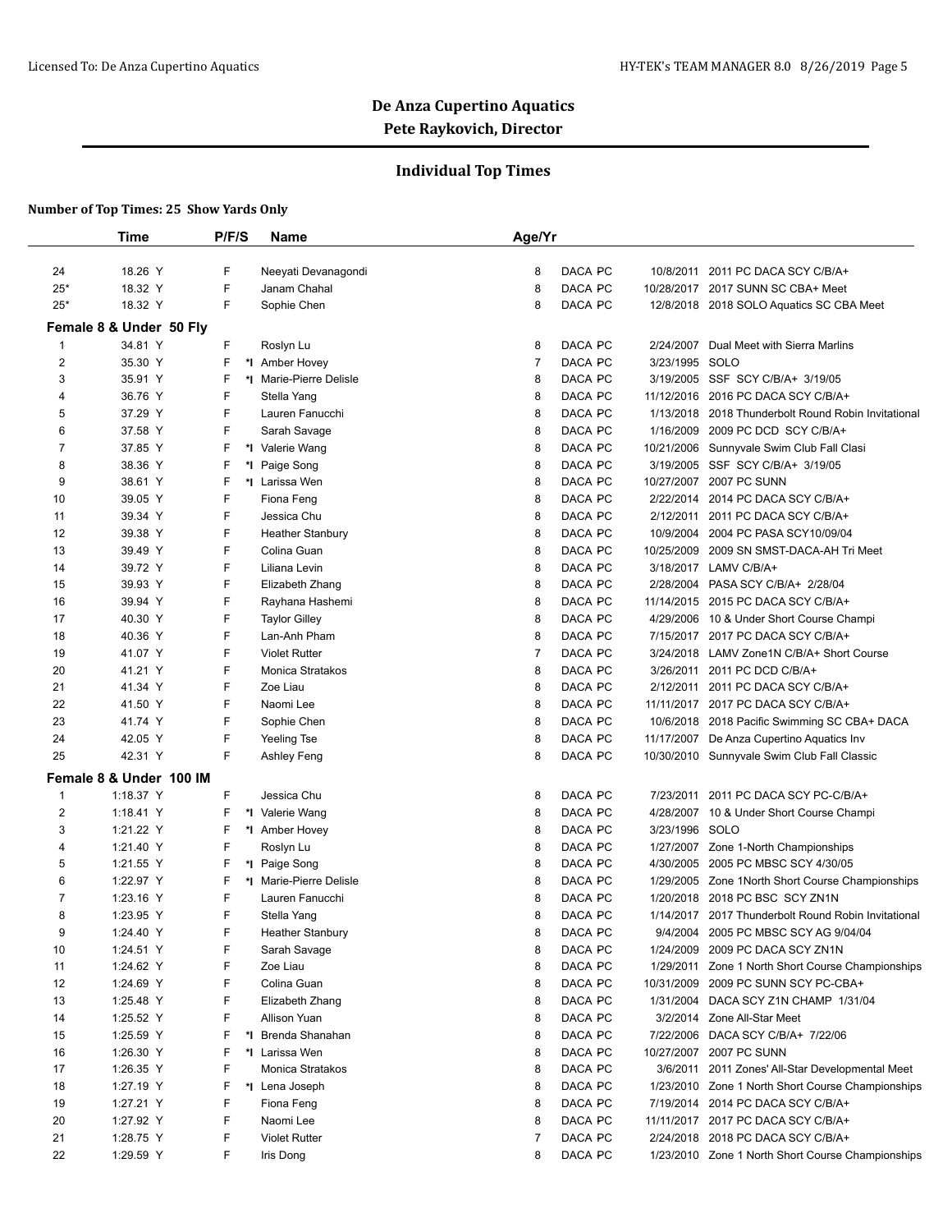# De Anza Cupertino Aquatics

## Pete Raykovich, Director

### Individual Top Times

**Number of Top Times: 25 Show Yards Only**

| | Time | P/F/S | | Name | Age/Yr | | | | |
|---|---|---|---|---|---|---|---|---|---|
| 24 | 18.26 Y | F | | Neeyati Devanagondi | 8 | DACA | PC | 10/8/2011 | 2011 PC DACA SCY C/B/A+ |
| 25* | 18.32 Y | F | | Janam Chahal | 8 | DACA | PC | 10/28/2017 | 2017 SUNN SC CBA+ Meet |
| 25* | 18.32 Y | F | | Sophie Chen | 8 | DACA | PC | 12/8/2018 | 2018 SOLO Aquatics SC CBA Meet |
| **Female 8 & Under 50 Fly** | | | | | | | | | |
| 1 | 34.81 Y | F | | Roslyn Lu | 8 | DACA | PC | 2/24/2007 | Dual Meet with Sierra Marlins |
| 2 | 35.30 Y | F | *I | Amber Hovey | 7 | DACA | PC | 3/23/1995 | SOLO |
| 3 | 35.91 Y | F | *I | Marie-Pierre Delisle | 8 | DACA | PC | 3/19/2005 | SSF SCY C/B/A+ 3/19/05 |
| 4 | 36.76 Y | F | | Stella Yang | 8 | DACA | PC | 11/12/2016 | 2016 PC DACA SCY C/B/A+ |
| 5 | 37.29 Y | F | | Lauren Fanucchi | 8 | DACA | PC | 1/13/2018 | 2018 Thunderbolt Round Robin Invitational |
| 6 | 37.58 Y | F | | Sarah Savage | 8 | DACA | PC | 1/16/2009 | 2009 PC DCD SCY C/B/A+ |
| 7 | 37.85 Y | F | *I | Valerie Wang | 8 | DACA | PC | 10/21/2006 | Sunnyvale Swim Club Fall Clasi |
| 8 | 38.36 Y | F | *I | Paige Song | 8 | DACA | PC | 3/19/2005 | SSF SCY C/B/A+ 3/19/05 |
| 9 | 38.61 Y | F | *I | Larissa Wen | 8 | DACA | PC | 10/27/2007 | 2007 PC SUNN |
| 10 | 39.05 Y | F | | Fiona Feng | 8 | DACA | PC | 2/22/2014 | 2014 PC DACA SCY C/B/A+ |
| 11 | 39.34 Y | F | | Jessica Chu | 8 | DACA | PC | 2/12/2011 | 2011 PC DACA SCY C/B/A+ |
| 12 | 39.38 Y | F | | Heather Stanbury | 8 | DACA | PC | 10/9/2004 | 2004 PC PASA SCY10/09/04 |
| 13 | 39.49 Y | F | | Colina Guan | 8 | DACA | PC | 10/25/2009 | 2009 SN SMST-DACA-AH Tri Meet |
| 14 | 39.72 Y | F | | Liliana Levin | 8 | DACA | PC | 3/18/2017 | LAMV C/B/A+ |
| 15 | 39.93 Y | F | | Elizabeth Zhang | 8 | DACA | PC | 2/28/2004 | PASA SCY C/B/A+ 2/28/04 |
| 16 | 39.94 Y | F | | Rayhana Hashemi | 8 | DACA | PC | 11/14/2015 | 2015 PC DACA SCY C/B/A+ |
| 17 | 40.30 Y | F | | Taylor Gilley | 8 | DACA | PC | 4/29/2006 | 10 & Under Short Course Champi |
| 18 | 40.36 Y | F | | Lan-Anh Pham | 8 | DACA | PC | 7/15/2017 | 2017 PC DACA SCY C/B/A+ |
| 19 | 41.07 Y | F | | Violet Rutter | 7 | DACA | PC | 3/24/2018 | LAMV Zone1N C/B/A+ Short Course |
| 20 | 41.21 Y | F | | Monica Stratakos | 8 | DACA | PC | 3/26/2011 | 2011 PC DCD C/B/A+ |
| 21 | 41.34 Y | F | | Zoe Liau | 8 | DACA | PC | 2/12/2011 | 2011 PC DACA SCY C/B/A+ |
| 22 | 41.50 Y | F | | Naomi Lee | 8 | DACA | PC | 11/11/2017 | 2017 PC DACA SCY C/B/A+ |
| 23 | 41.74 Y | F | | Sophie Chen | 8 | DACA | PC | 10/6/2018 | 2018 Pacific Swimming SC CBA+ DACA |
| 24 | 42.05 Y | F | | Yeeling Tse | 8 | DACA | PC | 11/17/2007 | De Anza Cupertino Aquatics Inv |
| 25 | 42.31 Y | F | | Ashley Feng | 8 | DACA | PC | 10/30/2010 | Sunnyvale Swim Club Fall Classic |
| **Female 8 & Under 100 IM** | | | | | | | | | |
| 1 | 1:18.37 Y | F | | Jessica Chu | 8 | DACA | PC | 7/23/2011 | 2011 PC DACA SCY PC-C/B/A+ |
| 2 | 1:18.41 Y | F | *I | Valerie Wang | 8 | DACA | PC | 4/28/2007 | 10 & Under Short Course Champi |
| 3 | 1:21.22 Y | F | *I | Amber Hovey | 8 | DACA | PC | 3/23/1996 | SOLO |
| 4 | 1:21.40 Y | F | | Roslyn Lu | 8 | DACA | PC | 1/27/2007 | Zone 1-North Championships |
| 5 | 1:21.55 Y | F | *I | Paige Song | 8 | DACA | PC | 4/30/2005 | 2005 PC MBSC SCY 4/30/05 |
| 6 | 1:22.97 Y | F | *I | Marie-Pierre Delisle | 8 | DACA | PC | 1/29/2005 | Zone 1North Short Course Championships |
| 7 | 1:23.16 Y | F | | Lauren Fanucchi | 8 | DACA | PC | 1/20/2018 | 2018 PC BSC SCY ZN1N |
| 8 | 1:23.95 Y | F | | Stella Yang | 8 | DACA | PC | 1/14/2017 | 2017 Thunderbolt Round Robin Invitational |
| 9 | 1:24.40 Y | F | | Heather Stanbury | 8 | DACA | PC | 9/4/2004 | 2005 PC MBSC SCY AG 9/04/04 |
| 10 | 1:24.51 Y | F | | Sarah Savage | 8 | DACA | PC | 1/24/2009 | 2009 PC DACA SCY ZN1N |
| 11 | 1:24.62 Y | F | | Zoe Liau | 8 | DACA | PC | 1/29/2011 | Zone 1 North Short Course Championships |
| 12 | 1:24.69 Y | F | | Colina Guan | 8 | DACA | PC | 10/31/2009 | 2009 PC SUNN SCY PC-CBA+ |
| 13 | 1:25.48 Y | F | | Elizabeth Zhang | 8 | DACA | PC | 1/31/2004 | DACA SCY Z1N CHAMP 1/31/04 |
| 14 | 1:25.52 Y | F | | Allison Yuan | 8 | DACA | PC | 3/2/2014 | Zone All-Star Meet |
| 15 | 1:25.59 Y | F | *I | Brenda Shanahan | 8 | DACA | PC | 7/22/2006 | DACA SCY C/B/A+ 7/22/06 |
| 16 | 1:26.30 Y | F | *I | Larissa Wen | 8 | DACA | PC | 10/27/2007 | 2007 PC SUNN |
| 17 | 1:26.35 Y | F | | Monica Stratakos | 8 | DACA | PC | 3/6/2011 | 2011 Zones' All-Star Developmental Meet |
| 18 | 1:27.19 Y | F | *I | Lena Joseph | 8 | DACA | PC | 1/23/2010 | Zone 1 North Short Course Championships |
| 19 | 1:27.21 Y | F | | Fiona Feng | 8 | DACA | PC | 7/19/2014 | 2014 PC DACA SCY C/B/A+ |
| 20 | 1:27.92 Y | F | | Naomi Lee | 8 | DACA | PC | 11/11/2017 | 2017 PC DACA SCY C/B/A+ |
| 21 | 1:28.75 Y | F | | Violet Rutter | 7 | DACA | PC | 2/24/2018 | 2018 PC DACA SCY C/B/A+ |
| 22 | 1:29.59 Y | F | | Iris Dong | 8 | DACA | PC | 1/23/2010 | Zone 1 North Short Course Championships |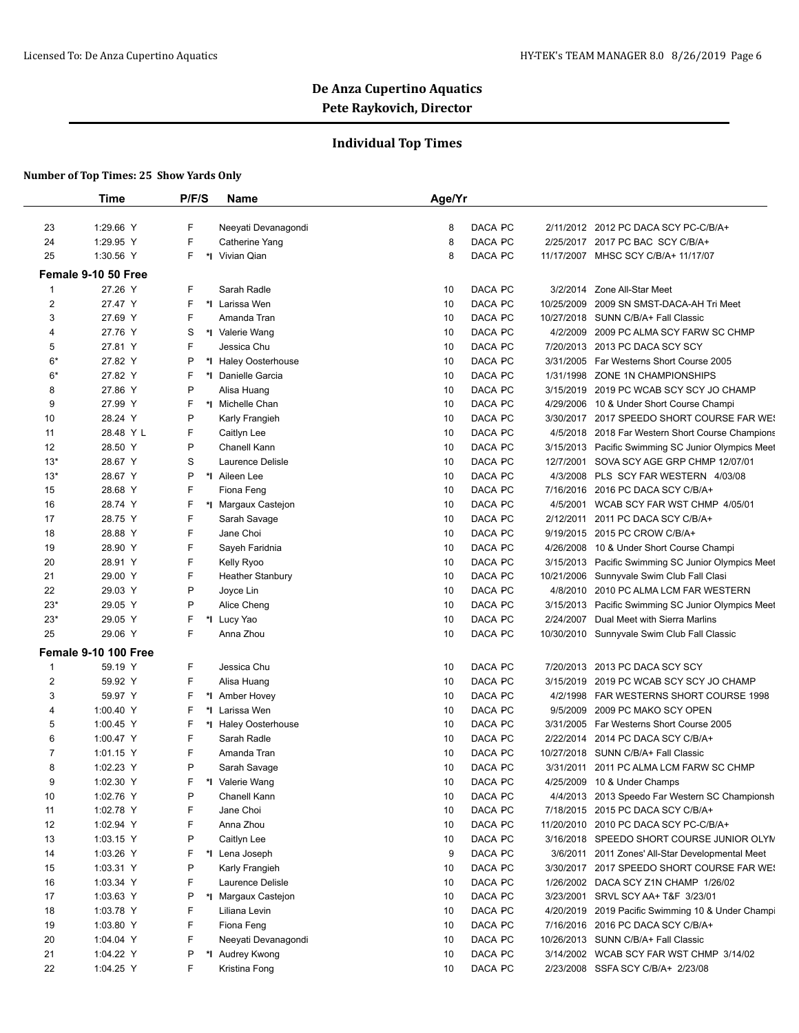## De Anza Cupertino Aquatics
### Pete Raykovich, Director

### Individual Top Times

**Number of Top Times: 25 Show Yards Only**

| | Time | P/F/S | | Name | Age/Yr | | | |
|---|---|---|---|---|---|---|---|---|
| 23 | 1:29.66 Y | F | | Neeyati Devanagondi | 8 | DACA PC | 2/11/2012 | 2012 PC DACA SCY PC-C/B/A+ |
| 24 | 1:29.95 Y | F | | Catherine Yang | 8 | DACA PC | 2/25/2017 | 2017 PC BAC SCY C/B/A+ |
| 25 | 1:30.56 Y | F | *I | Vivian Qian | 8 | DACA PC | 11/17/2007 | MHSC SCY C/B/A+ 11/17/07 |
| **Female 9-10 50 Free** | | | | | | | | |
| 1 | 27.26 Y | F | | Sarah Radle | 10 | DACA PC | 3/2/2014 | Zone All-Star Meet |
| 2 | 27.47 Y | F | *I | Larissa Wen | 10 | DACA PC | 10/25/2009 | 2009 SN SMST-DACA-AH Tri Meet |
| 3 | 27.69 Y | F | | Amanda Tran | 10 | DACA PC | 10/27/2018 | SUNN C/B/A+ Fall Classic |
| 4 | 27.76 Y | S | *I | Valerie Wang | 10 | DACA PC | 4/2/2009 | 2009 PC ALMA SCY FARW SC CHMP |
| 5 | 27.81 Y | F | | Jessica Chu | 10 | DACA PC | 7/20/2013 | 2013 PC DACA SCY SCY |
| 6* | 27.82 Y | P | *I | Haley Oosterhouse | 10 | DACA PC | 3/31/2005 | Far Westerns Short Course 2005 |
| 6* | 27.82 Y | F | *I | Danielle Garcia | 10 | DACA PC | 1/31/1998 | ZONE 1N CHAMPIONSHIPS |
| 8 | 27.86 Y | P | | Alisa Huang | 10 | DACA PC | 3/15/2019 | 2019 PC WCAB SCY SCY JO CHAMP |
| 9 | 27.99 Y | F | *I | Michelle Chan | 10 | DACA PC | 4/29/2006 | 10 & Under Short Course Champi |
| 10 | 28.24 Y | P | | Karly Frangieh | 10 | DACA PC | 3/30/2017 | 2017 SPEEDO SHORT COURSE FAR WES |
| 11 | 28.48 Y L | F | | Caitlyn Lee | 10 | DACA PC | 4/5/2018 | 2018 Far Western Short Course Champions |
| 12 | 28.50 Y | P | | Chanell Kann | 10 | DACA PC | 3/15/2013 | Pacific Swimming SC Junior Olympics Meet |
| 13* | 28.67 Y | S | | Laurence Delisle | 10 | DACA PC | 12/7/2001 | SOVA SCY AGE GRP CHMP 12/07/01 |
| 13* | 28.67 Y | P | *I | Aileen Lee | 10 | DACA PC | 4/3/2008 | PLS SCY FAR WESTERN 4/03/08 |
| 15 | 28.68 Y | F | | Fiona Feng | 10 | DACA PC | 7/16/2016 | 2016 PC DACA SCY C/B/A+ |
| 16 | 28.74 Y | F | *I | Margaux Castejon | 10 | DACA PC | 4/5/2001 | WCAB SCY FAR WST CHMP 4/05/01 |
| 17 | 28.75 Y | F | | Sarah Savage | 10 | DACA PC | 2/12/2011 | 2011 PC DACA SCY C/B/A+ |
| 18 | 28.88 Y | F | | Jane Choi | 10 | DACA PC | 9/19/2015 | 2015 PC CROW C/B/A+ |
| 19 | 28.90 Y | F | | Sayeh Faridnia | 10 | DACA PC | 4/26/2008 | 10 & Under Short Course Champi |
| 20 | 28.91 Y | F | | Kelly Ryoo | 10 | DACA PC | 3/15/2013 | Pacific Swimming SC Junior Olympics Meet |
| 21 | 29.00 Y | F | | Heather Stanbury | 10 | DACA PC | 10/21/2006 | Sunnyvale Swim Club Fall Clasi |
| 22 | 29.03 Y | P | | Joyce Lin | 10 | DACA PC | 4/8/2010 | 2010 PC ALMA LCM FAR WESTERN |
| 23* | 29.05 Y | P | | Alice Cheng | 10 | DACA PC | 3/15/2013 | Pacific Swimming SC Junior Olympics Meet |
| 23* | 29.05 Y | F | *I | Lucy Yao | 10 | DACA PC | 2/24/2007 | Dual Meet with Sierra Marlins |
| 25 | 29.06 Y | F | | Anna Zhou | 10 | DACA PC | 10/30/2010 | Sunnyvale Swim Club Fall Classic |
| **Female 9-10 100 Free** | | | | | | | | |
| 1 | 59.19 Y | F | | Jessica Chu | 10 | DACA PC | 7/20/2013 | 2013 PC DACA SCY SCY |
| 2 | 59.92 Y | F | | Alisa Huang | 10 | DACA PC | 3/15/2019 | 2019 PC WCAB SCY SCY JO CHAMP |
| 3 | 59.97 Y | F | *I | Amber Hovey | 10 | DACA PC | 4/2/1998 | FAR WESTERNS SHORT COURSE 1998 |
| 4 | 1:00.40 Y | F | *I | Larissa Wen | 10 | DACA PC | 9/5/2009 | 2009 PC MAKO SCY OPEN |
| 5 | 1:00.45 Y | F | *I | Haley Oosterhouse | 10 | DACA PC | 3/31/2005 | Far Westerns Short Course 2005 |
| 6 | 1:00.47 Y | F | | Sarah Radle | 10 | DACA PC | 2/22/2014 | 2014 PC DACA SCY C/B/A+ |
| 7 | 1:01.15 Y | F | | Amanda Tran | 10 | DACA PC | 10/27/2018 | SUNN C/B/A+ Fall Classic |
| 8 | 1:02.23 Y | P | | Sarah Savage | 10 | DACA PC | 3/31/2011 | 2011 PC ALMA LCM FARW SC CHMP |
| 9 | 1:02.30 Y | F | *I | Valerie Wang | 10 | DACA PC | 4/25/2009 | 10 & Under Champs |
| 10 | 1:02.76 Y | P | | Chanell Kann | 10 | DACA PC | 4/4/2013 | 2013 Speedo Far Western SC Championsh |
| 11 | 1:02.78 Y | F | | Jane Choi | 10 | DACA PC | 7/18/2015 | 2015 PC DACA SCY C/B/A+ |
| 12 | 1:02.94 Y | F | | Anna Zhou | 10 | DACA PC | 11/20/2010 | 2010 PC DACA SCY PC-C/B/A+ |
| 13 | 1:03.15 Y | P | | Caitlyn Lee | 10 | DACA PC | 3/16/2018 | SPEEDO SHORT COURSE JUNIOR OLYM |
| 14 | 1:03.26 Y | F | *I | Lena Joseph | 9 | DACA PC | 3/6/2011 | 2011 Zones' All-Star Developmental Meet |
| 15 | 1:03.31 Y | P | | Karly Frangieh | 10 | DACA PC | 3/30/2017 | 2017 SPEEDO SHORT COURSE FAR WES |
| 16 | 1:03.34 Y | F | | Laurence Delisle | 10 | DACA PC | 1/26/2002 | DACA SCY Z1N CHAMP 1/26/02 |
| 17 | 1:03.63 Y | P | *I | Margaux Castejon | 10 | DACA PC | 3/23/2001 | SRVL SCY AA+ T&F 3/23/01 |
| 18 | 1:03.78 Y | F | | Liliana Levin | 10 | DACA PC | 4/20/2019 | 2019 Pacific Swimming 10 & Under Champi |
| 19 | 1:03.80 Y | F | | Fiona Feng | 10 | DACA PC | 7/16/2016 | 2016 PC DACA SCY C/B/A+ |
| 20 | 1:04.04 Y | F | | Neeyati Devanagondi | 10 | DACA PC | 10/26/2013 | SUNN C/B/A+ Fall Classic |
| 21 | 1:04.22 Y | P | *I | Audrey Kwong | 10 | DACA PC | 3/14/2002 | WCAB SCY FAR WST CHMP 3/14/02 |
| 22 | 1:04.25 Y | F | | Kristina Fong | 10 | DACA PC | 2/23/2008 | SSFA SCY C/B/A+ 2/23/08 |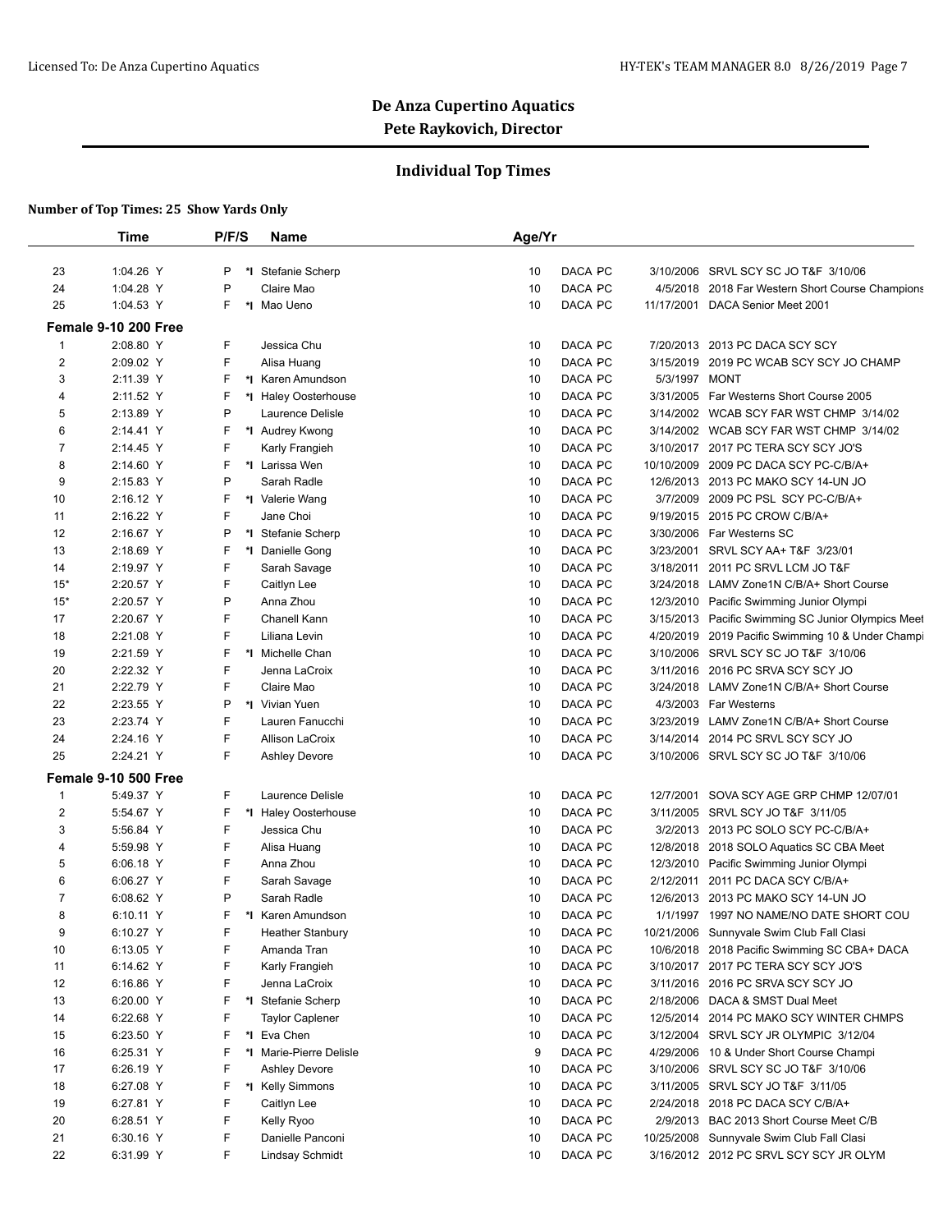## De Anza Cupertino Aquatics
## Pete Raykovich, Director

### Individual Top Times

**Number of Top Times: 25 Show Yards Only**

| | Time | P/F/S | | Name | Age/Yr | | | |
|---|---|---|---|---|---|---|---|---|
| 23 | 1:04.26 Y | P | *I | Stefanie Scherp | 10 | DACA PC | 3/10/2006 | SRVL SCY SC JO T&F 3/10/06 |
| 24 | 1:04.28 Y | P | | Claire Mao | 10 | DACA PC | 4/5/2018 | 2018 Far Western Short Course Champions |
| 25 | 1:04.53 Y | F | *I | Mao Ueno | 10 | DACA PC | 11/17/2001 | DACA Senior Meet 2001 |
| **Female 9-10 200 Free** | | | | | | | | |
| 1 | 2:08.80 Y | F | | Jessica Chu | 10 | DACA PC | 7/20/2013 | 2013 PC DACA SCY SCY |
| 2 | 2:09.02 Y | F | | Alisa Huang | 10 | DACA PC | 3/15/2019 | 2019 PC WCAB SCY SCY JO CHAMP |
| 3 | 2:11.39 Y | F | *I | Karen Amundson | 10 | DACA PC | 5/3/1997 | MONT |
| 4 | 2:11.52 Y | F | *I | Haley Oosterhouse | 10 | DACA PC | 3/31/2005 | Far Westerns Short Course 2005 |
| 5 | 2:13.89 Y | P | | Laurence Delisle | 10 | DACA PC | 3/14/2002 | WCAB SCY FAR WST CHMP 3/14/02 |
| 6 | 2:14.41 Y | F | *I | Audrey Kwong | 10 | DACA PC | 3/14/2002 | WCAB SCY FAR WST CHMP 3/14/02 |
| 7 | 2:14.45 Y | F | | Karly Frangieh | 10 | DACA PC | 3/10/2017 | 2017 PC TERA SCY SCY JO'S |
| 8 | 2:14.60 Y | F | *I | Larissa Wen | 10 | DACA PC | 10/10/2009 | 2009 PC DACA SCY PC-C/B/A+ |
| 9 | 2:15.83 Y | P | | Sarah Radle | 10 | DACA PC | 12/6/2013 | 2013 PC MAKO SCY 14-UN JO |
| 10 | 2:16.12 Y | F | *I | Valerie Wang | 10 | DACA PC | 3/7/2009 | 2009 PC PSL SCY PC-C/B/A+ |
| 11 | 2:16.22 Y | F | | Jane Choi | 10 | DACA PC | 9/19/2015 | 2015 PC CROW C/B/A+ |
| 12 | 2:16.67 Y | P | *I | Stefanie Scherp | 10 | DACA PC | 3/30/2006 | Far Westerns SC |
| 13 | 2:18.69 Y | F | *I | Danielle Gong | 10 | DACA PC | 3/23/2001 | SRVL SCY AA+ T&F 3/23/01 |
| 14 | 2:19.97 Y | F | | Sarah Savage | 10 | DACA PC | 3/18/2011 | 2011 PC SRVL LCM JO T&F |
| 15* | 2:20.57 Y | F | | Caitlyn Lee | 10 | DACA PC | 3/24/2018 | LAMV Zone1N C/B/A+ Short Course |
| 15* | 2:20.57 Y | P | | Anna Zhou | 10 | DACA PC | 12/3/2010 | Pacific Swimming Junior Olympi |
| 17 | 2:20.67 Y | F | | Chanell Kann | 10 | DACA PC | 3/15/2013 | Pacific Swimming SC Junior Olympics Meet |
| 18 | 2:21.08 Y | F | | Liliana Levin | 10 | DACA PC | 4/20/2019 | 2019 Pacific Swimming 10 & Under Champi |
| 19 | 2:21.59 Y | F | *I | Michelle Chan | 10 | DACA PC | 3/10/2006 | SRVL SCY SC JO T&F 3/10/06 |
| 20 | 2:22.32 Y | F | | Jenna LaCroix | 10 | DACA PC | 3/11/2016 | 2016 PC SRVA SCY SCY JO |
| 21 | 2:22.79 Y | F | | Claire Mao | 10 | DACA PC | 3/24/2018 | LAMV Zone1N C/B/A+ Short Course |
| 22 | 2:23.55 Y | P | *I | Vivian Yuen | 10 | DACA PC | 4/3/2003 | Far Westerns |
| 23 | 2:23.74 Y | F | | Lauren Fanucchi | 10 | DACA PC | 3/23/2019 | LAMV Zone1N C/B/A+ Short Course |
| 24 | 2:24.16 Y | F | | Allison LaCroix | 10 | DACA PC | 3/14/2014 | 2014 PC SRVL SCY SCY JO |
| 25 | 2:24.21 Y | F | | Ashley Devore | 10 | DACA PC | 3/10/2006 | SRVL SCY SC JO T&F 3/10/06 |
| **Female 9-10 500 Free** | | | | | | | | |
| 1 | 5:49.37 Y | F | | Laurence Delisle | 10 | DACA PC | 12/7/2001 | SOVA SCY AGE GRP CHMP 12/07/01 |
| 2 | 5:54.67 Y | F | *I | Haley Oosterhouse | 10 | DACA PC | 3/11/2005 | SRVL SCY JO T&F 3/11/05 |
| 3 | 5:56.84 Y | F | | Jessica Chu | 10 | DACA PC | 3/2/2013 | 2013 PC SOLO SCY PC-C/B/A+ |
| 4 | 5:59.98 Y | F | | Alisa Huang | 10 | DACA PC | 12/8/2018 | 2018 SOLO Aquatics SC CBA Meet |
| 5 | 6:06.18 Y | F | | Anna Zhou | 10 | DACA PC | 12/3/2010 | Pacific Swimming Junior Olympi |
| 6 | 6:06.27 Y | F | | Sarah Savage | 10 | DACA PC | 2/12/2011 | 2011 PC DACA SCY C/B/A+ |
| 7 | 6:08.62 Y | P | | Sarah Radle | 10 | DACA PC | 12/6/2013 | 2013 PC MAKO SCY 14-UN JO |
| 8 | 6:10.11 Y | F | *I | Karen Amundson | 10 | DACA PC | 1/1/1997 | 1997 NO NAME/NO DATE SHORT COU |
| 9 | 6:10.27 Y | F | | Heather Stanbury | 10 | DACA PC | 10/21/2006 | Sunnyvale Swim Club Fall Clasi |
| 10 | 6:13.05 Y | F | | Amanda Tran | 10 | DACA PC | 10/6/2018 | 2018 Pacific Swimming SC CBA+ DACA |
| 11 | 6:14.62 Y | F | | Karly Frangieh | 10 | DACA PC | 3/10/2017 | 2017 PC TERA SCY SCY JO'S |
| 12 | 6:16.86 Y | F | | Jenna LaCroix | 10 | DACA PC | 3/11/2016 | 2016 PC SRVA SCY SCY JO |
| 13 | 6:20.00 Y | F | *I | Stefanie Scherp | 10 | DACA PC | 2/18/2006 | DACA & SMST Dual Meet |
| 14 | 6:22.68 Y | F | | Taylor Caplener | 10 | DACA PC | 12/5/2014 | 2014 PC MAKO SCY WINTER CHMPS |
| 15 | 6:23.50 Y | F | *I | Eva Chen | 10 | DACA PC | 3/12/2004 | SRVL SCY JR OLYMPIC 3/12/04 |
| 16 | 6:25.31 Y | F | *I | Marie-Pierre Delisle | 9 | DACA PC | 4/29/2006 | 10 & Under Short Course Champi |
| 17 | 6:26.19 Y | F | | Ashley Devore | 10 | DACA PC | 3/10/2006 | SRVL SCY SC JO T&F 3/10/06 |
| 18 | 6:27.08 Y | F | *I | Kelly Simmons | 10 | DACA PC | 3/11/2005 | SRVL SCY JO T&F 3/11/05 |
| 19 | 6:27.81 Y | F | | Caitlyn Lee | 10 | DACA PC | 2/24/2018 | 2018 PC DACA SCY C/B/A+ |
| 20 | 6:28.51 Y | F | | Kelly Ryoo | 10 | DACA PC | 2/9/2013 | BAC 2013 Short Course Meet C/B |
| 21 | 6:30.16 Y | F | | Danielle Panconi | 10 | DACA PC | 10/25/2008 | Sunnyvale Swim Club Fall Clasi |
| 22 | 6:31.99 Y | F | | Lindsay Schmidt | 10 | DACA PC | 3/16/2012 | 2012 PC SRVL SCY SCY JR OLYM |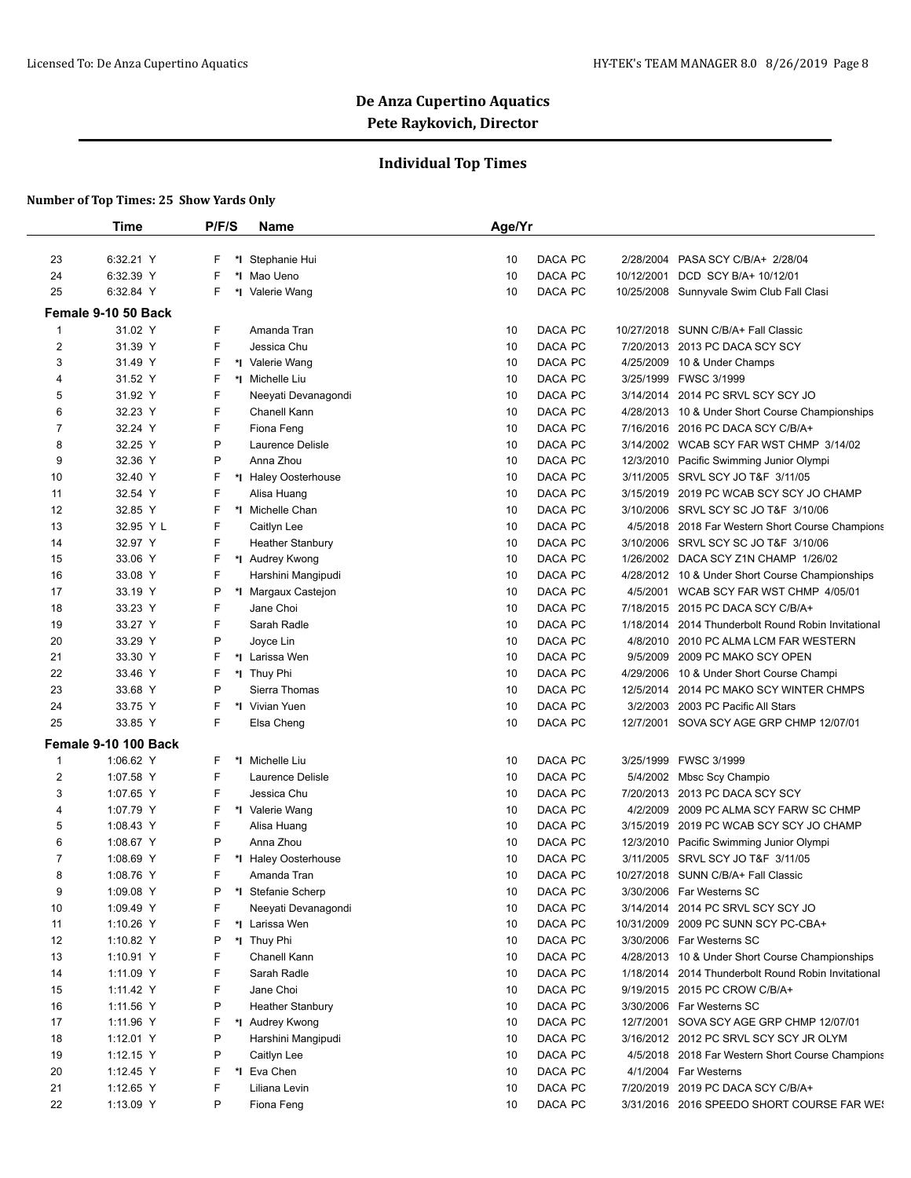De Anza Cupertino Aquatics
Pete Raykovich, Director

## Individual Top Times

**Number of Top Times: 25 Show Yards Only**

| | Time | P/F/S | | Name | Age/Yr | | | |
|---|---|---|---|---|---|---|---|---|
| 23 | 6:32.21 Y | F | *I | Stephanie Hui | 10 | DACA PC | 2/28/2004 | PASA SCY C/B/A+ 2/28/04 |
| 24 | 6:32.39 Y | F | *I | Mao Ueno | 10 | DACA PC | 10/12/2001 | DCD SCY B/A+ 10/12/01 |
| 25 | 6:32.84 Y | F | *I | Valerie Wang | 10 | DACA PC | 10/25/2008 | Sunnyvale Swim Club Fall Clasi |
| **Female 9-10 50 Back** | | | | | | | | |
| 1 | 31.02 Y | F | | Amanda Tran | 10 | DACA PC | 10/27/2018 | SUNN C/B/A+ Fall Classic |
| 2 | 31.39 Y | F | | Jessica Chu | 10 | DACA PC | 7/20/2013 | 2013 PC DACA SCY SCY |
| 3 | 31.49 Y | F | *I | Valerie Wang | 10 | DACA PC | 4/25/2009 | 10 & Under Champs |
| 4 | 31.52 Y | F | *I | Michelle Liu | 10 | DACA PC | 3/25/1999 | FWSC 3/1999 |
| 5 | 31.92 Y | F | | Neeyati Devanagondi | 10 | DACA PC | 3/14/2014 | 2014 PC SRVL SCY SCY JO |
| 6 | 32.23 Y | F | | Chanell Kann | 10 | DACA PC | 4/28/2013 | 10 & Under Short Course Championships |
| 7 | 32.24 Y | F | | Fiona Feng | 10 | DACA PC | 7/16/2016 | 2016 PC DACA SCY C/B/A+ |
| 8 | 32.25 Y | P | | Laurence Delisle | 10 | DACA PC | 3/14/2002 | WCAB SCY FAR WST CHMP 3/14/02 |
| 9 | 32.36 Y | P | | Anna Zhou | 10 | DACA PC | 12/3/2010 | Pacific Swimming Junior Olympi |
| 10 | 32.40 Y | F | *I | Haley Oosterhouse | 10 | DACA PC | 3/11/2005 | SRVL SCY JO T&F 3/11/05 |
| 11 | 32.54 Y | F | | Alisa Huang | 10 | DACA PC | 3/15/2019 | 2019 PC WCAB SCY SCY JO CHAMP |
| 12 | 32.85 Y | F | *I | Michelle Chan | 10 | DACA PC | 3/10/2006 | SRVL SCY SC JO T&F 3/10/06 |
| 13 | 32.95 Y L | F | | Caitlyn Lee | 10 | DACA PC | 4/5/2018 | 2018 Far Western Short Course Champions |
| 14 | 32.97 Y | F | | Heather Stanbury | 10 | DACA PC | 3/10/2006 | SRVL SCY SC JO T&F 3/10/06 |
| 15 | 33.06 Y | F | *I | Audrey Kwong | 10 | DACA PC | 1/26/2002 | DACA SCY Z1N CHAMP 1/26/02 |
| 16 | 33.08 Y | F | | Harshini Mangipudi | 10 | DACA PC | 4/28/2012 | 10 & Under Short Course Championships |
| 17 | 33.19 Y | P | *I | Margaux Castejon | 10 | DACA PC | 4/5/2001 | WCAB SCY FAR WST CHMP 4/05/01 |
| 18 | 33.23 Y | F | | Jane Choi | 10 | DACA PC | 7/18/2015 | 2015 PC DACA SCY C/B/A+ |
| 19 | 33.27 Y | F | | Sarah Radle | 10 | DACA PC | 1/18/2014 | 2014 Thunderbolt Round Robin Invitational |
| 20 | 33.29 Y | P | | Joyce Lin | 10 | DACA PC | 4/8/2010 | 2010 PC ALMA LCM FAR WESTERN |
| 21 | 33.30 Y | F | *I | Larissa Wen | 10 | DACA PC | 9/5/2009 | 2009 PC MAKO SCY OPEN |
| 22 | 33.46 Y | F | *I | Thuy Phi | 10 | DACA PC | 4/29/2006 | 10 & Under Short Course Champi |
| 23 | 33.68 Y | P | | Sierra Thomas | 10 | DACA PC | 12/5/2014 | 2014 PC MAKO SCY WINTER CHMPS |
| 24 | 33.75 Y | F | *I | Vivian Yuen | 10 | DACA PC | 3/2/2003 | 2003 PC Pacific All Stars |
| 25 | 33.85 Y | F | | Elsa Cheng | 10 | DACA PC | 12/7/2001 | SOVA SCY AGE GRP CHMP 12/07/01 |
| **Female 9-10 100 Back** | | | | | | | | |
| 1 | 1:06.62 Y | F | *I | Michelle Liu | 10 | DACA PC | 3/25/1999 | FWSC 3/1999 |
| 2 | 1:07.58 Y | F | | Laurence Delisle | 10 | DACA PC | 5/4/2002 | Mbsc Scy Champio |
| 3 | 1:07.65 Y | F | | Jessica Chu | 10 | DACA PC | 7/20/2013 | 2013 PC DACA SCY SCY |
| 4 | 1:07.79 Y | F | *I | Valerie Wang | 10 | DACA PC | 4/2/2009 | 2009 PC ALMA SCY FARW SC CHMP |
| 5 | 1:08.43 Y | F | | Alisa Huang | 10 | DACA PC | 3/15/2019 | 2019 PC WCAB SCY SCY JO CHAMP |
| 6 | 1:08.67 Y | P | | Anna Zhou | 10 | DACA PC | 12/3/2010 | Pacific Swimming Junior Olympi |
| 7 | 1:08.69 Y | F | *I | Haley Oosterhouse | 10 | DACA PC | 3/11/2005 | SRVL SCY JO T&F 3/11/05 |
| 8 | 1:08.76 Y | F | | Amanda Tran | 10 | DACA PC | 10/27/2018 | SUNN C/B/A+ Fall Classic |
| 9 | 1:09.08 Y | P | *I | Stefanie Scherp | 10 | DACA PC | 3/30/2006 | Far Westerns SC |
| 10 | 1:09.49 Y | F | | Neeyati Devanagondi | 10 | DACA PC | 3/14/2014 | 2014 PC SRVL SCY SCY JO |
| 11 | 1:10.26 Y | F | *I | Larissa Wen | 10 | DACA PC | 10/31/2009 | 2009 PC SUNN SCY PC-CBA+ |
| 12 | 1:10.82 Y | P | *I | Thuy Phi | 10 | DACA PC | 3/30/2006 | Far Westerns SC |
| 13 | 1:10.91 Y | F | | Chanell Kann | 10 | DACA PC | 4/28/2013 | 10 & Under Short Course Championships |
| 14 | 1:11.09 Y | F | | Sarah Radle | 10 | DACA PC | 1/18/2014 | 2014 Thunderbolt Round Robin Invitational |
| 15 | 1:11.42 Y | F | | Jane Choi | 10 | DACA PC | 9/19/2015 | 2015 PC CROW C/B/A+ |
| 16 | 1:11.56 Y | P | | Heather Stanbury | 10 | DACA PC | 3/30/2006 | Far Westerns SC |
| 17 | 1:11.96 Y | F | *I | Audrey Kwong | 10 | DACA PC | 12/7/2001 | SOVA SCY AGE GRP CHMP 12/07/01 |
| 18 | 1:12.01 Y | P | | Harshini Mangipudi | 10 | DACA PC | 3/16/2012 | 2012 PC SRVL SCY SCY JR OLYM |
| 19 | 1:12.15 Y | P | | Caitlyn Lee | 10 | DACA PC | 4/5/2018 | 2018 Far Western Short Course Champions |
| 20 | 1:12.45 Y | F | *I | Eva Chen | 10 | DACA PC | 4/1/2004 | Far Westerns |
| 21 | 1:12.65 Y | F | | Liliana Levin | 10 | DACA PC | 7/20/2019 | 2019 PC DACA SCY C/B/A+ |
| 22 | 1:13.09 Y | P | | Fiona Feng | 10 | DACA PC | 3/31/2016 | 2016 SPEEDO SHORT COURSE FAR WES |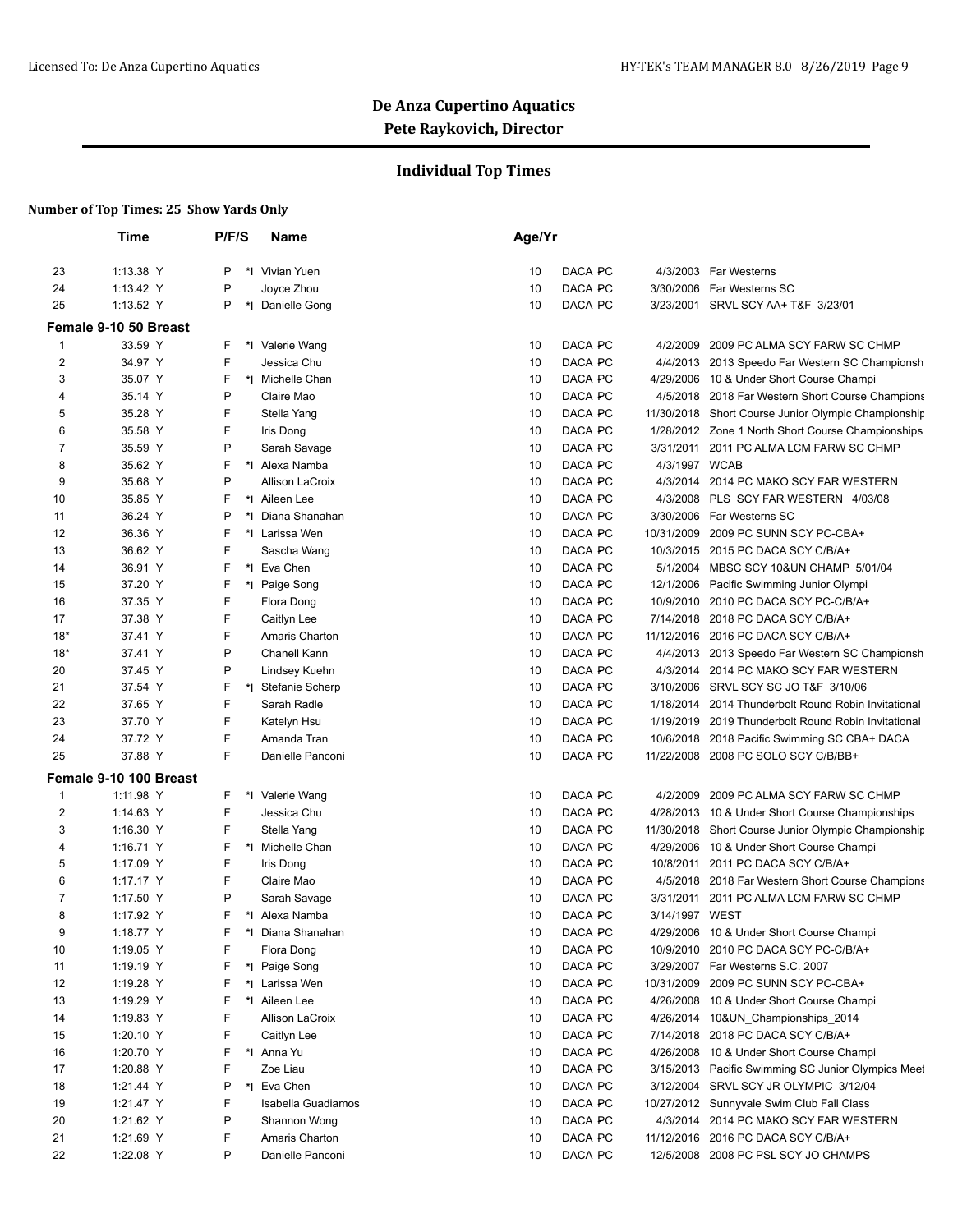# De Anza Cupertino Aquatics

## Pete Raykovich, Director

### Individual Top Times

**Number of Top Times: 25 Show Yards Only**

| | Time | P/F/S | | Name | Age/Yr | | | | |
|---|---|---|---|---|---|---|---|---|---|
| 23 | 1:13.38 Y | P | *I | Vivian Yuen | 10 | DACA PC | | 4/3/2003 | Far Westerns |
| 24 | 1:13.42 Y | P | | Joyce Zhou | 10 | DACA PC | | 3/30/2006 | Far Westerns SC |
| 25 | 1:13.52 Y | P | *I | Danielle Gong | 10 | DACA PC | | 3/23/2001 | SRVL SCY AA+ T&F 3/23/01 |
| **Female 9-10 50 Breast** | | | | | | | | | |
| 1 | 33.59 Y | F | *I | Valerie Wang | 10 | DACA PC | | 4/2/2009 | 2009 PC ALMA SCY FARW SC CHMP |
| 2 | 34.97 Y | F | | Jessica Chu | 10 | DACA PC | | 4/4/2013 | 2013 Speedo Far Western SC Championsh |
| 3 | 35.07 Y | F | *I | Michelle Chan | 10 | DACA PC | | 4/29/2006 | 10 & Under Short Course Champi |
| 4 | 35.14 Y | P | | Claire Mao | 10 | DACA PC | | 4/5/2018 | 2018 Far Western Short Course Champions |
| 5 | 35.28 Y | F | | Stella Yang | 10 | DACA PC | | 11/30/2018 | Short Course Junior Olympic Championship |
| 6 | 35.58 Y | F | | Iris Dong | 10 | DACA PC | | 1/28/2012 | Zone 1 North Short Course Championships |
| 7 | 35.59 Y | P | | Sarah Savage | 10 | DACA PC | | 3/31/2011 | 2011 PC ALMA LCM FARW SC CHMP |
| 8 | 35.62 Y | F | *I | Alexa Namba | 10 | DACA PC | | 4/3/1997 | WCAB |
| 9 | 35.68 Y | P | | Allison LaCroix | 10 | DACA PC | | 4/3/2014 | 2014 PC MAKO SCY FAR WESTERN |
| 10 | 35.85 Y | F | *I | Aileen Lee | 10 | DACA PC | | 4/3/2008 | PLS SCY FAR WESTERN 4/03/08 |
| 11 | 36.24 Y | P | *I | Diana Shanahan | 10 | DACA PC | | 3/30/2006 | Far Westerns SC |
| 12 | 36.36 Y | F | *I | Larissa Wen | 10 | DACA PC | | 10/31/2009 | 2009 PC SUNN SCY PC-CBA+ |
| 13 | 36.62 Y | F | | Sascha Wang | 10 | DACA PC | | 10/3/2015 | 2015 PC DACA SCY C/B/A+ |
| 14 | 36.91 Y | F | *I | Eva Chen | 10 | DACA PC | | 5/1/2004 | MBSC SCY 10&UN CHAMP 5/01/04 |
| 15 | 37.20 Y | F | *I | Paige Song | 10 | DACA PC | | 12/1/2006 | Pacific Swimming Junior Olympi |
| 16 | 37.35 Y | F | | Flora Dong | 10 | DACA PC | | 10/9/2010 | 2010 PC DACA SCY PC-C/B/A+ |
| 17 | 37.38 Y | F | | Caitlyn Lee | 10 | DACA PC | | 7/14/2018 | 2018 PC DACA SCY C/B/A+ |
| 18* | 37.41 Y | F | | Amaris Charton | 10 | DACA PC | | 11/12/2016 | 2016 PC DACA SCY C/B/A+ |
| 18* | 37.41 Y | P | | Chanell Kann | 10 | DACA PC | | 4/4/2013 | 2013 Speedo Far Western SC Championsh |
| 20 | 37.45 Y | P | | Lindsey Kuehn | 10 | DACA PC | | 4/3/2014 | 2014 PC MAKO SCY FAR WESTERN |
| 21 | 37.54 Y | F | *I | Stefanie Scherp | 10 | DACA PC | | 3/10/2006 | SRVL SCY SC JO T&F 3/10/06 |
| 22 | 37.65 Y | F | | Sarah Radle | 10 | DACA PC | | 1/18/2014 | 2014 Thunderbolt Round Robin Invitational |
| 23 | 37.70 Y | F | | Katelyn Hsu | 10 | DACA PC | | 1/19/2019 | 2019 Thunderbolt Round Robin Invitational |
| 24 | 37.72 Y | F | | Amanda Tran | 10 | DACA PC | | 10/6/2018 | 2018 Pacific Swimming SC CBA+ DACA |
| 25 | 37.88 Y | F | | Danielle Panconi | 10 | DACA PC | | 11/22/2008 | 2008 PC SOLO SCY C/B/BB+ |
| **Female 9-10 100 Breast** | | | | | | | | | |
| 1 | 1:11.98 Y | F | *I | Valerie Wang | 10 | DACA PC | | 4/2/2009 | 2009 PC ALMA SCY FARW SC CHMP |
| 2 | 1:14.63 Y | F | | Jessica Chu | 10 | DACA PC | | 4/28/2013 | 10 & Under Short Course Championships |
| 3 | 1:16.30 Y | F | | Stella Yang | 10 | DACA PC | | 11/30/2018 | Short Course Junior Olympic Championship |
| 4 | 1:16.71 Y | F | *I | Michelle Chan | 10 | DACA PC | | 4/29/2006 | 10 & Under Short Course Champi |
| 5 | 1:17.09 Y | F | | Iris Dong | 10 | DACA PC | | 10/8/2011 | 2011 PC DACA SCY C/B/A+ |
| 6 | 1:17.17 Y | F | | Claire Mao | 10 | DACA PC | | 4/5/2018 | 2018 Far Western Short Course Champions |
| 7 | 1:17.50 Y | P | | Sarah Savage | 10 | DACA PC | | 3/31/2011 | 2011 PC ALMA LCM FARW SC CHMP |
| 8 | 1:17.92 Y | F | *I | Alexa Namba | 10 | DACA PC | | 3/14/1997 | WEST |
| 9 | 1:18.77 Y | F | *I | Diana Shanahan | 10 | DACA PC | | 4/29/2006 | 10 & Under Short Course Champi |
| 10 | 1:19.05 Y | F | | Flora Dong | 10 | DACA PC | | 10/9/2010 | 2010 PC DACA SCY PC-C/B/A+ |
| 11 | 1:19.19 Y | F | *I | Paige Song | 10 | DACA PC | | 3/29/2007 | Far Westerns S.C. 2007 |
| 12 | 1:19.28 Y | F | *I | Larissa Wen | 10 | DACA PC | | 10/31/2009 | 2009 PC SUNN SCY PC-CBA+ |
| 13 | 1:19.29 Y | F | *I | Aileen Lee | 10 | DACA PC | | 4/26/2008 | 10 & Under Short Course Champi |
| 14 | 1:19.83 Y | F | | Allison LaCroix | 10 | DACA PC | | 4/26/2014 | 10&UN_Championships_2014 |
| 15 | 1:20.10 Y | F | | Caitlyn Lee | 10 | DACA PC | | 7/14/2018 | 2018 PC DACA SCY C/B/A+ |
| 16 | 1:20.70 Y | F | *I | Anna Yu | 10 | DACA PC | | 4/26/2008 | 10 & Under Short Course Champi |
| 17 | 1:20.88 Y | F | | Zoe Liau | 10 | DACA PC | | 3/15/2013 | Pacific Swimming SC Junior Olympics Meet |
| 18 | 1:21.44 Y | P | *I | Eva Chen | 10 | DACA PC | | 3/12/2004 | SRVL SCY JR OLYMPIC 3/12/04 |
| 19 | 1:21.47 Y | F | | Isabella Guadiamos | 10 | DACA PC | | 10/27/2012 | Sunnyvale Swim Club Fall Class |
| 20 | 1:21.62 Y | P | | Shannon Wong | 10 | DACA PC | | 4/3/2014 | 2014 PC MAKO SCY FAR WESTERN |
| 21 | 1:21.69 Y | F | | Amaris Charton | 10 | DACA PC | | 11/12/2016 | 2016 PC DACA SCY C/B/A+ |
| 22 | 1:22.08 Y | P | | Danielle Panconi | 10 | DACA PC | | 12/5/2008 | 2008 PC PSL SCY JO CHAMPS |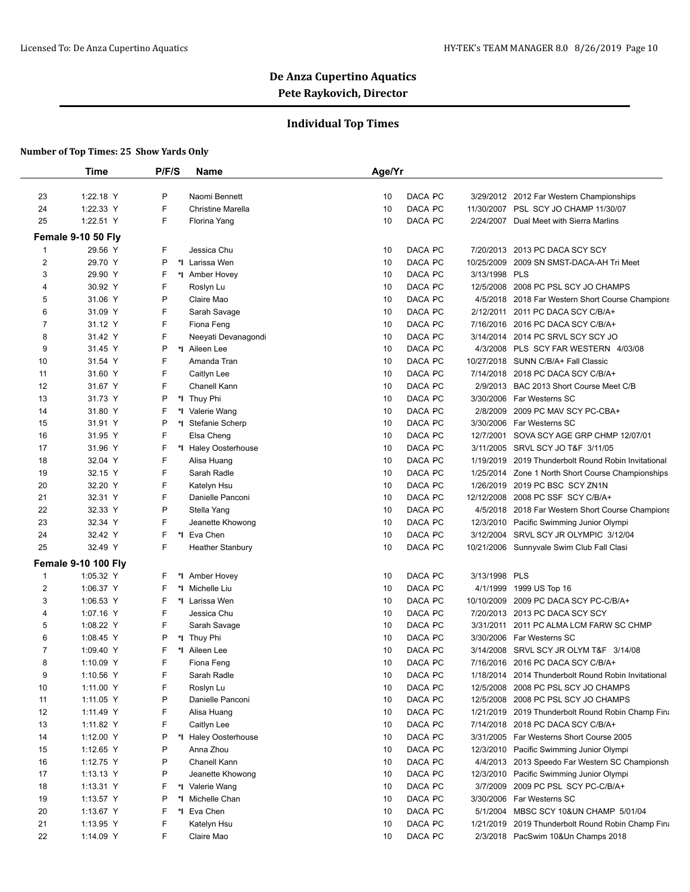# De Anza Cupertino Aquatics

## Pete Raykovich, Director

### Individual Top Times

**Number of Top Times: 25 Show Yards Only**

| | Time | P/F/S | | Name | Age/Yr | | | |
|---|---|---|---|---|---|---|---|---|
| 23 | 1:22.18 Y | P | | Naomi Bennett | 10 | DACA PC | 3/29/2012 | 2012 Far Western Championships |
| 24 | 1:22.33 Y | F | | Christine Marella | 10 | DACA PC | 11/30/2007 | PSL SCY JO CHAMP 11/30/07 |
| 25 | 1:22.51 Y | F | | Florina Yang | 10 | DACA PC | 2/24/2007 | Dual Meet with Sierra Marlins |
| **Female 9-10 50 Fly** | | | | | | | | |
| 1 | 29.56 Y | F | | Jessica Chu | 10 | DACA PC | 7/20/2013 | 2013 PC DACA SCY SCY |
| 2 | 29.70 Y | P | *I | Larissa Wen | 10 | DACA PC | 10/25/2009 | 2009 SN SMST-DACA-AH Tri Meet |
| 3 | 29.90 Y | F | *I | Amber Hovey | 10 | DACA PC | 3/13/1998 | PLS |
| 4 | 30.92 Y | F | | Roslyn Lu | 10 | DACA PC | 12/5/2008 | 2008 PC PSL SCY JO CHAMPS |
| 5 | 31.06 Y | P | | Claire Mao | 10 | DACA PC | 4/5/2018 | 2018 Far Western Short Course Champions |
| 6 | 31.09 Y | F | | Sarah Savage | 10 | DACA PC | 2/12/2011 | 2011 PC DACA SCY C/B/A+ |
| 7 | 31.12 Y | F | | Fiona Feng | 10 | DACA PC | 7/16/2016 | 2016 PC DACA SCY C/B/A+ |
| 8 | 31.42 Y | F | | Neeyati Devanagondi | 10 | DACA PC | 3/14/2014 | 2014 PC SRVL SCY SCY JO |
| 9 | 31.45 Y | P | *I | Aileen Lee | 10 | DACA PC | 4/3/2008 | PLS SCY FAR WESTERN 4/03/08 |
| 10 | 31.54 Y | F | | Amanda Tran | 10 | DACA PC | 10/27/2018 | SUNN C/B/A+ Fall Classic |
| 11 | 31.60 Y | F | | Caitlyn Lee | 10 | DACA PC | 7/14/2018 | 2018 PC DACA SCY C/B/A+ |
| 12 | 31.67 Y | F | | Chanell Kann | 10 | DACA PC | 2/9/2013 | BAC 2013 Short Course Meet C/B |
| 13 | 31.73 Y | P | *I | Thuy Phi | 10 | DACA PC | 3/30/2006 | Far Westerns SC |
| 14 | 31.80 Y | F | *I | Valerie Wang | 10 | DACA PC | 2/8/2009 | 2009 PC MAV SCY PC-CBA+ |
| 15 | 31.91 Y | P | *I | Stefanie Scherp | 10 | DACA PC | 3/30/2006 | Far Westerns SC |
| 16 | 31.95 Y | F | | Elsa Cheng | 10 | DACA PC | 12/7/2001 | SOVA SCY AGE GRP CHMP 12/07/01 |
| 17 | 31.96 Y | F | *I | Haley Oosterhouse | 10 | DACA PC | 3/11/2005 | SRVL SCY JO T&F 3/11/05 |
| 18 | 32.04 Y | F | | Alisa Huang | 10 | DACA PC | 1/19/2019 | 2019 Thunderbolt Round Robin Invitational |
| 19 | 32.15 Y | F | | Sarah Radle | 10 | DACA PC | 1/25/2014 | Zone 1 North Short Course Championships |
| 20 | 32.20 Y | F | | Katelyn Hsu | 10 | DACA PC | 1/26/2019 | 2019 PC BSC SCY ZN1N |
| 21 | 32.31 Y | F | | Danielle Panconi | 10 | DACA PC | 12/12/2008 | 2008 PC SSF SCY C/B/A+ |
| 22 | 32.33 Y | P | | Stella Yang | 10 | DACA PC | 4/5/2018 | 2018 Far Western Short Course Champions |
| 23 | 32.34 Y | F | | Jeanette Khowong | 10 | DACA PC | 12/3/2010 | Pacific Swimming Junior Olympi |
| 24 | 32.42 Y | F | *I | Eva Chen | 10 | DACA PC | 3/12/2004 | SRVL SCY JR OLYMPIC 3/12/04 |
| 25 | 32.49 Y | F | | Heather Stanbury | 10 | DACA PC | 10/21/2006 | Sunnyvale Swim Club Fall Clasi |
| **Female 9-10 100 Fly** | | | | | | | | |
| 1 | 1:05.32 Y | F | *I | Amber Hovey | 10 | DACA PC | 3/13/1998 | PLS |
| 2 | 1:06.37 Y | F | *I | Michelle Liu | 10 | DACA PC | 4/1/1999 | 1999 US Top 16 |
| 3 | 1:06.53 Y | F | *I | Larissa Wen | 10 | DACA PC | 10/10/2009 | 2009 PC DACA SCY PC-C/B/A+ |
| 4 | 1:07.16 Y | F | | Jessica Chu | 10 | DACA PC | 7/20/2013 | 2013 PC DACA SCY SCY |
| 5 | 1:08.22 Y | F | | Sarah Savage | 10 | DACA PC | 3/31/2011 | 2011 PC ALMA LCM FARW SC CHMP |
| 6 | 1:08.45 Y | P | *I | Thuy Phi | 10 | DACA PC | 3/30/2006 | Far Westerns SC |
| 7 | 1:09.40 Y | F | *I | Aileen Lee | 10 | DACA PC | 3/14/2008 | SRVL SCY JR OLYM T&F 3/14/08 |
| 8 | 1:10.09 Y | F | | Fiona Feng | 10 | DACA PC | 7/16/2016 | 2016 PC DACA SCY C/B/A+ |
| 9 | 1:10.56 Y | F | | Sarah Radle | 10 | DACA PC | 1/18/2014 | 2014 Thunderbolt Round Robin Invitational |
| 10 | 1:11.00 Y | F | | Roslyn Lu | 10 | DACA PC | 12/5/2008 | 2008 PC PSL SCY JO CHAMPS |
| 11 | 1:11.05 Y | P | | Danielle Panconi | 10 | DACA PC | 12/5/2008 | 2008 PC PSL SCY JO CHAMPS |
| 12 | 1:11.49 Y | F | | Alisa Huang | 10 | DACA PC | 1/21/2019 | 2019 Thunderbolt Round Robin Champ Fina |
| 13 | 1:11.82 Y | F | | Caitlyn Lee | 10 | DACA PC | 7/14/2018 | 2018 PC DACA SCY C/B/A+ |
| 14 | 1:12.00 Y | P | *I | Haley Oosterhouse | 10 | DACA PC | 3/31/2005 | Far Westerns Short Course 2005 |
| 15 | 1:12.65 Y | P | | Anna Zhou | 10 | DACA PC | 12/3/2010 | Pacific Swimming Junior Olympi |
| 16 | 1:12.75 Y | P | | Chanell Kann | 10 | DACA PC | 4/4/2013 | 2013 Speedo Far Western SC Championsh |
| 17 | 1:13.13 Y | P | | Jeanette Khowong | 10 | DACA PC | 12/3/2010 | Pacific Swimming Junior Olympi |
| 18 | 1:13.31 Y | F | *I | Valerie Wang | 10 | DACA PC | 3/7/2009 | 2009 PC PSL SCY PC-C/B/A+ |
| 19 | 1:13.57 Y | P | *I | Michelle Chan | 10 | DACA PC | 3/30/2006 | Far Westerns SC |
| 20 | 1:13.67 Y | F | *I | Eva Chen | 10 | DACA PC | 5/1/2004 | MBSC SCY 10&UN CHAMP 5/01/04 |
| 21 | 1:13.95 Y | F | | Katelyn Hsu | 10 | DACA PC | 1/21/2019 | 2019 Thunderbolt Round Robin Champ Fina |
| 22 | 1:14.09 Y | F | | Claire Mao | 10 | DACA PC | 2/3/2018 | PacSwim 10&Un Champs 2018 |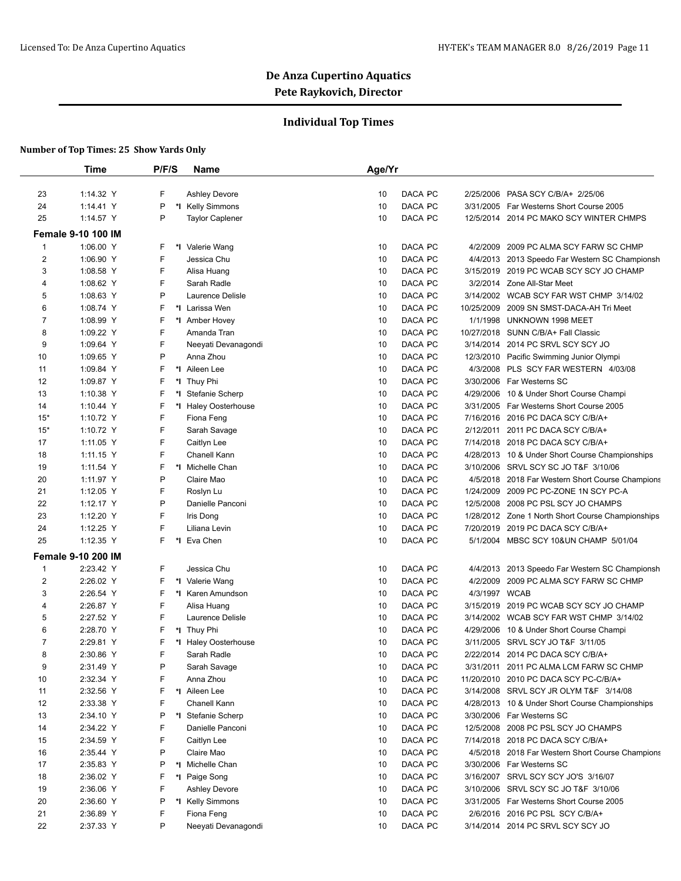# De Anza Cupertino Aquatics

## Pete Raykovich, Director

### Individual Top Times

**Number of Top Times: 25 Show Yards Only**

| | Time | P/F/S | | Name | Age/Yr | | | |
|---|---|---|---|---|---|---|---|---|
| 23 | 1:14.32 Y | F | | Ashley Devore | 10 | DACA PC | 2/25/2006 | PASA SCY C/B/A+ 2/25/06 |
| 24 | 1:14.41 Y | P | *I | Kelly Simmons | 10 | DACA PC | 3/31/2005 | Far Westerns Short Course 2005 |
| 25 | 1:14.57 Y | P | | Taylor Caplener | 10 | DACA PC | 12/5/2014 | 2014 PC MAKO SCY WINTER CHMPS |

**Female 9-10 100 IM**

| | Time | P/F/S | | Name | Age/Yr | | | |
|---|---|---|---|---|---|---|---|---|
| 1 | 1:06.00 Y | F | *I | Valerie Wang | 10 | DACA PC | 4/2/2009 | 2009 PC ALMA SCY FARW SC CHMP |
| 2 | 1:06.90 Y | F | | Jessica Chu | 10 | DACA PC | 4/4/2013 | 2013 Speedo Far Western SC Championsh |
| 3 | 1:08.58 Y | F | | Alisa Huang | 10 | DACA PC | 3/15/2019 | 2019 PC WCAB SCY SCY JO CHAMP |
| 4 | 1:08.62 Y | F | | Sarah Radle | 10 | DACA PC | 3/2/2014 | Zone All-Star Meet |
| 5 | 1:08.63 Y | P | | Laurence Delisle | 10 | DACA PC | 3/14/2002 | WCAB SCY FAR WST CHMP 3/14/02 |
| 6 | 1:08.74 Y | F | *I | Larissa Wen | 10 | DACA PC | 10/25/2009 | 2009 SN SMST-DACA-AH Tri Meet |
| 7 | 1:08.99 Y | F | *I | Amber Hovey | 10 | DACA PC | 1/1/1998 | UNKNOWN 1998 MEET |
| 8 | 1:09.22 Y | F | | Amanda Tran | 10 | DACA PC | 10/27/2018 | SUNN C/B/A+ Fall Classic |
| 9 | 1:09.64 Y | F | | Neeyati Devanagondi | 10 | DACA PC | 3/14/2014 | 2014 PC SRVL SCY SCY JO |
| 10 | 1:09.65 Y | P | | Anna Zhou | 10 | DACA PC | 12/3/2010 | Pacific Swimming Junior Olympi |
| 11 | 1:09.84 Y | F | *I | Aileen Lee | 10 | DACA PC | 4/3/2008 | PLS SCY FAR WESTERN 4/03/08 |
| 12 | 1:09.87 Y | F | *I | Thuy Phi | 10 | DACA PC | 3/30/2006 | Far Westerns SC |
| 13 | 1:10.38 Y | F | *I | Stefanie Scherp | 10 | DACA PC | 4/29/2006 | 10 & Under Short Course Champi |
| 14 | 1:10.44 Y | F | *I | Haley Oosterhouse | 10 | DACA PC | 3/31/2005 | Far Westerns Short Course 2005 |
| 15* | 1:10.72 Y | F | | Fiona Feng | 10 | DACA PC | 7/16/2016 | 2016 PC DACA SCY C/B/A+ |
| 15* | 1:10.72 Y | F | | Sarah Savage | 10 | DACA PC | 2/12/2011 | 2011 PC DACA SCY C/B/A+ |
| 17 | 1:11.05 Y | F | | Caitlyn Lee | 10 | DACA PC | 7/14/2018 | 2018 PC DACA SCY C/B/A+ |
| 18 | 1:11.15 Y | F | | Chanell Kann | 10 | DACA PC | 4/28/2013 | 10 & Under Short Course Championships |
| 19 | 1:11.54 Y | F | *I | Michelle Chan | 10 | DACA PC | 3/10/2006 | SRVL SCY SC JO T&F 3/10/06 |
| 20 | 1:11.97 Y | P | | Claire Mao | 10 | DACA PC | 4/5/2018 | 2018 Far Western Short Course Champions |
| 21 | 1:12.05 Y | F | | Roslyn Lu | 10 | DACA PC | 1/24/2009 | 2009 PC PC-ZONE 1N SCY PC-A |
| 22 | 1:12.17 Y | P | | Danielle Panconi | 10 | DACA PC | 12/5/2008 | 2008 PC PSL SCY JO CHAMPS |
| 23 | 1:12.20 Y | F | | Iris Dong | 10 | DACA PC | 1/28/2012 | Zone 1 North Short Course Championships |
| 24 | 1:12.25 Y | F | | Liliana Levin | 10 | DACA PC | 7/20/2019 | 2019 PC DACA SCY C/B/A+ |
| 25 | 1:12.35 Y | F | *I | Eva Chen | 10 | DACA PC | 5/1/2004 | MBSC SCY 10&UN CHAMP 5/01/04 |

**Female 9-10 200 IM**

| | Time | P/F/S | | Name | Age/Yr | | | |
|---|---|---|---|---|---|---|---|---|
| 1 | 2:23.42 Y | F | | Jessica Chu | 10 | DACA PC | 4/4/2013 | 2013 Speedo Far Western SC Championsh |
| 2 | 2:26.02 Y | F | *I | Valerie Wang | 10 | DACA PC | 4/2/2009 | 2009 PC ALMA SCY FARW SC CHMP |
| 3 | 2:26.54 Y | F | *I | Karen Amundson | 10 | DACA PC | 4/3/1997 | WCAB |
| 4 | 2:26.87 Y | F | | Alisa Huang | 10 | DACA PC | 3/15/2019 | 2019 PC WCAB SCY SCY JO CHAMP |
| 5 | 2:27.52 Y | F | | Laurence Delisle | 10 | DACA PC | 3/14/2002 | WCAB SCY FAR WST CHMP 3/14/02 |
| 6 | 2:28.70 Y | F | *I | Thuy Phi | 10 | DACA PC | 4/29/2006 | 10 & Under Short Course Champi |
| 7 | 2:29.81 Y | F | *I | Haley Oosterhouse | 10 | DACA PC | 3/11/2005 | SRVL SCY JO T&F 3/11/05 |
| 8 | 2:30.86 Y | F | | Sarah Radle | 10 | DACA PC | 2/22/2014 | 2014 PC DACA SCY C/B/A+ |
| 9 | 2:31.49 Y | P | | Sarah Savage | 10 | DACA PC | 3/31/2011 | 2011 PC ALMA LCM FARW SC CHMP |
| 10 | 2:32.34 Y | F | | Anna Zhou | 10 | DACA PC | 11/20/2010 | 2010 PC DACA SCY PC-C/B/A+ |
| 11 | 2:32.56 Y | F | *I | Aileen Lee | 10 | DACA PC | 3/14/2008 | SRVL SCY JR OLYM T&F 3/14/08 |
| 12 | 2:33.38 Y | F | | Chanell Kann | 10 | DACA PC | 4/28/2013 | 10 & Under Short Course Championships |
| 13 | 2:34.10 Y | P | *I | Stefanie Scherp | 10 | DACA PC | 3/30/2006 | Far Westerns SC |
| 14 | 2:34.22 Y | F | | Danielle Panconi | 10 | DACA PC | 12/5/2008 | 2008 PC PSL SCY JO CHAMPS |
| 15 | 2:34.59 Y | F | | Caitlyn Lee | 10 | DACA PC | 7/14/2018 | 2018 PC DACA SCY C/B/A+ |
| 16 | 2:35.44 Y | P | | Claire Mao | 10 | DACA PC | 4/5/2018 | 2018 Far Western Short Course Champions |
| 17 | 2:35.83 Y | P | *I | Michelle Chan | 10 | DACA PC | 3/30/2006 | Far Westerns SC |
| 18 | 2:36.02 Y | F | *I | Paige Song | 10 | DACA PC | 3/16/2007 | SRVL SCY SCY JO'S 3/16/07 |
| 19 | 2:36.06 Y | F | | Ashley Devore | 10 | DACA PC | 3/10/2006 | SRVL SCY SC JO T&F 3/10/06 |
| 20 | 2:36.60 Y | P | *I | Kelly Simmons | 10 | DACA PC | 3/31/2005 | Far Westerns Short Course 2005 |
| 21 | 2:36.89 Y | F | | Fiona Feng | 10 | DACA PC | 2/6/2016 | 2016 PC PSL SCY C/B/A+ |
| 22 | 2:37.33 Y | P | | Neeyati Devanagondi | 10 | DACA PC | 3/14/2014 | 2014 PC SRVL SCY SCY JO |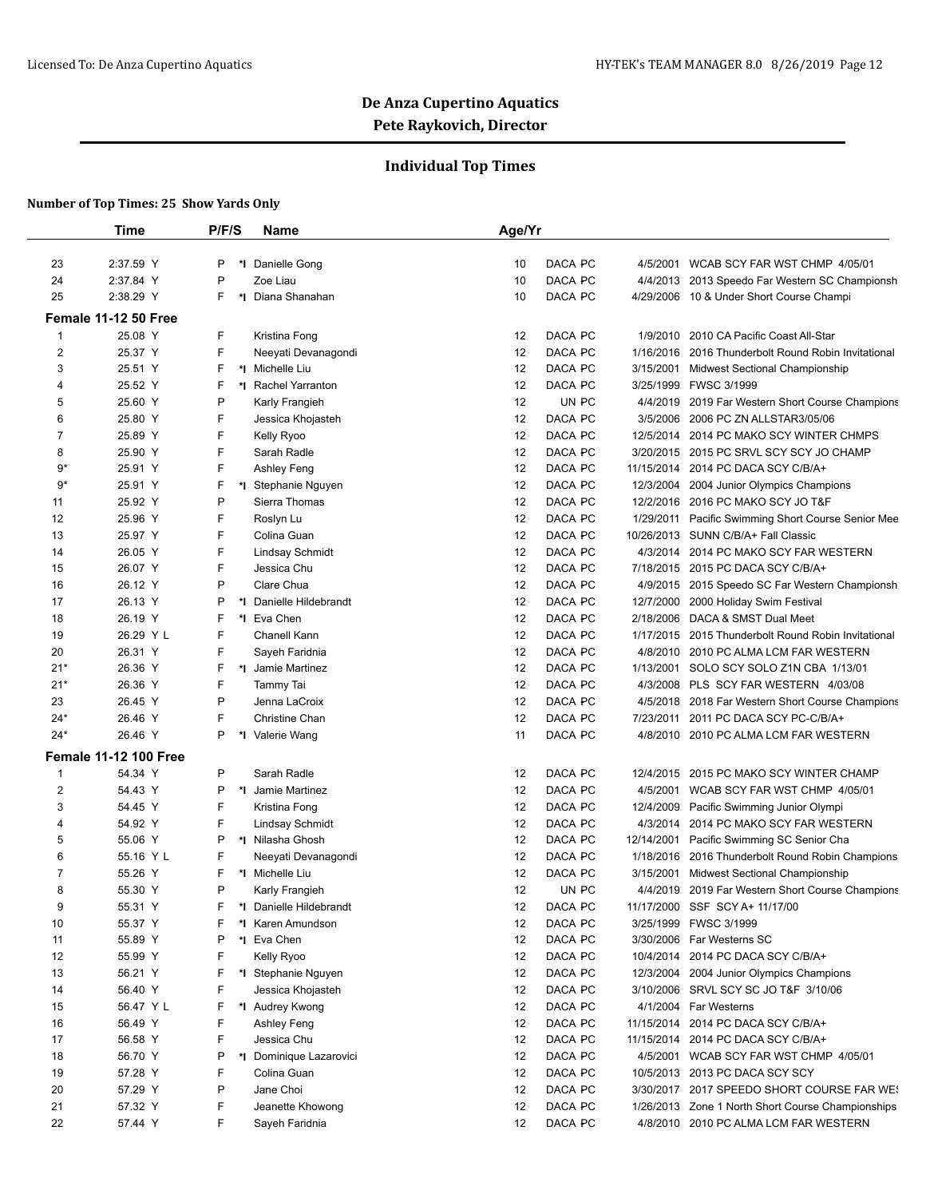# De Anza Cupertino Aquatics

## Pete Raykovich, Director

### Individual Top Times

**Number of Top Times: 25 Show Yards Only**

| | Time | P/F/S | | Name | Age/Yr | | | | |
|---|---|---|---|---|---|---|---|---|---|
| 23 | 2:37.59 Y | P | *I | Danielle Gong | 10 | DACA | PC | 4/5/2001 | WCAB SCY FAR WST CHMP 4/05/01 |
| 24 | 2:37.84 Y | P | | Zoe Liau | 10 | DACA | PC | 4/4/2013 | 2013 Speedo Far Western SC Championsh |
| 25 | 2:38.29 Y | F | *I | Diana Shanahan | 10 | DACA | PC | 4/29/2006 | 10 & Under Short Course Champi |
| **Female 11-12 50 Free** | | | | | | | | | |
| 1 | 25.08 Y | F | | Kristina Fong | 12 | DACA | PC | 1/9/2010 | 2010 CA Pacific Coast All-Star |
| 2 | 25.37 Y | F | | Neeyati Devanagondi | 12 | DACA | PC | 1/16/2016 | 2016 Thunderbolt Round Robin Invitational |
| 3 | 25.51 Y | F | *I | Michelle Liu | 12 | DACA | PC | 3/15/2001 | Midwest Sectional Championship |
| 4 | 25.52 Y | F | *I | Rachel Yarranton | 12 | DACA | PC | 3/25/1999 | FWSC 3/1999 |
| 5 | 25.60 Y | P | | Karly Frangieh | 12 | UN | PC | 4/4/2019 | 2019 Far Western Short Course Champions |
| 6 | 25.80 Y | F | | Jessica Khojasteh | 12 | DACA | PC | 3/5/2006 | 2006 PC ZN ALLSTAR3/05/06 |
| 7 | 25.89 Y | F | | Kelly Ryoo | 12 | DACA | PC | 12/5/2014 | 2014 PC MAKO SCY WINTER CHMPS |
| 8 | 25.90 Y | F | | Sarah Radle | 12 | DACA | PC | 3/20/2015 | 2015 PC SRVL SCY SCY JO CHAMP |
| 9* | 25.91 Y | F | | Ashley Feng | 12 | DACA | PC | 11/15/2014 | 2014 PC DACA SCY C/B/A+ |
| 9* | 25.91 Y | F | *I | Stephanie Nguyen | 12 | DACA | PC | 12/3/2004 | 2004 Junior Olympics Champions |
| 11 | 25.92 Y | P | | Sierra Thomas | 12 | DACA | PC | 12/2/2016 | 2016 PC MAKO SCY JO T&F |
| 12 | 25.96 Y | F | | Roslyn Lu | 12 | DACA | PC | 1/29/2011 | Pacific Swimming Short Course Senior Mee |
| 13 | 25.97 Y | F | | Colina Guan | 12 | DACA | PC | 10/26/2013 | SUNN C/B/A+ Fall Classic |
| 14 | 26.05 Y | F | | Lindsay Schmidt | 12 | DACA | PC | 4/3/2014 | 2014 PC MAKO SCY FAR WESTERN |
| 15 | 26.07 Y | F | | Jessica Chu | 12 | DACA | PC | 7/18/2015 | 2015 PC DACA SCY C/B/A+ |
| 16 | 26.12 Y | P | | Clare Chua | 12 | DACA | PC | 4/9/2015 | 2015 Speedo SC Far Western Championsh |
| 17 | 26.13 Y | P | *I | Danielle Hildebrandt | 12 | DACA | PC | 12/7/2000 | 2000 Holiday Swim Festival |
| 18 | 26.19 Y | F | *I | Eva Chen | 12 | DACA | PC | 2/18/2006 | DACA & SMST Dual Meet |
| 19 | 26.29 Y L | F | | Chanell Kann | 12 | DACA | PC | 1/17/2015 | 2015 Thunderbolt Round Robin Invitational |
| 20 | 26.31 Y | F | | Sayeh Faridnia | 12 | DACA | PC | 4/8/2010 | 2010 PC ALMA LCM FAR WESTERN |
| 21* | 26.36 Y | F | *I | Jamie Martinez | 12 | DACA | PC | 1/13/2001 | SOLO SCY SOLO Z1N CBA 1/13/01 |
| 21* | 26.36 Y | F | | Tammy Tai | 12 | DACA | PC | 4/3/2008 | PLS SCY FAR WESTERN 4/03/08 |
| 23 | 26.45 Y | P | | Jenna LaCroix | 12 | DACA | PC | 4/5/2018 | 2018 Far Western Short Course Champions |
| 24* | 26.46 Y | F | | Christine Chan | 12 | DACA | PC | 7/23/2011 | 2011 PC DACA SCY PC-C/B/A+ |
| 24* | 26.46 Y | P | *I | Valerie Wang | 11 | DACA | PC | 4/8/2010 | 2010 PC ALMA LCM FAR WESTERN |
| **Female 11-12 100 Free** | | | | | | | | | |
| 1 | 54.34 Y | P | | Sarah Radle | 12 | DACA | PC | 12/4/2015 | 2015 PC MAKO SCY WINTER CHAMP |
| 2 | 54.43 Y | P | *I | Jamie Martinez | 12 | DACA | PC | 4/5/2001 | WCAB SCY FAR WST CHMP 4/05/01 |
| 3 | 54.45 Y | F | | Kristina Fong | 12 | DACA | PC | 12/4/2009 | Pacific Swimming Junior Olympi |
| 4 | 54.92 Y | F | | Lindsay Schmidt | 12 | DACA | PC | 4/3/2014 | 2014 PC MAKO SCY FAR WESTERN |
| 5 | 55.06 Y | P | *I | Nilasha Ghosh | 12 | DACA | PC | 12/14/2001 | Pacific Swimming SC Senior Cha |
| 6 | 55.16 Y L | F | | Neeyati Devanagondi | 12 | DACA | PC | 1/18/2016 | 2016 Thunderbolt Round Robin Champions |
| 7 | 55.26 Y | F | *I | Michelle Liu | 12 | DACA | PC | 3/15/2001 | Midwest Sectional Championship |
| 8 | 55.30 Y | P | | Karly Frangieh | 12 | UN | PC | 4/4/2019 | 2019 Far Western Short Course Champions |
| 9 | 55.31 Y | F | *I | Danielle Hildebrandt | 12 | DACA | PC | 11/17/2000 | SSF SCY A+ 11/17/00 |
| 10 | 55.37 Y | F | *I | Karen Amundson | 12 | DACA | PC | 3/25/1999 | FWSC 3/1999 |
| 11 | 55.89 Y | P | *I | Eva Chen | 12 | DACA | PC | 3/30/2006 | Far Westerns SC |
| 12 | 55.99 Y | F | | Kelly Ryoo | 12 | DACA | PC | 10/4/2014 | 2014 PC DACA SCY C/B/A+ |
| 13 | 56.21 Y | F | *I | Stephanie Nguyen | 12 | DACA | PC | 12/3/2004 | 2004 Junior Olympics Champions |
| 14 | 56.40 Y | F | | Jessica Khojasteh | 12 | DACA | PC | 3/10/2006 | SRVL SCY SC JO T&F 3/10/06 |
| 15 | 56.47 Y L | F | *I | Audrey Kwong | 12 | DACA | PC | 4/1/2004 | Far Westerns |
| 16 | 56.49 Y | F | | Ashley Feng | 12 | DACA | PC | 11/15/2014 | 2014 PC DACA SCY C/B/A+ |
| 17 | 56.58 Y | F | | Jessica Chu | 12 | DACA | PC | 11/15/2014 | 2014 PC DACA SCY C/B/A+ |
| 18 | 56.70 Y | P | *I | Dominique Lazarovici | 12 | DACA | PC | 4/5/2001 | WCAB SCY FAR WST CHMP 4/05/01 |
| 19 | 57.28 Y | F | | Colina Guan | 12 | DACA | PC | 10/5/2013 | 2013 PC DACA SCY SCY |
| 20 | 57.29 Y | P | | Jane Choi | 12 | DACA | PC | 3/30/2017 | 2017 SPEEDO SHORT COURSE FAR WES |
| 21 | 57.32 Y | F | | Jeanette Khowong | 12 | DACA | PC | 1/26/2013 | Zone 1 North Short Course Championships |
| 22 | 57.44 Y | F | | Sayeh Faridnia | 12 | DACA | PC | 4/8/2010 | 2010 PC ALMA LCM FAR WESTERN |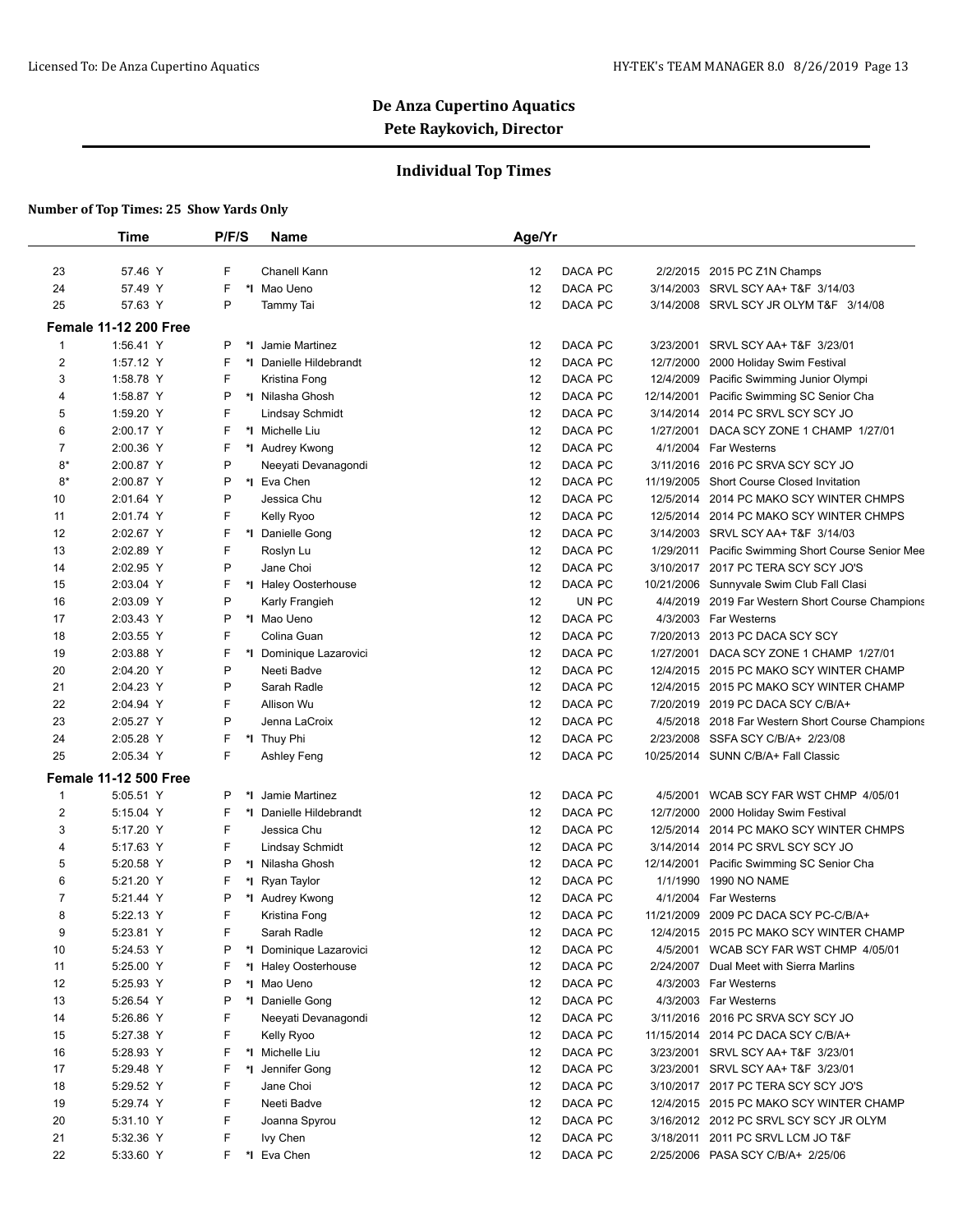## De Anza Cupertino Aquatics
## Pete Raykovich, Director

### Individual Top Times

**Number of Top Times: 25 Show Yards Only**

| | Time | P/F/S | | Name | Age/Yr | | | |
|---|---|---|---|---|---|---|---|---|
| 23 | 57.46 Y | F | | Chanell Kann | 12 | DACA PC | 2/2/2015 | 2015 PC Z1N Champs |
| 24 | 57.49 Y | F | *I | Mao Ueno | 12 | DACA PC | 3/14/2003 | SRVL SCY AA+ T&F 3/14/03 |
| 25 | 57.63 Y | P | | Tammy Tai | 12 | DACA PC | 3/14/2008 | SRVL SCY JR OLYM T&F 3/14/08 |
| **Female 11-12 200 Free** | | | | | | | | |
| 1 | 1:56.41 Y | P | *I | Jamie Martinez | 12 | DACA PC | 3/23/2001 | SRVL SCY AA+ T&F 3/23/01 |
| 2 | 1:57.12 Y | F | *I | Danielle Hildebrandt | 12 | DACA PC | 12/7/2000 | 2000 Holiday Swim Festival |
| 3 | 1:58.78 Y | F | | Kristina Fong | 12 | DACA PC | 12/4/2009 | Pacific Swimming Junior Olympi |
| 4 | 1:58.87 Y | P | *I | Nilasha Ghosh | 12 | DACA PC | 12/14/2001 | Pacific Swimming SC Senior Cha |
| 5 | 1:59.20 Y | F | | Lindsay Schmidt | 12 | DACA PC | 3/14/2014 | 2014 PC SRVL SCY SCY JO |
| 6 | 2:00.17 Y | F | *I | Michelle Liu | 12 | DACA PC | 1/27/2001 | DACA SCY ZONE 1 CHAMP 1/27/01 |
| 7 | 2:00.36 Y | F | *I | Audrey Kwong | 12 | DACA PC | 4/1/2004 | Far Westerns |
| 8* | 2:00.87 Y | P | | Neeyati Devanagondi | 12 | DACA PC | 3/11/2016 | 2016 PC SRVA SCY SCY JO |
| 8* | 2:00.87 Y | P | *I | Eva Chen | 12 | DACA PC | 11/19/2005 | Short Course Closed Invitation |
| 10 | 2:01.64 Y | P | | Jessica Chu | 12 | DACA PC | 12/5/2014 | 2014 PC MAKO SCY WINTER CHMPS |
| 11 | 2:01.74 Y | F | | Kelly Ryoo | 12 | DACA PC | 12/5/2014 | 2014 PC MAKO SCY WINTER CHMPS |
| 12 | 2:02.67 Y | F | *I | Danielle Gong | 12 | DACA PC | 3/14/2003 | SRVL SCY AA+ T&F 3/14/03 |
| 13 | 2:02.89 Y | F | | Roslyn Lu | 12 | DACA PC | 1/29/2011 | Pacific Swimming Short Course Senior Mee |
| 14 | 2:02.95 Y | P | | Jane Choi | 12 | DACA PC | 3/10/2017 | 2017 PC TERA SCY SCY JO'S |
| 15 | 2:03.04 Y | F | *I | Haley Oosterhouse | 12 | DACA PC | 10/21/2006 | Sunnyvale Swim Club Fall Clasi |
| 16 | 2:03.09 Y | P | | Karly Frangieh | 12 | UN PC | 4/4/2019 | 2019 Far Western Short Course Champions |
| 17 | 2:03.43 Y | P | *I | Mao Ueno | 12 | DACA PC | 4/3/2003 | Far Westerns |
| 18 | 2:03.55 Y | F | | Colina Guan | 12 | DACA PC | 7/20/2013 | 2013 PC DACA SCY SCY |
| 19 | 2:03.88 Y | F | *I | Dominique Lazarovici | 12 | DACA PC | 1/27/2001 | DACA SCY ZONE 1 CHAMP 1/27/01 |
| 20 | 2:04.20 Y | P | | Neeti Badve | 12 | DACA PC | 12/4/2015 | 2015 PC MAKO SCY WINTER CHAMP |
| 21 | 2:04.23 Y | P | | Sarah Radle | 12 | DACA PC | 12/4/2015 | 2015 PC MAKO SCY WINTER CHAMP |
| 22 | 2:04.94 Y | F | | Allison Wu | 12 | DACA PC | 7/20/2019 | 2019 PC DACA SCY C/B/A+ |
| 23 | 2:05.27 Y | P | | Jenna LaCroix | 12 | DACA PC | 4/5/2018 | 2018 Far Western Short Course Champions |
| 24 | 2:05.28 Y | F | *I | Thuy Phi | 12 | DACA PC | 2/23/2008 | SSFA SCY C/B/A+ 2/23/08 |
| 25 | 2:05.34 Y | F | | Ashley Feng | 12 | DACA PC | 10/25/2014 | SUNN C/B/A+ Fall Classic |
| **Female 11-12 500 Free** | | | | | | | | |
| 1 | 5:05.51 Y | P | *I | Jamie Martinez | 12 | DACA PC | 4/5/2001 | WCAB SCY FAR WST CHMP 4/05/01 |
| 2 | 5:15.04 Y | F | *I | Danielle Hildebrandt | 12 | DACA PC | 12/7/2000 | 2000 Holiday Swim Festival |
| 3 | 5:17.20 Y | F | | Jessica Chu | 12 | DACA PC | 12/5/2014 | 2014 PC MAKO SCY WINTER CHMPS |
| 4 | 5:17.63 Y | F | | Lindsay Schmidt | 12 | DACA PC | 3/14/2014 | 2014 PC SRVL SCY SCY JO |
| 5 | 5:20.58 Y | P | *I | Nilasha Ghosh | 12 | DACA PC | 12/14/2001 | Pacific Swimming SC Senior Cha |
| 6 | 5:21.20 Y | F | *I | Ryan Taylor | 12 | DACA PC | 1/1/1990 | 1990 NO NAME |
| 7 | 5:21.44 Y | P | *I | Audrey Kwong | 12 | DACA PC | 4/1/2004 | Far Westerns |
| 8 | 5:22.13 Y | F | | Kristina Fong | 12 | DACA PC | 11/21/2009 | 2009 PC DACA SCY PC-C/B/A+ |
| 9 | 5:23.81 Y | F | | Sarah Radle | 12 | DACA PC | 12/4/2015 | 2015 PC MAKO SCY WINTER CHAMP |
| 10 | 5:24.53 Y | P | *I | Dominique Lazarovici | 12 | DACA PC | 4/5/2001 | WCAB SCY FAR WST CHMP 4/05/01 |
| 11 | 5:25.00 Y | F | *I | Haley Oosterhouse | 12 | DACA PC | 2/24/2007 | Dual Meet with Sierra Marlins |
| 12 | 5:25.93 Y | P | *I | Mao Ueno | 12 | DACA PC | 4/3/2003 | Far Westerns |
| 13 | 5:26.54 Y | P | *I | Danielle Gong | 12 | DACA PC | 4/3/2003 | Far Westerns |
| 14 | 5:26.86 Y | F | | Neeyati Devanagondi | 12 | DACA PC | 3/11/2016 | 2016 PC SRVA SCY SCY JO |
| 15 | 5:27.38 Y | F | | Kelly Ryoo | 12 | DACA PC | 11/15/2014 | 2014 PC DACA SCY C/B/A+ |
| 16 | 5:28.93 Y | F | *I | Michelle Liu | 12 | DACA PC | 3/23/2001 | SRVL SCY AA+ T&F 3/23/01 |
| 17 | 5:29.48 Y | F | *I | Jennifer Gong | 12 | DACA PC | 3/23/2001 | SRVL SCY AA+ T&F 3/23/01 |
| 18 | 5:29.52 Y | F | | Jane Choi | 12 | DACA PC | 3/10/2017 | 2017 PC TERA SCY SCY JO'S |
| 19 | 5:29.74 Y | F | | Neeti Badve | 12 | DACA PC | 12/4/2015 | 2015 PC MAKO SCY WINTER CHAMP |
| 20 | 5:31.10 Y | F | | Joanna Spyrou | 12 | DACA PC | 3/16/2012 | 2012 PC SRVL SCY SCY JR OLYM |
| 21 | 5:32.36 Y | F | | Ivy Chen | 12 | DACA PC | 3/18/2011 | 2011 PC SRVL LCM JO T&F |
| 22 | 5:33.60 Y | F | *I | Eva Chen | 12 | DACA PC | 2/25/2006 | PASA SCY C/B/A+ 2/25/06 |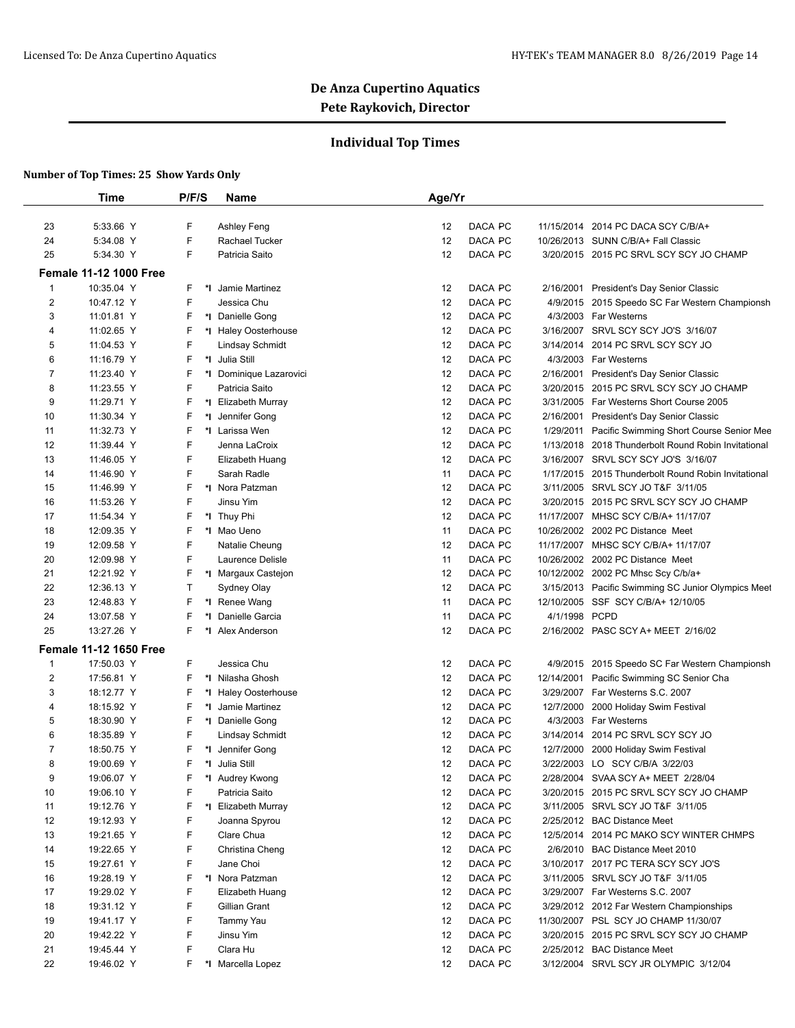# De Anza Cupertino Aquatics
## Pete Raykovich, Director

### Individual Top Times

**Number of Top Times: 25 Show Yards Only**

| | Time | P/F/S | | Name | Age/Yr | | | |
|---|---|---|---|---|---|---|---|---|
| 23 | 5:33.66 Y | F | | Ashley Feng | 12 | DACA PC | 11/15/2014 | 2014 PC DACA SCY C/B/A+ |
| 24 | 5:34.08 Y | F | | Rachael Tucker | 12 | DACA PC | 10/26/2013 | SUNN C/B/A+ Fall Classic |
| 25 | 5:34.30 Y | F | | Patricia Saito | 12 | DACA PC | 3/20/2015 | 2015 PC SRVL SCY SCY JO CHAMP |
| **Female 11-12 1000 Free** | | | | | | | | |
| 1 | 10:35.04 Y | F | *I | Jamie Martinez | 12 | DACA PC | 2/16/2001 | President's Day Senior Classic |
| 2 | 10:47.12 Y | F | | Jessica Chu | 12 | DACA PC | 4/9/2015 | 2015 Speedo SC Far Western Championsh |
| 3 | 11:01.81 Y | F | *I | Danielle Gong | 12 | DACA PC | 4/3/2003 | Far Westerns |
| 4 | 11:02.65 Y | F | *I | Haley Oosterhouse | 12 | DACA PC | 3/16/2007 | SRVL SCY SCY JO'S 3/16/07 |
| 5 | 11:04.53 Y | F | | Lindsay Schmidt | 12 | DACA PC | 3/14/2014 | 2014 PC SRVL SCY SCY JO |
| 6 | 11:16.79 Y | F | *I | Julia Still | 12 | DACA PC | 4/3/2003 | Far Westerns |
| 7 | 11:23.40 Y | F | *I | Dominique Lazarovici | 12 | DACA PC | 2/16/2001 | President's Day Senior Classic |
| 8 | 11:23.55 Y | F | | Patricia Saito | 12 | DACA PC | 3/20/2015 | 2015 PC SRVL SCY SCY JO CHAMP |
| 9 | 11:29.71 Y | F | *I | Elizabeth Murray | 12 | DACA PC | 3/31/2005 | Far Westerns Short Course 2005 |
| 10 | 11:30.34 Y | F | *I | Jennifer Gong | 12 | DACA PC | 2/16/2001 | President's Day Senior Classic |
| 11 | 11:32.73 Y | F | *I | Larissa Wen | 12 | DACA PC | 1/29/2011 | Pacific Swimming Short Course Senior Mee |
| 12 | 11:39.44 Y | F | | Jenna LaCroix | 12 | DACA PC | 1/13/2018 | 2018 Thunderbolt Round Robin Invitational |
| 13 | 11:46.05 Y | F | | Elizabeth Huang | 12 | DACA PC | 3/16/2007 | SRVL SCY SCY JO'S 3/16/07 |
| 14 | 11:46.90 Y | F | | Sarah Radle | 11 | DACA PC | 1/17/2015 | 2015 Thunderbolt Round Robin Invitational |
| 15 | 11:46.99 Y | F | *I | Nora Patzman | 12 | DACA PC | 3/11/2005 | SRVL SCY JO T&F 3/11/05 |
| 16 | 11:53.26 Y | F | | Jinsu Yim | 12 | DACA PC | 3/20/2015 | 2015 PC SRVL SCY SCY JO CHAMP |
| 17 | 11:54.34 Y | F | *I | Thuy Phi | 12 | DACA PC | 11/17/2007 | MHSC SCY C/B/A+ 11/17/07 |
| 18 | 12:09.35 Y | F | *I | Mao Ueno | 11 | DACA PC | 10/26/2002 | 2002 PC Distance Meet |
| 19 | 12:09.58 Y | F | | Natalie Cheung | 12 | DACA PC | 11/17/2007 | MHSC SCY C/B/A+ 11/17/07 |
| 20 | 12:09.98 Y | F | | Laurence Delisle | 11 | DACA PC | 10/26/2002 | 2002 PC Distance Meet |
| 21 | 12:21.92 Y | F | *I | Margaux Castejon | 12 | DACA PC | 10/12/2002 | 2002 PC Mhsc Scy C/b/a+ |
| 22 | 12:36.13 Y | T | | Sydney Olay | 12 | DACA PC | 3/15/2013 | Pacific Swimming SC Junior Olympics Meet |
| 23 | 12:48.83 Y | F | *I | Renee Wang | 11 | DACA PC | 12/10/2005 | SSF SCY C/B/A+ 12/10/05 |
| 24 | 13:07.58 Y | F | *I | Danielle Garcia | 11 | DACA PC | 4/1/1998 | PCPD |
| 25 | 13:27.26 Y | F | *I | Alex Anderson | 12 | DACA PC | 2/16/2002 | PASC SCY A+ MEET 2/16/02 |
| **Female 11-12 1650 Free** | | | | | | | | |
| 1 | 17:50.03 Y | F | | Jessica Chu | 12 | DACA PC | 4/9/2015 | 2015 Speedo SC Far Western Championsh |
| 2 | 17:56.81 Y | F | *I | Nilasha Ghosh | 12 | DACA PC | 12/14/2001 | Pacific Swimming SC Senior Cha |
| 3 | 18:12.77 Y | F | *I | Haley Oosterhouse | 12 | DACA PC | 3/29/2007 | Far Westerns S.C. 2007 |
| 4 | 18:15.92 Y | F | *I | Jamie Martinez | 12 | DACA PC | 12/7/2000 | 2000 Holiday Swim Festival |
| 5 | 18:30.90 Y | F | *I | Danielle Gong | 12 | DACA PC | 4/3/2003 | Far Westerns |
| 6 | 18:35.89 Y | F | | Lindsay Schmidt | 12 | DACA PC | 3/14/2014 | 2014 PC SRVL SCY SCY JO |
| 7 | 18:50.75 Y | F | *I | Jennifer Gong | 12 | DACA PC | 12/7/2000 | 2000 Holiday Swim Festival |
| 8 | 19:00.69 Y | F | *I | Julia Still | 12 | DACA PC | 3/22/2003 | LO SCY C/B/A 3/22/03 |
| 9 | 19:06.07 Y | F | *I | Audrey Kwong | 12 | DACA PC | 2/28/2004 | SVAA SCY A+ MEET 2/28/04 |
| 10 | 19:06.10 Y | F | | Patricia Saito | 12 | DACA PC | 3/20/2015 | 2015 PC SRVL SCY SCY JO CHAMP |
| 11 | 19:12.76 Y | F | *I | Elizabeth Murray | 12 | DACA PC | 3/11/2005 | SRVL SCY JO T&F 3/11/05 |
| 12 | 19:12.93 Y | F | | Joanna Spyrou | 12 | DACA PC | 2/25/2012 | BAC Distance Meet |
| 13 | 19:21.65 Y | F | | Clare Chua | 12 | DACA PC | 12/5/2014 | 2014 PC MAKO SCY WINTER CHMPS |
| 14 | 19:22.65 Y | F | | Christina Cheng | 12 | DACA PC | 2/6/2010 | BAC Distance Meet 2010 |
| 15 | 19:27.61 Y | F | | Jane Choi | 12 | DACA PC | 3/10/2017 | 2017 PC TERA SCY SCY JO'S |
| 16 | 19:28.19 Y | F | *I | Nora Patzman | 12 | DACA PC | 3/11/2005 | SRVL SCY JO T&F 3/11/05 |
| 17 | 19:29.02 Y | F | | Elizabeth Huang | 12 | DACA PC | 3/29/2007 | Far Westerns S.C. 2007 |
| 18 | 19:31.12 Y | F | | Gillian Grant | 12 | DACA PC | 3/29/2012 | 2012 Far Western Championships |
| 19 | 19:41.17 Y | F | | Tammy Yau | 12 | DACA PC | 11/30/2007 | PSL SCY JO CHAMP 11/30/07 |
| 20 | 19:42.22 Y | F | | Jinsu Yim | 12 | DACA PC | 3/20/2015 | 2015 PC SRVL SCY SCY JO CHAMP |
| 21 | 19:45.44 Y | F | | Clara Hu | 12 | DACA PC | 2/25/2012 | BAC Distance Meet |
| 22 | 19:46.02 Y | F | *I | Marcella Lopez | 12 | DACA PC | 3/12/2004 | SRVL SCY JR OLYMPIC 3/12/04 |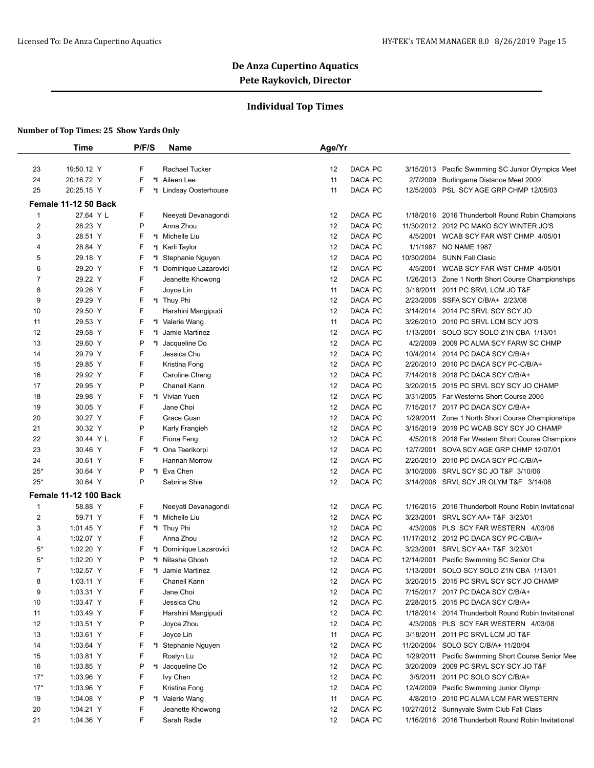## De Anza Cupertino Aquatics
### Pete Raykovich, Director

### Individual Top Times

**Number of Top Times: 25 Show Yards Only**

| | Time | P/F/S | | Name | Age/Yr | | | |
|---|---|---|---|---|---|---|---|---|
| 23 | 19:50.12 Y | F | | Rachael Tucker | 12 | DACA PC | 3/15/2013 | Pacific Swimming SC Junior Olympics Meet |
| 24 | 20:16.72 Y | F | *I | Aileen Lee | 11 | DACA PC | 2/7/2009 | Burlingame Distance Meet 2009 |
| 25 | 20:25.15 Y | F | *I | Lindsay Oosterhouse | 11 | DACA PC | 12/5/2003 | PSL SCY AGE GRP CHMP 12/05/03 |
| **Female 11-12 50 Back** | | | | | | | | |
| 1 | 27.64 Y L | F | | Neeyati Devanagondi | 12 | DACA PC | 1/18/2016 | 2016 Thunderbolt Round Robin Champions |
| 2 | 28.23 Y | P | | Anna Zhou | 12 | DACA PC | 11/30/2012 | 2012 PC MAKO SCY WINTER JO'S |
| 3 | 28.51 Y | F | *I | Michelle Liu | 12 | DACA PC | 4/5/2001 | WCAB SCY FAR WST CHMP 4/05/01 |
| 4 | 28.84 Y | F | *I | Karli Taylor | 12 | DACA PC | 1/1/1987 | NO NAME 1987 |
| 5 | 29.18 Y | F | *I | Stephanie Nguyen | 12 | DACA PC | 10/30/2004 | SUNN Fall Clasic |
| 6 | 29.20 Y | F | *I | Dominique Lazarovici | 12 | DACA PC | 4/5/2001 | WCAB SCY FAR WST CHMP 4/05/01 |
| 7 | 29.22 Y | F | | Jeanette Khowong | 12 | DACA PC | 1/26/2013 | Zone 1 North Short Course Championships |
| 8 | 29.26 Y | F | | Joyce Lin | 11 | DACA PC | 3/18/2011 | 2011 PC SRVL LCM JO T&F |
| 9 | 29.29 Y | F | *I | Thuy Phi | 12 | DACA PC | 2/23/2008 | SSFA SCY C/B/A+ 2/23/08 |
| 10 | 29.50 Y | F | | Harshini Mangipudi | 12 | DACA PC | 3/14/2014 | 2014 PC SRVL SCY SCY JO |
| 11 | 29.53 Y | F | *I | Valerie Wang | 11 | DACA PC | 3/26/2010 | 2010 PC SRVL LCM SCY JO'S |
| 12 | 29.58 Y | F | *I | Jamie Martinez | 12 | DACA PC | 1/13/2001 | SOLO SCY SOLO Z1N CBA 1/13/01 |
| 13 | 29.60 Y | P | *I | Jacqueline Do | 12 | DACA PC | 4/2/2009 | 2009 PC ALMA SCY FARW SC CHMP |
| 14 | 29.79 Y | F | | Jessica Chu | 12 | DACA PC | 10/4/2014 | 2014 PC DACA SCY C/B/A+ |
| 15 | 29.85 Y | F | | Kristina Fong | 12 | DACA PC | 2/20/2010 | 2010 PC DACA SCY PC-C/B/A+ |
| 16 | 29.92 Y | F | | Caroline Cheng | 12 | DACA PC | 7/14/2018 | 2018 PC DACA SCY C/B/A+ |
| 17 | 29.95 Y | P | | Chanell Kann | 12 | DACA PC | 3/20/2015 | 2015 PC SRVL SCY SCY JO CHAMP |
| 18 | 29.98 Y | F | *I | Vivian Yuen | 12 | DACA PC | 3/31/2005 | Far Westerns Short Course 2005 |
| 19 | 30.05 Y | F | | Jane Choi | 12 | DACA PC | 7/15/2017 | 2017 PC DACA SCY C/B/A+ |
| 20 | 30.27 Y | F | | Grace Guan | 12 | DACA PC | 1/29/2011 | Zone 1 North Short Course Championships |
| 21 | 30.32 Y | P | | Karly Frangieh | 12 | DACA PC | 3/15/2019 | 2019 PC WCAB SCY SCY JO CHAMP |
| 22 | 30.44 Y L | F | | Fiona Feng | 12 | DACA PC | 4/5/2018 | 2018 Far Western Short Course Champions |
| 23 | 30.46 Y | F | *I | Ona Teerikorpi | 12 | DACA PC | 12/7/2001 | SOVA SCY AGE GRP CHMP 12/07/01 |
| 24 | 30.61 Y | F | | Hannah Morrow | 12 | DACA PC | 2/20/2010 | 2010 PC DACA SCY PC-C/B/A+ |
| 25* | 30.64 Y | P | *I | Eva Chen | 12 | DACA PC | 3/10/2006 | SRVL SCY SC JO T&F 3/10/06 |
| 25* | 30.64 Y | P | | Sabrina Shie | 12 | DACA PC | 3/14/2008 | SRVL SCY JR OLYM T&F 3/14/08 |
| **Female 11-12 100 Back** | | | | | | | | |
| 1 | 58.88 Y | F | | Neeyati Devanagondi | 12 | DACA PC | 1/16/2016 | 2016 Thunderbolt Round Robin Invitational |
| 2 | 59.71 Y | F | *I | Michelle Liu | 12 | DACA PC | 3/23/2001 | SRVL SCY AA+ T&F 3/23/01 |
| 3 | 1:01.45 Y | F | *I | Thuy Phi | 12 | DACA PC | 4/3/2008 | PLS SCY FAR WESTERN 4/03/08 |
| 4 | 1:02.07 Y | F | | Anna Zhou | 12 | DACA PC | 11/17/2012 | 2012 PC DACA SCY PC-C/B/A+ |
| 5* | 1:02.20 Y | F | *I | Dominique Lazarovici | 12 | DACA PC | 3/23/2001 | SRVL SCY AA+ T&F 3/23/01 |
| 5* | 1:02.20 Y | P | *I | Nilasha Ghosh | 12 | DACA PC | 12/14/2001 | Pacific Swimming SC Senior Cha |
| 7 | 1:02.57 Y | F | *I | Jamie Martinez | 12 | DACA PC | 1/13/2001 | SOLO SCY SOLO Z1N CBA 1/13/01 |
| 8 | 1:03.11 Y | F | | Chanell Kann | 12 | DACA PC | 3/20/2015 | 2015 PC SRVL SCY SCY JO CHAMP |
| 9 | 1:03.31 Y | F | | Jane Choi | 12 | DACA PC | 7/15/2017 | 2017 PC DACA SCY C/B/A+ |
| 10 | 1:03.47 Y | F | | Jessica Chu | 12 | DACA PC | 2/28/2015 | 2015 PC DACA SCY C/B/A+ |
| 11 | 1:03.49 Y | F | | Harshini Mangipudi | 12 | DACA PC | 1/18/2014 | 2014 Thunderbolt Round Robin Invitational |
| 12 | 1:03.51 Y | P | | Joyce Zhou | 12 | DACA PC | 4/3/2008 | PLS SCY FAR WESTERN 4/03/08 |
| 13 | 1:03.61 Y | F | | Joyce Lin | 11 | DACA PC | 3/18/2011 | 2011 PC SRVL LCM JO T&F |
| 14 | 1:03.64 Y | F | *I | Stephanie Nguyen | 12 | DACA PC | 11/20/2004 | SOLO SCY C/B/A+ 11/20/04 |
| 15 | 1:03.81 Y | F | | Roslyn Lu | 12 | DACA PC | 1/29/2011 | Pacific Swimming Short Course Senior Mee |
| 16 | 1:03.85 Y | P | *I | Jacqueline Do | 12 | DACA PC | 3/20/2009 | 2009 PC SRVL SCY SCY JO T&F |
| 17* | 1:03.96 Y | F | | Ivy Chen | 12 | DACA PC | 3/5/2011 | 2011 PC SOLO SCY C/B/A+ |
| 17* | 1:03.96 Y | F | | Kristina Fong | 12 | DACA PC | 12/4/2009 | Pacific Swimming Junior Olympi |
| 19 | 1:04.08 Y | P | *I | Valerie Wang | 11 | DACA PC | 4/8/2010 | 2010 PC ALMA LCM FAR WESTERN |
| 20 | 1:04.21 Y | F | | Jeanette Khowong | 12 | DACA PC | 10/27/2012 | Sunnyvale Swim Club Fall Class |
| 21 | 1:04.36 Y | F | | Sarah Radle | 12 | DACA PC | 1/16/2016 | 2016 Thunderbolt Round Robin Invitational |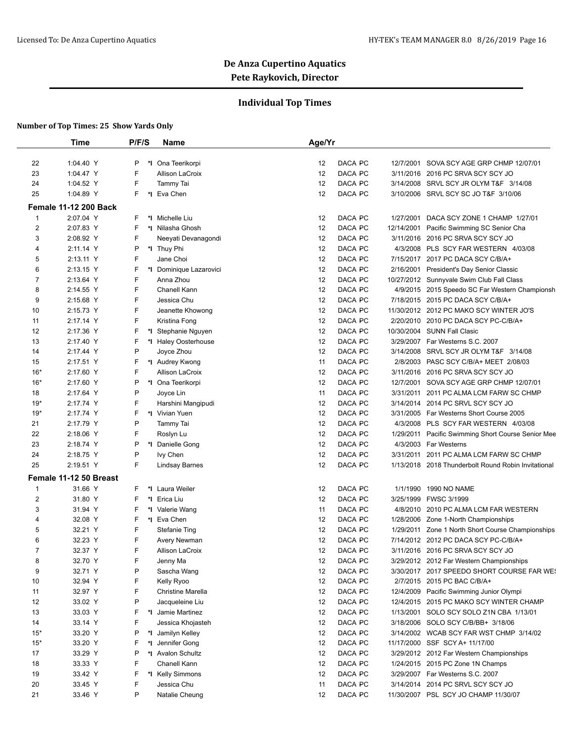# De Anza Cupertino Aquatics

**Pete Raykovich, Director**

## Individual Top Times

**Number of Top Times: 25 Show Yards Only**

| | Time | P/F/S | | Name | Age/Yr | | | |
|---|---|---|---|---|---|---|---|---|
| 22 | 1:04.40 Y | P | *I | Ona Teerikorpi | 12 | DACA PC | 12/7/2001 | SOVA SCY AGE GRP CHMP 12/07/01 |
| 23 | 1:04.47 Y | F | | Allison LaCroix | 12 | DACA PC | 3/11/2016 | 2016 PC SRVA SCY SCY JO |
| 24 | 1:04.52 Y | F | | Tammy Tai | 12 | DACA PC | 3/14/2008 | SRVL SCY JR OLYM T&F 3/14/08 |
| 25 | 1:04.89 Y | F | *I | Eva Chen | 12 | DACA PC | 3/10/2006 | SRVL SCY SC JO T&F 3/10/06 |
| **Female 11-12 200 Back** | | | | | | | | |
| 1 | 2:07.04 Y | F | *I | Michelle Liu | 12 | DACA PC | 1/27/2001 | DACA SCY ZONE 1 CHAMP 1/27/01 |
| 2 | 2:07.83 Y | F | *I | Nilasha Ghosh | 12 | DACA PC | 12/14/2001 | Pacific Swimming SC Senior Cha |
| 3 | 2:08.92 Y | F | | Neeyati Devanagondi | 12 | DACA PC | 3/11/2016 | 2016 PC SRVA SCY SCY JO |
| 4 | 2:11.14 Y | P | *I | Thuy Phi | 12 | DACA PC | 4/3/2008 | PLS SCY FAR WESTERN 4/03/08 |
| 5 | 2:13.11 Y | F | | Jane Choi | 12 | DACA PC | 7/15/2017 | 2017 PC DACA SCY C/B/A+ |
| 6 | 2:13.15 Y | F | *I | Dominique Lazarovici | 12 | DACA PC | 2/16/2001 | President's Day Senior Classic |
| 7 | 2:13.64 Y | F | | Anna Zhou | 12 | DACA PC | 10/27/2012 | Sunnyvale Swim Club Fall Class |
| 8 | 2:14.55 Y | F | | Chanell Kann | 12 | DACA PC | 4/9/2015 | 2015 Speedo SC Far Western Championsh |
| 9 | 2:15.68 Y | F | | Jessica Chu | 12 | DACA PC | 7/18/2015 | 2015 PC DACA SCY C/B/A+ |
| 10 | 2:15.73 Y | F | | Jeanette Khowong | 12 | DACA PC | 11/30/2012 | 2012 PC MAKO SCY WINTER JO'S |
| 11 | 2:17.14 Y | F | | Kristina Fong | 12 | DACA PC | 2/20/2010 | 2010 PC DACA SCY PC-C/B/A+ |
| 12 | 2:17.36 Y | F | *I | Stephanie Nguyen | 12 | DACA PC | 10/30/2004 | SUNN Fall Clasic |
| 13 | 2:17.40 Y | F | *I | Haley Oosterhouse | 12 | DACA PC | 3/29/2007 | Far Westerns S.C. 2007 |
| 14 | 2:17.44 Y | P | | Joyce Zhou | 12 | DACA PC | 3/14/2008 | SRVL SCY JR OLYM T&F 3/14/08 |
| 15 | 2:17.51 Y | F | *I | Audrey Kwong | 11 | DACA PC | 2/8/2003 | PASC SCY C/B/A+ MEET 2/08/03 |
| 16* | 2:17.60 Y | F | | Allison LaCroix | 12 | DACA PC | 3/11/2016 | 2016 PC SRVA SCY SCY JO |
| 16* | 2:17.60 Y | P | *I | Ona Teerikorpi | 12 | DACA PC | 12/7/2001 | SOVA SCY AGE GRP CHMP 12/07/01 |
| 18 | 2:17.64 Y | P | | Joyce Lin | 11 | DACA PC | 3/31/2011 | 2011 PC ALMA LCM FARW SC CHMP |
| 19* | 2:17.74 Y | F | | Harshini Mangipudi | 12 | DACA PC | 3/14/2014 | 2014 PC SRVL SCY SCY JO |
| 19* | 2:17.74 Y | F | *I | Vivian Yuen | 12 | DACA PC | 3/31/2005 | Far Westerns Short Course 2005 |
| 21 | 2:17.79 Y | P | | Tammy Tai | 12 | DACA PC | 4/3/2008 | PLS SCY FAR WESTERN 4/03/08 |
| 22 | 2:18.06 Y | F | | Roslyn Lu | 12 | DACA PC | 1/29/2011 | Pacific Swimming Short Course Senior Mee |
| 23 | 2:18.74 Y | P | *I | Danielle Gong | 12 | DACA PC | 4/3/2003 | Far Westerns |
| 24 | 2:18.75 Y | P | | Ivy Chen | 12 | DACA PC | 3/31/2011 | 2011 PC ALMA LCM FARW SC CHMP |
| 25 | 2:19.51 Y | F | | Lindsay Barnes | 12 | DACA PC | 1/13/2018 | 2018 Thunderbolt Round Robin Invitational |
| **Female 11-12 50 Breast** | | | | | | | | |
| 1 | 31.66 Y | F | *I | Laura Weiler | 12 | DACA PC | 1/1/1990 | 1990 NO NAME |
| 2 | 31.80 Y | F | *I | Erica Liu | 12 | DACA PC | 3/25/1999 | FWSC 3/1999 |
| 3 | 31.94 Y | F | *I | Valerie Wang | 11 | DACA PC | 4/8/2010 | 2010 PC ALMA LCM FAR WESTERN |
| 4 | 32.08 Y | F | *I | Eva Chen | 12 | DACA PC | 1/28/2006 | Zone 1-North Championships |
| 5 | 32.21 Y | F | | Stefanie Ting | 12 | DACA PC | 1/29/2011 | Zone 1 North Short Course Championships |
| 6 | 32.23 Y | F | | Avery Newman | 12 | DACA PC | 7/14/2012 | 2012 PC DACA SCY PC-C/B/A+ |
| 7 | 32.37 Y | F | | Allison LaCroix | 12 | DACA PC | 3/11/2016 | 2016 PC SRVA SCY SCY JO |
| 8 | 32.70 Y | F | | Jenny Ma | 12 | DACA PC | 3/29/2012 | 2012 Far Western Championships |
| 9 | 32.71 Y | P | | Sascha Wang | 12 | DACA PC | 3/30/2017 | 2017 SPEEDO SHORT COURSE FAR WE |
| 10 | 32.94 Y | F | | Kelly Ryoo | 12 | DACA PC | 2/7/2015 | 2015 PC BAC C/B/A+ |
| 11 | 32.97 Y | F | | Christine Marella | 12 | DACA PC | 12/4/2009 | Pacific Swimming Junior Olympi |
| 12 | 33.02 Y | P | | Jacqueleine Liu | 12 | DACA PC | 12/4/2015 | 2015 PC MAKO SCY WINTER CHAMP |
| 13 | 33.03 Y | F | *I | Jamie Martinez | 12 | DACA PC | 1/13/2001 | SOLO SCY SOLO Z1N CBA 1/13/01 |
| 14 | 33.14 Y | F | | Jessica Khojasteh | 12 | DACA PC | 3/18/2006 | SOLO SCY C/B/BB+ 3/18/06 |
| 15* | 33.20 Y | P | *I | Jamilyn Kelley | 12 | DACA PC | 3/14/2002 | WCAB SCY FAR WST CHMP 3/14/02 |
| 15* | 33.20 Y | F | *I | Jennifer Gong | 12 | DACA PC | 11/17/2000 | SSF SCY A+ 11/17/00 |
| 17 | 33.29 Y | P | *I | Avalon Schultz | 12 | DACA PC | 3/29/2012 | 2012 Far Western Championships |
| 18 | 33.33 Y | F | | Chanell Kann | 12 | DACA PC | 1/24/2015 | 2015 PC Zone 1N Champs |
| 19 | 33.42 Y | F | *I | Kelly Simmons | 12 | DACA PC | 3/29/2007 | Far Westerns S.C. 2007 |
| 20 | 33.45 Y | F | | Jessica Chu | 11 | DACA PC | 3/14/2014 | 2014 PC SRVL SCY SCY JO |
| 21 | 33.46 Y | P | | Natalie Cheung | 12 | DACA PC | 11/30/2007 | PSL SCY JO CHAMP 11/30/07 |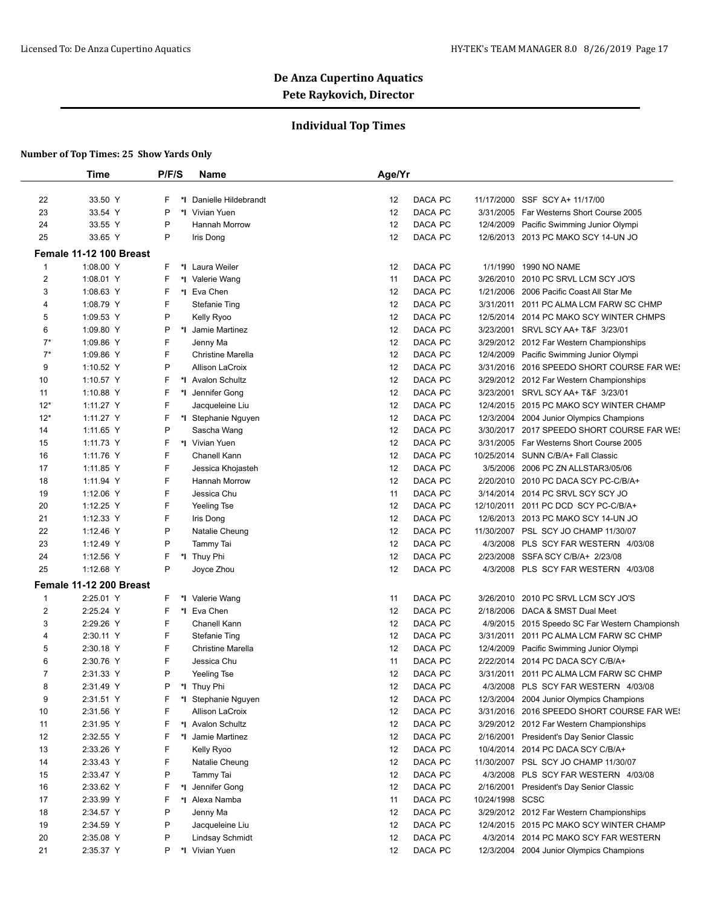# De Anza Cupertino Aquatics

## Pete Raykovich, Director

### Individual Top Times

**Number of Top Times: 25 Show Yards Only**

| | Time | P/F/S | | Name | Age/Yr | | | |
|---|---|---|---|---|---|---|---|---|
| 22 | 33.50 Y | F | *I | Danielle Hildebrandt | 12 | DACA PC | 11/17/2000 | SSF SCY A+ 11/17/00 |
| 23 | 33.54 Y | P | *I | Vivian Yuen | 12 | DACA PC | 3/31/2005 | Far Westerns Short Course 2005 |
| 24 | 33.55 Y | P | | Hannah Morrow | 12 | DACA PC | 12/4/2009 | Pacific Swimming Junior Olympi |
| 25 | 33.65 Y | P | | Iris Dong | 12 | DACA PC | 12/6/2013 | 2013 PC MAKO SCY 14-UN JO |

**Female 11-12 100 Breast**

| | Time | P/F/S | | Name | Age/Yr | | | |
|---|---|---|---|---|---|---|---|---|
| 1 | 1:08.00 Y | F | *I | Laura Weiler | 12 | DACA PC | 1/1/1990 | 1990 NO NAME |
| 2 | 1:08.01 Y | F | *I | Valerie Wang | 11 | DACA PC | 3/26/2010 | 2010 PC SRVL LCM SCY JO'S |
| 3 | 1:08.63 Y | F | *I | Eva Chen | 12 | DACA PC | 1/21/2006 | 2006 Pacific Coast All Star Me |
| 4 | 1:08.79 Y | F | | Stefanie Ting | 12 | DACA PC | 3/31/2011 | 2011 PC ALMA LCM FARW SC CHMP |
| 5 | 1:09.53 Y | P | | Kelly Ryoo | 12 | DACA PC | 12/5/2014 | 2014 PC MAKO SCY WINTER CHMPS |
| 6 | 1:09.80 Y | P | *I | Jamie Martinez | 12 | DACA PC | 3/23/2001 | SRVL SCY AA+ T&F 3/23/01 |
| 7* | 1:09.86 Y | F | | Jenny Ma | 12 | DACA PC | 3/29/2012 | 2012 Far Western Championships |
| 7* | 1:09.86 Y | F | | Christine Marella | 12 | DACA PC | 12/4/2009 | Pacific Swimming Junior Olympi |
| 9 | 1:10.52 Y | P | | Allison LaCroix | 12 | DACA PC | 3/31/2016 | 2016 SPEEDO SHORT COURSE FAR WES |
| 10 | 1:10.57 Y | F | *I | Avalon Schultz | 12 | DACA PC | 3/29/2012 | 2012 Far Western Championships |
| 11 | 1:10.88 Y | F | *I | Jennifer Gong | 12 | DACA PC | 3/23/2001 | SRVL SCY AA+ T&F 3/23/01 |
| 12* | 1:11.27 Y | F | | Jacqueleine Liu | 12 | DACA PC | 12/4/2015 | 2015 PC MAKO SCY WINTER CHAMP |
| 12* | 1:11.27 Y | F | *I | Stephanie Nguyen | 12 | DACA PC | 12/3/2004 | 2004 Junior Olympics Champions |
| 14 | 1:11.65 Y | P | | Sascha Wang | 12 | DACA PC | 3/30/2017 | 2017 SPEEDO SHORT COURSE FAR WES |
| 15 | 1:11.73 Y | F | *I | Vivian Yuen | 12 | DACA PC | 3/31/2005 | Far Westerns Short Course 2005 |
| 16 | 1:11.76 Y | F | | Chanell Kann | 12 | DACA PC | 10/25/2014 | SUNN C/B/A+ Fall Classic |
| 17 | 1:11.85 Y | F | | Jessica Khojasteh | 12 | DACA PC | 3/5/2006 | 2006 PC ZN ALLSTAR3/05/06 |
| 18 | 1:11.94 Y | F | | Hannah Morrow | 12 | DACA PC | 2/20/2010 | 2010 PC DACA SCY PC-C/B/A+ |
| 19 | 1:12.06 Y | F | | Jessica Chu | 11 | DACA PC | 3/14/2014 | 2014 PC SRVL SCY SCY JO |
| 20 | 1:12.25 Y | F | | Yeeling Tse | 12 | DACA PC | 12/10/2011 | 2011 PC DCD SCY PC-C/B/A+ |
| 21 | 1:12.33 Y | F | | Iris Dong | 12 | DACA PC | 12/6/2013 | 2013 PC MAKO SCY 14-UN JO |
| 22 | 1:12.46 Y | P | | Natalie Cheung | 12 | DACA PC | 11/30/2007 | PSL SCY JO CHAMP 11/30/07 |
| 23 | 1:12.49 Y | P | | Tammy Tai | 12 | DACA PC | 4/3/2008 | PLS SCY FAR WESTERN 4/03/08 |
| 24 | 1:12.56 Y | F | *I | Thuy Phi | 12 | DACA PC | 2/23/2008 | SSFA SCY C/B/A+ 2/23/08 |
| 25 | 1:12.68 Y | P | | Joyce Zhou | 12 | DACA PC | 4/3/2008 | PLS SCY FAR WESTERN 4/03/08 |

**Female 11-12 200 Breast**

| | Time | P/F/S | | Name | Age/Yr | | | |
|---|---|---|---|---|---|---|---|---|
| 1 | 2:25.01 Y | F | *I | Valerie Wang | 11 | DACA PC | 3/26/2010 | 2010 PC SRVL LCM SCY JO'S |
| 2 | 2:25.24 Y | F | *I | Eva Chen | 12 | DACA PC | 2/18/2006 | DACA & SMST Dual Meet |
| 3 | 2:29.26 Y | F | | Chanell Kann | 12 | DACA PC | 4/9/2015 | 2015 Speedo SC Far Western Championsh |
| 4 | 2:30.11 Y | F | | Stefanie Ting | 12 | DACA PC | 3/31/2011 | 2011 PC ALMA LCM FARW SC CHMP |
| 5 | 2:30.18 Y | F | | Christine Marella | 12 | DACA PC | 12/4/2009 | Pacific Swimming Junior Olympi |
| 6 | 2:30.76 Y | F | | Jessica Chu | 11 | DACA PC | 2/22/2014 | 2014 PC DACA SCY C/B/A+ |
| 7 | 2:31.33 Y | P | | Yeeling Tse | 12 | DACA PC | 3/31/2011 | 2011 PC ALMA LCM FARW SC CHMP |
| 8 | 2:31.49 Y | P | *I | Thuy Phi | 12 | DACA PC | 4/3/2008 | PLS SCY FAR WESTERN 4/03/08 |
| 9 | 2:31.51 Y | F | *I | Stephanie Nguyen | 12 | DACA PC | 12/3/2004 | 2004 Junior Olympics Champions |
| 10 | 2:31.56 Y | F | | Allison LaCroix | 12 | DACA PC | 3/31/2016 | 2016 SPEEDO SHORT COURSE FAR WES |
| 11 | 2:31.95 Y | F | *I | Avalon Schultz | 12 | DACA PC | 3/29/2012 | 2012 Far Western Championships |
| 12 | 2:32.55 Y | F | *I | Jamie Martinez | 12 | DACA PC | 2/16/2001 | President's Day Senior Classic |
| 13 | 2:33.26 Y | F | | Kelly Ryoo | 12 | DACA PC | 10/4/2014 | 2014 PC DACA SCY C/B/A+ |
| 14 | 2:33.43 Y | F | | Natalie Cheung | 12 | DACA PC | 11/30/2007 | PSL SCY JO CHAMP 11/30/07 |
| 15 | 2:33.47 Y | P | | Tammy Tai | 12 | DACA PC | 4/3/2008 | PLS SCY FAR WESTERN 4/03/08 |
| 16 | 2:33.62 Y | F | *I | Jennifer Gong | 12 | DACA PC | 2/16/2001 | President's Day Senior Classic |
| 17 | 2:33.99 Y | F | *I | Alexa Namba | 11 | DACA PC | 10/24/1998 | SCSC |
| 18 | 2:34.57 Y | P | | Jenny Ma | 12 | DACA PC | 3/29/2012 | 2012 Far Western Championships |
| 19 | 2:34.59 Y | P | | Jacqueleine Liu | 12 | DACA PC | 12/4/2015 | 2015 PC MAKO SCY WINTER CHAMP |
| 20 | 2:35.08 Y | P | | Lindsay Schmidt | 12 | DACA PC | 4/3/2014 | 2014 PC MAKO SCY FAR WESTERN |
| 21 | 2:35.37 Y | P | *I | Vivian Yuen | 12 | DACA PC | 12/3/2004 | 2004 Junior Olympics Champions |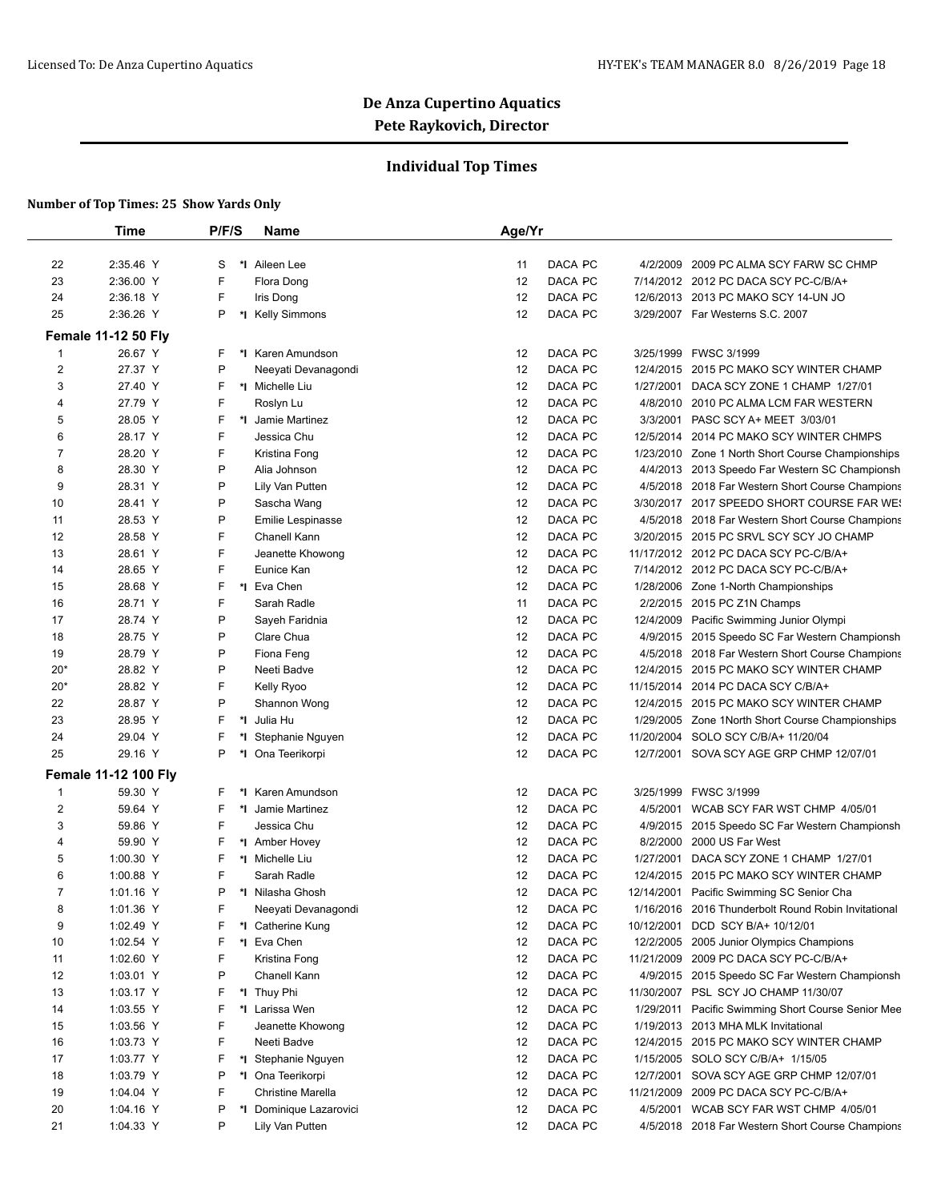## De Anza Cupertino Aquatics

### Pete Raykovich, Director

### Individual Top Times

**Number of Top Times: 25 Show Yards Only**

| | Time | P/F/S | | Name | Age/Yr | | | |
|---|---|---|---|---|---|---|---|---|
| 22 | 2:35.46 Y | S | *I | Aileen Lee | 11 | DACA PC | 4/2/2009 | 2009 PC ALMA SCY FARW SC CHMP |
| 23 | 2:36.00 Y | F | | Flora Dong | 12 | DACA PC | 7/14/2012 | 2012 PC DACA SCY PC-C/B/A+ |
| 24 | 2:36.18 Y | F | | Iris Dong | 12 | DACA PC | 12/6/2013 | 2013 PC MAKO SCY 14-UN JO |
| 25 | 2:36.26 Y | P | *I | Kelly Simmons | 12 | DACA PC | 3/29/2007 | Far Westerns S.C. 2007 |
| **Female 11-12 50 Fly** | | | | | | | | |
| 1 | 26.67 Y | F | *I | Karen Amundson | 12 | DACA PC | 3/25/1999 | FWSC 3/1999 |
| 2 | 27.37 Y | P | | Neeyati Devanagondi | 12 | DACA PC | 12/4/2015 | 2015 PC MAKO SCY WINTER CHAMP |
| 3 | 27.40 Y | F | *I | Michelle Liu | 12 | DACA PC | 1/27/2001 | DACA SCY ZONE 1 CHAMP 1/27/01 |
| 4 | 27.79 Y | F | | Roslyn Lu | 12 | DACA PC | 4/8/2010 | 2010 PC ALMA LCM FAR WESTERN |
| 5 | 28.05 Y | F | *I | Jamie Martinez | 12 | DACA PC | 3/3/2001 | PASC SCY A+ MEET 3/03/01 |
| 6 | 28.17 Y | F | | Jessica Chu | 12 | DACA PC | 12/5/2014 | 2014 PC MAKO SCY WINTER CHMPS |
| 7 | 28.20 Y | F | | Kristina Fong | 12 | DACA PC | 1/23/2010 | Zone 1 North Short Course Championships |
| 8 | 28.30 Y | P | | Alia Johnson | 12 | DACA PC | 4/4/2013 | 2013 Speedo Far Western SC Championsh |
| 9 | 28.31 Y | P | | Lily Van Putten | 12 | DACA PC | 4/5/2018 | 2018 Far Western Short Course Champions |
| 10 | 28.41 Y | P | | Sascha Wang | 12 | DACA PC | 3/30/2017 | 2017 SPEEDO SHORT COURSE FAR WES |
| 11 | 28.53 Y | P | | Emilie Lespinasse | 12 | DACA PC | 4/5/2018 | 2018 Far Western Short Course Champions |
| 12 | 28.58 Y | F | | Chanell Kann | 12 | DACA PC | 3/20/2015 | 2015 PC SRVL SCY SCY JO CHAMP |
| 13 | 28.61 Y | F | | Jeanette Khowong | 12 | DACA PC | 11/17/2012 | 2012 PC DACA SCY PC-C/B/A+ |
| 14 | 28.65 Y | F | | Eunice Kan | 12 | DACA PC | 7/14/2012 | 2012 PC DACA SCY PC-C/B/A+ |
| 15 | 28.68 Y | F | *I | Eva Chen | 12 | DACA PC | 1/28/2006 | Zone 1-North Championships |
| 16 | 28.71 Y | F | | Sarah Radle | 11 | DACA PC | 2/2/2015 | 2015 PC Z1N Champs |
| 17 | 28.74 Y | P | | Sayeh Faridnia | 12 | DACA PC | 12/4/2009 | Pacific Swimming Junior Olympi |
| 18 | 28.75 Y | P | | Clare Chua | 12 | DACA PC | 4/9/2015 | 2015 Speedo SC Far Western Championsh |
| 19 | 28.79 Y | P | | Fiona Feng | 12 | DACA PC | 4/5/2018 | 2018 Far Western Short Course Champions |
| 20* | 28.82 Y | P | | Neeti Badve | 12 | DACA PC | 12/4/2015 | 2015 PC MAKO SCY WINTER CHAMP |
| 20* | 28.82 Y | F | | Kelly Ryoo | 12 | DACA PC | 11/15/2014 | 2014 PC DACA SCY C/B/A+ |
| 22 | 28.87 Y | P | | Shannon Wong | 12 | DACA PC | 12/4/2015 | 2015 PC MAKO SCY WINTER CHAMP |
| 23 | 28.95 Y | F | *I | Julia Hu | 12 | DACA PC | 1/29/2005 | Zone 1North Short Course Championships |
| 24 | 29.04 Y | F | *I | Stephanie Nguyen | 12 | DACA PC | 11/20/2004 | SOLO SCY C/B/A+ 11/20/04 |
| 25 | 29.16 Y | P | *I | Ona Teerikorpi | 12 | DACA PC | 12/7/2001 | SOVA SCY AGE GRP CHMP 12/07/01 |
| **Female 11-12 100 Fly** | | | | | | | | |
| 1 | 59.30 Y | F | *I | Karen Amundson | 12 | DACA PC | 3/25/1999 | FWSC 3/1999 |
| 2 | 59.64 Y | F | *I | Jamie Martinez | 12 | DACA PC | 4/5/2001 | WCAB SCY FAR WST CHMP 4/05/01 |
| 3 | 59.86 Y | F | | Jessica Chu | 12 | DACA PC | 4/9/2015 | 2015 Speedo SC Far Western Championsh |
| 4 | 59.90 Y | F | *I | Amber Hovey | 12 | DACA PC | 8/2/2000 | 2000 US Far West |
| 5 | 1:00.30 Y | F | *I | Michelle Liu | 12 | DACA PC | 1/27/2001 | DACA SCY ZONE 1 CHAMP 1/27/01 |
| 6 | 1:00.88 Y | F | | Sarah Radle | 12 | DACA PC | 12/4/2015 | 2015 PC MAKO SCY WINTER CHAMP |
| 7 | 1:01.16 Y | P | *I | Nilasha Ghosh | 12 | DACA PC | 12/14/2001 | Pacific Swimming SC Senior Cha |
| 8 | 1:01.36 Y | F | | Neeyati Devanagondi | 12 | DACA PC | 1/16/2016 | 2016 Thunderbolt Round Robin Invitational |
| 9 | 1:02.49 Y | F | *I | Catherine Kung | 12 | DACA PC | 10/12/2001 | DCD SCY B/A+ 10/12/01 |
| 10 | 1:02.54 Y | F | *I | Eva Chen | 12 | DACA PC | 12/2/2005 | 2005 Junior Olympics Champions |
| 11 | 1:02.60 Y | F | | Kristina Fong | 12 | DACA PC | 11/21/2009 | 2009 PC DACA SCY PC-C/B/A+ |
| 12 | 1:03.01 Y | P | | Chanell Kann | 12 | DACA PC | 4/9/2015 | 2015 Speedo SC Far Western Championsh |
| 13 | 1:03.17 Y | F | *I | Thuy Phi | 12 | DACA PC | 11/30/2007 | PSL SCY JO CHAMP 11/30/07 |
| 14 | 1:03.55 Y | F | *I | Larissa Wen | 12 | DACA PC | 1/29/2011 | Pacific Swimming Short Course Senior Mee |
| 15 | 1:03.56 Y | F | | Jeanette Khowong | 12 | DACA PC | 1/19/2013 | 2013 MHA MLK Invitational |
| 16 | 1:03.73 Y | F | | Neeti Badve | 12 | DACA PC | 12/4/2015 | 2015 PC MAKO SCY WINTER CHAMP |
| 17 | 1:03.77 Y | F | *I | Stephanie Nguyen | 12 | DACA PC | 1/15/2005 | SOLO SCY C/B/A+ 1/15/05 |
| 18 | 1:03.79 Y | P | *I | Ona Teerikorpi | 12 | DACA PC | 12/7/2001 | SOVA SCY AGE GRP CHMP 12/07/01 |
| 19 | 1:04.04 Y | F | | Christine Marella | 12 | DACA PC | 11/21/2009 | 2009 PC DACA SCY PC-C/B/A+ |
| 20 | 1:04.16 Y | P | *I | Dominique Lazarovici | 12 | DACA PC | 4/5/2001 | WCAB SCY FAR WST CHMP 4/05/01 |
| 21 | 1:04.33 Y | P | | Lily Van Putten | 12 | DACA PC | 4/5/2018 | 2018 Far Western Short Course Champions |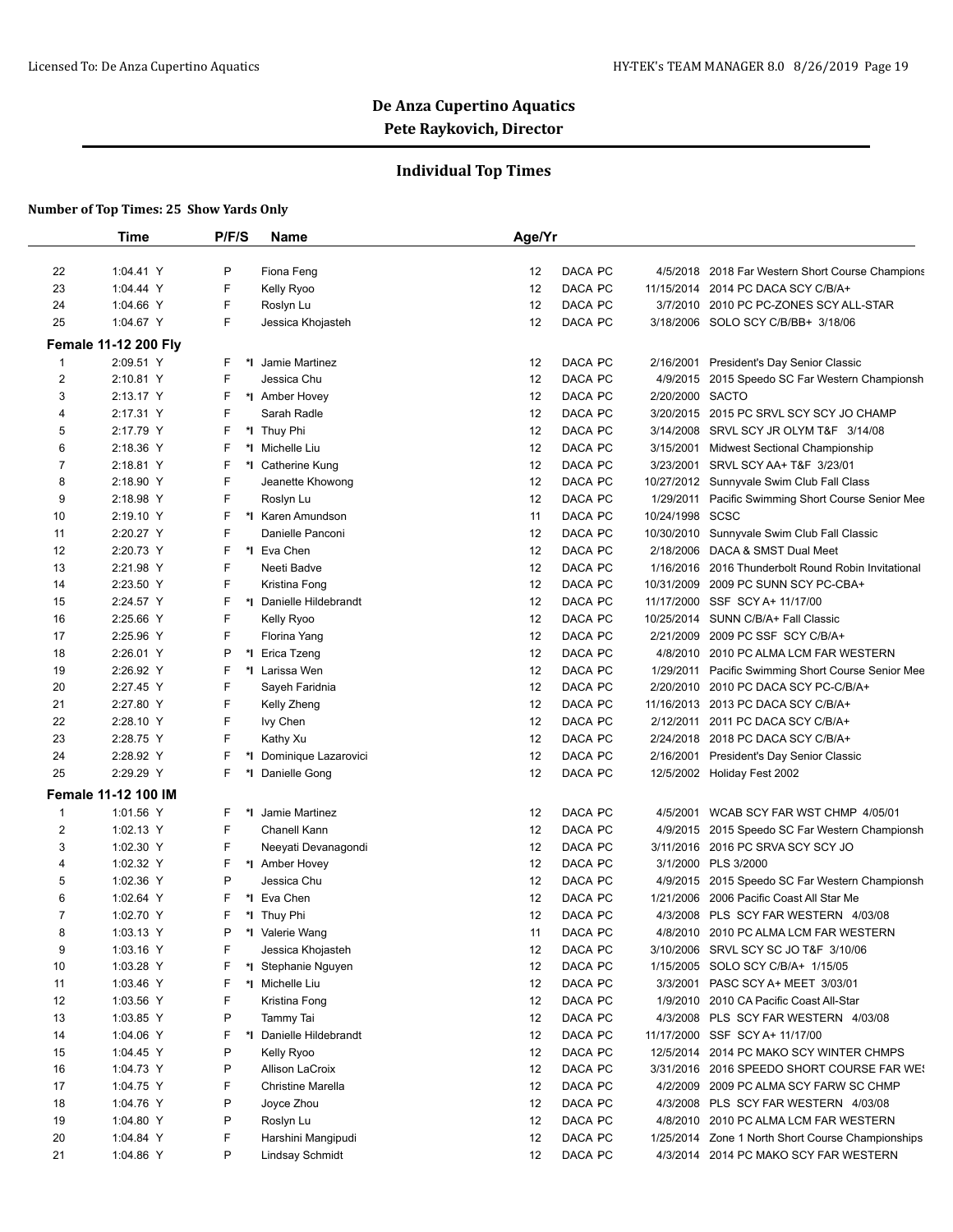## De Anza Cupertino Aquatics
## Pete Raykovich, Director

### Individual Top Times

**Number of Top Times: 25 Show Yards Only**

| | Time | P/F/S | | Name | Age/Yr | | | |
|---|---|---|---|---|---|---|---|---|
| 22 | 1:04.41 Y | P | | Fiona Feng | 12 | DACA PC | 4/5/2018 | 2018 Far Western Short Course Champions |
| 23 | 1:04.44 Y | F | | Kelly Ryoo | 12 | DACA PC | 11/15/2014 | 2014 PC DACA SCY C/B/A+ |
| 24 | 1:04.66 Y | F | | Roslyn Lu | 12 | DACA PC | 3/7/2010 | 2010 PC PC-ZONES SCY ALL-STAR |
| 25 | 1:04.67 Y | F | | Jessica Khojasteh | 12 | DACA PC | 3/18/2006 | SOLO SCY C/B/BB+ 3/18/06 |

**Female 11-12 200 Fly**

| | Time | P/F/S | | Name | Age/Yr | | | |
|---|---|---|---|---|---|---|---|---|
| 1 | 2:09.51 Y | F | *I | Jamie Martinez | 12 | DACA PC | 2/16/2001 | President's Day Senior Classic |
| 2 | 2:10.81 Y | F | | Jessica Chu | 12 | DACA PC | 4/9/2015 | 2015 Speedo SC Far Western Championsh |
| 3 | 2:13.17 Y | F | *I | Amber Hovey | 12 | DACA PC | 2/20/2000 | SACTO |
| 4 | 2:17.31 Y | F | | Sarah Radle | 12 | DACA PC | 3/20/2015 | 2015 PC SRVL SCY SCY JO CHAMP |
| 5 | 2:17.79 Y | F | *I | Thuy Phi | 12 | DACA PC | 3/14/2008 | SRVL SCY JR OLYM T&F 3/14/08 |
| 6 | 2:18.36 Y | F | *I | Michelle Liu | 12 | DACA PC | 3/15/2001 | Midwest Sectional Championship |
| 7 | 2:18.81 Y | F | *I | Catherine Kung | 12 | DACA PC | 3/23/2001 | SRVL SCY AA+ T&F 3/23/01 |
| 8 | 2:18.90 Y | F | | Jeanette Khowong | 12 | DACA PC | 10/27/2012 | Sunnyvale Swim Club Fall Class |
| 9 | 2:18.98 Y | F | | Roslyn Lu | 12 | DACA PC | 1/29/2011 | Pacific Swimming Short Course Senior Mee |
| 10 | 2:19.10 Y | F | *I | Karen Amundson | 11 | DACA PC | 10/24/1998 | SCSC |
| 11 | 2:20.27 Y | F | | Danielle Panconi | 12 | DACA PC | 10/30/2010 | Sunnyvale Swim Club Fall Classic |
| 12 | 2:20.73 Y | F | *I | Eva Chen | 12 | DACA PC | 2/18/2006 | DACA & SMST Dual Meet |
| 13 | 2:21.98 Y | F | | Neeti Badve | 12 | DACA PC | 1/16/2016 | 2016 Thunderbolt Round Robin Invitational |
| 14 | 2:23.50 Y | F | | Kristina Fong | 12 | DACA PC | 10/31/2009 | 2009 PC SUNN SCY PC-CBA+ |
| 15 | 2:24.57 Y | F | *I | Danielle Hildebrandt | 12 | DACA PC | 11/17/2000 | SSF SCY A+ 11/17/00 |
| 16 | 2:25.66 Y | F | | Kelly Ryoo | 12 | DACA PC | 10/25/2014 | SUNN C/B/A+ Fall Classic |
| 17 | 2:25.96 Y | F | | Florina Yang | 12 | DACA PC | 2/21/2009 | 2009 PC SSF SCY C/B/A+ |
| 18 | 2:26.01 Y | P | *I | Erica Tzeng | 12 | DACA PC | 4/8/2010 | 2010 PC ALMA LCM FAR WESTERN |
| 19 | 2:26.92 Y | F | *I | Larissa Wen | 12 | DACA PC | 1/29/2011 | Pacific Swimming Short Course Senior Mee |
| 20 | 2:27.45 Y | F | | Sayeh Faridnia | 12 | DACA PC | 2/20/2010 | 2010 PC DACA SCY PC-C/B/A+ |
| 21 | 2:27.80 Y | F | | Kelly Zheng | 12 | DACA PC | 11/16/2013 | 2013 PC DACA SCY C/B/A+ |
| 22 | 2:28.10 Y | F | | Ivy Chen | 12 | DACA PC | 2/12/2011 | 2011 PC DACA SCY C/B/A+ |
| 23 | 2:28.75 Y | F | | Kathy Xu | 12 | DACA PC | 2/24/2018 | 2018 PC DACA SCY C/B/A+ |
| 24 | 2:28.92 Y | F | *I | Dominique Lazarovici | 12 | DACA PC | 2/16/2001 | President's Day Senior Classic |
| 25 | 2:29.29 Y | F | *I | Danielle Gong | 12 | DACA PC | 12/5/2002 | Holiday Fest 2002 |

**Female 11-12 100 IM**

| | Time | P/F/S | | Name | Age/Yr | | | |
|---|---|---|---|---|---|---|---|---|
| 1 | 1:01.56 Y | F | *I | Jamie Martinez | 12 | DACA PC | 4/5/2001 | WCAB SCY FAR WST CHMP 4/05/01 |
| 2 | 1:02.13 Y | F | | Chanell Kann | 12 | DACA PC | 4/9/2015 | 2015 Speedo SC Far Western Championsh |
| 3 | 1:02.30 Y | F | | Neeyati Devanagondi | 12 | DACA PC | 3/11/2016 | 2016 PC SRVA SCY SCY JO |
| 4 | 1:02.32 Y | F | *I | Amber Hovey | 12 | DACA PC | 3/1/2000 | PLS 3/2000 |
| 5 | 1:02.36 Y | P | | Jessica Chu | 12 | DACA PC | 4/9/2015 | 2015 Speedo SC Far Western Championsh |
| 6 | 1:02.64 Y | F | *I | Eva Chen | 12 | DACA PC | 1/21/2006 | 2006 Pacific Coast All Star Me |
| 7 | 1:02.70 Y | F | *I | Thuy Phi | 12 | DACA PC | 4/3/2008 | PLS SCY FAR WESTERN 4/03/08 |
| 8 | 1:03.13 Y | P | *I | Valerie Wang | 11 | DACA PC | 4/8/2010 | 2010 PC ALMA LCM FAR WESTERN |
| 9 | 1:03.16 Y | F | | Jessica Khojasteh | 12 | DACA PC | 3/10/2006 | SRVL SCY SC JO T&F 3/10/06 |
| 10 | 1:03.28 Y | F | *I | Stephanie Nguyen | 12 | DACA PC | 1/15/2005 | SOLO SCY C/B/A+ 1/15/05 |
| 11 | 1:03.46 Y | F | *I | Michelle Liu | 12 | DACA PC | 3/3/2001 | PASC SCY A+ MEET 3/03/01 |
| 12 | 1:03.56 Y | F | | Kristina Fong | 12 | DACA PC | 1/9/2010 | 2010 CA Pacific Coast All-Star |
| 13 | 1:03.85 Y | P | | Tammy Tai | 12 | DACA PC | 4/3/2008 | PLS SCY FAR WESTERN 4/03/08 |
| 14 | 1:04.06 Y | F | *I | Danielle Hildebrandt | 12 | DACA PC | 11/17/2000 | SSF SCY A+ 11/17/00 |
| 15 | 1:04.45 Y | P | | Kelly Ryoo | 12 | DACA PC | 12/5/2014 | 2014 PC MAKO SCY WINTER CHMPS |
| 16 | 1:04.73 Y | P | | Allison LaCroix | 12 | DACA PC | 3/31/2016 | 2016 SPEEDO SHORT COURSE FAR WES |
| 17 | 1:04.75 Y | F | | Christine Marella | 12 | DACA PC | 4/2/2009 | 2009 PC ALMA SCY FARW SC CHMP |
| 18 | 1:04.76 Y | P | | Joyce Zhou | 12 | DACA PC | 4/3/2008 | PLS SCY FAR WESTERN 4/03/08 |
| 19 | 1:04.80 Y | P | | Roslyn Lu | 12 | DACA PC | 4/8/2010 | 2010 PC ALMA LCM FAR WESTERN |
| 20 | 1:04.84 Y | F | | Harshini Mangipudi | 12 | DACA PC | 1/25/2014 | Zone 1 North Short Course Championships |
| 21 | 1:04.86 Y | P | | Lindsay Schmidt | 12 | DACA PC | 4/3/2014 | 2014 PC MAKO SCY FAR WESTERN |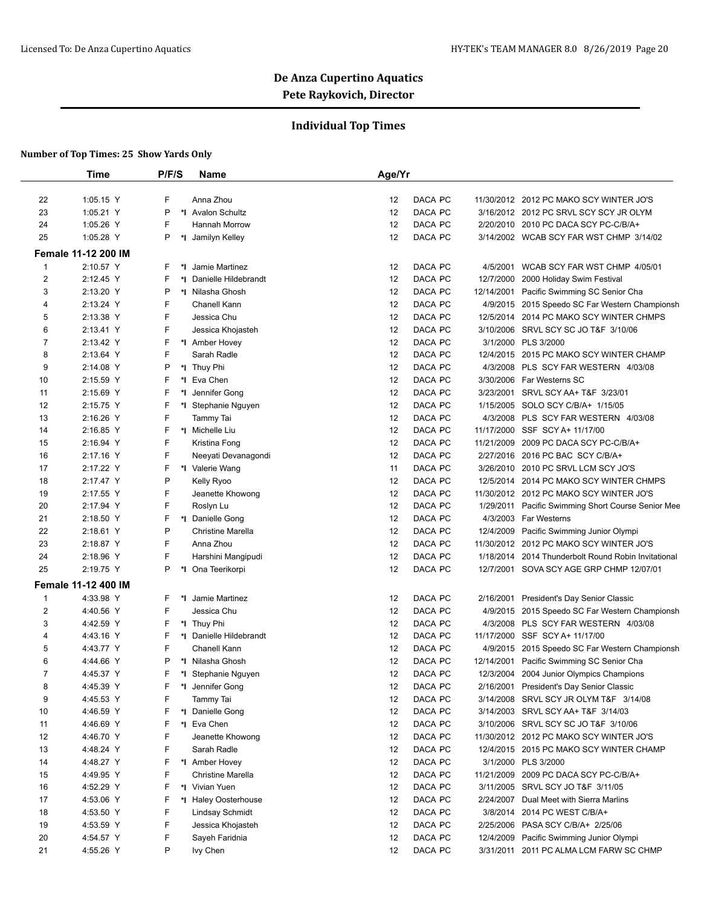# De Anza Cupertino Aquatics

## Pete Raykovich, Director

### Individual Top Times

**Number of Top Times: 25 Show Yards Only**

| | Time | P/F/S | | Name | Age/Yr | | | |
|---|---|---|---|---|---|---|---|---|
| 22 | 1:05.15 Y | F | | Anna Zhou | 12 | DACA PC | 11/30/2012 | 2012 PC MAKO SCY WINTER JO'S |
| 23 | 1:05.21 Y | P | *I | Avalon Schultz | 12 | DACA PC | 3/16/2012 | 2012 PC SRVL SCY SCY JR OLYM |
| 24 | 1:05.26 Y | F | | Hannah Morrow | 12 | DACA PC | 2/20/2010 | 2010 PC DACA SCY PC-C/B/A+ |
| 25 | 1:05.28 Y | P | *I | Jamilyn Kelley | 12 | DACA PC | 3/14/2002 | WCAB SCY FAR WST CHMP 3/14/02 |

**Female 11-12 200 IM**

| | Time | P/F/S | | Name | Age/Yr | | | |
|---|---|---|---|---|---|---|---|---|
| 1 | 2:10.57 Y | F | *I | Jamie Martinez | 12 | DACA PC | 4/5/2001 | WCAB SCY FAR WST CHMP 4/05/01 |
| 2 | 2:12.45 Y | F | *I | Danielle Hildebrandt | 12 | DACA PC | 12/7/2000 | 2000 Holiday Swim Festival |
| 3 | 2:13.20 Y | P | *I | Nilasha Ghosh | 12 | DACA PC | 12/14/2001 | Pacific Swimming SC Senior Cha |
| 4 | 2:13.24 Y | F | | Chanell Kann | 12 | DACA PC | 4/9/2015 | 2015 Speedo SC Far Western Championsh |
| 5 | 2:13.38 Y | F | | Jessica Chu | 12 | DACA PC | 12/5/2014 | 2014 PC MAKO SCY WINTER CHMPS |
| 6 | 2:13.41 Y | F | | Jessica Khojasteh | 12 | DACA PC | 3/10/2006 | SRVL SCY SC JO T&F 3/10/06 |
| 7 | 2:13.42 Y | F | *I | Amber Hovey | 12 | DACA PC | 3/1/2000 | PLS 3/2000 |
| 8 | 2:13.64 Y | F | | Sarah Radle | 12 | DACA PC | 12/4/2015 | 2015 PC MAKO SCY WINTER CHAMP |
| 9 | 2:14.08 Y | P | *I | Thuy Phi | 12 | DACA PC | 4/3/2008 | PLS SCY FAR WESTERN 4/03/08 |
| 10 | 2:15.59 Y | F | *I | Eva Chen | 12 | DACA PC | 3/30/2006 | Far Westerns SC |
| 11 | 2:15.69 Y | F | *I | Jennifer Gong | 12 | DACA PC | 3/23/2001 | SRVL SCY AA+ T&F 3/23/01 |
| 12 | 2:15.75 Y | F | *I | Stephanie Nguyen | 12 | DACA PC | 1/15/2005 | SOLO SCY C/B/A+ 1/15/05 |
| 13 | 2:16.26 Y | F | | Tammy Tai | 12 | DACA PC | 4/3/2008 | PLS SCY FAR WESTERN 4/03/08 |
| 14 | 2:16.85 Y | F | *I | Michelle Liu | 12 | DACA PC | 11/17/2000 | SSF SCY A+ 11/17/00 |
| 15 | 2:16.94 Y | F | | Kristina Fong | 12 | DACA PC | 11/21/2009 | 2009 PC DACA SCY PC-C/B/A+ |
| 16 | 2:17.16 Y | F | | Neeyati Devanagondi | 12 | DACA PC | 2/27/2016 | 2016 PC BAC SCY C/B/A+ |
| 17 | 2:17.22 Y | F | *I | Valerie Wang | 11 | DACA PC | 3/26/2010 | 2010 PC SRVL LCM SCY JO'S |
| 18 | 2:17.47 Y | P | | Kelly Ryoo | 12 | DACA PC | 12/5/2014 | 2014 PC MAKO SCY WINTER CHMPS |
| 19 | 2:17.55 Y | F | | Jeanette Khowong | 12 | DACA PC | 11/30/2012 | 2012 PC MAKO SCY WINTER JO'S |
| 20 | 2:17.94 Y | F | | Roslyn Lu | 12 | DACA PC | 1/29/2011 | Pacific Swimming Short Course Senior Mee |
| 21 | 2:18.50 Y | F | *I | Danielle Gong | 12 | DACA PC | 4/3/2003 | Far Westerns |
| 22 | 2:18.61 Y | P | | Christine Marella | 12 | DACA PC | 12/4/2009 | Pacific Swimming Junior Olympi |
| 23 | 2:18.87 Y | F | | Anna Zhou | 12 | DACA PC | 11/30/2012 | 2012 PC MAKO SCY WINTER JO'S |
| 24 | 2:18.96 Y | F | | Harshini Mangipudi | 12 | DACA PC | 1/18/2014 | 2014 Thunderbolt Round Robin Invitational |
| 25 | 2:19.75 Y | P | *I | Ona Teerikorpi | 12 | DACA PC | 12/7/2001 | SOVA SCY AGE GRP CHMP 12/07/01 |

**Female 11-12 400 IM**

| | Time | P/F/S | | Name | Age/Yr | | | |
|---|---|---|---|---|---|---|---|---|
| 1 | 4:33.98 Y | F | *I | Jamie Martinez | 12 | DACA PC | 2/16/2001 | President's Day Senior Classic |
| 2 | 4:40.56 Y | F | | Jessica Chu | 12 | DACA PC | 4/9/2015 | 2015 Speedo SC Far Western Championsh |
| 3 | 4:42.59 Y | F | *I | Thuy Phi | 12 | DACA PC | 4/3/2008 | PLS SCY FAR WESTERN 4/03/08 |
| 4 | 4:43.16 Y | F | *I | Danielle Hildebrandt | 12 | DACA PC | 11/17/2000 | SSF SCY A+ 11/17/00 |
| 5 | 4:43.77 Y | F | | Chanell Kann | 12 | DACA PC | 4/9/2015 | 2015 Speedo SC Far Western Championsh |
| 6 | 4:44.66 Y | P | *I | Nilasha Ghosh | 12 | DACA PC | 12/14/2001 | Pacific Swimming SC Senior Cha |
| 7 | 4:45.37 Y | F | *I | Stephanie Nguyen | 12 | DACA PC | 12/3/2004 | 2004 Junior Olympics Champions |
| 8 | 4:45.39 Y | F | *I | Jennifer Gong | 12 | DACA PC | 2/16/2001 | President's Day Senior Classic |
| 9 | 4:45.53 Y | F | | Tammy Tai | 12 | DACA PC | 3/14/2008 | SRVL SCY JR OLYM T&F 3/14/08 |
| 10 | 4:46.59 Y | F | *I | Danielle Gong | 12 | DACA PC | 3/14/2003 | SRVL SCY AA+ T&F 3/14/03 |
| 11 | 4:46.69 Y | F | *I | Eva Chen | 12 | DACA PC | 3/10/2006 | SRVL SCY SC JO T&F 3/10/06 |
| 12 | 4:46.70 Y | F | | Jeanette Khowong | 12 | DACA PC | 11/30/2012 | 2012 PC MAKO SCY WINTER JO'S |
| 13 | 4:48.24 Y | F | | Sarah Radle | 12 | DACA PC | 12/4/2015 | 2015 PC MAKO SCY WINTER CHAMP |
| 14 | 4:48.27 Y | F | *I | Amber Hovey | 12 | DACA PC | 3/1/2000 | PLS 3/2000 |
| 15 | 4:49.95 Y | F | | Christine Marella | 12 | DACA PC | 11/21/2009 | 2009 PC DACA SCY PC-C/B/A+ |
| 16 | 4:52.29 Y | F | *I | Vivian Yuen | 12 | DACA PC | 3/11/2005 | SRVL SCY JO T&F 3/11/05 |
| 17 | 4:53.06 Y | F | *I | Haley Oosterhouse | 12 | DACA PC | 2/24/2007 | Dual Meet with Sierra Marlins |
| 18 | 4:53.50 Y | F | | Lindsay Schmidt | 12 | DACA PC | 3/8/2014 | 2014 PC WEST C/B/A+ |
| 19 | 4:53.59 Y | F | | Jessica Khojasteh | 12 | DACA PC | 2/25/2006 | PASA SCY C/B/A+ 2/25/06 |
| 20 | 4:54.57 Y | F | | Sayeh Faridnia | 12 | DACA PC | 12/4/2009 | Pacific Swimming Junior Olympi |
| 21 | 4:55.26 Y | P | | Ivy Chen | 12 | DACA PC | 3/31/2011 | 2011 PC ALMA LCM FARW SC CHMP |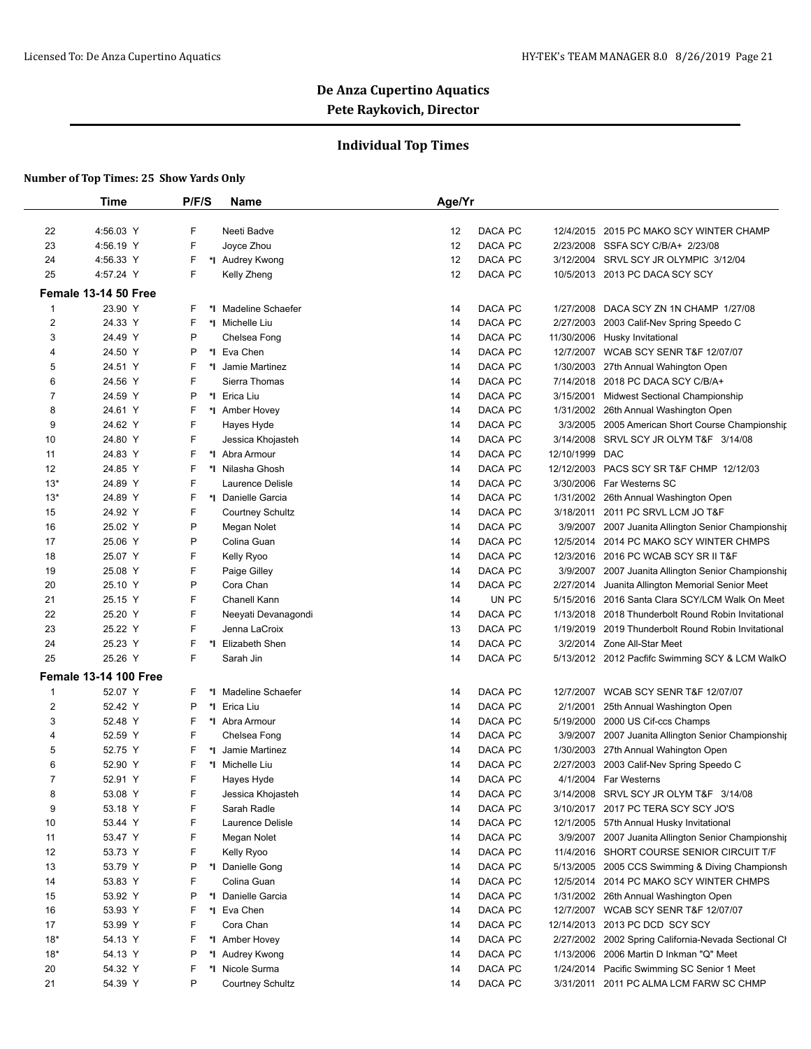## De Anza Cupertino Aquatics
### Pete Raykovich, Director

### Individual Top Times

**Number of Top Times: 25 Show Yards Only**

| | Time | P/F/S | | Name | Age/Yr | | | |
|---|---|---|---|---|---|---|---|---|
| 22 | 4:56.03 Y | F | | Neeti Badve | 12 | DACA PC | 12/4/2015 | 2015 PC MAKO SCY WINTER CHAMP |
| 23 | 4:56.19 Y | F | | Joyce Zhou | 12 | DACA PC | 2/23/2008 | SSFA SCY C/B/A+ 2/23/08 |
| 24 | 4:56.33 Y | F | *I | Audrey Kwong | 12 | DACA PC | 3/12/2004 | SRVL SCY JR OLYMPIC 3/12/04 |
| 25 | 4:57.24 Y | F | | Kelly Zheng | 12 | DACA PC | 10/5/2013 | 2013 PC DACA SCY SCY |

**Female 13-14 50 Free**

| | Time | P/F/S | | Name | Age/Yr | | | |
|---|---|---|---|---|---|---|---|---|
| 1 | 23.90 Y | F | *I | Madeline Schaefer | 14 | DACA PC | 1/27/2008 | DACA SCY ZN 1N CHAMP 1/27/08 |
| 2 | 24.33 Y | F | *I | Michelle Liu | 14 | DACA PC | 2/27/2003 | 2003 Calif-Nev Spring Speedo C |
| 3 | 24.49 Y | P | | Chelsea Fong | 14 | DACA PC | 11/30/2006 | Husky Invitational |
| 4 | 24.50 Y | P | *I | Eva Chen | 14 | DACA PC | 12/7/2007 | WCAB SCY SENR T&F 12/07/07 |
| 5 | 24.51 Y | F | *I | Jamie Martinez | 14 | DACA PC | 1/30/2003 | 27th Annual Wahington Open |
| 6 | 24.56 Y | F | | Sierra Thomas | 14 | DACA PC | 7/14/2018 | 2018 PC DACA SCY C/B/A+ |
| 7 | 24.59 Y | P | *I | Erica Liu | 14 | DACA PC | 3/15/2001 | Midwest Sectional Championship |
| 8 | 24.61 Y | F | *I | Amber Hovey | 14 | DACA PC | 1/31/2002 | 26th Annual Washington Open |
| 9 | 24.62 Y | F | | Hayes Hyde | 14 | DACA PC | 3/3/2005 | 2005 American Short Course Championshi |
| 10 | 24.80 Y | F | | Jessica Khojasteh | 14 | DACA PC | 3/14/2008 | SRVL SCY JR OLYM T&F 3/14/08 |
| 11 | 24.83 Y | F | *I | Abra Armour | 14 | DACA PC | 12/10/1999 | DAC |
| 12 | 24.85 Y | F | *I | Nilasha Ghosh | 14 | DACA PC | 12/12/2003 | PACS SCY SR T&F CHMP 12/12/03 |
| 13* | 24.89 Y | F | | Laurence Delisle | 14 | DACA PC | 3/30/2006 | Far Westerns SC |
| 13* | 24.89 Y | F | *I | Danielle Garcia | 14 | DACA PC | 1/31/2002 | 26th Annual Washington Open |
| 15 | 24.92 Y | F | | Courtney Schultz | 14 | DACA PC | 3/18/2011 | 2011 PC SRVL LCM JO T&F |
| 16 | 25.02 Y | P | | Megan Nolet | 14 | DACA PC | 3/9/2007 | 2007 Juanita Allington Senior Championshi |
| 17 | 25.06 Y | P | | Colina Guan | 14 | DACA PC | 12/5/2014 | 2014 PC MAKO SCY WINTER CHMPS |
| 18 | 25.07 Y | F | | Kelly Ryoo | 14 | DACA PC | 12/3/2016 | 2016 PC WCAB SCY SR II T&F |
| 19 | 25.08 Y | F | | Paige Gilley | 14 | DACA PC | 3/9/2007 | 2007 Juanita Allington Senior Championshi |
| 20 | 25.10 Y | P | | Cora Chan | 14 | DACA PC | 2/27/2014 | Juanita Allington Memorial Senior Meet |
| 21 | 25.15 Y | F | | Chanell Kann | 14 | UN PC | 5/15/2016 | 2016 Santa Clara SCY/LCM Walk On Meet |
| 22 | 25.20 Y | F | | Neeyati Devanagondi | 14 | DACA PC | 1/13/2018 | 2018 Thunderbolt Round Robin Invitational |
| 23 | 25.22 Y | F | | Jenna LaCroix | 13 | DACA PC | 1/19/2019 | 2019 Thunderbolt Round Robin Invitational |
| 24 | 25.23 Y | F | *I | Elizabeth Shen | 14 | DACA PC | 3/2/2014 | Zone All-Star Meet |
| 25 | 25.26 Y | F | | Sarah Jin | 14 | DACA PC | 5/13/2012 | 2012 Pacfifc Swimming SCY & LCM WalkO |

**Female 13-14 100 Free**

| | Time | P/F/S | | Name | Age/Yr | | | |
|---|---|---|---|---|---|---|---|---|
| 1 | 52.07 Y | F | *I | Madeline Schaefer | 14 | DACA PC | 12/7/2007 | WCAB SCY SENR T&F 12/07/07 |
| 2 | 52.42 Y | P | *I | Erica Liu | 14 | DACA PC | 2/1/2001 | 25th Annual Washington Open |
| 3 | 52.48 Y | F | *I | Abra Armour | 14 | DACA PC | 5/19/2000 | 2000 US Cif-ccs Champs |
| 4 | 52.59 Y | F | | Chelsea Fong | 14 | DACA PC | 3/9/2007 | 2007 Juanita Allington Senior Championshi |
| 5 | 52.75 Y | F | *I | Jamie Martinez | 14 | DACA PC | 1/30/2003 | 27th Annual Wahington Open |
| 6 | 52.90 Y | F | *I | Michelle Liu | 14 | DACA PC | 2/27/2003 | 2003 Calif-Nev Spring Speedo C |
| 7 | 52.91 Y | F | | Hayes Hyde | 14 | DACA PC | 4/1/2004 | Far Westerns |
| 8 | 53.08 Y | F | | Jessica Khojasteh | 14 | DACA PC | 3/14/2008 | SRVL SCY JR OLYM T&F 3/14/08 |
| 9 | 53.18 Y | F | | Sarah Radle | 14 | DACA PC | 3/10/2017 | 2017 PC TERA SCY SCY JO'S |
| 10 | 53.44 Y | F | | Laurence Delisle | 14 | DACA PC | 12/1/2005 | 57th Annual Husky Invitational |
| 11 | 53.47 Y | F | | Megan Nolet | 14 | DACA PC | 3/9/2007 | 2007 Juanita Allington Senior Championshi |
| 12 | 53.73 Y | F | | Kelly Ryoo | 14 | DACA PC | 11/4/2016 | SHORT COURSE SENIOR CIRCUIT T/F |
| 13 | 53.79 Y | P | *I | Danielle Gong | 14 | DACA PC | 5/13/2005 | 2005 CCS Swimming & Diving Championsh |
| 14 | 53.83 Y | F | | Colina Guan | 14 | DACA PC | 12/5/2014 | 2014 PC MAKO SCY WINTER CHMPS |
| 15 | 53.92 Y | P | *I | Danielle Garcia | 14 | DACA PC | 1/31/2002 | 26th Annual Washington Open |
| 16 | 53.93 Y | F | *I | Eva Chen | 14 | DACA PC | 12/7/2007 | WCAB SCY SENR T&F 12/07/07 |
| 17 | 53.99 Y | F | | Cora Chan | 14 | DACA PC | 12/14/2013 | 2013 PC DCD SCY SCY |
| 18* | 54.13 Y | F | *I | Amber Hovey | 14 | DACA PC | 2/27/2002 | 2002 Spring California-Nevada Sectional Cl |
| 18* | 54.13 Y | P | *I | Audrey Kwong | 14 | DACA PC | 1/13/2006 | 2006 Martin D Inkman "Q" Meet |
| 20 | 54.32 Y | F | *I | Nicole Surma | 14 | DACA PC | 1/24/2014 | Pacific Swimming SC Senior 1 Meet |
| 21 | 54.39 Y | P | | Courtney Schultz | 14 | DACA PC | 3/31/2011 | 2011 PC ALMA LCM FARW SC CHMP |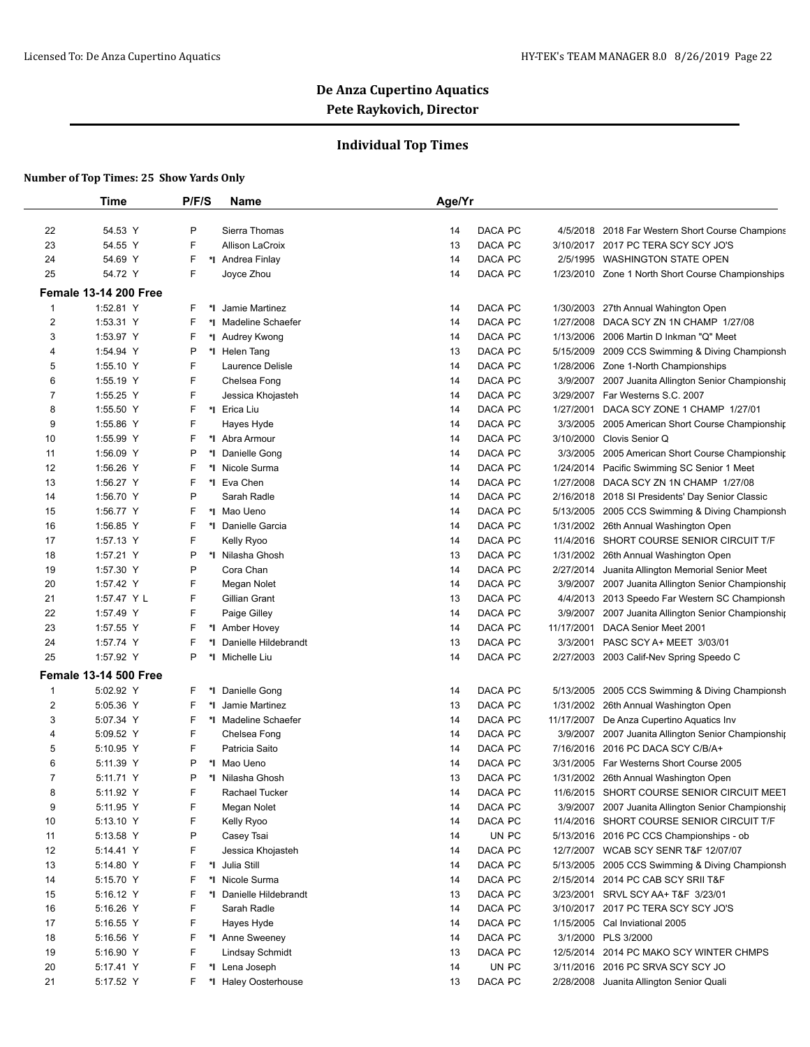## De Anza Cupertino Aquatics
### Pete Raykovich, Director

### Individual Top Times

**Number of Top Times: 25 Show Yards Only**

| | Time | P/F/S | | Name | Age/Yr | | | |
|---|---|---|---|---|---|---|---|---|
| 22 | 54.53 Y | P | | Sierra Thomas | 14 | DACA PC | 4/5/2018 | 2018 Far Western Short Course Champions |
| 23 | 54.55 Y | F | | Allison LaCroix | 13 | DACA PC | 3/10/2017 | 2017 PC TERA SCY SCY JO'S |
| 24 | 54.69 Y | F | *I | Andrea Finlay | 14 | DACA PC | 2/5/1995 | WASHINGTON STATE OPEN |
| 25 | 54.72 Y | F | | Joyce Zhou | 14 | DACA PC | 1/23/2010 | Zone 1 North Short Course Championships |

**Female 13-14 200 Free**

| | Time | P/F/S | | Name | Age/Yr | | | |
|---|---|---|---|---|---|---|---|---|
| 1 | 1:52.81 Y | F | *I | Jamie Martinez | 14 | DACA PC | 1/30/2003 | 27th Annual Wahington Open |
| 2 | 1:53.31 Y | F | *I | Madeline Schaefer | 14 | DACA PC | 1/27/2008 | DACA SCY ZN 1N CHAMP 1/27/08 |
| 3 | 1:53.97 Y | F | *I | Audrey Kwong | 14 | DACA PC | 1/13/2006 | 2006 Martin D Inkman "Q" Meet |
| 4 | 1:54.94 Y | P | *I | Helen Tang | 13 | DACA PC | 5/15/2009 | 2009 CCS Swimming & Diving Championsh |
| 5 | 1:55.10 Y | F | | Laurence Delisle | 14 | DACA PC | 1/28/2006 | Zone 1-North Championships |
| 6 | 1:55.19 Y | F | | Chelsea Fong | 14 | DACA PC | 3/9/2007 | 2007 Juanita Allington Senior Championshi |
| 7 | 1:55.25 Y | F | | Jessica Khojasteh | 14 | DACA PC | 3/29/2007 | Far Westerns S.C. 2007 |
| 8 | 1:55.50 Y | F | *I | Erica Liu | 14 | DACA PC | 1/27/2001 | DACA SCY ZONE 1 CHAMP 1/27/01 |
| 9 | 1:55.86 Y | F | | Hayes Hyde | 14 | DACA PC | 3/3/2005 | 2005 American Short Course Championshi |
| 10 | 1:55.99 Y | F | *I | Abra Armour | 14 | DACA PC | 3/10/2000 | Clovis Senior Q |
| 11 | 1:56.09 Y | P | *I | Danielle Gong | 14 | DACA PC | 3/3/2005 | 2005 American Short Course Championshi |
| 12 | 1:56.26 Y | F | *I | Nicole Surma | 14 | DACA PC | 1/24/2014 | Pacific Swimming SC Senior 1 Meet |
| 13 | 1:56.27 Y | F | *I | Eva Chen | 14 | DACA PC | 1/27/2008 | DACA SCY ZN 1N CHAMP 1/27/08 |
| 14 | 1:56.70 Y | P | | Sarah Radle | 14 | DACA PC | 2/16/2018 | 2018 SI Presidents' Day Senior Classic |
| 15 | 1:56.77 Y | F | *I | Mao Ueno | 14 | DACA PC | 5/13/2005 | 2005 CCS Swimming & Diving Championsh |
| 16 | 1:56.85 Y | F | *I | Danielle Garcia | 14 | DACA PC | 1/31/2002 | 26th Annual Washington Open |
| 17 | 1:57.13 Y | F | | Kelly Ryoo | 14 | DACA PC | 11/4/2016 | SHORT COURSE SENIOR CIRCUIT T/F |
| 18 | 1:57.21 Y | P | *I | Nilasha Ghosh | 13 | DACA PC | 1/31/2002 | 26th Annual Washington Open |
| 19 | 1:57.30 Y | P | | Cora Chan | 14 | DACA PC | 2/27/2014 | Juanita Allington Memorial Senior Meet |
| 20 | 1:57.42 Y | F | | Megan Nolet | 14 | DACA PC | 3/9/2007 | 2007 Juanita Allington Senior Championshi |
| 21 | 1:57.47 Y L | F | | Gillian Grant | 13 | DACA PC | 4/4/2013 | 2013 Speedo Far Western SC Championsh |
| 22 | 1:57.49 Y | F | | Paige Gilley | 14 | DACA PC | 3/9/2007 | 2007 Juanita Allington Senior Championshi |
| 23 | 1:57.55 Y | F | *I | Amber Hovey | 14 | DACA PC | 11/17/2001 | DACA Senior Meet 2001 |
| 24 | 1:57.74 Y | F | *I | Danielle Hildebrandt | 13 | DACA PC | 3/3/2001 | PASC SCY A+ MEET 3/03/01 |
| 25 | 1:57.92 Y | P | *I | Michelle Liu | 14 | DACA PC | 2/27/2003 | 2003 Calif-Nev Spring Speedo C |

**Female 13-14 500 Free**

| | Time | P/F/S | | Name | Age/Yr | | | |
|---|---|---|---|---|---|---|---|---|
| 1 | 5:02.92 Y | F | *I | Danielle Gong | 14 | DACA PC | 5/13/2005 | 2005 CCS Swimming & Diving Championsh |
| 2 | 5:05.36 Y | F | *I | Jamie Martinez | 13 | DACA PC | 1/31/2002 | 26th Annual Washington Open |
| 3 | 5:07.34 Y | F | *I | Madeline Schaefer | 14 | DACA PC | 11/17/2007 | De Anza Cupertino Aquatics Inv |
| 4 | 5:09.52 Y | F | | Chelsea Fong | 14 | DACA PC | 3/9/2007 | 2007 Juanita Allington Senior Championshi |
| 5 | 5:10.95 Y | F | | Patricia Saito | 14 | DACA PC | 7/16/2016 | 2016 PC DACA SCY C/B/A+ |
| 6 | 5:11.39 Y | P | *I | Mao Ueno | 14 | DACA PC | 3/31/2005 | Far Westerns Short Course 2005 |
| 7 | 5:11.71 Y | P | *I | Nilasha Ghosh | 13 | DACA PC | 1/31/2002 | 26th Annual Washington Open |
| 8 | 5:11.92 Y | F | | Rachael Tucker | 14 | DACA PC | 11/6/2015 | SHORT COURSE SENIOR CIRCUIT MEET |
| 9 | 5:11.95 Y | F | | Megan Nolet | 14 | DACA PC | 3/9/2007 | 2007 Juanita Allington Senior Championshi |
| 10 | 5:13.10 Y | F | | Kelly Ryoo | 14 | DACA PC | 11/4/2016 | SHORT COURSE SENIOR CIRCUIT T/F |
| 11 | 5:13.58 Y | P | | Casey Tsai | 14 | UN PC | 5/13/2016 | 2016 PC CCS Championships - ob |
| 12 | 5:14.41 Y | F | | Jessica Khojasteh | 14 | DACA PC | 12/7/2007 | WCAB SCY SENR T&F 12/07/07 |
| 13 | 5:14.80 Y | F | *I | Julia Still | 14 | DACA PC | 5/13/2005 | 2005 CCS Swimming & Diving Championsh |
| 14 | 5:15.70 Y | F | *I | Nicole Surma | 14 | DACA PC | 2/15/2014 | 2014 PC CAB SCY SRII T&F |
| 15 | 5:16.12 Y | F | *I | Danielle Hildebrandt | 13 | DACA PC | 3/23/2001 | SRVL SCY AA+ T&F 3/23/01 |
| 16 | 5:16.26 Y | F | | Sarah Radle | 14 | DACA PC | 3/10/2017 | 2017 PC TERA SCY SCY JO'S |
| 17 | 5:16.55 Y | F | | Hayes Hyde | 14 | DACA PC | 1/15/2005 | Cal Inviational 2005 |
| 18 | 5:16.56 Y | F | *I | Anne Sweeney | 14 | DACA PC | 3/1/2000 | PLS 3/2000 |
| 19 | 5:16.90 Y | F | | Lindsay Schmidt | 13 | DACA PC | 12/5/2014 | 2014 PC MAKO SCY WINTER CHMPS |
| 20 | 5:17.41 Y | F | *I | Lena Joseph | 14 | UN PC | 3/11/2016 | 2016 PC SRVA SCY SCY JO |
| 21 | 5:17.52 Y | F | *I | Haley Oosterhouse | 13 | DACA PC | 2/28/2008 | Juanita Allington Senior Quali |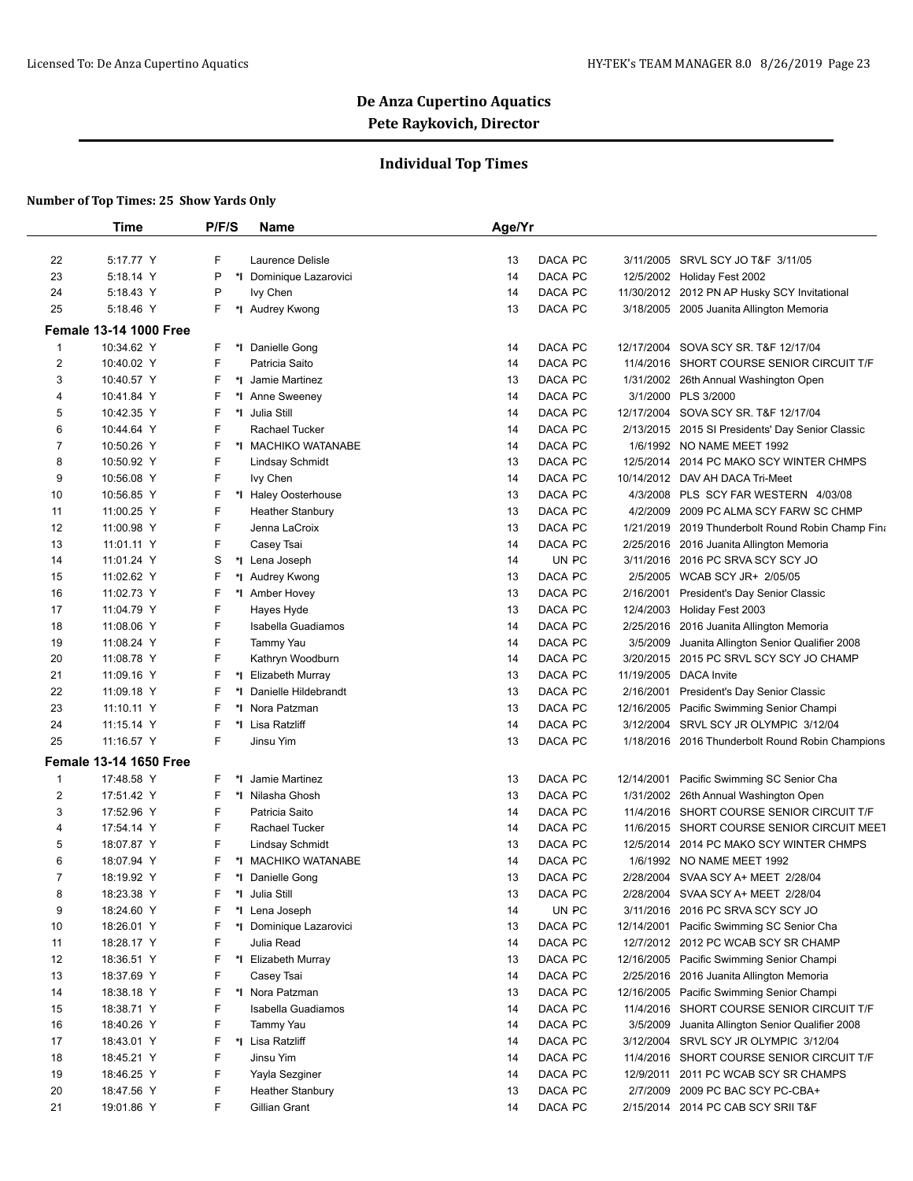**De Anza Cupertino Aquatics**
**Pete Raykovich, Director**

## Individual Top Times

**Number of Top Times: 25 Show Yards Only**

| | Time | P/F/S | | Name | Age/Yr | | | |
|---|---|---|---|---|---|---|---|---|
| 22 | 5:17.77 Y | F | | Laurence Delisle | 13 | DACA PC | 3/11/2005 | SRVL SCY JO T&F 3/11/05 |
| 23 | 5:18.14 Y | P | *I | Dominique Lazarovici | 14 | DACA PC | 12/5/2002 | Holiday Fest 2002 |
| 24 | 5:18.43 Y | P | | Ivy Chen | 14 | DACA PC | 11/30/2012 | 2012 PN AP Husky SCY Invitational |
| 25 | 5:18.46 Y | F | *I | Audrey Kwong | 13 | DACA PC | 3/18/2005 | 2005 Juanita Allington Memoria |
| **Female 13-14 1000 Free** | | | | | | | | |
| 1 | 10:34.62 Y | F | *I | Danielle Gong | 14 | DACA PC | 12/17/2004 | SOVA SCY SR. T&F 12/17/04 |
| 2 | 10:40.02 Y | F | | Patricia Saito | 14 | DACA PC | 11/4/2016 | SHORT COURSE SENIOR CIRCUIT T/F |
| 3 | 10:40.57 Y | F | *I | Jamie Martinez | 13 | DACA PC | 1/31/2002 | 26th Annual Washington Open |
| 4 | 10:41.84 Y | F | *I | Anne Sweeney | 14 | DACA PC | 3/1/2000 | PLS 3/2000 |
| 5 | 10:42.35 Y | F | *I | Julia Still | 14 | DACA PC | 12/17/2004 | SOVA SCY SR. T&F 12/17/04 |
| 6 | 10:44.64 Y | F | | Rachael Tucker | 14 | DACA PC | 2/13/2015 | 2015 SI Presidents' Day Senior Classic |
| 7 | 10:50.26 Y | F | *I | MACHIKO WATANABE | 14 | DACA PC | 1/6/1992 | NO NAME MEET 1992 |
| 8 | 10:50.92 Y | F | | Lindsay Schmidt | 13 | DACA PC | 12/5/2014 | 2014 PC MAKO SCY WINTER CHMPS |
| 9 | 10:56.08 Y | F | | Ivy Chen | 14 | DACA PC | 10/14/2012 | DAV AH DACA Tri-Meet |
| 10 | 10:56.85 Y | F | *I | Haley Oosterhouse | 13 | DACA PC | 4/3/2008 | PLS SCY FAR WESTERN 4/03/08 |
| 11 | 11:00.25 Y | F | | Heather Stanbury | 13 | DACA PC | 4/2/2009 | 2009 PC ALMA SCY FARW SC CHMP |
| 12 | 11:00.98 Y | F | | Jenna LaCroix | 13 | DACA PC | 1/21/2019 | 2019 Thunderbolt Round Robin Champ Fina |
| 13 | 11:01.11 Y | F | | Casey Tsai | 14 | DACA PC | 2/25/2016 | 2016 Juanita Allington Memoria |
| 14 | 11:01.24 Y | S | *I | Lena Joseph | 14 | UN PC | 3/11/2016 | 2016 PC SRVA SCY SCY JO |
| 15 | 11:02.62 Y | F | *I | Audrey Kwong | 13 | DACA PC | 2/5/2005 | WCAB SCY JR+ 2/05/05 |
| 16 | 11:02.73 Y | F | *I | Amber Hovey | 13 | DACA PC | 2/16/2001 | President's Day Senior Classic |
| 17 | 11:04.79 Y | F | | Hayes Hyde | 13 | DACA PC | 12/4/2003 | Holiday Fest 2003 |
| 18 | 11:08.06 Y | F | | Isabella Guadiamos | 14 | DACA PC | 2/25/2016 | 2016 Juanita Allington Memoria |
| 19 | 11:08.24 Y | F | | Tammy Yau | 14 | DACA PC | 3/5/2009 | Juanita Allington Senior Qualifier 2008 |
| 20 | 11:08.78 Y | F | | Kathryn Woodburn | 14 | DACA PC | 3/20/2015 | 2015 PC SRVL SCY SCY JO CHAMP |
| 21 | 11:09.16 Y | F | *I | Elizabeth Murray | 13 | DACA PC | 11/19/2005 | DACA Invite |
| 22 | 11:09.18 Y | F | *I | Danielle Hildebrandt | 13 | DACA PC | 2/16/2001 | President's Day Senior Classic |
| 23 | 11:10.11 Y | F | *I | Nora Patzman | 13 | DACA PC | 12/16/2005 | Pacific Swimming Senior Champi |
| 24 | 11:15.14 Y | F | *I | Lisa Ratzliff | 14 | DACA PC | 3/12/2004 | SRVL SCY JR OLYMPIC 3/12/04 |
| 25 | 11:16.57 Y | F | | Jinsu Yim | 13 | DACA PC | 1/18/2016 | 2016 Thunderbolt Round Robin Champions |
| **Female 13-14 1650 Free** | | | | | | | | |
| 1 | 17:48.58 Y | F | *I | Jamie Martinez | 13 | DACA PC | 12/14/2001 | Pacific Swimming SC Senior Cha |
| 2 | 17:51.42 Y | F | *I | Nilasha Ghosh | 13 | DACA PC | 1/31/2002 | 26th Annual Washington Open |
| 3 | 17:52.96 Y | F | | Patricia Saito | 14 | DACA PC | 11/4/2016 | SHORT COURSE SENIOR CIRCUIT T/F |
| 4 | 17:54.14 Y | F | | Rachael Tucker | 14 | DACA PC | 11/6/2015 | SHORT COURSE SENIOR CIRCUIT MEET |
| 5 | 18:07.87 Y | F | | Lindsay Schmidt | 13 | DACA PC | 12/5/2014 | 2014 PC MAKO SCY WINTER CHMPS |
| 6 | 18:07.94 Y | F | *I | MACHIKO WATANABE | 14 | DACA PC | 1/6/1992 | NO NAME MEET 1992 |
| 7 | 18:19.92 Y | F | *I | Danielle Gong | 13 | DACA PC | 2/28/2004 | SVAA SCY A+ MEET 2/28/04 |
| 8 | 18:23.38 Y | F | *I | Julia Still | 13 | DACA PC | 2/28/2004 | SVAA SCY A+ MEET 2/28/04 |
| 9 | 18:24.60 Y | F | *I | Lena Joseph | 14 | UN PC | 3/11/2016 | 2016 PC SRVA SCY SCY JO |
| 10 | 18:26.01 Y | F | *I | Dominique Lazarovici | 13 | DACA PC | 12/14/2001 | Pacific Swimming SC Senior Cha |
| 11 | 18:28.17 Y | F | | Julia Read | 14 | DACA PC | 12/7/2012 | 2012 PC WCAB SCY SR CHAMP |
| 12 | 18:36.51 Y | F | *I | Elizabeth Murray | 13 | DACA PC | 12/16/2005 | Pacific Swimming Senior Champi |
| 13 | 18:37.69 Y | F | | Casey Tsai | 14 | DACA PC | 2/25/2016 | 2016 Juanita Allington Memoria |
| 14 | 18:38.18 Y | F | *I | Nora Patzman | 13 | DACA PC | 12/16/2005 | Pacific Swimming Senior Champi |
| 15 | 18:38.71 Y | F | | Isabella Guadiamos | 14 | DACA PC | 11/4/2016 | SHORT COURSE SENIOR CIRCUIT T/F |
| 16 | 18:40.26 Y | F | | Tammy Yau | 14 | DACA PC | 3/5/2009 | Juanita Allington Senior Qualifier 2008 |
| 17 | 18:43.01 Y | F | *I | Lisa Ratzliff | 14 | DACA PC | 3/12/2004 | SRVL SCY JR OLYMPIC 3/12/04 |
| 18 | 18:45.21 Y | F | | Jinsu Yim | 14 | DACA PC | 11/4/2016 | SHORT COURSE SENIOR CIRCUIT T/F |
| 19 | 18:46.25 Y | F | | Yayla Sezginer | 14 | DACA PC | 12/9/2011 | 2011 PC WCAB SCY SR CHAMPS |
| 20 | 18:47.56 Y | F | | Heather Stanbury | 13 | DACA PC | 2/7/2009 | 2009 PC BAC SCY PC-CBA+ |
| 21 | 19:01.86 Y | F | | Gillian Grant | 14 | DACA PC | 2/15/2014 | 2014 PC CAB SCY SRII T&F |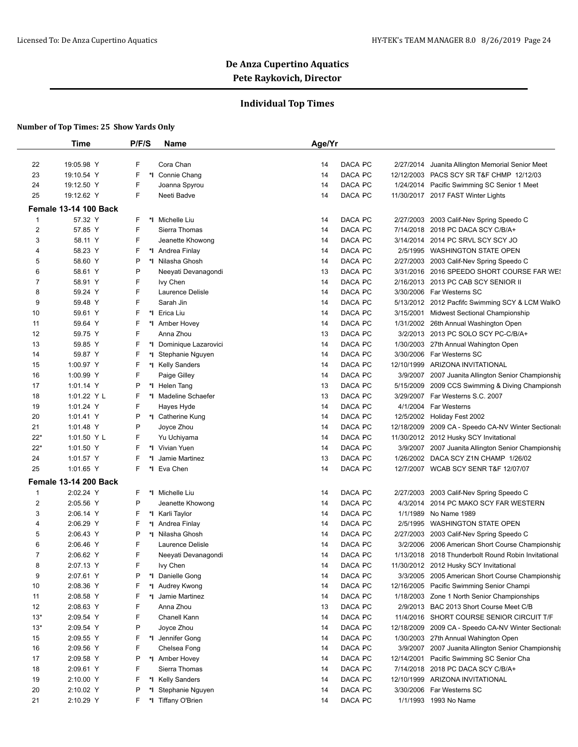# De Anza Cupertino Aquatics

## Pete Raykovich, Director

### Individual Top Times

**Number of Top Times: 25 Show Yards Only**

| | Time | P/F/S | | Name | Age/Yr | | | |
|---|---|---|---|---|---|---|---|---|
| 22 | 19:05.98 Y | F | | Cora Chan | 14 | DACA PC | 2/27/2014 | Juanita Allington Memorial Senior Meet |
| 23 | 19:10.54 Y | F | *I | Connie Chang | 14 | DACA PC | 12/12/2003 | PACS SCY SR T&F CHMP 12/12/03 |
| 24 | 19:12.50 Y | F | | Joanna Spyrou | 14 | DACA PC | 1/24/2014 | Pacific Swimming SC Senior 1 Meet |
| 25 | 19:12.62 Y | F | | Neeti Badve | 14 | DACA PC | 11/30/2017 | 2017 FAST Winter Lights |

**Female 13-14 100 Back**

| | Time | P/F/S | | Name | Age/Yr | | | |
|---|---|---|---|---|---|---|---|---|
| 1 | 57.32 Y | F | *I | Michelle Liu | 14 | DACA PC | 2/27/2003 | 2003 Calif-Nev Spring Speedo C |
| 2 | 57.85 Y | F | | Sierra Thomas | 14 | DACA PC | 7/14/2018 | 2018 PC DACA SCY C/B/A+ |
| 3 | 58.11 Y | F | | Jeanette Khowong | 14 | DACA PC | 3/14/2014 | 2014 PC SRVL SCY SCY JO |
| 4 | 58.23 Y | F | *I | Andrea Finlay | 14 | DACA PC | 2/5/1995 | WASHINGTON STATE OPEN |
| 5 | 58.60 Y | P | *I | Nilasha Ghosh | 14 | DACA PC | 2/27/2003 | 2003 Calif-Nev Spring Speedo C |
| 6 | 58.61 Y | P | | Neeyati Devanagondi | 13 | DACA PC | 3/31/2016 | 2016 SPEEDO SHORT COURSE FAR WES |
| 7 | 58.91 Y | F | | Ivy Chen | 14 | DACA PC | 2/16/2013 | 2013 PC CAB SCY SENIOR II |
| 8 | 59.24 Y | F | | Laurence Delisle | 14 | DACA PC | 3/30/2006 | Far Westerns SC |
| 9 | 59.48 Y | F | | Sarah Jin | 14 | DACA PC | 5/13/2012 | 2012 Pacifc Swimming SCY & LCM WalkO |
| 10 | 59.61 Y | F | *I | Erica Liu | 14 | DACA PC | 3/15/2001 | Midwest Sectional Championship |
| 11 | 59.64 Y | F | *I | Amber Hovey | 14 | DACA PC | 1/31/2002 | 26th Annual Washington Open |
| 12 | 59.75 Y | F | | Anna Zhou | 13 | DACA PC | 3/2/2013 | 2013 PC SOLO SCY PC-C/B/A+ |
| 13 | 59.85 Y | F | *I | Dominique Lazarovici | 14 | DACA PC | 1/30/2003 | 27th Annual Wahington Open |
| 14 | 59.87 Y | F | *I | Stephanie Nguyen | 14 | DACA PC | 3/30/2006 | Far Westerns SC |
| 15 | 1:00.97 Y | F | *I | Kelly Sanders | 14 | DACA PC | 12/10/1999 | ARIZONA INVITATIONAL |
| 16 | 1:00.99 Y | F | | Paige Gilley | 14 | DACA PC | 3/9/2007 | 2007 Juanita Allington Senior Championshi |
| 17 | 1:01.14 Y | P | *I | Helen Tang | 13 | DACA PC | 5/15/2009 | 2009 CCS Swimming & Diving Championsh |
| 18 | 1:01.22 Y L | F | *I | Madeline Schaefer | 13 | DACA PC | 3/29/2007 | Far Westerns S.C. 2007 |
| 19 | 1:01.24 Y | F | | Hayes Hyde | 14 | DACA PC | 4/1/2004 | Far Westerns |
| 20 | 1:01.41 Y | P | *I | Catherine Kung | 14 | DACA PC | 12/5/2002 | Holiday Fest 2002 |
| 21 | 1:01.48 Y | P | | Joyce Zhou | 14 | DACA PC | 12/18/2009 | 2009 CA - Speedo CA-NV Winter Sectional |
| 22* | 1:01.50 Y L | F | | Yu Uchiyama | 14 | DACA PC | 11/30/2012 | 2012 Husky SCY Invitational |
| 22* | 1:01.50 Y | F | *I | Vivian Yuen | 14 | DACA PC | 3/9/2007 | 2007 Juanita Allington Senior Championshi |
| 24 | 1:01.57 Y | F | *I | Jamie Martinez | 13 | DACA PC | 1/26/2002 | DACA SCY Z1N CHAMP 1/26/02 |
| 25 | 1:01.65 Y | F | *I | Eva Chen | 14 | DACA PC | 12/7/2007 | WCAB SCY SENR T&F 12/07/07 |

**Female 13-14 200 Back**

| | Time | P/F/S | | Name | Age/Yr | | | |
|---|---|---|---|---|---|---|---|---|
| 1 | 2:02.24 Y | F | *I | Michelle Liu | 14 | DACA PC | 2/27/2003 | 2003 Calif-Nev Spring Speedo C |
| 2 | 2:05.56 Y | P | | Jeanette Khowong | 14 | DACA PC | 4/3/2014 | 2014 PC MAKO SCY FAR WESTERN |
| 3 | 2:06.14 Y | F | *I | Karli Taylor | 14 | DACA PC | 1/1/1989 | No Name 1989 |
| 4 | 2:06.29 Y | F | *I | Andrea Finlay | 14 | DACA PC | 2/5/1995 | WASHINGTON STATE OPEN |
| 5 | 2:06.43 Y | P | *I | Nilasha Ghosh | 14 | DACA PC | 2/27/2003 | 2003 Calif-Nev Spring Speedo C |
| 6 | 2:06.46 Y | F | | Laurence Delisle | 14 | DACA PC | 3/2/2006 | 2006 American Short Course Championshi |
| 7 | 2:06.62 Y | F | | Neeyati Devanagondi | 14 | DACA PC | 1/13/2018 | 2018 Thunderbolt Round Robin Invitational |
| 8 | 2:07.13 Y | F | | Ivy Chen | 14 | DACA PC | 11/30/2012 | 2012 Husky SCY Invitational |
| 9 | 2:07.61 Y | P | *I | Danielle Gong | 14 | DACA PC | 3/3/2005 | 2005 American Short Course Championshi |
| 10 | 2:08.36 Y | F | *I | Audrey Kwong | 14 | DACA PC | 12/16/2005 | Pacific Swimming Senior Champi |
| 11 | 2:08.58 Y | F | *I | Jamie Martinez | 14 | DACA PC | 1/18/2003 | Zone 1 North Senior Championships |
| 12 | 2:08.63 Y | F | | Anna Zhou | 13 | DACA PC | 2/9/2013 | BAC 2013 Short Course Meet C/B |
| 13* | 2:09.54 Y | F | | Chanell Kann | 14 | DACA PC | 11/4/2016 | SHORT COURSE SENIOR CIRCUIT T/F |
| 13* | 2:09.54 Y | P | | Joyce Zhou | 14 | DACA PC | 12/18/2009 | 2009 CA - Speedo CA-NV Winter Sectional |
| 15 | 2:09.55 Y | F | *I | Jennifer Gong | 14 | DACA PC | 1/30/2003 | 27th Annual Wahington Open |
| 16 | 2:09.56 Y | F | | Chelsea Fong | 14 | DACA PC | 3/9/2007 | 2007 Juanita Allington Senior Championshi |
| 17 | 2:09.58 Y | P | *I | Amber Hovey | 14 | DACA PC | 12/14/2001 | Pacific Swimming SC Senior Cha |
| 18 | 2:09.61 Y | F | | Sierra Thomas | 14 | DACA PC | 7/14/2018 | 2018 PC DACA SCY C/B/A+ |
| 19 | 2:10.00 Y | F | *I | Kelly Sanders | 14 | DACA PC | 12/10/1999 | ARIZONA INVITATIONAL |
| 20 | 2:10.02 Y | P | *I | Stephanie Nguyen | 14 | DACA PC | 3/30/2006 | Far Westerns SC |
| 21 | 2:10.29 Y | F | *I | Tiffany O'Brien | 14 | DACA PC | 1/1/1993 | 1993 No Name |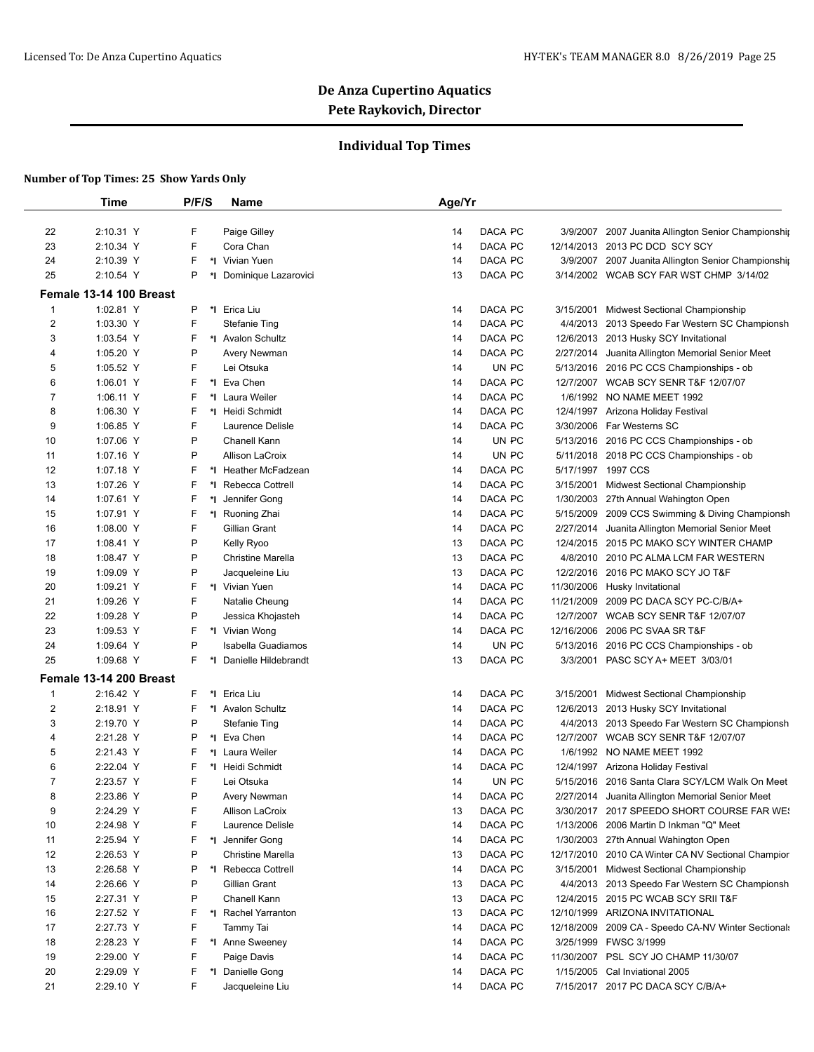## De Anza Cupertino Aquatics

**Pete Raykovich, Director**

### Individual Top Times

**Number of Top Times: 25 Show Yards Only**

| | Time | P/F/S | | Name | Age/Yr | | | | |
|---|---|---|---|---|---|---|---|---|---|
| 22 | 2:10.31 Y | F | | Paige Gilley | 14 | DACA | PC | 3/9/2007 | 2007 Juanita Allington Senior Championshi |
| 23 | 2:10.34 Y | F | | Cora Chan | 14 | DACA | PC | 12/14/2013 | 2013 PC DCD SCY SCY |
| 24 | 2:10.39 Y | F | *I | Vivian Yuen | 14 | DACA | PC | 3/9/2007 | 2007 Juanita Allington Senior Championshi |
| 25 | 2:10.54 Y | P | *I | Dominique Lazarovici | 13 | DACA | PC | 3/14/2002 | WCAB SCY FAR WST CHMP 3/14/02 |

**Female 13-14 100 Breast**

| | Time | P/F/S | | Name | Age/Yr | | | | |
|---|---|---|---|---|---|---|---|---|---|
| 1 | 1:02.81 Y | P | *I | Erica Liu | 14 | DACA | PC | 3/15/2001 | Midwest Sectional Championship |
| 2 | 1:03.30 Y | F | | Stefanie Ting | 14 | DACA | PC | 4/4/2013 | 2013 Speedo Far Western SC Championsh |
| 3 | 1:03.54 Y | F | *I | Avalon Schultz | 14 | DACA | PC | 12/6/2013 | 2013 Husky SCY Invitational |
| 4 | 1:05.20 Y | P | | Avery Newman | 14 | DACA | PC | 2/27/2014 | Juanita Allington Memorial Senior Meet |
| 5 | 1:05.52 Y | F | | Lei Otsuka | 14 | UN | PC | 5/13/2016 | 2016 PC CCS Championships - ob |
| 6 | 1:06.01 Y | F | *I | Eva Chen | 14 | DACA | PC | 12/7/2007 | WCAB SCY SENR T&F 12/07/07 |
| 7 | 1:06.11 Y | F | *I | Laura Weiler | 14 | DACA | PC | 1/6/1992 | NO NAME MEET 1992 |
| 8 | 1:06.30 Y | F | *I | Heidi Schmidt | 14 | DACA | PC | 12/4/1997 | Arizona Holiday Festival |
| 9 | 1:06.85 Y | F | | Laurence Delisle | 14 | DACA | PC | 3/30/2006 | Far Westerns SC |
| 10 | 1:07.06 Y | P | | Chanell Kann | 14 | UN | PC | 5/13/2016 | 2016 PC CCS Championships - ob |
| 11 | 1:07.16 Y | P | | Allison LaCroix | 14 | UN | PC | 5/11/2018 | 2018 PC CCS Championships - ob |
| 12 | 1:07.18 Y | F | *I | Heather McFadzean | 14 | DACA | PC | 5/17/1997 | 1997 CCS |
| 13 | 1:07.26 Y | F | *I | Rebecca Cottrell | 14 | DACA | PC | 3/15/2001 | Midwest Sectional Championship |
| 14 | 1:07.61 Y | F | *I | Jennifer Gong | 14 | DACA | PC | 1/30/2003 | 27th Annual Wahington Open |
| 15 | 1:07.91 Y | F | *I | Ruoning Zhai | 14 | DACA | PC | 5/15/2009 | 2009 CCS Swimming & Diving Championsh |
| 16 | 1:08.00 Y | F | | Gillian Grant | 14 | DACA | PC | 2/27/2014 | Juanita Allington Memorial Senior Meet |
| 17 | 1:08.41 Y | P | | Kelly Ryoo | 13 | DACA | PC | 12/4/2015 | 2015 PC MAKO SCY WINTER CHAMP |
| 18 | 1:08.47 Y | P | | Christine Marella | 13 | DACA | PC | 4/8/2010 | 2010 PC ALMA LCM FAR WESTERN |
| 19 | 1:09.09 Y | P | | Jacqueleine Liu | 13 | DACA | PC | 12/2/2016 | 2016 PC MAKO SCY JO T&F |
| 20 | 1:09.21 Y | F | *I | Vivian Yuen | 14 | DACA | PC | 11/30/2006 | Husky Invitational |
| 21 | 1:09.26 Y | F | | Natalie Cheung | 14 | DACA | PC | 11/21/2009 | 2009 PC DACA SCY PC-C/B/A+ |
| 22 | 1:09.28 Y | P | | Jessica Khojasteh | 14 | DACA | PC | 12/7/2007 | WCAB SCY SENR T&F 12/07/07 |
| 23 | 1:09.53 Y | F | *I | Vivian Wong | 14 | DACA | PC | 12/16/2006 | 2006 PC SVAA SR T&F |
| 24 | 1:09.64 Y | P | | Isabella Guadiamos | 14 | UN | PC | 5/13/2016 | 2016 PC CCS Championships - ob |
| 25 | 1:09.68 Y | F | *I | Danielle Hildebrandt | 13 | DACA | PC | 3/3/2001 | PASC SCY A+ MEET 3/03/01 |

**Female 13-14 200 Breast**

| | Time | P/F/S | | Name | Age/Yr | | | | |
|---|---|---|---|---|---|---|---|---|---|
| 1 | 2:16.42 Y | F | *I | Erica Liu | 14 | DACA | PC | 3/15/2001 | Midwest Sectional Championship |
| 2 | 2:18.91 Y | F | *I | Avalon Schultz | 14 | DACA | PC | 12/6/2013 | 2013 Husky SCY Invitational |
| 3 | 2:19.70 Y | P | | Stefanie Ting | 14 | DACA | PC | 4/4/2013 | 2013 Speedo Far Western SC Championsh |
| 4 | 2:21.28 Y | P | *I | Eva Chen | 14 | DACA | PC | 12/7/2007 | WCAB SCY SENR T&F 12/07/07 |
| 5 | 2:21.43 Y | F | *I | Laura Weiler | 14 | DACA | PC | 1/6/1992 | NO NAME MEET 1992 |
| 6 | 2:22.04 Y | F | *I | Heidi Schmidt | 14 | DACA | PC | 12/4/1997 | Arizona Holiday Festival |
| 7 | 2:23.57 Y | F | | Lei Otsuka | 14 | UN | PC | 5/15/2016 | 2016 Santa Clara SCY/LCM Walk On Meet |
| 8 | 2:23.86 Y | P | | Avery Newman | 14 | DACA | PC | 2/27/2014 | Juanita Allington Memorial Senior Meet |
| 9 | 2:24.29 Y | F | | Allison LaCroix | 13 | DACA | PC | 3/30/2017 | 2017 SPEEDO SHORT COURSE FAR WE |
| 10 | 2:24.98 Y | F | | Laurence Delisle | 14 | DACA | PC | 1/13/2006 | 2006 Martin D Inkman "Q" Meet |
| 11 | 2:25.94 Y | F | *I | Jennifer Gong | 14 | DACA | PC | 1/30/2003 | 27th Annual Wahington Open |
| 12 | 2:26.53 Y | P | | Christine Marella | 13 | DACA | PC | 12/17/2010 | 2010 CA Winter CA NV Sectional Champior |
| 13 | 2:26.58 Y | P | *I | Rebecca Cottrell | 14 | DACA | PC | 3/15/2001 | Midwest Sectional Championship |
| 14 | 2:26.66 Y | P | | Gillian Grant | 13 | DACA | PC | 4/4/2013 | 2013 Speedo Far Western SC Championsh |
| 15 | 2:27.31 Y | P | | Chanell Kann | 13 | DACA | PC | 12/4/2015 | 2015 PC WCAB SCY SRII T&F |
| 16 | 2:27.52 Y | F | *I | Rachel Yarranton | 13 | DACA | PC | 12/10/1999 | ARIZONA INVITATIONAL |
| 17 | 2:27.73 Y | F | | Tammy Tai | 14 | DACA | PC | 12/18/2009 | 2009 CA - Speedo CA-NV Winter Sectional |
| 18 | 2:28.23 Y | F | *I | Anne Sweeney | 14 | DACA | PC | 3/25/1999 | FWSC 3/1999 |
| 19 | 2:29.00 Y | F | | Paige Davis | 14 | DACA | PC | 11/30/2007 | PSL SCY JO CHAMP 11/30/07 |
| 20 | 2:29.09 Y | F | *I | Danielle Gong | 14 | DACA | PC | 1/15/2005 | Cal Inviational 2005 |
| 21 | 2:29.10 Y | F | | Jacqueleine Liu | 14 | DACA | PC | 7/15/2017 | 2017 PC DACA SCY C/B/A+ |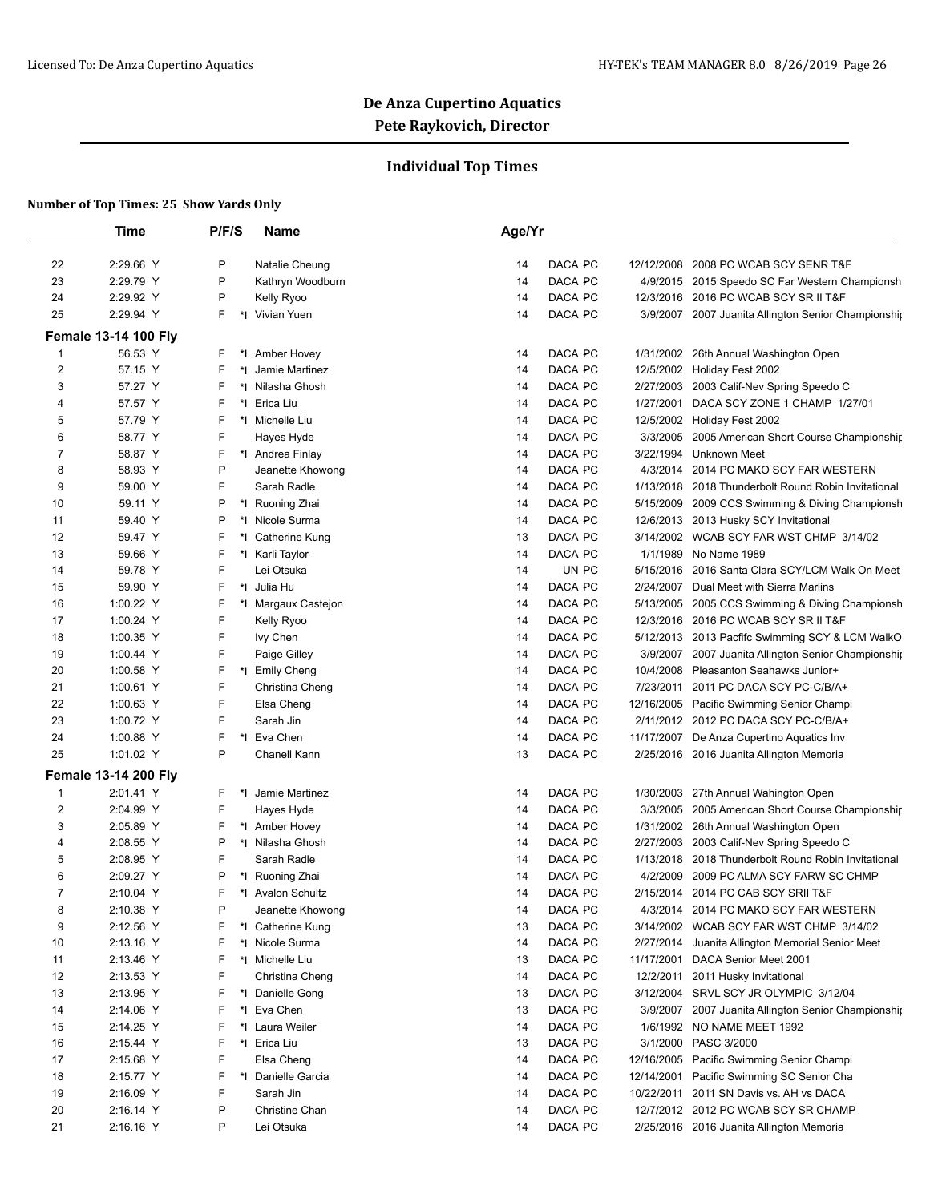# De Anza Cupertino Aquatics
## Pete Raykovich, Director

### Individual Top Times

**Number of Top Times: 25 Show Yards Only**

| | Time | P/F/S | | Name | Age/Yr | | | |
|---|---|---|---|---|---|---|---|---|
| 22 | 2:29.66 Y | P | | Natalie Cheung | 14 | DACA PC | 12/12/2008 | 2008 PC WCAB SCY SENR T&F |
| 23 | 2:29.79 Y | P | | Kathryn Woodburn | 14 | DACA PC | 4/9/2015 | 2015 Speedo SC Far Western Championsh |
| 24 | 2:29.92 Y | P | | Kelly Ryoo | 14 | DACA PC | 12/3/2016 | 2016 PC WCAB SCY SR II T&F |
| 25 | 2:29.94 Y | F | *I | Vivian Yuen | 14 | DACA PC | 3/9/2007 | 2007 Juanita Allington Senior Championshi |

**Female 13-14 100 Fly**

| | Time | P/F/S | | Name | Age/Yr | | | |
|---|---|---|---|---|---|---|---|---|
| 1 | 56.53 Y | F | *I | Amber Hovey | 14 | DACA PC | 1/31/2002 | 26th Annual Washington Open |
| 2 | 57.15 Y | F | *I | Jamie Martinez | 14 | DACA PC | 12/5/2002 | Holiday Fest 2002 |
| 3 | 57.27 Y | F | *I | Nilasha Ghosh | 14 | DACA PC | 2/27/2003 | 2003 Calif-Nev Spring Speedo C |
| 4 | 57.57 Y | F | *I | Erica Liu | 14 | DACA PC | 1/27/2001 | DACA SCY ZONE 1 CHAMP 1/27/01 |
| 5 | 57.79 Y | F | *I | Michelle Liu | 14 | DACA PC | 12/5/2002 | Holiday Fest 2002 |
| 6 | 58.77 Y | F | | Hayes Hyde | 14 | DACA PC | 3/3/2005 | 2005 American Short Course Championshi |
| 7 | 58.87 Y | F | *I | Andrea Finlay | 14 | DACA PC | 3/22/1994 | Unknown Meet |
| 8 | 58.93 Y | P | | Jeanette Khowong | 14 | DACA PC | 4/3/2014 | 2014 PC MAKO SCY FAR WESTERN |
| 9 | 59.00 Y | F | | Sarah Radle | 14 | DACA PC | 1/13/2018 | 2018 Thunderbolt Round Robin Invitational |
| 10 | 59.11 Y | P | *I | Ruoning Zhai | 14 | DACA PC | 5/15/2009 | 2009 CCS Swimming & Diving Championsh |
| 11 | 59.40 Y | P | *I | Nicole Surma | 14 | DACA PC | 12/6/2013 | 2013 Husky SCY Invitational |
| 12 | 59.47 Y | F | *I | Catherine Kung | 13 | DACA PC | 3/14/2002 | WCAB SCY FAR WST CHMP 3/14/02 |
| 13 | 59.66 Y | F | *I | Karli Taylor | 14 | DACA PC | 1/1/1989 | No Name 1989 |
| 14 | 59.78 Y | F | | Lei Otsuka | 14 | UN PC | 5/15/2016 | 2016 Santa Clara SCY/LCM Walk On Meet |
| 15 | 59.90 Y | F | *I | Julia Hu | 14 | DACA PC | 2/24/2007 | Dual Meet with Sierra Marlins |
| 16 | 1:00.22 Y | F | *I | Margaux Castejon | 14 | DACA PC | 5/13/2005 | 2005 CCS Swimming & Diving Championsh |
| 17 | 1:00.24 Y | F | | Kelly Ryoo | 14 | DACA PC | 12/3/2016 | 2016 PC WCAB SCY SR II T&F |
| 18 | 1:00.35 Y | F | | Ivy Chen | 14 | DACA PC | 5/12/2013 | 2013 Pacfifc Swimming SCY & LCM WalkO |
| 19 | 1:00.44 Y | F | | Paige Gilley | 14 | DACA PC | 3/9/2007 | 2007 Juanita Allington Senior Championshi |
| 20 | 1:00.58 Y | F | *I | Emily Cheng | 14 | DACA PC | 10/4/2008 | Pleasanton Seahawks Junior+ |
| 21 | 1:00.61 Y | F | | Christina Cheng | 14 | DACA PC | 7/23/2011 | 2011 PC DACA SCY PC-C/B/A+ |
| 22 | 1:00.63 Y | F | | Elsa Cheng | 14 | DACA PC | 12/16/2005 | Pacific Swimming Senior Champi |
| 23 | 1:00.72 Y | F | | Sarah Jin | 14 | DACA PC | 2/11/2012 | 2012 PC DACA SCY PC-C/B/A+ |
| 24 | 1:00.88 Y | F | *I | Eva Chen | 14 | DACA PC | 11/17/2007 | De Anza Cupertino Aquatics Inv |
| 25 | 1:01.02 Y | P | | Chanell Kann | 13 | DACA PC | 2/25/2016 | 2016 Juanita Allington Memoria |

**Female 13-14 200 Fly**

| | Time | P/F/S | | Name | Age/Yr | | | |
|---|---|---|---|---|---|---|---|---|
| 1 | 2:01.41 Y | F | *I | Jamie Martinez | 14 | DACA PC | 1/30/2003 | 27th Annual Wahington Open |
| 2 | 2:04.99 Y | F | | Hayes Hyde | 14 | DACA PC | 3/3/2005 | 2005 American Short Course Championshi |
| 3 | 2:05.89 Y | F | *I | Amber Hovey | 14 | DACA PC | 1/31/2002 | 26th Annual Washington Open |
| 4 | 2:08.55 Y | P | *I | Nilasha Ghosh | 14 | DACA PC | 2/27/2003 | 2003 Calif-Nev Spring Speedo C |
| 5 | 2:08.95 Y | F | | Sarah Radle | 14 | DACA PC | 1/13/2018 | 2018 Thunderbolt Round Robin Invitational |
| 6 | 2:09.27 Y | P | *I | Ruoning Zhai | 14 | DACA PC | 4/2/2009 | 2009 PC ALMA SCY FARW SC CHMP |
| 7 | 2:10.04 Y | F | *I | Avalon Schultz | 14 | DACA PC | 2/15/2014 | 2014 PC CAB SCY SRII T&F |
| 8 | 2:10.38 Y | P | | Jeanette Khowong | 14 | DACA PC | 4/3/2014 | 2014 PC MAKO SCY FAR WESTERN |
| 9 | 2:12.56 Y | F | *I | Catherine Kung | 13 | DACA PC | 3/14/2002 | WCAB SCY FAR WST CHMP 3/14/02 |
| 10 | 2:13.16 Y | F | *I | Nicole Surma | 14 | DACA PC | 2/27/2014 | Juanita Allington Memorial Senior Meet |
| 11 | 2:13.46 Y | F | *I | Michelle Liu | 13 | DACA PC | 11/17/2001 | DACA Senior Meet 2001 |
| 12 | 2:13.53 Y | F | | Christina Cheng | 14 | DACA PC | 12/2/2011 | 2011 Husky Invitational |
| 13 | 2:13.95 Y | F | *I | Danielle Gong | 13 | DACA PC | 3/12/2004 | SRVL SCY JR OLYMPIC 3/12/04 |
| 14 | 2:14.06 Y | F | *I | Eva Chen | 13 | DACA PC | 3/9/2007 | 2007 Juanita Allington Senior Championshi |
| 15 | 2:14.25 Y | F | *I | Laura Weiler | 14 | DACA PC | 1/6/1992 | NO NAME MEET 1992 |
| 16 | 2:15.44 Y | F | *I | Erica Liu | 13 | DACA PC | 3/1/2000 | PASC 3/2000 |
| 17 | 2:15.68 Y | F | | Elsa Cheng | 14 | DACA PC | 12/16/2005 | Pacific Swimming Senior Champi |
| 18 | 2:15.77 Y | F | *I | Danielle Garcia | 14 | DACA PC | 12/14/2001 | Pacific Swimming SC Senior Cha |
| 19 | 2:16.09 Y | F | | Sarah Jin | 14 | DACA PC | 10/22/2011 | 2011 SN Davis vs. AH vs DACA |
| 20 | 2:16.14 Y | P | | Christine Chan | 14 | DACA PC | 12/7/2012 | 2012 PC WCAB SCY SR CHAMP |
| 21 | 2:16.16 Y | P | | Lei Otsuka | 14 | DACA PC | 2/25/2016 | 2016 Juanita Allington Memoria |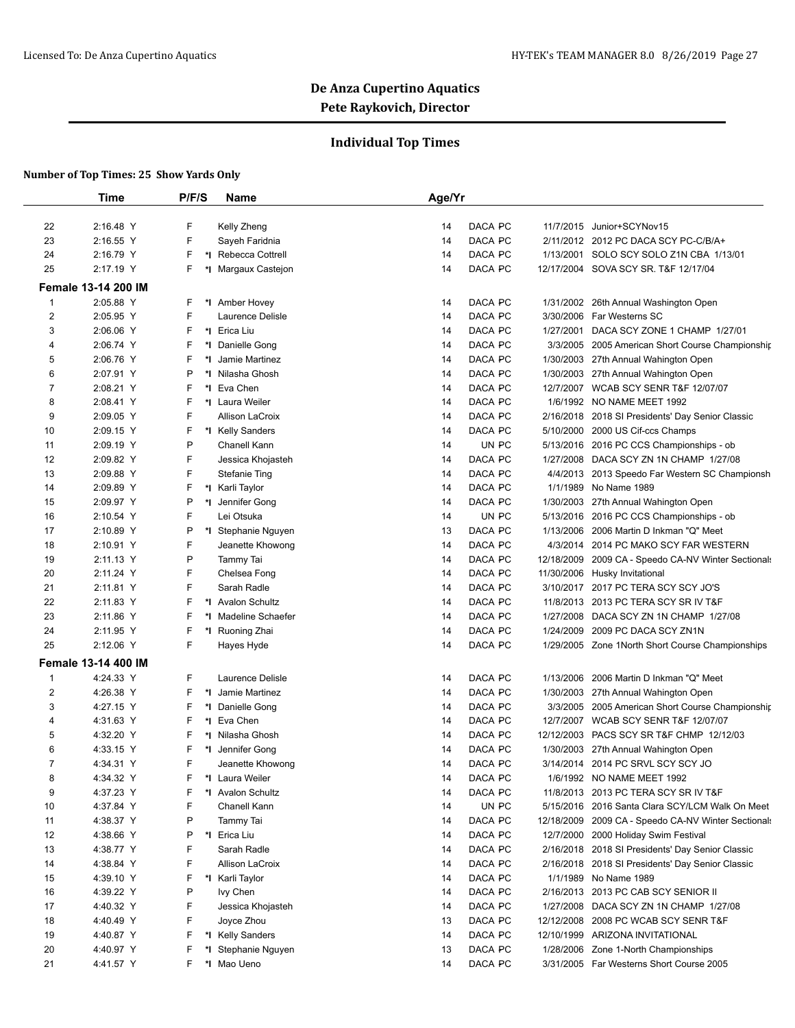# De Anza Cupertino Aquatics

## Pete Raykovich, Director

### Individual Top Times

**Number of Top Times: 25 Show Yards Only**

| | Time | P/F/S | | Name | Age/Yr | | | |
|---|---|---|---|---|---|---|---|---|
| 22 | 2:16.48 Y | F | | Kelly Zheng | 14 | DACA PC | 11/7/2015 | Junior+SCYNov15 |
| 23 | 2:16.55 Y | F | | Sayeh Faridnia | 14 | DACA PC | 2/11/2012 | 2012 PC DACA SCY PC-C/B/A+ |
| 24 | 2:16.79 Y | F | *I | Rebecca Cottrell | 14 | DACA PC | 1/13/2001 | SOLO SCY SOLO Z1N CBA 1/13/01 |
| 25 | 2:17.19 Y | F | *I | Margaux Castejon | 14 | DACA PC | 12/17/2004 | SOVA SCY SR. T&F 12/17/04 |

**Female 13-14 200 IM**

| | Time | P/F/S | | Name | Age/Yr | | | |
|---|---|---|---|---|---|---|---|---|
| 1 | 2:05.88 Y | F | *I | Amber Hovey | 14 | DACA PC | 1/31/2002 | 26th Annual Washington Open |
| 2 | 2:05.95 Y | F | | Laurence Delisle | 14 | DACA PC | 3/30/2006 | Far Westerns SC |
| 3 | 2:06.06 Y | F | *I | Erica Liu | 14 | DACA PC | 1/27/2001 | DACA SCY ZONE 1 CHAMP 1/27/01 |
| 4 | 2:06.74 Y | F | *I | Danielle Gong | 14 | DACA PC | 3/3/2005 | 2005 American Short Course Championship |
| 5 | 2:06.76 Y | F | *I | Jamie Martinez | 14 | DACA PC | 1/30/2003 | 27th Annual Wahington Open |
| 6 | 2:07.91 Y | P | *I | Nilasha Ghosh | 14 | DACA PC | 1/30/2003 | 27th Annual Wahington Open |
| 7 | 2:08.21 Y | F | *I | Eva Chen | 14 | DACA PC | 12/7/2007 | WCAB SCY SENR T&F 12/07/07 |
| 8 | 2:08.41 Y | F | *I | Laura Weiler | 14 | DACA PC | 1/6/1992 | NO NAME MEET 1992 |
| 9 | 2:09.05 Y | F | | Allison LaCroix | 14 | DACA PC | 2/16/2018 | 2018 SI Presidents' Day Senior Classic |
| 10 | 2:09.15 Y | F | *I | Kelly Sanders | 14 | DACA PC | 5/10/2000 | 2000 US Cif-ccs Champs |
| 11 | 2:09.19 Y | P | | Chanell Kann | 14 | UN PC | 5/13/2016 | 2016 PC CCS Championships - ob |
| 12 | 2:09.82 Y | F | | Jessica Khojasteh | 14 | DACA PC | 1/27/2008 | DACA SCY ZN 1N CHAMP 1/27/08 |
| 13 | 2:09.88 Y | F | | Stefanie Ting | 14 | DACA PC | 4/4/2013 | 2013 Speedo Far Western SC Championsh |
| 14 | 2:09.89 Y | F | *I | Karli Taylor | 14 | DACA PC | 1/1/1989 | No Name 1989 |
| 15 | 2:09.97 Y | P | *I | Jennifer Gong | 14 | DACA PC | 1/30/2003 | 27th Annual Wahington Open |
| 16 | 2:10.54 Y | F | | Lei Otsuka | 14 | UN PC | 5/13/2016 | 2016 PC CCS Championships - ob |
| 17 | 2:10.89 Y | P | *I | Stephanie Nguyen | 13 | DACA PC | 1/13/2006 | 2006 Martin D Inkman "Q" Meet |
| 18 | 2:10.91 Y | F | | Jeanette Khowong | 14 | DACA PC | 4/3/2014 | 2014 PC MAKO SCY FAR WESTERN |
| 19 | 2:11.13 Y | P | | Tammy Tai | 14 | DACA PC | 12/18/2009 | 2009 CA - Speedo CA-NV Winter Sectionals |
| 20 | 2:11.24 Y | F | | Chelsea Fong | 14 | DACA PC | 11/30/2006 | Husky Invitational |
| 21 | 2:11.81 Y | F | | Sarah Radle | 14 | DACA PC | 3/10/2017 | 2017 PC TERA SCY SCY JO'S |
| 22 | 2:11.83 Y | F | *I | Avalon Schultz | 14 | DACA PC | 11/8/2013 | 2013 PC TERA SCY SR IV T&F |
| 23 | 2:11.86 Y | F | *I | Madeline Schaefer | 14 | DACA PC | 1/27/2008 | DACA SCY ZN 1N CHAMP 1/27/08 |
| 24 | 2:11.95 Y | F | *I | Ruoning Zhai | 14 | DACA PC | 1/24/2009 | 2009 PC DACA SCY ZN1N |
| 25 | 2:12.06 Y | F | | Hayes Hyde | 14 | DACA PC | 1/29/2005 | Zone 1North Short Course Championships |

**Female 13-14 400 IM**

| | Time | P/F/S | | Name | Age/Yr | | | |
|---|---|---|---|---|---|---|---|---|
| 1 | 4:24.33 Y | F | | Laurence Delisle | 14 | DACA PC | 1/13/2006 | 2006 Martin D Inkman "Q" Meet |
| 2 | 4:26.38 Y | F | *I | Jamie Martinez | 14 | DACA PC | 1/30/2003 | 27th Annual Wahington Open |
| 3 | 4:27.15 Y | F | *I | Danielle Gong | 14 | DACA PC | 3/3/2005 | 2005 American Short Course Championship |
| 4 | 4:31.63 Y | F | *I | Eva Chen | 14 | DACA PC | 12/7/2007 | WCAB SCY SENR T&F 12/07/07 |
| 5 | 4:32.20 Y | F | *I | Nilasha Ghosh | 14 | DACA PC | 12/12/2003 | PACS SCY SR T&F CHMP 12/12/03 |
| 6 | 4:33.15 Y | F | *I | Jennifer Gong | 14 | DACA PC | 1/30/2003 | 27th Annual Wahington Open |
| 7 | 4:34.31 Y | F | | Jeanette Khowong | 14 | DACA PC | 3/14/2014 | 2014 PC SRVL SCY SCY JO |
| 8 | 4:34.32 Y | F | *I | Laura Weiler | 14 | DACA PC | 1/6/1992 | NO NAME MEET 1992 |
| 9 | 4:37.23 Y | F | *I | Avalon Schultz | 14 | DACA PC | 11/8/2013 | 2013 PC TERA SCY SR IV T&F |
| 10 | 4:37.84 Y | F | | Chanell Kann | 14 | UN PC | 5/15/2016 | 2016 Santa Clara SCY/LCM Walk On Meet |
| 11 | 4:38.37 Y | P | | Tammy Tai | 14 | DACA PC | 12/18/2009 | 2009 CA - Speedo CA-NV Winter Sectionals |
| 12 | 4:38.66 Y | P | *I | Erica Liu | 14 | DACA PC | 12/7/2000 | 2000 Holiday Swim Festival |
| 13 | 4:38.77 Y | F | | Sarah Radle | 14 | DACA PC | 2/16/2018 | 2018 SI Presidents' Day Senior Classic |
| 14 | 4:38.84 Y | F | | Allison LaCroix | 14 | DACA PC | 2/16/2018 | 2018 SI Presidents' Day Senior Classic |
| 15 | 4:39.10 Y | F | *I | Karli Taylor | 14 | DACA PC | 1/1/1989 | No Name 1989 |
| 16 | 4:39.22 Y | P | | Ivy Chen | 14 | DACA PC | 2/16/2013 | 2013 PC CAB SCY SENIOR II |
| 17 | 4:40.32 Y | F | | Jessica Khojasteh | 14 | DACA PC | 1/27/2008 | DACA SCY ZN 1N CHAMP 1/27/08 |
| 18 | 4:40.49 Y | F | | Joyce Zhou | 13 | DACA PC | 12/12/2008 | 2008 PC WCAB SCY SENR T&F |
| 19 | 4:40.87 Y | F | *I | Kelly Sanders | 14 | DACA PC | 12/10/1999 | ARIZONA INVITATIONAL |
| 20 | 4:40.97 Y | F | *I | Stephanie Nguyen | 13 | DACA PC | 1/28/2006 | Zone 1-North Championships |
| 21 | 4:41.57 Y | F | *I | Mao Ueno | 14 | DACA PC | 3/31/2005 | Far Westerns Short Course 2005 |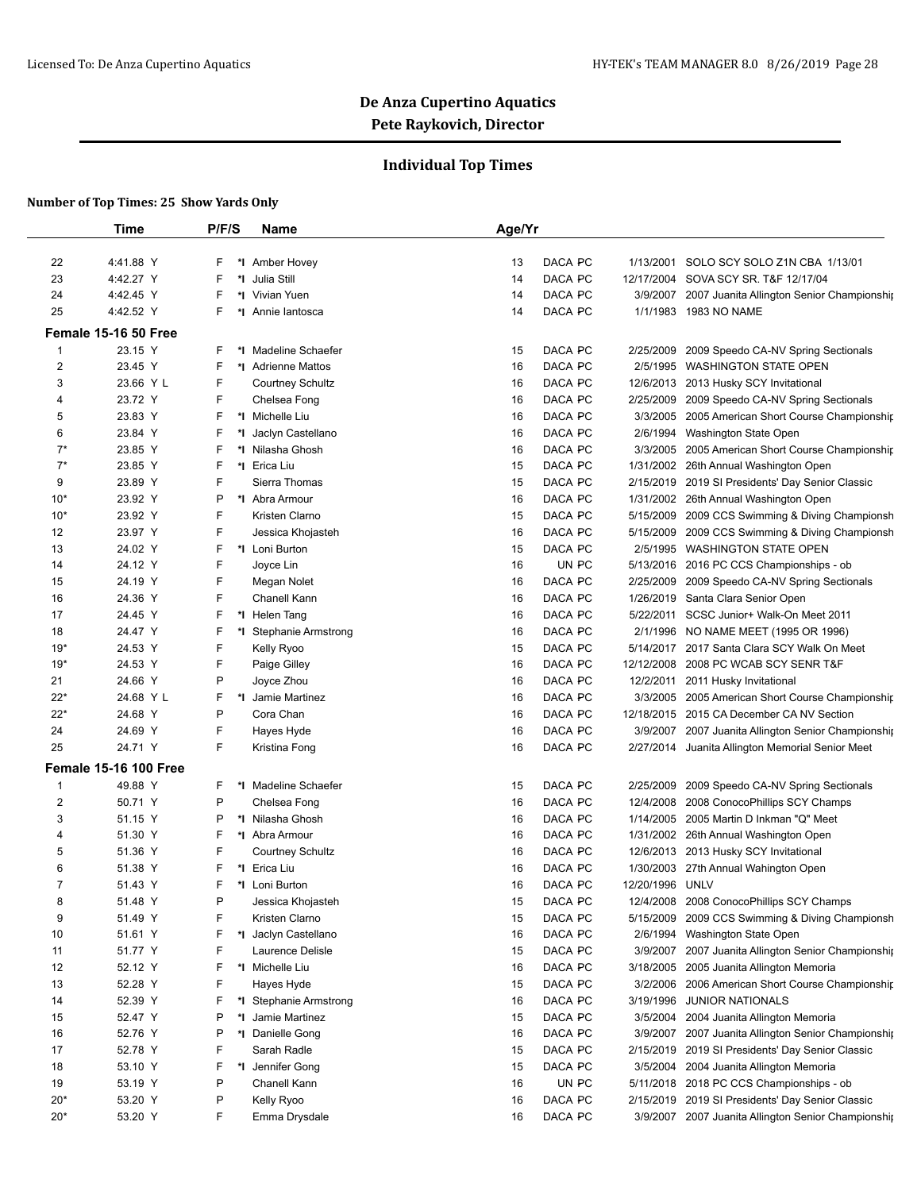## De Anza Cupertino Aquatics
## Pete Raykovich, Director

### Individual Top Times

**Number of Top Times: 25 Show Yards Only**

| | Time | P/F/S | | Name | Age/Yr | | | | |
|---|---|---|---|---|---|---|---|---|---|
| 22 | 4:41.88 Y | F | *I | Amber Hovey | 13 | DACA | PC | 1/13/2001 | SOLO SCY SOLO Z1N CBA 1/13/01 |
| 23 | 4:42.27 Y | F | *I | Julia Still | 14 | DACA | PC | 12/17/2004 | SOVA SCY SR. T&F 12/17/04 |
| 24 | 4:42.45 Y | F | *I | Vivian Yuen | 14 | DACA | PC | 3/9/2007 | 2007 Juanita Allington Senior Championship |
| 25 | 4:42.52 Y | F | *I | Annie Iantosca | 14 | DACA | PC | 1/1/1983 | 1983 NO NAME |

**Female 15-16 50 Free**

| | Time | P/F/S | | Name | Age/Yr | | | | |
|---|---|---|---|---|---|---|---|---|---|
| 1 | 23.15 Y | F | *I | Madeline Schaefer | 15 | DACA | PC | 2/25/2009 | 2009 Speedo CA-NV Spring Sectionals |
| 2 | 23.45 Y | F | *I | Adrienne Mattos | 16 | DACA | PC | 2/5/1995 | WASHINGTON STATE OPEN |
| 3 | 23.66 Y L | F | | Courtney Schultz | 16 | DACA | PC | 12/6/2013 | 2013 Husky SCY Invitational |
| 4 | 23.72 Y | F | | Chelsea Fong | 16 | DACA | PC | 2/25/2009 | 2009 Speedo CA-NV Spring Sectionals |
| 5 | 23.83 Y | F | *I | Michelle Liu | 16 | DACA | PC | 3/3/2005 | 2005 American Short Course Championship |
| 6 | 23.84 Y | F | *I | Jaclyn Castellano | 16 | DACA | PC | 2/6/1994 | Washington State Open |
| 7* | 23.85 Y | F | *I | Nilasha Ghosh | 16 | DACA | PC | 3/3/2005 | 2005 American Short Course Championship |
| 7* | 23.85 Y | F | *I | Erica Liu | 15 | DACA | PC | 1/31/2002 | 26th Annual Washington Open |
| 9 | 23.89 Y | F | | Sierra Thomas | 15 | DACA | PC | 2/15/2019 | 2019 SI Presidents' Day Senior Classic |
| 10* | 23.92 Y | P | *I | Abra Armour | 16 | DACA | PC | 1/31/2002 | 26th Annual Washington Open |
| 10* | 23.92 Y | F | | Kristen Clarno | 15 | DACA | PC | 5/15/2009 | 2009 CCS Swimming & Diving Championsh |
| 12 | 23.97 Y | F | | Jessica Khojasteh | 16 | DACA | PC | 5/15/2009 | 2009 CCS Swimming & Diving Championsh |
| 13 | 24.02 Y | F | *I | Loni Burton | 15 | DACA | PC | 2/5/1995 | WASHINGTON STATE OPEN |
| 14 | 24.12 Y | F | | Joyce Lin | 16 | UN | PC | 5/13/2016 | 2016 PC CCS Championships - ob |
| 15 | 24.19 Y | F | | Megan Nolet | 16 | DACA | PC | 2/25/2009 | 2009 Speedo CA-NV Spring Sectionals |
| 16 | 24.36 Y | F | | Chanell Kann | 16 | DACA | PC | 1/26/2019 | Santa Clara Senior Open |
| 17 | 24.45 Y | F | *I | Helen Tang | 16 | DACA | PC | 5/22/2011 | SCSC Junior+ Walk-On Meet 2011 |
| 18 | 24.47 Y | F | *I | Stephanie Armstrong | 16 | DACA | PC | 2/1/1996 | NO NAME MEET (1995 OR 1996) |
| 19* | 24.53 Y | F | | Kelly Ryoo | 15 | DACA | PC | 5/14/2017 | 2017 Santa Clara SCY Walk On Meet |
| 19* | 24.53 Y | F | | Paige Gilley | 16 | DACA | PC | 12/12/2008 | 2008 PC WCAB SCY SENR T&F |
| 21 | 24.66 Y | P | | Joyce Zhou | 16 | DACA | PC | 12/2/2011 | 2011 Husky Invitational |
| 22* | 24.68 Y L | F | *I | Jamie Martinez | 16 | DACA | PC | 3/3/2005 | 2005 American Short Course Championship |
| 22* | 24.68 Y | P | | Cora Chan | 16 | DACA | PC | 12/18/2015 | 2015 CA December CA NV Section |
| 24 | 24.69 Y | F | | Hayes Hyde | 16 | DACA | PC | 3/9/2007 | 2007 Juanita Allington Senior Championship |
| 25 | 24.71 Y | F | | Kristina Fong | 16 | DACA | PC | 2/27/2014 | Juanita Allington Memorial Senior Meet |

**Female 15-16 100 Free**

| | Time | P/F/S | | Name | Age/Yr | | | | |
|---|---|---|---|---|---|---|---|---|---|
| 1 | 49.88 Y | F | *I | Madeline Schaefer | 15 | DACA | PC | 2/25/2009 | 2009 Speedo CA-NV Spring Sectionals |
| 2 | 50.71 Y | P | | Chelsea Fong | 16 | DACA | PC | 12/4/2008 | 2008 ConocoPhillips SCY Champs |
| 3 | 51.15 Y | P | *I | Nilasha Ghosh | 16 | DACA | PC | 1/14/2005 | 2005 Martin D Inkman "Q" Meet |
| 4 | 51.30 Y | F | *I | Abra Armour | 16 | DACA | PC | 1/31/2002 | 26th Annual Washington Open |
| 5 | 51.36 Y | F | | Courtney Schultz | 16 | DACA | PC | 12/6/2013 | 2013 Husky SCY Invitational |
| 6 | 51.38 Y | F | *I | Erica Liu | 16 | DACA | PC | 1/30/2003 | 27th Annual Wahington Open |
| 7 | 51.43 Y | F | *I | Loni Burton | 16 | DACA | PC | 12/20/1996 | UNLV |
| 8 | 51.48 Y | P | | Jessica Khojasteh | 15 | DACA | PC | 12/4/2008 | 2008 ConocoPhillips SCY Champs |
| 9 | 51.49 Y | F | | Kristen Clarno | 15 | DACA | PC | 5/15/2009 | 2009 CCS Swimming & Diving Championsh |
| 10 | 51.61 Y | F | *I | Jaclyn Castellano | 16 | DACA | PC | 2/6/1994 | Washington State Open |
| 11 | 51.77 Y | F | | Laurence Delisle | 15 | DACA | PC | 3/9/2007 | 2007 Juanita Allington Senior Championship |
| 12 | 52.12 Y | F | *I | Michelle Liu | 16 | DACA | PC | 3/18/2005 | 2005 Juanita Allington Memoria |
| 13 | 52.28 Y | F | | Hayes Hyde | 15 | DACA | PC | 3/2/2006 | 2006 American Short Course Championship |
| 14 | 52.39 Y | F | *I | Stephanie Armstrong | 16 | DACA | PC | 3/19/1996 | JUNIOR NATIONALS |
| 15 | 52.47 Y | P | *I | Jamie Martinez | 15 | DACA | PC | 3/5/2004 | 2004 Juanita Allington Memoria |
| 16 | 52.76 Y | P | *I | Danielle Gong | 16 | DACA | PC | 3/9/2007 | 2007 Juanita Allington Senior Championship |
| 17 | 52.78 Y | F | | Sarah Radle | 15 | DACA | PC | 2/15/2019 | 2019 SI Presidents' Day Senior Classic |
| 18 | 53.10 Y | F | *I | Jennifer Gong | 15 | DACA | PC | 3/5/2004 | 2004 Juanita Allington Memoria |
| 19 | 53.19 Y | P | | Chanell Kann | 16 | UN | PC | 5/11/2018 | 2018 PC CCS Championships - ob |
| 20* | 53.20 Y | P | | Kelly Ryoo | 16 | DACA | PC | 2/15/2019 | 2019 SI Presidents' Day Senior Classic |
| 20* | 53.20 Y | F | | Emma Drysdale | 16 | DACA | PC | 3/9/2007 | 2007 Juanita Allington Senior Championship |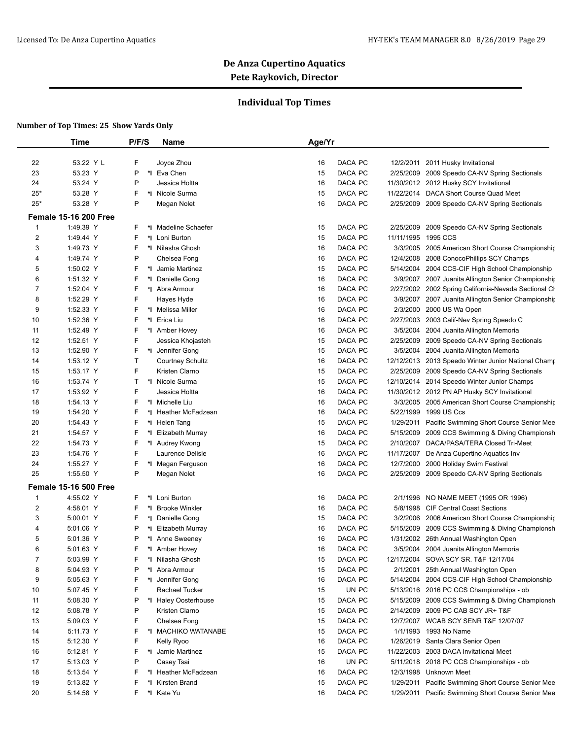## De Anza Cupertino Aquatics

## Pete Raykovich, Director

### Individual Top Times

**Number of Top Times: 25 Show Yards Only**

| | Time | P/F/S | | Name | Age/Yr | | | |
|---|---|---|---|---|---|---|---|---|
| 22 | 53.22 Y L | F | | Joyce Zhou | 16 | DACA PC | 12/2/2011 | 2011 Husky Invitational |
| 23 | 53.23 Y | P | *I | Eva Chen | 15 | DACA PC | 2/25/2009 | 2009 Speedo CA-NV Spring Sectionals |
| 24 | 53.24 Y | P | | Jessica Holtta | 16 | DACA PC | 11/30/2012 | 2012 Husky SCY Invitational |
| 25* | 53.28 Y | F | *I | Nicole Surma | 15 | DACA PC | 11/22/2014 | DACA Short Course Quad Meet |
| 25* | 53.28 Y | P | | Megan Nolet | 16 | DACA PC | 2/25/2009 | 2009 Speedo CA-NV Spring Sectionals |
| **Female 15-16 200 Free** | | | | | | | | |
| 1 | 1:49.39 Y | F | *I | Madeline Schaefer | 15 | DACA PC | 2/25/2009 | 2009 Speedo CA-NV Spring Sectionals |
| 2 | 1:49.44 Y | F | *I | Loni Burton | 15 | DACA PC | 11/11/1995 | 1995 CCS |
| 3 | 1:49.73 Y | F | *I | Nilasha Ghosh | 16 | DACA PC | 3/3/2005 | 2005 American Short Course Championship |
| 4 | 1:49.74 Y | P | | Chelsea Fong | 16 | DACA PC | 12/4/2008 | 2008 ConocoPhillips SCY Champs |
| 5 | 1:50.02 Y | F | *I | Jamie Martinez | 15 | DACA PC | 5/14/2004 | 2004 CCS-CIF High School Championship |
| 6 | 1:51.32 Y | F | *I | Danielle Gong | 16 | DACA PC | 3/9/2007 | 2007 Juanita Allington Senior Championship |
| 7 | 1:52.04 Y | F | *I | Abra Armour | 16 | DACA PC | 2/27/2002 | 2002 Spring California-Nevada Sectional Ch |
| 8 | 1:52.29 Y | F | | Hayes Hyde | 16 | DACA PC | 3/9/2007 | 2007 Juanita Allington Senior Championship |
| 9 | 1:52.33 Y | F | *I | Melissa Miller | 16 | DACA PC | 2/3/2000 | 2000 US Wa Open |
| 10 | 1:52.36 Y | F | *I | Erica Liu | 16 | DACA PC | 2/27/2003 | 2003 Calif-Nev Spring Speedo C |
| 11 | 1:52.49 Y | F | *I | Amber Hovey | 16 | DACA PC | 3/5/2004 | 2004 Juanita Allington Memoria |
| 12 | 1:52.51 Y | F | | Jessica Khojasteh | 15 | DACA PC | 2/25/2009 | 2009 Speedo CA-NV Spring Sectionals |
| 13 | 1:52.90 Y | F | *I | Jennifer Gong | 15 | DACA PC | 3/5/2004 | 2004 Juanita Allington Memoria |
| 14 | 1:53.12 Y | T | | Courtney Schultz | 16 | DACA PC | 12/12/2013 | 2013 Speedo Winter Junior National Champ |
| 15 | 1:53.17 Y | F | | Kristen Clarno | 15 | DACA PC | 2/25/2009 | 2009 Speedo CA-NV Spring Sectionals |
| 16 | 1:53.74 Y | T | *I | Nicole Surma | 15 | DACA PC | 12/10/2014 | 2014 Speedo Winter Junior Champs |
| 17 | 1:53.92 Y | F | | Jessica Holtta | 16 | DACA PC | 11/30/2012 | 2012 PN AP Husky SCY Invitational |
| 18 | 1:54.13 Y | F | *I | Michelle Liu | 16 | DACA PC | 3/3/2005 | 2005 American Short Course Championship |
| 19 | 1:54.20 Y | F | *I | Heather McFadzean | 16 | DACA PC | 5/22/1999 | 1999 US Ccs |
| 20 | 1:54.43 Y | F | *I | Helen Tang | 15 | DACA PC | 1/29/2011 | Pacific Swimming Short Course Senior Mee |
| 21 | 1:54.57 Y | F | *I | Elizabeth Murray | 16 | DACA PC | 5/15/2009 | 2009 CCS Swimming & Diving Championsh |
| 22 | 1:54.73 Y | F | *I | Audrey Kwong | 15 | DACA PC | 2/10/2007 | DACA/PASA/TERA Closed Tri-Meet |
| 23 | 1:54.76 Y | F | | Laurence Delisle | 16 | DACA PC | 11/17/2007 | De Anza Cupertino Aquatics Inv |
| 24 | 1:55.27 Y | F | *I | Megan Ferguson | 16 | DACA PC | 12/7/2000 | 2000 Holiday Swim Festival |
| 25 | 1:55.50 Y | P | | Megan Nolet | 16 | DACA PC | 2/25/2009 | 2009 Speedo CA-NV Spring Sectionals |
| **Female 15-16 500 Free** | | | | | | | | |
| 1 | 4:55.02 Y | F | *I | Loni Burton | 16 | DACA PC | 2/1/1996 | NO NAME MEET (1995 OR 1996) |
| 2 | 4:58.01 Y | F | *I | Brooke Winkler | 16 | DACA PC | 5/8/1998 | CIF Central Coast Sections |
| 3 | 5:00.01 Y | F | *I | Danielle Gong | 15 | DACA PC | 3/2/2006 | 2006 American Short Course Championship |
| 4 | 5:01.06 Y | P | *I | Elizabeth Murray | 16 | DACA PC | 5/15/2009 | 2009 CCS Swimming & Diving Championsh |
| 5 | 5:01.36 Y | P | *I | Anne Sweeney | 16 | DACA PC | 1/31/2002 | 26th Annual Washington Open |
| 6 | 5:01.63 Y | F | *I | Amber Hovey | 16 | DACA PC | 3/5/2004 | 2004 Juanita Allington Memoria |
| 7 | 5:03.99 Y | F | *I | Nilasha Ghosh | 15 | DACA PC | 12/17/2004 | SOVA SCY SR. T&F 12/17/04 |
| 8 | 5:04.93 Y | P | *I | Abra Armour | 15 | DACA PC | 2/1/2001 | 25th Annual Washington Open |
| 9 | 5:05.63 Y | F | *I | Jennifer Gong | 16 | DACA PC | 5/14/2004 | 2004 CCS-CIF High School Championship |
| 10 | 5:07.45 Y | F | | Rachael Tucker | 15 | UN PC | 5/13/2016 | 2016 PC CCS Championships - ob |
| 11 | 5:08.30 Y | P | *I | Haley Oosterhouse | 15 | DACA PC | 5/15/2009 | 2009 CCS Swimming & Diving Championsh |
| 12 | 5:08.78 Y | P | | Kristen Clarno | 15 | DACA PC | 2/14/2009 | 2009 PC CAB SCY JR+ T&F |
| 13 | 5:09.03 Y | F | | Chelsea Fong | 15 | DACA PC | 12/7/2007 | WCAB SCY SENR T&F 12/07/07 |
| 14 | 5:11.73 Y | F | *I | MACHIKO WATANABE | 15 | DACA PC | 1/1/1993 | 1993 No Name |
| 15 | 5:12.30 Y | F | | Kelly Ryoo | 16 | DACA PC | 1/26/2019 | Santa Clara Senior Open |
| 16 | 5:12.81 Y | F | *I | Jamie Martinez | 15 | DACA PC | 11/22/2003 | 2003 DACA Invitational Meet |
| 17 | 5:13.03 Y | P | | Casey Tsai | 16 | UN PC | 5/11/2018 | 2018 PC CCS Championships - ob |
| 18 | 5:13.54 Y | F | *I | Heather McFadzean | 16 | DACA PC | 12/3/1998 | Unknown Meet |
| 19 | 5:13.82 Y | F | *I | Kirsten Brand | 15 | DACA PC | 1/29/2011 | Pacific Swimming Short Course Senior Mee |
| 20 | 5:14.58 Y | F | *I | Kate Yu | 16 | DACA PC | 1/29/2011 | Pacific Swimming Short Course Senior Mee |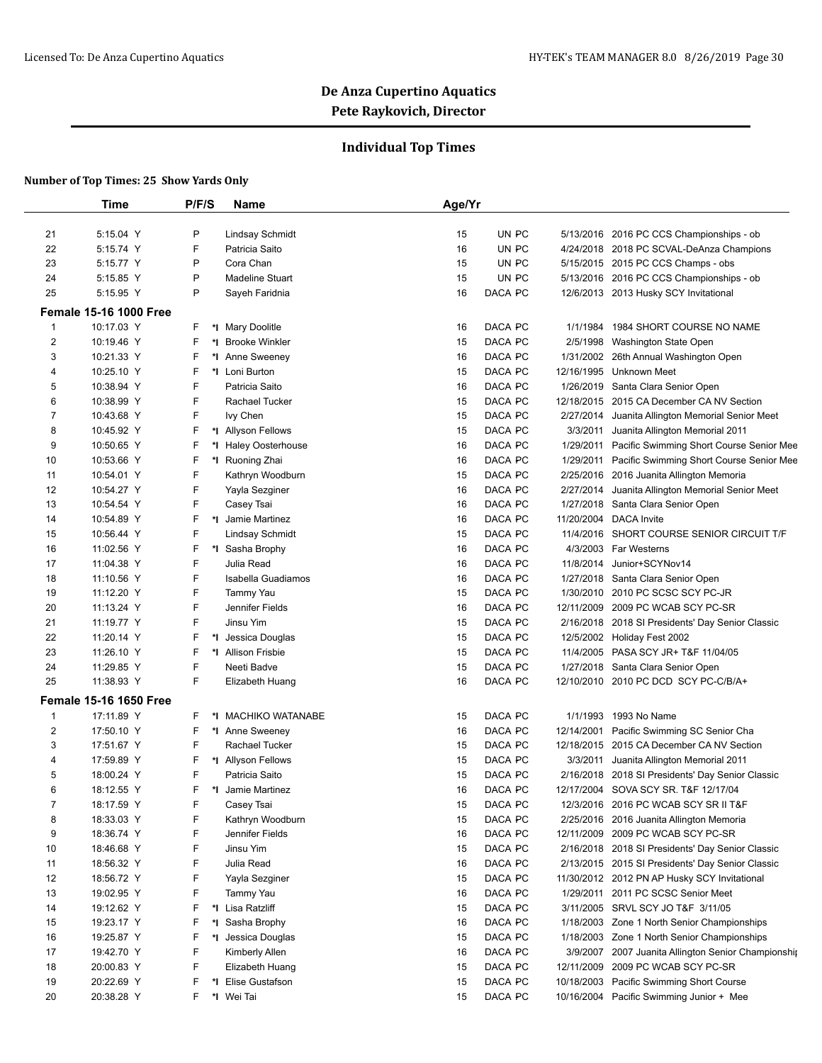# De Anza Cupertino Aquatics

## Pete Raykovich, Director

### Individual Top Times

**Number of Top Times: 25 Show Yards Only**

| | Time | P/F/S | | Name | Age/Yr | | | |
|---|---|---|---|---|---|---|---|---|
| 21 | 5:15.04 Y | P | | Lindsay Schmidt | 15 | UN PC | 5/13/2016 | 2016 PC CCS Championships - ob |
| 22 | 5:15.74 Y | F | | Patricia Saito | 16 | UN PC | 4/24/2018 | 2018 PC SCVAL-DeAnza Champions |
| 23 | 5:15.77 Y | P | | Cora Chan | 15 | UN PC | 5/15/2015 | 2015 PC CCS Champs - obs |
| 24 | 5:15.85 Y | P | | Madeline Stuart | 15 | UN PC | 5/13/2016 | 2016 PC CCS Championships - ob |
| 25 | 5:15.95 Y | P | | Sayeh Faridnia | 16 | DACA PC | 12/6/2013 | 2013 Husky SCY Invitational |

**Female 15-16 1000 Free**

| | Time | P/F/S | | Name | Age/Yr | | | |
|---|---|---|---|---|---|---|---|---|
| 1 | 10:17.03 Y | F | *I | Mary Doolitle | 16 | DACA PC | 1/1/1984 | 1984 SHORT COURSE NO NAME |
| 2 | 10:19.46 Y | F | *I | Brooke Winkler | 15 | DACA PC | 2/5/1998 | Washington State Open |
| 3 | 10:21.33 Y | F | *I | Anne Sweeney | 16 | DACA PC | 1/31/2002 | 26th Annual Washington Open |
| 4 | 10:25.10 Y | F | *I | Loni Burton | 15 | DACA PC | 12/16/1995 | Unknown Meet |
| 5 | 10:38.94 Y | F | | Patricia Saito | 16 | DACA PC | 1/26/2019 | Santa Clara Senior Open |
| 6 | 10:38.99 Y | F | | Rachael Tucker | 15 | DACA PC | 12/18/2015 | 2015 CA December CA NV Section |
| 7 | 10:43.68 Y | F | | Ivy Chen | 15 | DACA PC | 2/27/2014 | Juanita Allington Memorial Senior Meet |
| 8 | 10:45.92 Y | F | *I | Allyson Fellows | 15 | DACA PC | 3/3/2011 | Juanita Allington Memorial 2011 |
| 9 | 10:50.65 Y | F | *I | Haley Oosterhouse | 16 | DACA PC | 1/29/2011 | Pacific Swimming Short Course Senior Mee |
| 10 | 10:53.66 Y | F | *I | Ruoning Zhai | 16 | DACA PC | 1/29/2011 | Pacific Swimming Short Course Senior Mee |
| 11 | 10:54.01 Y | F | | Kathryn Woodburn | 15 | DACA PC | 2/25/2016 | 2016 Juanita Allington Memoria |
| 12 | 10:54.27 Y | F | | Yayla Sezginer | 16 | DACA PC | 2/27/2014 | Juanita Allington Memorial Senior Meet |
| 13 | 10:54.54 Y | F | | Casey Tsai | 16 | DACA PC | 1/27/2018 | Santa Clara Senior Open |
| 14 | 10:54.89 Y | F | *I | Jamie Martinez | 16 | DACA PC | 11/20/2004 | DACA Invite |
| 15 | 10:56.44 Y | F | | Lindsay Schmidt | 15 | DACA PC | 11/4/2016 | SHORT COURSE SENIOR CIRCUIT T/F |
| 16 | 11:02.56 Y | F | *I | Sasha Brophy | 16 | DACA PC | 4/3/2003 | Far Westerns |
| 17 | 11:04.38 Y | F | | Julia Read | 16 | DACA PC | 11/8/2014 | Junior+SCYNov14 |
| 18 | 11:10.56 Y | F | | Isabella Guadiamos | 16 | DACA PC | 1/27/2018 | Santa Clara Senior Open |
| 19 | 11:12.20 Y | F | | Tammy Yau | 15 | DACA PC | 1/30/2010 | 2010 PC SCSC SCY PC-JR |
| 20 | 11:13.24 Y | F | | Jennifer Fields | 16 | DACA PC | 12/11/2009 | 2009 PC WCAB SCY PC-SR |
| 21 | 11:19.77 Y | F | | Jinsu Yim | 15 | DACA PC | 2/16/2018 | 2018 SI Presidents' Day Senior Classic |
| 22 | 11:20.14 Y | F | *I | Jessica Douglas | 15 | DACA PC | 12/5/2002 | Holiday Fest 2002 |
| 23 | 11:26.10 Y | F | *I | Allison Frisbie | 15 | DACA PC | 11/4/2005 | PASA SCY JR+ T&F 11/04/05 |
| 24 | 11:29.85 Y | F | | Neeti Badve | 15 | DACA PC | 1/27/2018 | Santa Clara Senior Open |
| 25 | 11:38.93 Y | F | | Elizabeth Huang | 16 | DACA PC | 12/10/2010 | 2010 PC DCD SCY PC-C/B/A+ |

**Female 15-16 1650 Free**

| | Time | P/F/S | | Name | Age/Yr | | | |
|---|---|---|---|---|---|---|---|---|
| 1 | 17:11.89 Y | F | *I | MACHIKO WATANABE | 15 | DACA PC | 1/1/1993 | 1993 No Name |
| 2 | 17:50.10 Y | F | *I | Anne Sweeney | 16 | DACA PC | 12/14/2001 | Pacific Swimming SC Senior Cha |
| 3 | 17:51.67 Y | F | | Rachael Tucker | 15 | DACA PC | 12/18/2015 | 2015 CA December CA NV Section |
| 4 | 17:59.89 Y | F | *I | Allyson Fellows | 15 | DACA PC | 3/3/2011 | Juanita Allington Memorial 2011 |
| 5 | 18:00.24 Y | F | | Patricia Saito | 15 | DACA PC | 2/16/2018 | 2018 SI Presidents' Day Senior Classic |
| 6 | 18:12.55 Y | F | *I | Jamie Martinez | 16 | DACA PC | 12/17/2004 | SOVA SCY SR. T&F 12/17/04 |
| 7 | 18:17.59 Y | F | | Casey Tsai | 15 | DACA PC | 12/3/2016 | 2016 PC WCAB SCY SR II T&F |
| 8 | 18:33.03 Y | F | | Kathryn Woodburn | 15 | DACA PC | 2/25/2016 | 2016 Juanita Allington Memoria |
| 9 | 18:36.74 Y | F | | Jennifer Fields | 16 | DACA PC | 12/11/2009 | 2009 PC WCAB SCY PC-SR |
| 10 | 18:46.68 Y | F | | Jinsu Yim | 15 | DACA PC | 2/16/2018 | 2018 SI Presidents' Day Senior Classic |
| 11 | 18:56.32 Y | F | | Julia Read | 16 | DACA PC | 2/13/2015 | 2015 SI Presidents' Day Senior Classic |
| 12 | 18:56.72 Y | F | | Yayla Sezginer | 15 | DACA PC | 11/30/2012 | 2012 PN AP Husky SCY Invitational |
| 13 | 19:02.95 Y | F | | Tammy Yau | 16 | DACA PC | 1/29/2011 | 2011 PC SCSC Senior Meet |
| 14 | 19:12.62 Y | F | *I | Lisa Ratzliff | 15 | DACA PC | 3/11/2005 | SRVL SCY JO T&F 3/11/05 |
| 15 | 19:23.17 Y | F | *I | Sasha Brophy | 16 | DACA PC | 1/18/2003 | Zone 1 North Senior Championships |
| 16 | 19:25.87 Y | F | *I | Jessica Douglas | 15 | DACA PC | 1/18/2003 | Zone 1 North Senior Championships |
| 17 | 19:42.70 Y | F | | Kimberly Allen | 16 | DACA PC | 3/9/2007 | 2007 Juanita Allington Senior Championshi |
| 18 | 20:00.83 Y | F | | Elizabeth Huang | 15 | DACA PC | 12/11/2009 | 2009 PC WCAB SCY PC-SR |
| 19 | 20:22.69 Y | F | *I | Elise Gustafson | 15 | DACA PC | 10/18/2003 | Pacific Swimming Short Course |
| 20 | 20:38.28 Y | F | *I | Wei Tai | 15 | DACA PC | 10/16/2004 | Pacific Swimming Junior + Mee |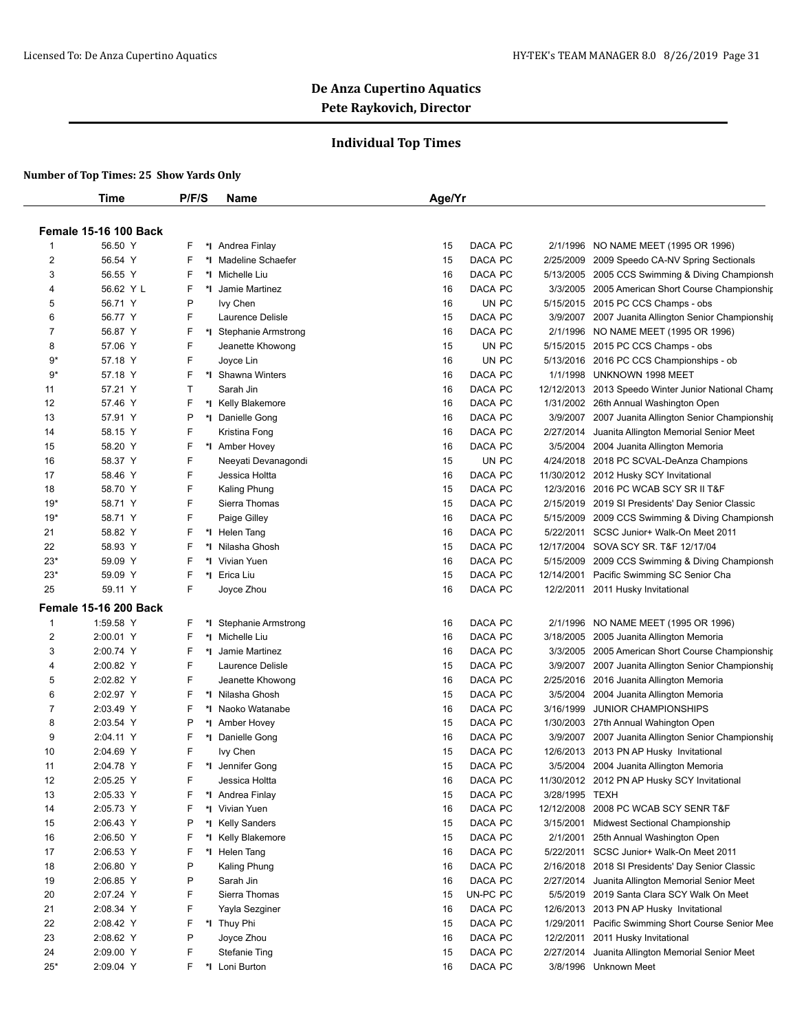# De Anza Cupertino Aquatics

## Pete Raykovich, Director

### Individual Top Times

**Number of Top Times: 25 Show Yards Only**

| | Time | P/F/S | | Name | Age/Yr | | | |
|---|---|---|---|---|---|---|---|---|
| **Female 15-16 100 Back** | | | | | | | | |
| 1 | 56.50 Y | F | *I | Andrea Finlay | 15 | DACA PC | 2/1/1996 | NO NAME MEET (1995 OR 1996) |
| 2 | 56.54 Y | F | *I | Madeline Schaefer | 15 | DACA PC | 2/25/2009 | 2009 Speedo CA-NV Spring Sectionals |
| 3 | 56.55 Y | F | *I | Michelle Liu | 16 | DACA PC | 5/13/2005 | 2005 CCS Swimming & Diving Championsh |
| 4 | 56.62 Y L | F | *I | Jamie Martinez | 16 | DACA PC | 3/3/2005 | 2005 American Short Course Championshi |
| 5 | 56.71 Y | P | | Ivy Chen | 16 | UN PC | 5/15/2015 | 2015 PC CCS Champs - obs |
| 6 | 56.77 Y | F | | Laurence Delisle | 15 | DACA PC | 3/9/2007 | 2007 Juanita Allington Senior Championshi |
| 7 | 56.87 Y | F | *I | Stephanie Armstrong | 16 | DACA PC | 2/1/1996 | NO NAME MEET (1995 OR 1996) |
| 8 | 57.06 Y | F | | Jeanette Khowong | 15 | UN PC | 5/15/2015 | 2015 PC CCS Champs - obs |
| 9* | 57.18 Y | F | | Joyce Lin | 16 | UN PC | 5/13/2016 | 2016 PC CCS Championships - ob |
| 9* | 57.18 Y | F | *I | Shawna Winters | 16 | DACA PC | 1/1/1998 | UNKNOWN 1998 MEET |
| 11 | 57.21 Y | T | | Sarah Jin | 16 | DACA PC | 12/12/2013 | 2013 Speedo Winter Junior National Champ |
| 12 | 57.46 Y | F | *I | Kelly Blakemore | 16 | DACA PC | 1/31/2002 | 26th Annual Washington Open |
| 13 | 57.91 Y | P | *I | Danielle Gong | 16 | DACA PC | 3/9/2007 | 2007 Juanita Allington Senior Championshi |
| 14 | 58.15 Y | F | | Kristina Fong | 16 | DACA PC | 2/27/2014 | Juanita Allington Memorial Senior Meet |
| 15 | 58.20 Y | F | *I | Amber Hovey | 16 | DACA PC | 3/5/2004 | 2004 Juanita Allington Memoria |
| 16 | 58.37 Y | F | | Neeyati Devanagondi | 15 | UN PC | 4/24/2018 | 2018 PC SCVAL-DeAnza Champions |
| 17 | 58.46 Y | F | | Jessica Holtta | 16 | DACA PC | 11/30/2012 | 2012 Husky SCY Invitational |
| 18 | 58.70 Y | F | | Kaling Phung | 15 | DACA PC | 12/3/2016 | 2016 PC WCAB SCY SR II T&F |
| 19* | 58.71 Y | F | | Sierra Thomas | 15 | DACA PC | 2/15/2019 | 2019 SI Presidents' Day Senior Classic |
| 19* | 58.71 Y | F | | Paige Gilley | 16 | DACA PC | 5/15/2009 | 2009 CCS Swimming & Diving Championsh |
| 21 | 58.82 Y | F | *I | Helen Tang | 16 | DACA PC | 5/22/2011 | SCSC Junior+ Walk-On Meet 2011 |
| 22 | 58.93 Y | F | *I | Nilasha Ghosh | 15 | DACA PC | 12/17/2004 | SOVA SCY SR. T&F 12/17/04 |
| 23* | 59.09 Y | F | *I | Vivian Yuen | 16 | DACA PC | 5/15/2009 | 2009 CCS Swimming & Diving Championsh |
| 23* | 59.09 Y | F | *I | Erica Liu | 15 | DACA PC | 12/14/2001 | Pacific Swimming SC Senior Cha |
| 25 | 59.11 Y | F | | Joyce Zhou | 16 | DACA PC | 12/2/2011 | 2011 Husky Invitational |
| **Female 15-16 200 Back** | | | | | | | | |
| 1 | 1:59.58 Y | F | *I | Stephanie Armstrong | 16 | DACA PC | 2/1/1996 | NO NAME MEET (1995 OR 1996) |
| 2 | 2:00.01 Y | F | *I | Michelle Liu | 16 | DACA PC | 3/18/2005 | 2005 Juanita Allington Memoria |
| 3 | 2:00.74 Y | F | *I | Jamie Martinez | 16 | DACA PC | 3/3/2005 | 2005 American Short Course Championshi |
| 4 | 2:00.82 Y | F | | Laurence Delisle | 15 | DACA PC | 3/9/2007 | 2007 Juanita Allington Senior Championshi |
| 5 | 2:02.82 Y | F | | Jeanette Khowong | 16 | DACA PC | 2/25/2016 | 2016 Juanita Allington Memoria |
| 6 | 2:02.97 Y | F | *I | Nilasha Ghosh | 15 | DACA PC | 3/5/2004 | 2004 Juanita Allington Memoria |
| 7 | 2:03.49 Y | F | *I | Naoko Watanabe | 16 | DACA PC | 3/16/1999 | JUNIOR CHAMPIONSHIPS |
| 8 | 2:03.54 Y | P | *I | Amber Hovey | 15 | DACA PC | 1/30/2003 | 27th Annual Wahington Open |
| 9 | 2:04.11 Y | F | *I | Danielle Gong | 16 | DACA PC | 3/9/2007 | 2007 Juanita Allington Senior Championshi |
| 10 | 2:04.69 Y | F | | Ivy Chen | 15 | DACA PC | 12/6/2013 | 2013 PN AP Husky Invitational |
| 11 | 2:04.78 Y | F | *I | Jennifer Gong | 15 | DACA PC | 3/5/2004 | 2004 Juanita Allington Memoria |
| 12 | 2:05.25 Y | F | | Jessica Holtta | 16 | DACA PC | 11/30/2012 | 2012 PN AP Husky SCY Invitational |
| 13 | 2:05.33 Y | F | *I | Andrea Finlay | 15 | DACA PC | 3/28/1995 | TEXH |
| 14 | 2:05.73 Y | F | *I | Vivian Yuen | 16 | DACA PC | 12/12/2008 | 2008 PC WCAB SCY SENR T&F |
| 15 | 2:06.43 Y | P | *I | Kelly Sanders | 15 | DACA PC | 3/15/2001 | Midwest Sectional Championship |
| 16 | 2:06.50 Y | F | *I | Kelly Blakemore | 15 | DACA PC | 2/1/2001 | 25th Annual Washington Open |
| 17 | 2:06.53 Y | F | *I | Helen Tang | 16 | DACA PC | 5/22/2011 | SCSC Junior+ Walk-On Meet 2011 |
| 18 | 2:06.80 Y | P | | Kaling Phung | 16 | DACA PC | 2/16/2018 | 2018 SI Presidents' Day Senior Classic |
| 19 | 2:06.85 Y | P | | Sarah Jin | 16 | DACA PC | 2/27/2014 | Juanita Allington Memorial Senior Meet |
| 20 | 2:07.24 Y | F | | Sierra Thomas | 15 | UN-PC PC | 5/5/2019 | 2019 Santa Clara SCY Walk On Meet |
| 21 | 2:08.34 Y | F | | Yayla Sezginer | 16 | DACA PC | 12/6/2013 | 2013 PN AP Husky Invitational |
| 22 | 2:08.42 Y | F | *I | Thuy Phi | 15 | DACA PC | 1/29/2011 | Pacific Swimming Short Course Senior Mee |
| 23 | 2:08.62 Y | P | | Joyce Zhou | 16 | DACA PC | 12/2/2011 | 2011 Husky Invitational |
| 24 | 2:09.00 Y | F | | Stefanie Ting | 15 | DACA PC | 2/27/2014 | Juanita Allington Memorial Senior Meet |
| 25* | 2:09.04 Y | F | *I | Loni Burton | 16 | DACA PC | 3/8/1996 | Unknown Meet |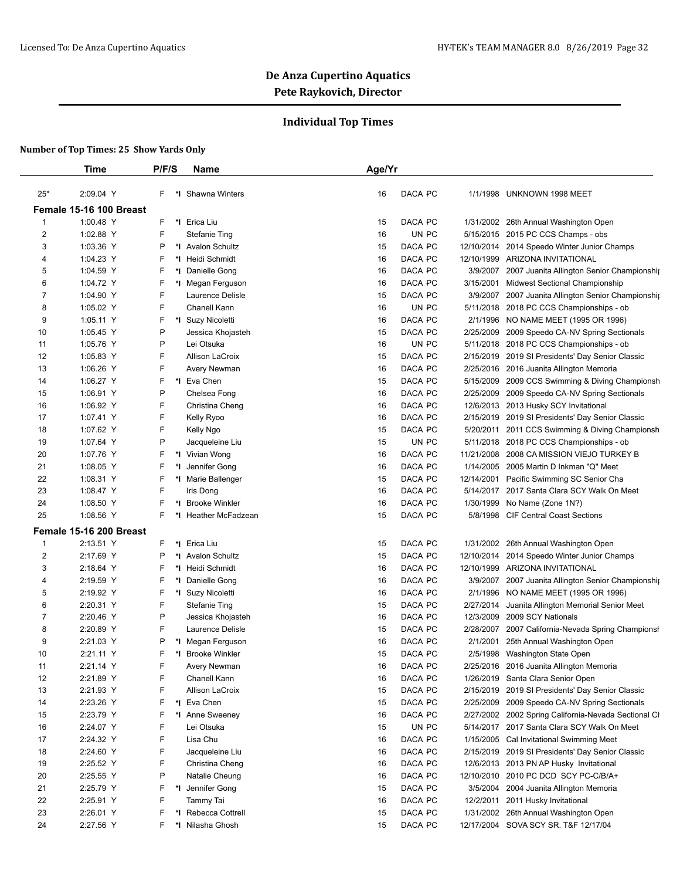## De Anza Cupertino Aquatics
## Pete Raykovich, Director

### Individual Top Times

**Number of Top Times: 25 Show Yards Only**

| | Time | P/F/S | | Name | Age/Yr | | | |
|---|---|---|---|---|---|---|---|---|
| 25* | 2:09.04 Y | F | *I | Shawna Winters | 16 | DACA PC | 1/1/1998 | UNKNOWN 1998 MEET |
| **Female 15-16 100 Breast** | | | | | | | | |
| 1 | 1:00.48 Y | F | *I | Erica Liu | 15 | DACA PC | 1/31/2002 | 26th Annual Washington Open |
| 2 | 1:02.88 Y | F | | Stefanie Ting | 16 | UN PC | 5/15/2015 | 2015 PC CCS Champs - obs |
| 3 | 1:03.36 Y | P | *I | Avalon Schultz | 15 | DACA PC | 12/10/2014 | 2014 Speedo Winter Junior Champs |
| 4 | 1:04.23 Y | F | *I | Heidi Schmidt | 16 | DACA PC | 12/10/1999 | ARIZONA INVITATIONAL |
| 5 | 1:04.59 Y | F | *I | Danielle Gong | 16 | DACA PC | 3/9/2007 | 2007 Juanita Allington Senior Championshi |
| 6 | 1:04.72 Y | F | *I | Megan Ferguson | 16 | DACA PC | 3/15/2001 | Midwest Sectional Championship |
| 7 | 1:04.90 Y | F | | Laurence Delisle | 15 | DACA PC | 3/9/2007 | 2007 Juanita Allington Senior Championshi |
| 8 | 1:05.02 Y | F | | Chanell Kann | 16 | UN PC | 5/11/2018 | 2018 PC CCS Championships - ob |
| 9 | 1:05.11 Y | F | *I | Suzy Nicoletti | 16 | DACA PC | 2/1/1996 | NO NAME MEET (1995 OR 1996) |
| 10 | 1:05.45 Y | P | | Jessica Khojasteh | 15 | DACA PC | 2/25/2009 | 2009 Speedo CA-NV Spring Sectionals |
| 11 | 1:05.76 Y | P | | Lei Otsuka | 16 | UN PC | 5/11/2018 | 2018 PC CCS Championships - ob |
| 12 | 1:05.83 Y | F | | Allison LaCroix | 15 | DACA PC | 2/15/2019 | 2019 SI Presidents' Day Senior Classic |
| 13 | 1:06.26 Y | F | | Avery Newman | 16 | DACA PC | 2/25/2016 | 2016 Juanita Allington Memoria |
| 14 | 1:06.27 Y | F | *I | Eva Chen | 15 | DACA PC | 5/15/2009 | 2009 CCS Swimming & Diving Championsh |
| 15 | 1:06.91 Y | P | | Chelsea Fong | 16 | DACA PC | 2/25/2009 | 2009 Speedo CA-NV Spring Sectionals |
| 16 | 1:06.92 Y | F | | Christina Cheng | 16 | DACA PC | 12/6/2013 | 2013 Husky SCY Invitational |
| 17 | 1:07.41 Y | F | | Kelly Ryoo | 16 | DACA PC | 2/15/2019 | 2019 SI Presidents' Day Senior Classic |
| 18 | 1:07.62 Y | F | | Kelly Ngo | 15 | DACA PC | 5/20/2011 | 2011 CCS Swimming & Diving Championsh |
| 19 | 1:07.64 Y | P | | Jacqueleine Liu | 15 | UN PC | 5/11/2018 | 2018 PC CCS Championships - ob |
| 20 | 1:07.76 Y | F | *I | Vivian Wong | 16 | DACA PC | 11/21/2008 | 2008 CA MISSION VIEJO TURKEY B |
| 21 | 1:08.05 Y | F | *I | Jennifer Gong | 16 | DACA PC | 1/14/2005 | 2005 Martin D Inkman "Q" Meet |
| 22 | 1:08.31 Y | F | *I | Marie Ballenger | 15 | DACA PC | 12/14/2001 | Pacific Swimming SC Senior Cha |
| 23 | 1:08.47 Y | F | | Iris Dong | 16 | DACA PC | 5/14/2017 | 2017 Santa Clara SCY Walk On Meet |
| 24 | 1:08.50 Y | F | *I | Brooke Winkler | 16 | DACA PC | 1/30/1999 | No Name (Zone 1N?) |
| 25 | 1:08.56 Y | F | *I | Heather McFadzean | 15 | DACA PC | 5/8/1998 | CIF Central Coast Sections |
| **Female 15-16 200 Breast** | | | | | | | | |
| 1 | 2:13.51 Y | F | *I | Erica Liu | 15 | DACA PC | 1/31/2002 | 26th Annual Washington Open |
| 2 | 2:17.69 Y | P | *I | Avalon Schultz | 15 | DACA PC | 12/10/2014 | 2014 Speedo Winter Junior Champs |
| 3 | 2:18.64 Y | F | *I | Heidi Schmidt | 16 | DACA PC | 12/10/1999 | ARIZONA INVITATIONAL |
| 4 | 2:19.59 Y | F | *I | Danielle Gong | 16 | DACA PC | 3/9/2007 | 2007 Juanita Allington Senior Championshi |
| 5 | 2:19.92 Y | F | *I | Suzy Nicoletti | 16 | DACA PC | 2/1/1996 | NO NAME MEET (1995 OR 1996) |
| 6 | 2:20.31 Y | F | | Stefanie Ting | 15 | DACA PC | 2/27/2014 | Juanita Allington Memorial Senior Meet |
| 7 | 2:20.46 Y | P | | Jessica Khojasteh | 16 | DACA PC | 12/3/2009 | 2009 SCY Nationals |
| 8 | 2:20.89 Y | F | | Laurence Delisle | 15 | DACA PC | 2/28/2007 | 2007 California-Nevada Spring Championsh |
| 9 | 2:21.03 Y | P | *I | Megan Ferguson | 16 | DACA PC | 2/1/2001 | 25th Annual Washington Open |
| 10 | 2:21.11 Y | F | *I | Brooke Winkler | 15 | DACA PC | 2/5/1998 | Washington State Open |
| 11 | 2:21.14 Y | F | | Avery Newman | 16 | DACA PC | 2/25/2016 | 2016 Juanita Allington Memoria |
| 12 | 2:21.89 Y | F | | Chanell Kann | 16 | DACA PC | 1/26/2019 | Santa Clara Senior Open |
| 13 | 2:21.93 Y | F | | Allison LaCroix | 15 | DACA PC | 2/15/2019 | 2019 SI Presidents' Day Senior Classic |
| 14 | 2:23.26 Y | F | *I | Eva Chen | 15 | DACA PC | 2/25/2009 | 2009 Speedo CA-NV Spring Sectionals |
| 15 | 2:23.79 Y | F | *I | Anne Sweeney | 16 | DACA PC | 2/27/2002 | 2002 Spring California-Nevada Sectional Cl |
| 16 | 2:24.07 Y | F | | Lei Otsuka | 15 | UN PC | 5/14/2017 | 2017 Santa Clara SCY Walk On Meet |
| 17 | 2:24.32 Y | F | | Lisa Chu | 16 | DACA PC | 1/15/2005 | Cal Invitational Swimming Meet |
| 18 | 2:24.60 Y | F | | Jacqueleine Liu | 16 | DACA PC | 2/15/2019 | 2019 SI Presidents' Day Senior Classic |
| 19 | 2:25.52 Y | F | | Christina Cheng | 16 | DACA PC | 12/6/2013 | 2013 PN AP Husky Invitational |
| 20 | 2:25.55 Y | P | | Natalie Cheung | 16 | DACA PC | 12/10/2010 | 2010 PC DCD SCY PC-C/B/A+ |
| 21 | 2:25.79 Y | F | *I | Jennifer Gong | 15 | DACA PC | 3/5/2004 | 2004 Juanita Allington Memoria |
| 22 | 2:25.91 Y | F | | Tammy Tai | 16 | DACA PC | 12/2/2011 | 2011 Husky Invitational |
| 23 | 2:26.01 Y | F | *I | Rebecca Cottrell | 15 | DACA PC | 1/31/2002 | 26th Annual Washington Open |
| 24 | 2:27.56 Y | F | *I | Nilasha Ghosh | 15 | DACA PC | 12/17/2004 | SOVA SCY SR. T&F 12/17/04 |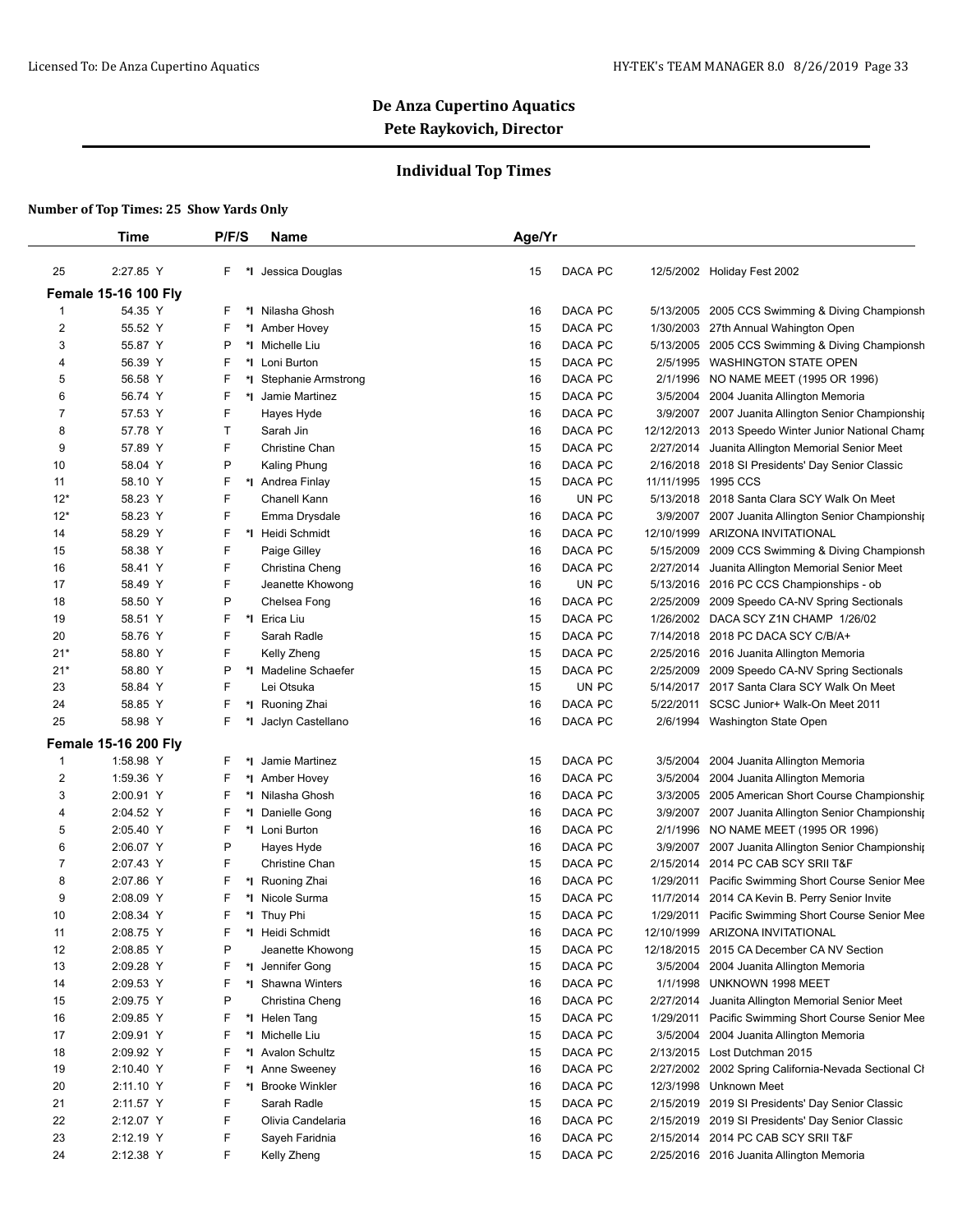## De Anza Cupertino Aquatics

**Pete Raykovich, Director**

### Individual Top Times

**Number of Top Times: 25 Show Yards Only**

| | Time | P/F/S | | Name | Age/Yr | | | |
|---|---|---|---|---|---|---|---|---|
| 25 | 2:27.85 Y | F | *I | Jessica Douglas | 15 | DACA PC | 12/5/2002 | Holiday Fest 2002 |
| **Female 15-16 100 Fly** | | | | | | | | |
| 1 | 54.35 Y | F | *I | Nilasha Ghosh | 16 | DACA PC | 5/13/2005 | 2005 CCS Swimming & Diving Championsh |
| 2 | 55.52 Y | F | *I | Amber Hovey | 15 | DACA PC | 1/30/2003 | 27th Annual Wahington Open |
| 3 | 55.87 Y | P | *I | Michelle Liu | 16 | DACA PC | 5/13/2005 | 2005 CCS Swimming & Diving Championsh |
| 4 | 56.39 Y | F | *I | Loni Burton | 15 | DACA PC | 2/5/1995 | WASHINGTON STATE OPEN |
| 5 | 56.58 Y | F | *I | Stephanie Armstrong | 16 | DACA PC | 2/1/1996 | NO NAME MEET (1995 OR 1996) |
| 6 | 56.74 Y | F | *I | Jamie Martinez | 15 | DACA PC | 3/5/2004 | 2004 Juanita Allington Memoria |
| 7 | 57.53 Y | F | | Hayes Hyde | 16 | DACA PC | 3/9/2007 | 2007 Juanita Allington Senior Championshi |
| 8 | 57.78 Y | T | | Sarah Jin | 16 | DACA PC | 12/12/2013 | 2013 Speedo Winter Junior National Cham |
| 9 | 57.89 Y | F | | Christine Chan | 15 | DACA PC | 2/27/2014 | Juanita Allington Memorial Senior Meet |
| 10 | 58.04 Y | P | | Kaling Phung | 16 | DACA PC | 2/16/2018 | 2018 SI Presidents' Day Senior Classic |
| 11 | 58.10 Y | F | *I | Andrea Finlay | 15 | DACA PC | 11/11/1995 | 1995 CCS |
| 12* | 58.23 Y | F | | Chanell Kann | 16 | UN PC | 5/13/2018 | 2018 Santa Clara SCY Walk On Meet |
| 12* | 58.23 Y | F | | Emma Drysdale | 16 | DACA PC | 3/9/2007 | 2007 Juanita Allington Senior Championshi |
| 14 | 58.29 Y | F | *I | Heidi Schmidt | 16 | DACA PC | 12/10/1999 | ARIZONA INVITATIONAL |
| 15 | 58.38 Y | F | | Paige Gilley | 16 | DACA PC | 5/15/2009 | 2009 CCS Swimming & Diving Championsh |
| 16 | 58.41 Y | F | | Christina Cheng | 16 | DACA PC | 2/27/2014 | Juanita Allington Memorial Senior Meet |
| 17 | 58.49 Y | F | | Jeanette Khowong | 16 | UN PC | 5/13/2016 | 2016 PC CCS Championships - ob |
| 18 | 58.50 Y | P | | Chelsea Fong | 16 | DACA PC | 2/25/2009 | 2009 Speedo CA-NV Spring Sectionals |
| 19 | 58.51 Y | F | *I | Erica Liu | 15 | DACA PC | 1/26/2002 | DACA SCY Z1N CHAMP 1/26/02 |
| 20 | 58.76 Y | F | | Sarah Radle | 15 | DACA PC | 7/14/2018 | 2018 PC DACA SCY C/B/A+ |
| 21* | 58.80 Y | F | | Kelly Zheng | 15 | DACA PC | 2/25/2016 | 2016 Juanita Allington Memoria |
| 21* | 58.80 Y | P | *I | Madeline Schaefer | 15 | DACA PC | 2/25/2009 | 2009 Speedo CA-NV Spring Sectionals |
| 23 | 58.84 Y | F | | Lei Otsuka | 15 | UN PC | 5/14/2017 | 2017 Santa Clara SCY Walk On Meet |
| 24 | 58.85 Y | F | *I | Ruoning Zhai | 16 | DACA PC | 5/22/2011 | SCSC Junior+ Walk-On Meet 2011 |
| 25 | 58.98 Y | F | *I | Jaclyn Castellano | 16 | DACA PC | 2/6/1994 | Washington State Open |
| **Female 15-16 200 Fly** | | | | | | | | |
| 1 | 1:58.98 Y | F | *I | Jamie Martinez | 15 | DACA PC | 3/5/2004 | 2004 Juanita Allington Memoria |
| 2 | 1:59.36 Y | F | *I | Amber Hovey | 16 | DACA PC | 3/5/2004 | 2004 Juanita Allington Memoria |
| 3 | 2:00.91 Y | F | *I | Nilasha Ghosh | 16 | DACA PC | 3/3/2005 | 2005 American Short Course Championshi |
| 4 | 2:04.52 Y | F | *I | Danielle Gong | 16 | DACA PC | 3/9/2007 | 2007 Juanita Allington Senior Championshi |
| 5 | 2:05.40 Y | F | *I | Loni Burton | 16 | DACA PC | 2/1/1996 | NO NAME MEET (1995 OR 1996) |
| 6 | 2:06.07 Y | P | | Hayes Hyde | 16 | DACA PC | 3/9/2007 | 2007 Juanita Allington Senior Championshi |
| 7 | 2:07.43 Y | F | | Christine Chan | 15 | DACA PC | 2/15/2014 | 2014 PC CAB SCY SRII T&F |
| 8 | 2:07.86 Y | F | *I | Ruoning Zhai | 16 | DACA PC | 1/29/2011 | Pacific Swimming Short Course Senior Mee |
| 9 | 2:08.09 Y | F | *I | Nicole Surma | 15 | DACA PC | 11/7/2014 | 2014 CA Kevin B. Perry Senior Invite |
| 10 | 2:08.34 Y | F | *I | Thuy Phi | 15 | DACA PC | 1/29/2011 | Pacific Swimming Short Course Senior Mee |
| 11 | 2:08.75 Y | F | *I | Heidi Schmidt | 16 | DACA PC | 12/10/1999 | ARIZONA INVITATIONAL |
| 12 | 2:08.85 Y | P | | Jeanette Khowong | 15 | DACA PC | 12/18/2015 | 2015 CA December CA NV Section |
| 13 | 2:09.28 Y | F | *I | Jennifer Gong | 15 | DACA PC | 3/5/2004 | 2004 Juanita Allington Memoria |
| 14 | 2:09.53 Y | F | *I | Shawna Winters | 16 | DACA PC | 1/1/1998 | UNKNOWN 1998 MEET |
| 15 | 2:09.75 Y | P | | Christina Cheng | 16 | DACA PC | 2/27/2014 | Juanita Allington Memorial Senior Meet |
| 16 | 2:09.85 Y | F | *I | Helen Tang | 15 | DACA PC | 1/29/2011 | Pacific Swimming Short Course Senior Mee |
| 17 | 2:09.91 Y | F | *I | Michelle Liu | 15 | DACA PC | 3/5/2004 | 2004 Juanita Allington Memoria |
| 18 | 2:09.92 Y | F | *I | Avalon Schultz | 15 | DACA PC | 2/13/2015 | Lost Dutchman 2015 |
| 19 | 2:10.40 Y | F | *I | Anne Sweeney | 16 | DACA PC | 2/27/2002 | 2002 Spring California-Nevada Sectional Cl |
| 20 | 2:11.10 Y | F | *I | Brooke Winkler | 16 | DACA PC | 12/3/1998 | Unknown Meet |
| 21 | 2:11.57 Y | F | | Sarah Radle | 15 | DACA PC | 2/15/2019 | 2019 SI Presidents' Day Senior Classic |
| 22 | 2:12.07 Y | F | | Olivia Candelaria | 16 | DACA PC | 2/15/2019 | 2019 SI Presidents' Day Senior Classic |
| 23 | 2:12.19 Y | F | | Sayeh Faridnia | 16 | DACA PC | 2/15/2014 | 2014 PC CAB SCY SRII T&F |
| 24 | 2:12.38 Y | F | | Kelly Zheng | 15 | DACA PC | 2/25/2016 | 2016 Juanita Allington Memoria |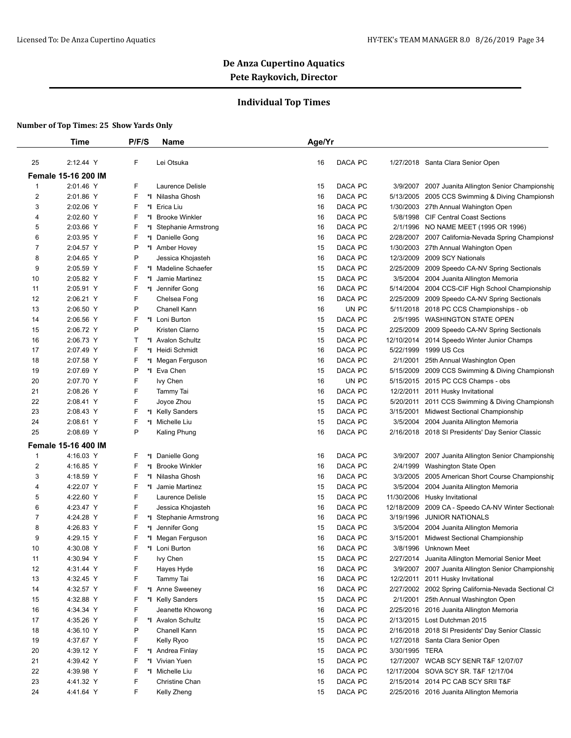# De Anza Cupertino Aquatics

## Pete Raykovich, Director

### Individual Top Times

**Number of Top Times: 25 Show Yards Only**

| | Time | P/F/S | | Name | Age/Yr | | | | |
|---|---|---|---|---|---|---|---|---|---|
| 25 | 2:12.44 Y | F | | Lei Otsuka | 16 | DACA | PC | 1/27/2018 | Santa Clara Senior Open |
| **Female 15-16 200 IM** | | | | | | | | | |
| 1 | 2:01.46 Y | F | | Laurence Delisle | 15 | DACA | PC | 3/9/2007 | 2007 Juanita Allington Senior Championshi |
| 2 | 2:01.86 Y | F | *I | Nilasha Ghosh | 16 | DACA | PC | 5/13/2005 | 2005 CCS Swimming & Diving Championsh |
| 3 | 2:02.06 Y | F | *I | Erica Liu | 16 | DACA | PC | 1/30/2003 | 27th Annual Wahington Open |
| 4 | 2:02.60 Y | F | *I | Brooke Winkler | 16 | DACA | PC | 5/8/1998 | CIF Central Coast Sections |
| 5 | 2:03.66 Y | F | *I | Stephanie Armstrong | 16 | DACA | PC | 2/1/1996 | NO NAME MEET (1995 OR 1996) |
| 6 | 2:03.95 Y | F | *I | Danielle Gong | 16 | DACA | PC | 2/28/2007 | 2007 California-Nevada Spring Championsh |
| 7 | 2:04.57 Y | P | *I | Amber Hovey | 15 | DACA | PC | 1/30/2003 | 27th Annual Wahington Open |
| 8 | 2:04.65 Y | P | | Jessica Khojasteh | 16 | DACA | PC | 12/3/2009 | 2009 SCY Nationals |
| 9 | 2:05.59 Y | F | *I | Madeline Schaefer | 15 | DACA | PC | 2/25/2009 | 2009 Speedo CA-NV Spring Sectionals |
| 10 | 2:05.82 Y | F | *I | Jamie Martinez | 15 | DACA | PC | 3/5/2004 | 2004 Juanita Allington Memoria |
| 11 | 2:05.91 Y | F | *I | Jennifer Gong | 16 | DACA | PC | 5/14/2004 | 2004 CCS-CIF High School Championship |
| 12 | 2:06.21 Y | F | | Chelsea Fong | 16 | DACA | PC | 2/25/2009 | 2009 Speedo CA-NV Spring Sectionals |
| 13 | 2:06.50 Y | P | | Chanell Kann | 16 | UN | PC | 5/11/2018 | 2018 PC CCS Championships - ob |
| 14 | 2:06.56 Y | F | *I | Loni Burton | 15 | DACA | PC | 2/5/1995 | WASHINGTON STATE OPEN |
| 15 | 2:06.72 Y | P | | Kristen Clarno | 15 | DACA | PC | 2/25/2009 | 2009 Speedo CA-NV Spring Sectionals |
| 16 | 2:06.73 Y | T | *I | Avalon Schultz | 15 | DACA | PC | 12/10/2014 | 2014 Speedo Winter Junior Champs |
| 17 | 2:07.49 Y | F | *I | Heidi Schmidt | 16 | DACA | PC | 5/22/1999 | 1999 US Ccs |
| 18 | 2:07.58 Y | F | *I | Megan Ferguson | 16 | DACA | PC | 2/1/2001 | 25th Annual Washington Open |
| 19 | 2:07.69 Y | P | *I | Eva Chen | 15 | DACA | PC | 5/15/2009 | 2009 CCS Swimming & Diving Championsh |
| 20 | 2:07.70 Y | F | | Ivy Chen | 16 | UN | PC | 5/15/2015 | 2015 PC CCS Champs - obs |
| 21 | 2:08.26 Y | F | | Tammy Tai | 16 | DACA | PC | 12/2/2011 | 2011 Husky Invitational |
| 22 | 2:08.41 Y | F | | Joyce Zhou | 15 | DACA | PC | 5/20/2011 | 2011 CCS Swimming & Diving Championsh |
| 23 | 2:08.43 Y | F | *I | Kelly Sanders | 15 | DACA | PC | 3/15/2001 | Midwest Sectional Championship |
| 24 | 2:08.61 Y | F | *I | Michelle Liu | 15 | DACA | PC | 3/5/2004 | 2004 Juanita Allington Memoria |
| 25 | 2:08.69 Y | P | | Kaling Phung | 16 | DACA | PC | 2/16/2018 | 2018 SI Presidents' Day Senior Classic |
| **Female 15-16 400 IM** | | | | | | | | | |
| 1 | 4:16.03 Y | F | *I | Danielle Gong | 16 | DACA | PC | 3/9/2007 | 2007 Juanita Allington Senior Championshi |
| 2 | 4:16.85 Y | F | *I | Brooke Winkler | 16 | DACA | PC | 2/4/1999 | Washington State Open |
| 3 | 4:18.59 Y | F | *I | Nilasha Ghosh | 16 | DACA | PC | 3/3/2005 | 2005 American Short Course Championshi |
| 4 | 4:22.07 Y | F | *I | Jamie Martinez | 15 | DACA | PC | 3/5/2004 | 2004 Juanita Allington Memoria |
| 5 | 4:22.60 Y | F | | Laurence Delisle | 15 | DACA | PC | 11/30/2006 | Husky Invitational |
| 6 | 4:23.47 Y | F | | Jessica Khojasteh | 16 | DACA | PC | 12/18/2009 | 2009 CA - Speedo CA-NV Winter Sectional |
| 7 | 4:24.28 Y | F | *I | Stephanie Armstrong | 16 | DACA | PC | 3/19/1996 | JUNIOR NATIONALS |
| 8 | 4:26.83 Y | F | *I | Jennifer Gong | 15 | DACA | PC | 3/5/2004 | 2004 Juanita Allington Memoria |
| 9 | 4:29.15 Y | F | *I | Megan Ferguson | 16 | DACA | PC | 3/15/2001 | Midwest Sectional Championship |
| 10 | 4:30.08 Y | F | *I | Loni Burton | 16 | DACA | PC | 3/8/1996 | Unknown Meet |
| 11 | 4:30.94 Y | F | | Ivy Chen | 15 | DACA | PC | 2/27/2014 | Juanita Allington Memorial Senior Meet |
| 12 | 4:31.44 Y | F | | Hayes Hyde | 16 | DACA | PC | 3/9/2007 | 2007 Juanita Allington Senior Championshi |
| 13 | 4:32.45 Y | F | | Tammy Tai | 16 | DACA | PC | 12/2/2011 | 2011 Husky Invitational |
| 14 | 4:32.57 Y | F | *I | Anne Sweeney | 16 | DACA | PC | 2/27/2002 | 2002 Spring California-Nevada Sectional Cl |
| 15 | 4:32.88 Y | F | *I | Kelly Sanders | 15 | DACA | PC | 2/1/2001 | 25th Annual Washington Open |
| 16 | 4:34.34 Y | F | | Jeanette Khowong | 16 | DACA | PC | 2/25/2016 | 2016 Juanita Allington Memoria |
| 17 | 4:35.26 Y | F | *I | Avalon Schultz | 15 | DACA | PC | 2/13/2015 | Lost Dutchman 2015 |
| 18 | 4:36.10 Y | P | | Chanell Kann | 15 | DACA | PC | 2/16/2018 | 2018 SI Presidents' Day Senior Classic |
| 19 | 4:37.67 Y | F | | Kelly Ryoo | 15 | DACA | PC | 1/27/2018 | Santa Clara Senior Open |
| 20 | 4:39.12 Y | F | *I | Andrea Finlay | 15 | DACA | PC | 3/30/1995 | TERA |
| 21 | 4:39.42 Y | F | *I | Vivian Yuen | 15 | DACA | PC | 12/7/2007 | WCAB SCY SENR T&F 12/07/07 |
| 22 | 4:39.98 Y | F | *I | Michelle Liu | 16 | DACA | PC | 12/17/2004 | SOVA SCY SR. T&F 12/17/04 |
| 23 | 4:41.32 Y | F | | Christine Chan | 15 | DACA | PC | 2/15/2014 | 2014 PC CAB SCY SRII T&F |
| 24 | 4:41.64 Y | F | | Kelly Zheng | 15 | DACA | PC | 2/25/2016 | 2016 Juanita Allington Memoria |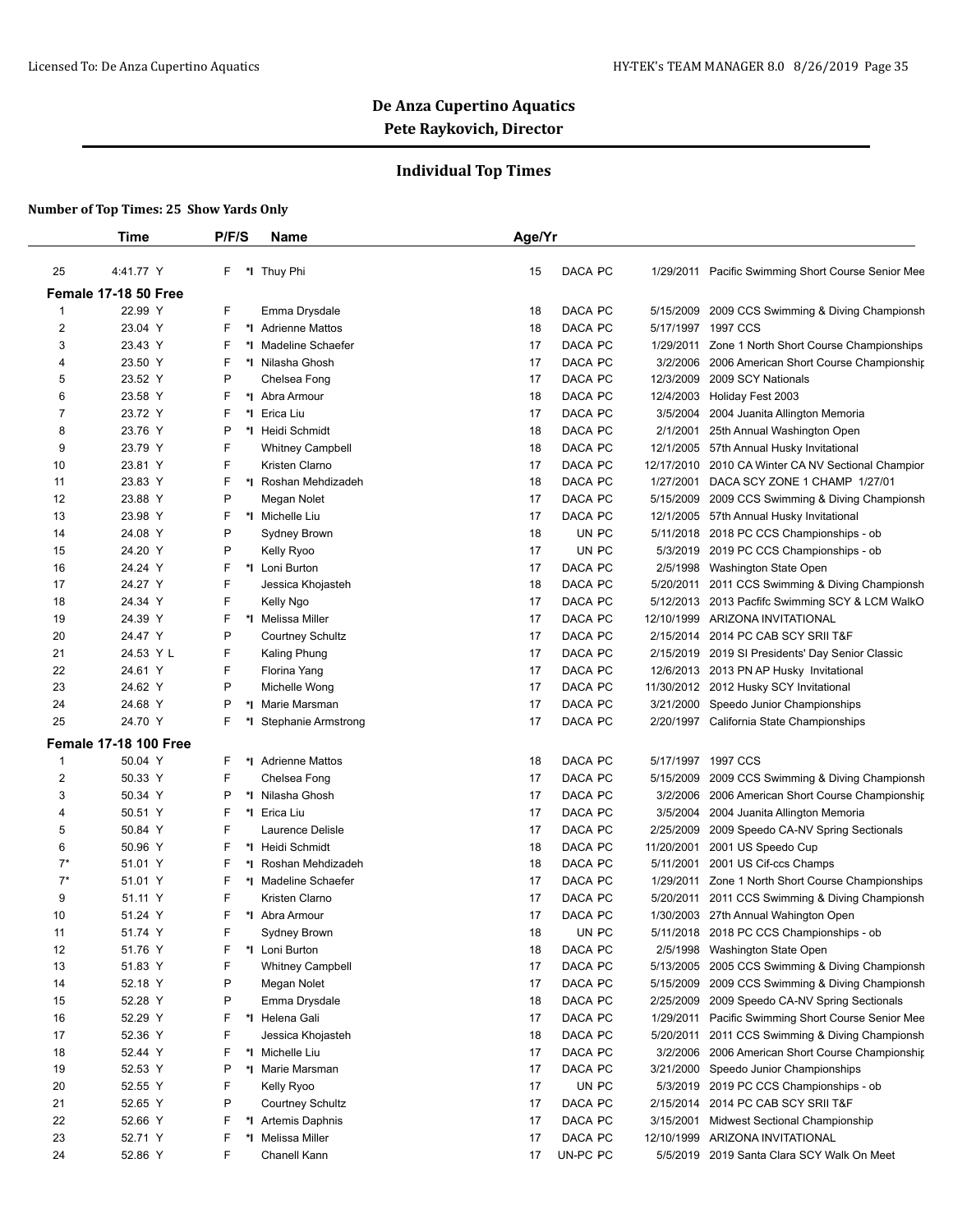De Anza Cupertino Aquatics
Pete Raykovich, Director

## Individual Top Times

**Number of Top Times: 25 Show Yards Only**

| | Time | P/F/S | | Name | Age/Yr | | | |
|---|---|---|---|---|---|---|---|---|
| 25 | 4:41.77 Y | F | *I | Thuy Phi | 15 | DACA PC | 1/29/2011 | Pacific Swimming Short Course Senior Mee |

**Female 17-18 50 Free**

| | Time | P/F/S | | Name | Age/Yr | | | |
|---|---|---|---|---|---|---|---|---|
| 1 | 22.99 Y | F | | Emma Drysdale | 18 | DACA PC | 5/15/2009 | 2009 CCS Swimming & Diving Championsh |
| 2 | 23.04 Y | F | *I | Adrienne Mattos | 18 | DACA PC | 5/17/1997 | 1997 CCS |
| 3 | 23.43 Y | F | *I | Madeline Schaefer | 17 | DACA PC | 1/29/2011 | Zone 1 North Short Course Championships |
| 4 | 23.50 Y | F | *I | Nilasha Ghosh | 17 | DACA PC | 3/2/2006 | 2006 American Short Course Championshi |
| 5 | 23.52 Y | P | | Chelsea Fong | 17 | DACA PC | 12/3/2009 | 2009 SCY Nationals |
| 6 | 23.58 Y | F | *I | Abra Armour | 18 | DACA PC | 12/4/2003 | Holiday Fest 2003 |
| 7 | 23.72 Y | F | *I | Erica Liu | 17 | DACA PC | 3/5/2004 | 2004 Juanita Allington Memoria |
| 8 | 23.76 Y | P | *I | Heidi Schmidt | 18 | DACA PC | 2/1/2001 | 25th Annual Washington Open |
| 9 | 23.79 Y | F | | Whitney Campbell | 18 | DACA PC | 12/1/2005 | 57th Annual Husky Invitational |
| 10 | 23.81 Y | F | | Kristen Clarno | 17 | DACA PC | 12/17/2010 | 2010 CA Winter CA NV Sectional Champior |
| 11 | 23.83 Y | F | *I | Roshan Mehdizadeh | 18 | DACA PC | 1/27/2001 | DACA SCY ZONE 1 CHAMP 1/27/01 |
| 12 | 23.88 Y | P | | Megan Nolet | 17 | DACA PC | 5/15/2009 | 2009 CCS Swimming & Diving Championsh |
| 13 | 23.98 Y | F | *I | Michelle Liu | 17 | DACA PC | 12/1/2005 | 57th Annual Husky Invitational |
| 14 | 24.08 Y | P | | Sydney Brown | 18 | UN PC | 5/11/2018 | 2018 PC CCS Championships - ob |
| 15 | 24.20 Y | P | | Kelly Ryoo | 17 | UN PC | 5/3/2019 | 2019 PC CCS Championships - ob |
| 16 | 24.24 Y | F | *I | Loni Burton | 17 | DACA PC | 2/5/1998 | Washington State Open |
| 17 | 24.27 Y | F | | Jessica Khojasteh | 18 | DACA PC | 5/20/2011 | 2011 CCS Swimming & Diving Championsh |
| 18 | 24.34 Y | F | | Kelly Ngo | 17 | DACA PC | 5/12/2013 | 2013 Pacifc Swimming SCY & LCM WalkO |
| 19 | 24.39 Y | F | *I | Melissa Miller | 17 | DACA PC | 12/10/1999 | ARIZONA INVITATIONAL |
| 20 | 24.47 Y | P | | Courtney Schultz | 17 | DACA PC | 2/15/2014 | 2014 PC CAB SCY SRII T&F |
| 21 | 24.53 Y L | F | | Kaling Phung | 17 | DACA PC | 2/15/2019 | 2019 SI Presidents' Day Senior Classic |
| 22 | 24.61 Y | F | | Florina Yang | 17 | DACA PC | 12/6/2013 | 2013 PN AP Husky Invitational |
| 23 | 24.62 Y | P | | Michelle Wong | 17 | DACA PC | 11/30/2012 | 2012 Husky SCY Invitational |
| 24 | 24.68 Y | P | *I | Marie Marsman | 17 | DACA PC | 3/21/2000 | Speedo Junior Championships |
| 25 | 24.70 Y | F | *I | Stephanie Armstrong | 17 | DACA PC | 2/20/1997 | California State Championships |

**Female 17-18 100 Free**

| | Time | P/F/S | | Name | Age/Yr | | | |
|---|---|---|---|---|---|---|---|---|
| 1 | 50.04 Y | F | *I | Adrienne Mattos | 18 | DACA PC | 5/17/1997 | 1997 CCS |
| 2 | 50.33 Y | F | | Chelsea Fong | 17 | DACA PC | 5/15/2009 | 2009 CCS Swimming & Diving Championsh |
| 3 | 50.34 Y | P | *I | Nilasha Ghosh | 17 | DACA PC | 3/2/2006 | 2006 American Short Course Championshi |
| 4 | 50.51 Y | F | *I | Erica Liu | 17 | DACA PC | 3/5/2004 | 2004 Juanita Allington Memoria |
| 5 | 50.84 Y | F | | Laurence Delisle | 17 | DACA PC | 2/25/2009 | 2009 Speedo CA-NV Spring Sectionals |
| 6 | 50.96 Y | F | *I | Heidi Schmidt | 18 | DACA PC | 11/20/2001 | 2001 US Speedo Cup |
| 7* | 51.01 Y | F | *I | Roshan Mehdizadeh | 18 | DACA PC | 5/11/2001 | 2001 US Cif-ccs Champs |
| 7* | 51.01 Y | F | *I | Madeline Schaefer | 17 | DACA PC | 1/29/2011 | Zone 1 North Short Course Championships |
| 9 | 51.11 Y | F | | Kristen Clarno | 17 | DACA PC | 5/20/2011 | 2011 CCS Swimming & Diving Championsh |
| 10 | 51.24 Y | F | *I | Abra Armour | 17 | DACA PC | 1/30/2003 | 27th Annual Wahington Open |
| 11 | 51.74 Y | F | | Sydney Brown | 18 | UN PC | 5/11/2018 | 2018 PC CCS Championships - ob |
| 12 | 51.76 Y | F | *I | Loni Burton | 18 | DACA PC | 2/5/1998 | Washington State Open |
| 13 | 51.83 Y | F | | Whitney Campbell | 17 | DACA PC | 5/13/2005 | 2005 CCS Swimming & Diving Championsh |
| 14 | 52.18 Y | P | | Megan Nolet | 17 | DACA PC | 5/15/2009 | 2009 CCS Swimming & Diving Championsh |
| 15 | 52.28 Y | P | | Emma Drysdale | 18 | DACA PC | 2/25/2009 | 2009 Speedo CA-NV Spring Sectionals |
| 16 | 52.29 Y | F | *I | Helena Gali | 17 | DACA PC | 1/29/2011 | Pacific Swimming Short Course Senior Mee |
| 17 | 52.36 Y | F | | Jessica Khojasteh | 18 | DACA PC | 5/20/2011 | 2011 CCS Swimming & Diving Championsh |
| 18 | 52.44 Y | F | *I | Michelle Liu | 17 | DACA PC | 3/2/2006 | 2006 American Short Course Championshi |
| 19 | 52.53 Y | P | *I | Marie Marsman | 17 | DACA PC | 3/21/2000 | Speedo Junior Championships |
| 20 | 52.55 Y | F | | Kelly Ryoo | 17 | UN PC | 5/3/2019 | 2019 PC CCS Championships - ob |
| 21 | 52.65 Y | P | | Courtney Schultz | 17 | DACA PC | 2/15/2014 | 2014 PC CAB SCY SRII T&F |
| 22 | 52.66 Y | F | *I | Artemis Daphnis | 17 | DACA PC | 3/15/2001 | Midwest Sectional Championship |
| 23 | 52.71 Y | F | *I | Melissa Miller | 17 | DACA PC | 12/10/1999 | ARIZONA INVITATIONAL |
| 24 | 52.86 Y | F | | Chanell Kann | 17 | UN-PC PC | 5/5/2019 | 2019 Santa Clara SCY Walk On Meet |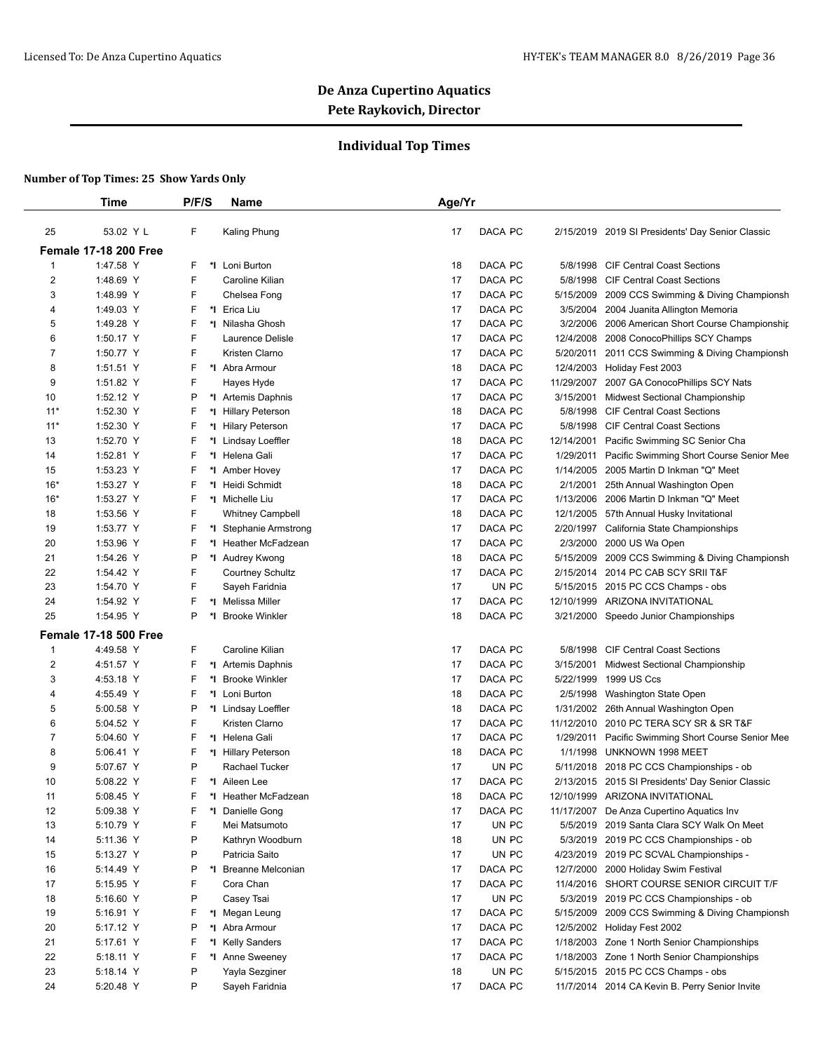# De Anza Cupertino Aquatics

**Pete Raykovich, Director**

## Individual Top Times

**Number of Top Times: 25 Show Yards Only**

| | Time | P/F/S | | Name | Age/Yr | | | | |
|---|---|---|---|---|---|---|---|---|---|
| 25 | 53.02 Y L | F | | Kaling Phung | 17 | DACA PC | | 2/15/2019 | 2019 SI Presidents' Day Senior Classic |
| **Female 17-18 200 Free** | | | | | | | | | |
| 1 | 1:47.58 Y | F | *I | Loni Burton | 18 | DACA PC | | 5/8/1998 | CIF Central Coast Sections |
| 2 | 1:48.69 Y | F | | Caroline Kilian | 17 | DACA PC | | 5/8/1998 | CIF Central Coast Sections |
| 3 | 1:48.99 Y | F | | Chelsea Fong | 17 | DACA PC | | 5/15/2009 | 2009 CCS Swimming & Diving Championsh |
| 4 | 1:49.03 Y | F | *I | Erica Liu | 17 | DACA PC | | 3/5/2004 | 2004 Juanita Allington Memoria |
| 5 | 1:49.28 Y | F | *I | Nilasha Ghosh | 17 | DACA PC | | 3/2/2006 | 2006 American Short Course Championship |
| 6 | 1:50.17 Y | F | | Laurence Delisle | 17 | DACA PC | | 12/4/2008 | 2008 ConocoPhillips SCY Champs |
| 7 | 1:50.77 Y | F | | Kristen Clarno | 17 | DACA PC | | 5/20/2011 | 2011 CCS Swimming & Diving Championsh |
| 8 | 1:51.51 Y | F | *I | Abra Armour | 18 | DACA PC | | 12/4/2003 | Holiday Fest 2003 |
| 9 | 1:51.82 Y | F | | Hayes Hyde | 17 | DACA PC | | 11/29/2007 | 2007 GA ConocoPhillips SCY Nats |
| 10 | 1:52.12 Y | P | *I | Artemis Daphnis | 17 | DACA PC | | 3/15/2001 | Midwest Sectional Championship |
| 11* | 1:52.30 Y | F | *I | Hillary Peterson | 18 | DACA PC | | 5/8/1998 | CIF Central Coast Sections |
| 11* | 1:52.30 Y | F | *I | Hilary Peterson | 17 | DACA PC | | 5/8/1998 | CIF Central Coast Sections |
| 13 | 1:52.70 Y | F | *I | Lindsay Loeffler | 18 | DACA PC | | 12/14/2001 | Pacific Swimming SC Senior Cha |
| 14 | 1:52.81 Y | F | *I | Helena Gali | 17 | DACA PC | | 1/29/2011 | Pacific Swimming Short Course Senior Mee |
| 15 | 1:53.23 Y | F | *I | Amber Hovey | 17 | DACA PC | | 1/14/2005 | 2005 Martin D Inkman "Q" Meet |
| 16* | 1:53.27 Y | F | *I | Heidi Schmidt | 18 | DACA PC | | 2/1/2001 | 25th Annual Washington Open |
| 16* | 1:53.27 Y | F | *I | Michelle Liu | 17 | DACA PC | | 1/13/2006 | 2006 Martin D Inkman "Q" Meet |
| 18 | 1:53.56 Y | F | | Whitney Campbell | 18 | DACA PC | | 12/1/2005 | 57th Annual Husky Invitational |
| 19 | 1:53.77 Y | F | *I | Stephanie Armstrong | 17 | DACA PC | | 2/20/1997 | California State Championships |
| 20 | 1:53.96 Y | F | *I | Heather McFadzean | 17 | DACA PC | | 2/3/2000 | 2000 US Wa Open |
| 21 | 1:54.26 Y | P | *I | Audrey Kwong | 18 | DACA PC | | 5/15/2009 | 2009 CCS Swimming & Diving Championsh |
| 22 | 1:54.42 Y | F | | Courtney Schultz | 17 | DACA PC | | 2/15/2014 | 2014 PC CAB SCY SRII T&F |
| 23 | 1:54.70 Y | F | | Sayeh Faridnia | 17 | UN PC | | 5/15/2015 | 2015 PC CCS Champs - obs |
| 24 | 1:54.92 Y | F | *I | Melissa Miller | 17 | DACA PC | | 12/10/1999 | ARIZONA INVITATIONAL |
| 25 | 1:54.95 Y | P | *I | Brooke Winkler | 18 | DACA PC | | 3/21/2000 | Speedo Junior Championships |
| **Female 17-18 500 Free** | | | | | | | | | |
| 1 | 4:49.58 Y | F | | Caroline Kilian | 17 | DACA PC | | 5/8/1998 | CIF Central Coast Sections |
| 2 | 4:51.57 Y | F | *I | Artemis Daphnis | 17 | DACA PC | | 3/15/2001 | Midwest Sectional Championship |
| 3 | 4:53.18 Y | F | *I | Brooke Winkler | 17 | DACA PC | | 5/22/1999 | 1999 US Ccs |
| 4 | 4:55.49 Y | F | *I | Loni Burton | 18 | DACA PC | | 2/5/1998 | Washington State Open |
| 5 | 5:00.58 Y | P | *I | Lindsay Loeffler | 18 | DACA PC | | 1/31/2002 | 26th Annual Washington Open |
| 6 | 5:04.52 Y | F | | Kristen Clarno | 17 | DACA PC | | 11/12/2010 | 2010 PC TERA SCY SR & SR T&F |
| 7 | 5:04.60 Y | F | *I | Helena Gali | 17 | DACA PC | | 1/29/2011 | Pacific Swimming Short Course Senior Mee |
| 8 | 5:06.41 Y | F | *I | Hillary Peterson | 18 | DACA PC | | 1/1/1998 | UNKNOWN 1998 MEET |
| 9 | 5:07.67 Y | P | | Rachael Tucker | 17 | UN PC | | 5/11/2018 | 2018 PC CCS Championships - ob |
| 10 | 5:08.22 Y | F | *I | Aileen Lee | 17 | DACA PC | | 2/13/2015 | 2015 SI Presidents' Day Senior Classic |
| 11 | 5:08.45 Y | F | *I | Heather McFadzean | 18 | DACA PC | | 12/10/1999 | ARIZONA INVITATIONAL |
| 12 | 5:09.38 Y | F | *I | Danielle Gong | 17 | DACA PC | | 11/17/2007 | De Anza Cupertino Aquatics Inv |
| 13 | 5:10.79 Y | F | | Mei Matsumoto | 17 | UN PC | | 5/5/2019 | 2019 Santa Clara SCY Walk On Meet |
| 14 | 5:11.36 Y | P | | Kathryn Woodburn | 18 | UN PC | | 5/3/2019 | 2019 PC CCS Championships - ob |
| 15 | 5:13.27 Y | P | | Patricia Saito | 17 | UN PC | | 4/23/2019 | 2019 PC SCVAL Championships - |
| 16 | 5:14.49 Y | P | *I | Breanne Melconian | 17 | DACA PC | | 12/7/2000 | 2000 Holiday Swim Festival |
| 17 | 5:15.95 Y | F | | Cora Chan | 17 | DACA PC | | 11/4/2016 | SHORT COURSE SENIOR CIRCUIT T/F |
| 18 | 5:16.60 Y | P | | Casey Tsai | 17 | UN PC | | 5/3/2019 | 2019 PC CCS Championships - ob |
| 19 | 5:16.91 Y | F | *I | Megan Leung | 17 | DACA PC | | 5/15/2009 | 2009 CCS Swimming & Diving Championsh |
| 20 | 5:17.12 Y | P | *I | Abra Armour | 17 | DACA PC | | 12/5/2002 | Holiday Fest 2002 |
| 21 | 5:17.61 Y | F | *I | Kelly Sanders | 17 | DACA PC | | 1/18/2003 | Zone 1 North Senior Championships |
| 22 | 5:18.11 Y | F | *I | Anne Sweeney | 17 | DACA PC | | 1/18/2003 | Zone 1 North Senior Championships |
| 23 | 5:18.14 Y | P | | Yayla Sezginer | 18 | UN PC | | 5/15/2015 | 2015 PC CCS Champs - obs |
| 24 | 5:20.48 Y | P | | Sayeh Faridnia | 17 | DACA PC | | 11/7/2014 | 2014 CA Kevin B. Perry Senior Invite |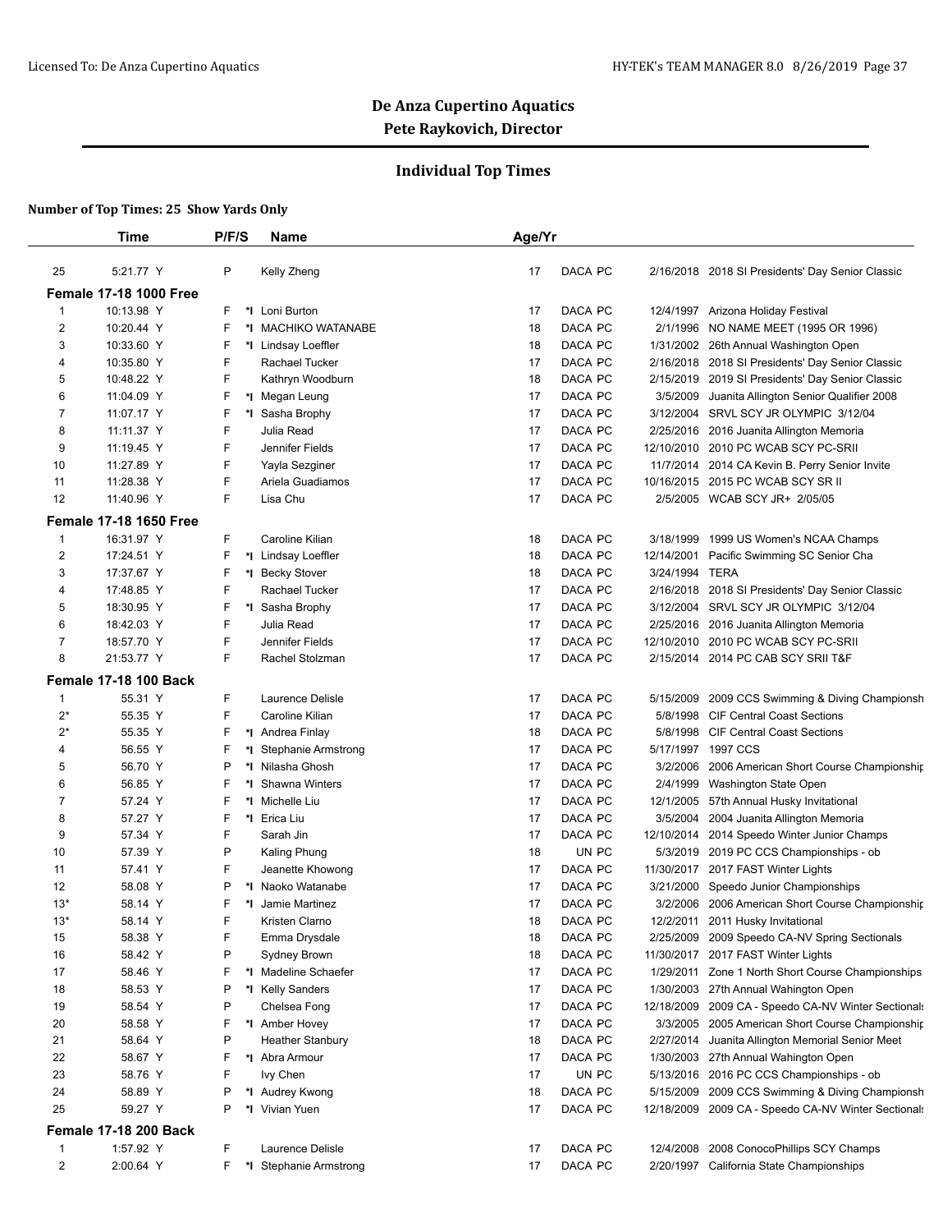# De Anza Cupertino Aquatics

## Pete Raykovich, Director

### Individual Top Times

**Number of Top Times: 25 Show Yards Only**

| | Time | P/F/S | | Name | Age/Yr | | | | |
|---|---|---|---|---|---|---|---|---|---|
| 25 | 5:21.77 Y | P | | Kelly Zheng | 17 | DACA PC | 2/16/2018 | 2018 SI Presidents' Day Senior Classic |
| **Female 17-18 1000 Free** | | | | | | | | |
| 1 | 10:13.98 Y | F | *I | Loni Burton | 17 | DACA PC | 12/4/1997 | Arizona Holiday Festival |
| 2 | 10:20.44 Y | F | *I | MACHIKO WATANABE | 18 | DACA PC | 2/1/1996 | NO NAME MEET (1995 OR 1996) |
| 3 | 10:33.60 Y | F | *I | Lindsay Loeffler | 18 | DACA PC | 1/31/2002 | 26th Annual Washington Open |
| 4 | 10:35.80 Y | F | | Rachael Tucker | 17 | DACA PC | 2/16/2018 | 2018 SI Presidents' Day Senior Classic |
| 5 | 10:48.22 Y | F | | Kathryn Woodburn | 18 | DACA PC | 2/15/2019 | 2019 SI Presidents' Day Senior Classic |
| 6 | 11:04.09 Y | F | *I | Megan Leung | 17 | DACA PC | 3/5/2009 | Juanita Allington Senior Qualifier 2008 |
| 7 | 11:07.17 Y | F | *I | Sasha Brophy | 17 | DACA PC | 3/12/2004 | SRVL SCY JR OLYMPIC 3/12/04 |
| 8 | 11:11.37 Y | F | | Julia Read | 17 | DACA PC | 2/25/2016 | 2016 Juanita Allington Memoria |
| 9 | 11:19.45 Y | F | | Jennifer Fields | 17 | DACA PC | 12/10/2010 | 2010 PC WCAB SCY PC-SRII |
| 10 | 11:27.89 Y | F | | Yayla Sezginer | 17 | DACA PC | 11/7/2014 | 2014 CA Kevin B. Perry Senior Invite |
| 11 | 11:28.38 Y | F | | Ariela Guadiamos | 17 | DACA PC | 10/16/2015 | 2015 PC WCAB SCY SR II |
| 12 | 11:40.96 Y | F | | Lisa Chu | 17 | DACA PC | 2/5/2005 | WCAB SCY JR+ 2/05/05 |
| **Female 17-18 1650 Free** | | | | | | | | |
| 1 | 16:31.97 Y | F | | Caroline Kilian | 18 | DACA PC | 3/18/1999 | 1999 US Women's NCAA Champs |
| 2 | 17:24.51 Y | F | *I | Lindsay Loeffler | 18 | DACA PC | 12/14/2001 | Pacific Swimming SC Senior Cha |
| 3 | 17:37.67 Y | F | *I | Becky Stover | 18 | DACA PC | 3/24/1994 | TERA |
| 4 | 17:48.85 Y | F | | Rachael Tucker | 17 | DACA PC | 2/16/2018 | 2018 SI Presidents' Day Senior Classic |
| 5 | 18:30.95 Y | F | *I | Sasha Brophy | 17 | DACA PC | 3/12/2004 | SRVL SCY JR OLYMPIC 3/12/04 |
| 6 | 18:42.03 Y | F | | Julia Read | 17 | DACA PC | 2/25/2016 | 2016 Juanita Allington Memoria |
| 7 | 18:57.70 Y | F | | Jennifer Fields | 17 | DACA PC | 12/10/2010 | 2010 PC WCAB SCY PC-SRII |
| 8 | 21:53.77 Y | F | | Rachel Stolzman | 17 | DACA PC | 2/15/2014 | 2014 PC CAB SCY SRII T&F |
| **Female 17-18 100 Back** | | | | | | | | |
| 1 | 55.31 Y | F | | Laurence Delisle | 17 | DACA PC | 5/15/2009 | 2009 CCS Swimming & Diving Championsh |
| 2* | 55.35 Y | F | | Caroline Kilian | 17 | DACA PC | 5/8/1998 | CIF Central Coast Sections |
| 2* | 55.35 Y | F | *I | Andrea Finlay | 18 | DACA PC | 5/8/1998 | CIF Central Coast Sections |
| 4 | 56.55 Y | F | *I | Stephanie Armstrong | 17 | DACA PC | 5/17/1997 | 1997 CCS |
| 5 | 56.70 Y | P | *I | Nilasha Ghosh | 17 | DACA PC | 3/2/2006 | 2006 American Short Course Championshi |
| 6 | 56.85 Y | F | *I | Shawna Winters | 17 | DACA PC | 2/4/1999 | Washington State Open |
| 7 | 57.24 Y | F | *I | Michelle Liu | 17 | DACA PC | 12/1/2005 | 57th Annual Husky Invitational |
| 8 | 57.27 Y | F | *I | Erica Liu | 17 | DACA PC | 3/5/2004 | 2004 Juanita Allington Memoria |
| 9 | 57.34 Y | F | | Sarah Jin | 17 | DACA PC | 12/10/2014 | 2014 Speedo Winter Junior Champs |
| 10 | 57.39 Y | P | | Kaling Phung | 18 | UN PC | 5/3/2019 | 2019 PC CCS Championships - ob |
| 11 | 57.41 Y | F | | Jeanette Khowong | 17 | DACA PC | 11/30/2017 | 2017 FAST Winter Lights |
| 12 | 58.08 Y | P | *I | Naoko Watanabe | 17 | DACA PC | 3/21/2000 | Speedo Junior Championships |
| 13* | 58.14 Y | F | *I | Jamie Martinez | 17 | DACA PC | 3/2/2006 | 2006 American Short Course Championshi |
| 13* | 58.14 Y | F | | Kristen Clarno | 18 | DACA PC | 12/2/2011 | 2011 Husky Invitational |
| 15 | 58.38 Y | F | | Emma Drysdale | 18 | DACA PC | 2/25/2009 | 2009 Speedo CA-NV Spring Sectionals |
| 16 | 58.42 Y | P | | Sydney Brown | 18 | DACA PC | 11/30/2017 | 2017 FAST Winter Lights |
| 17 | 58.46 Y | F | *I | Madeline Schaefer | 17 | DACA PC | 1/29/2011 | Zone 1 North Short Course Championships |
| 18 | 58.53 Y | P | *I | Kelly Sanders | 17 | DACA PC | 1/30/2003 | 27th Annual Wahington Open |
| 19 | 58.54 Y | P | | Chelsea Fong | 17 | DACA PC | 12/18/2009 | 2009 CA - Speedo CA-NV Winter Sectionals |
| 20 | 58.58 Y | F | *I | Amber Hovey | 17 | DACA PC | 3/3/2005 | 2005 American Short Course Championshi |
| 21 | 58.64 Y | P | | Heather Stanbury | 18 | DACA PC | 2/27/2014 | Juanita Allington Memorial Senior Meet |
| 22 | 58.67 Y | F | *I | Abra Armour | 17 | DACA PC | 1/30/2003 | 27th Annual Wahington Open |
| 23 | 58.76 Y | F | | Ivy Chen | 17 | UN PC | 5/13/2016 | 2016 PC CCS Championships - ob |
| 24 | 58.89 Y | P | *I | Audrey Kwong | 18 | DACA PC | 5/15/2009 | 2009 CCS Swimming & Diving Championsh |
| 25 | 59.27 Y | P | *I | Vivian Yuen | 17 | DACA PC | 12/18/2009 | 2009 CA - Speedo CA-NV Winter Sectionals |
| **Female 17-18 200 Back** | | | | | | | | |
| 1 | 1:57.92 Y | F | | Laurence Delisle | 17 | DACA PC | 12/4/2008 | 2008 ConocoPhillips SCY Champs |
| 2 | 2:00.64 Y | F | *I | Stephanie Armstrong | 17 | DACA PC | 2/20/1997 | California State Championships |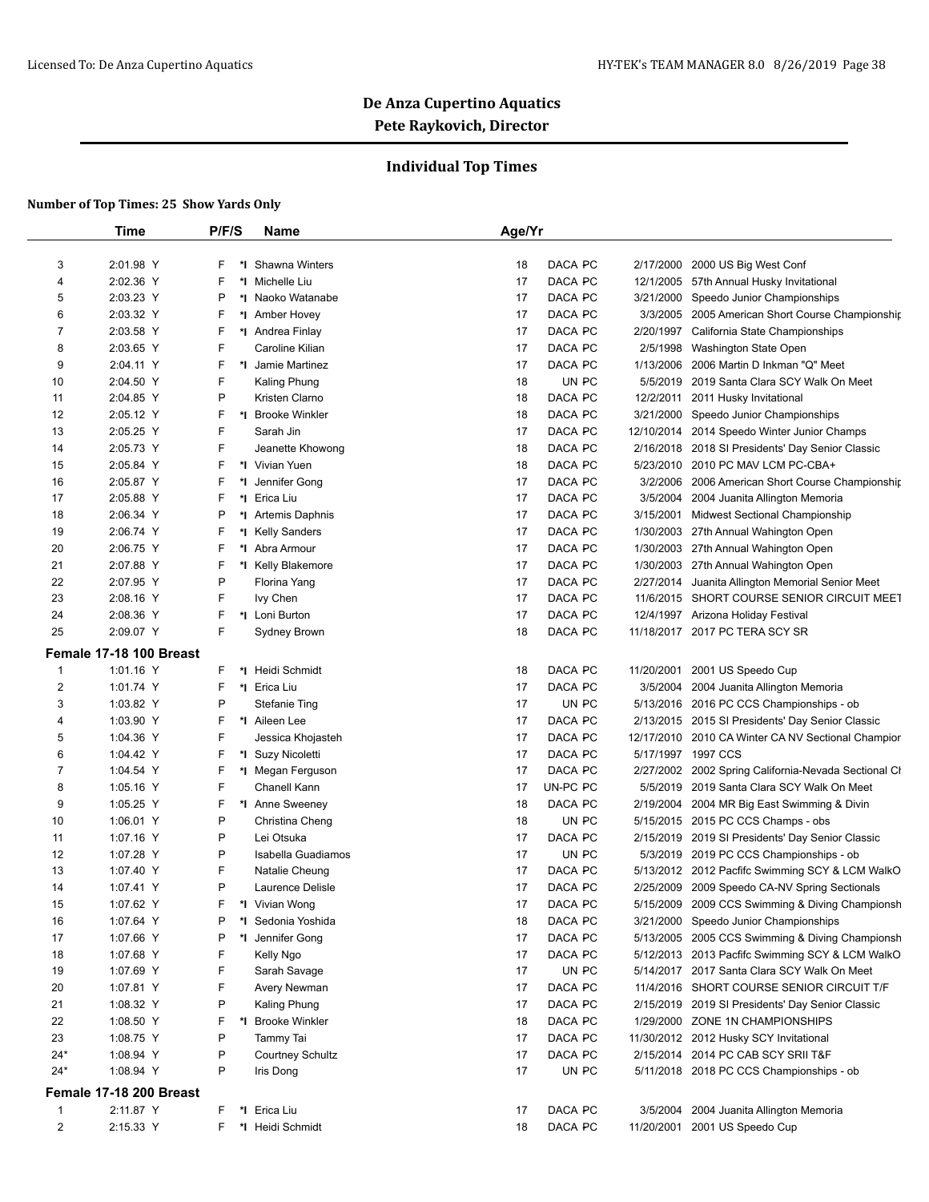# De Anza Cupertino Aquatics

## Pete Raykovich, Director

### Individual Top Times

**Number of Top Times: 25 Show Yards Only**

| | Time | P/F/S | | Name | Age/Yr | | | |
|---|---|---|---|---|---|---|---|---|
| 3 | 2:01.98 Y | F | *I | Shawna Winters | 18 | DACA PC | 2/17/2000 | 2000 US Big West Conf |
| 4 | 2:02.36 Y | F | *I | Michelle Liu | 17 | DACA PC | 12/1/2005 | 57th Annual Husky Invitational |
| 5 | 2:03.23 Y | P | *I | Naoko Watanabe | 17 | DACA PC | 3/21/2000 | Speedo Junior Championships |
| 6 | 2:03.32 Y | F | *I | Amber Hovey | 17 | DACA PC | 3/3/2005 | 2005 American Short Course Championship |
| 7 | 2:03.58 Y | F | *I | Andrea Finlay | 17 | DACA PC | 2/20/1997 | California State Championships |
| 8 | 2:03.65 Y | F | | Caroline Kilian | 17 | DACA PC | 2/5/1998 | Washington State Open |
| 9 | 2:04.11 Y | F | *I | Jamie Martinez | 17 | DACA PC | 1/13/2006 | 2006 Martin D Inkman "Q" Meet |
| 10 | 2:04.50 Y | F | | Kaling Phung | 18 | UN PC | 5/5/2019 | 2019 Santa Clara SCY Walk On Meet |
| 11 | 2:04.85 Y | P | | Kristen Clarno | 18 | DACA PC | 12/2/2011 | 2011 Husky Invitational |
| 12 | 2:05.12 Y | F | *I | Brooke Winkler | 18 | DACA PC | 3/21/2000 | Speedo Junior Championships |
| 13 | 2:05.25 Y | F | | Sarah Jin | 17 | DACA PC | 12/10/2014 | 2014 Speedo Winter Junior Champs |
| 14 | 2:05.73 Y | F | | Jeanette Khowong | 18 | DACA PC | 2/16/2018 | 2018 SI Presidents' Day Senior Classic |
| 15 | 2:05.84 Y | F | *I | Vivian Yuen | 18 | DACA PC | 5/23/2010 | 2010 PC MAV LCM PC-CBA+ |
| 16 | 2:05.87 Y | F | *I | Jennifer Gong | 17 | DACA PC | 3/2/2006 | 2006 American Short Course Championship |
| 17 | 2:05.88 Y | F | *I | Erica Liu | 17 | DACA PC | 3/5/2004 | 2004 Juanita Allington Memoria |
| 18 | 2:06.34 Y | P | *I | Artemis Daphnis | 17 | DACA PC | 3/15/2001 | Midwest Sectional Championship |
| 19 | 2:06.74 Y | F | *I | Kelly Sanders | 17 | DACA PC | 1/30/2003 | 27th Annual Wahington Open |
| 20 | 2:06.75 Y | F | *I | Abra Armour | 17 | DACA PC | 1/30/2003 | 27th Annual Wahington Open |
| 21 | 2:07.88 Y | F | *I | Kelly Blakemore | 17 | DACA PC | 1/30/2003 | 27th Annual Wahington Open |
| 22 | 2:07.95 Y | P | | Florina Yang | 17 | DACA PC | 2/27/2014 | Juanita Allington Memorial Senior Meet |
| 23 | 2:08.16 Y | F | | Ivy Chen | 17 | DACA PC | 11/6/2015 | SHORT COURSE SENIOR CIRCUIT MEET |
| 24 | 2:08.36 Y | F | *I | Loni Burton | 17 | DACA PC | 12/4/1997 | Arizona Holiday Festival |
| 25 | 2:09.07 Y | F | | Sydney Brown | 18 | DACA PC | 11/18/2017 | 2017 PC TERA SCY SR |

**Female 17-18 100 Breast**

| | Time | P/F/S | | Name | Age/Yr | | | |
|---|---|---|---|---|---|---|---|---|
| 1 | 1:01.16 Y | F | *I | Heidi Schmidt | 18 | DACA PC | 11/20/2001 | 2001 US Speedo Cup |
| 2 | 1:01.74 Y | F | *I | Erica Liu | 17 | DACA PC | 3/5/2004 | 2004 Juanita Allington Memoria |
| 3 | 1:03.82 Y | P | | Stefanie Ting | 17 | UN PC | 5/13/2016 | 2016 PC CCS Championships - ob |
| 4 | 1:03.90 Y | F | *I | Aileen Lee | 17 | DACA PC | 2/13/2015 | 2015 SI Presidents' Day Senior Classic |
| 5 | 1:04.36 Y | F | | Jessica Khojasteh | 17 | DACA PC | 12/17/2010 | 2010 CA Winter CA NV Sectional Champior |
| 6 | 1:04.42 Y | F | *I | Suzy Nicoletti | 17 | DACA PC | 5/17/1997 | 1997 CCS |
| 7 | 1:04.54 Y | F | *I | Megan Ferguson | 17 | DACA PC | 2/27/2002 | 2002 Spring California-Nevada Sectional Cl |
| 8 | 1:05.16 Y | F | | Chanell Kann | 17 | UN-PC PC | 5/5/2019 | 2019 Santa Clara SCY Walk On Meet |
| 9 | 1:05.25 Y | F | *I | Anne Sweeney | 18 | DACA PC | 2/19/2004 | 2004 MR Big East Swimming & Divin |
| 10 | 1:06.01 Y | P | | Christina Cheng | 18 | UN PC | 5/15/2015 | 2015 PC CCS Champs - obs |
| 11 | 1:07.16 Y | P | | Lei Otsuka | 17 | DACA PC | 2/15/2019 | 2019 SI Presidents' Day Senior Classic |
| 12 | 1:07.28 Y | P | | Isabella Guadiamos | 17 | UN PC | 5/3/2019 | 2019 PC CCS Championships - ob |
| 13 | 1:07.40 Y | F | | Natalie Cheung | 17 | DACA PC | 5/13/2012 | 2012 Pacfifc Swimming SCY & LCM WalkO |
| 14 | 1:07.41 Y | P | | Laurence Delisle | 17 | DACA PC | 2/25/2009 | 2009 Speedo CA-NV Spring Sectionals |
| 15 | 1:07.62 Y | F | *I | Vivian Wong | 17 | DACA PC | 5/15/2009 | 2009 CCS Swimming & Diving Championsh |
| 16 | 1:07.64 Y | P | *I | Sedonia Yoshida | 18 | DACA PC | 3/21/2000 | Speedo Junior Championships |
| 17 | 1:07.66 Y | P | *I | Jennifer Gong | 17 | DACA PC | 5/13/2005 | 2005 CCS Swimming & Diving Championsh |
| 18 | 1:07.68 Y | F | | Kelly Ngo | 17 | DACA PC | 5/12/2013 | 2013 Pacfifc Swimming SCY & LCM WalkO |
| 19 | 1:07.69 Y | F | | Sarah Savage | 17 | UN PC | 5/14/2017 | 2017 Santa Clara SCY Walk On Meet |
| 20 | 1:07.81 Y | F | | Avery Newman | 17 | DACA PC | 11/4/2016 | SHORT COURSE SENIOR CIRCUIT T/F |
| 21 | 1:08.32 Y | P | | Kaling Phung | 17 | DACA PC | 2/15/2019 | 2019 SI Presidents' Day Senior Classic |
| 22 | 1:08.50 Y | F | *I | Brooke Winkler | 18 | DACA PC | 1/29/2000 | ZONE 1N CHAMPIONSHIPS |
| 23 | 1:08.75 Y | P | | Tammy Tai | 17 | DACA PC | 11/30/2012 | 2012 Husky SCY Invitational |
| 24* | 1:08.94 Y | P | | Courtney Schultz | 17 | DACA PC | 2/15/2014 | 2014 PC CAB SCY SRII T&F |
| 24* | 1:08.94 Y | P | | Iris Dong | 17 | UN PC | 5/11/2018 | 2018 PC CCS Championships - ob |

**Female 17-18 200 Breast**

| | Time | P/F/S | | Name | Age/Yr | | | |
|---|---|---|---|---|---|---|---|---|
| 1 | 2:11.87 Y | F | *I | Erica Liu | 17 | DACA PC | 3/5/2004 | 2004 Juanita Allington Memoria |
| 2 | 2:15.33 Y | F | *I | Heidi Schmidt | 18 | DACA PC | 11/20/2001 | 2001 US Speedo Cup |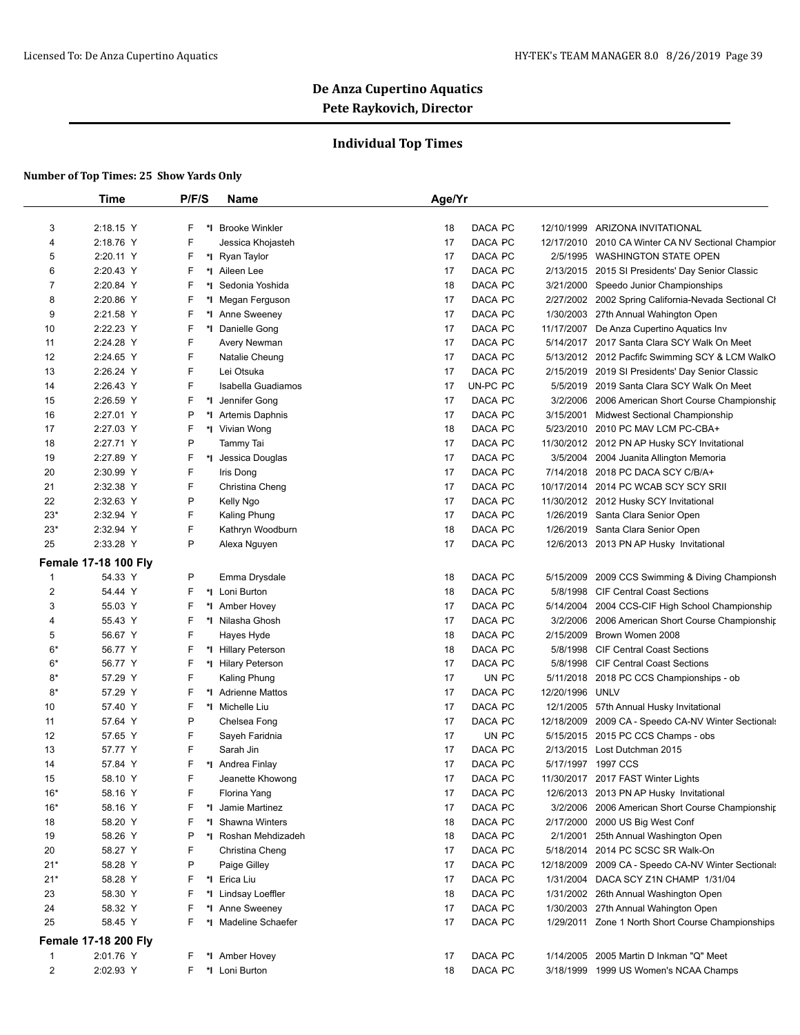# De Anza Cupertino Aquatics

## Pete Raykovich, Director

### Individual Top Times

**Number of Top Times: 25 Show Yards Only**

| | Time | P/F/S | | Name | Age/Yr | | | |
|---|---|---|---|---|---|---|---|---|
| 3 | 2:18.15 Y | F | *I | Brooke Winkler | 18 | DACA PC | 12/10/1999 | ARIZONA INVITATIONAL |
| 4 | 2:18.76 Y | F | | Jessica Khojasteh | 17 | DACA PC | 12/17/2010 | 2010 CA Winter CA NV Sectional Champior |
| 5 | 2:20.11 Y | F | *I | Ryan Taylor | 17 | DACA PC | 2/5/1995 | WASHINGTON STATE OPEN |
| 6 | 2:20.43 Y | F | *I | Aileen Lee | 17 | DACA PC | 2/13/2015 | 2015 SI Presidents' Day Senior Classic |
| 7 | 2:20.84 Y | F | *I | Sedonia Yoshida | 18 | DACA PC | 3/21/2000 | Speedo Junior Championships |
| 8 | 2:20.86 Y | F | *I | Megan Ferguson | 17 | DACA PC | 2/27/2002 | 2002 Spring California-Nevada Sectional Cł |
| 9 | 2:21.58 Y | F | *I | Anne Sweeney | 17 | DACA PC | 1/30/2003 | 27th Annual Wahington Open |
| 10 | 2:22.23 Y | F | *I | Danielle Gong | 17 | DACA PC | 11/17/2007 | De Anza Cupertino Aquatics Inv |
| 11 | 2:24.28 Y | F | | Avery Newman | 17 | DACA PC | 5/14/2017 | 2017 Santa Clara SCY Walk On Meet |
| 12 | 2:24.65 Y | F | | Natalie Cheung | 17 | DACA PC | 5/13/2012 | 2012 Pacfifc Swimming SCY & LCM WalkO |
| 13 | 2:26.24 Y | F | | Lei Otsuka | 17 | DACA PC | 2/15/2019 | 2019 SI Presidents' Day Senior Classic |
| 14 | 2:26.43 Y | F | | Isabella Guadiamos | 17 | UN-PC PC | 5/5/2019 | 2019 Santa Clara SCY Walk On Meet |
| 15 | 2:26.59 Y | F | *I | Jennifer Gong | 17 | DACA PC | 3/2/2006 | 2006 American Short Course Championshiṛ |
| 16 | 2:27.01 Y | P | *I | Artemis Daphnis | 17 | DACA PC | 3/15/2001 | Midwest Sectional Championship |
| 17 | 2:27.03 Y | F | *I | Vivian Wong | 18 | DACA PC | 5/23/2010 | 2010 PC MAV LCM PC-CBA+ |
| 18 | 2:27.71 Y | P | | Tammy Tai | 17 | DACA PC | 11/30/2012 | 2012 PN AP Husky SCY Invitational |
| 19 | 2:27.89 Y | F | *I | Jessica Douglas | 17 | DACA PC | 3/5/2004 | 2004 Juanita Allington Memoria |
| 20 | 2:30.99 Y | F | | Iris Dong | 17 | DACA PC | 7/14/2018 | 2018 PC DACA SCY C/B/A+ |
| 21 | 2:32.38 Y | F | | Christina Cheng | 17 | DACA PC | 10/17/2014 | 2014 PC WCAB SCY SCY SRII |
| 22 | 2:32.63 Y | P | | Kelly Ngo | 17 | DACA PC | 11/30/2012 | 2012 Husky SCY Invitational |
| 23* | 2:32.94 Y | F | | Kaling Phung | 17 | DACA PC | 1/26/2019 | Santa Clara Senior Open |
| 23* | 2:32.94 Y | F | | Kathryn Woodburn | 18 | DACA PC | 1/26/2019 | Santa Clara Senior Open |
| 25 | 2:33.28 Y | P | | Alexa Nguyen | 17 | DACA PC | 12/6/2013 | 2013 PN AP Husky Invitational |
| **Female 17-18 100 Fly** | | | | | | | | |
| 1 | 54.33 Y | P | | Emma Drysdale | 18 | DACA PC | 5/15/2009 | 2009 CCS Swimming & Diving Championsh |
| 2 | 54.44 Y | F | *I | Loni Burton | 18 | DACA PC | 5/8/1998 | CIF Central Coast Sections |
| 3 | 55.03 Y | F | *I | Amber Hovey | 17 | DACA PC | 5/14/2004 | 2004 CCS-CIF High School Championship |
| 4 | 55.43 Y | F | *I | Nilasha Ghosh | 17 | DACA PC | 3/2/2006 | 2006 American Short Course Championshiṛ |
| 5 | 56.67 Y | F | | Hayes Hyde | 18 | DACA PC | 2/15/2009 | Brown Women 2008 |
| 6* | 56.77 Y | F | *I | Hillary Peterson | 18 | DACA PC | 5/8/1998 | CIF Central Coast Sections |
| 6* | 56.77 Y | F | *I | Hilary Peterson | 17 | DACA PC | 5/8/1998 | CIF Central Coast Sections |
| 8* | 57.29 Y | F | | Kaling Phung | 17 | UN PC | 5/11/2018 | 2018 PC CCS Championships - ob |
| 8* | 57.29 Y | F | *I | Adrienne Mattos | 17 | DACA PC | 12/20/1996 | UNLV |
| 10 | 57.40 Y | F | *I | Michelle Liu | 17 | DACA PC | 12/1/2005 | 57th Annual Husky Invitational |
| 11 | 57.64 Y | P | | Chelsea Fong | 17 | DACA PC | 12/18/2009 | 2009 CA - Speedo CA-NV Winter Sectionals |
| 12 | 57.65 Y | F | | Sayeh Faridnia | 17 | UN PC | 5/15/2015 | 2015 PC CCS Champs - obs |
| 13 | 57.77 Y | F | | Sarah Jin | 17 | DACA PC | 2/13/2015 | Lost Dutchman 2015 |
| 14 | 57.84 Y | F | *I | Andrea Finlay | 17 | DACA PC | 5/17/1997 | 1997 CCS |
| 15 | 58.10 Y | F | | Jeanette Khowong | 17 | DACA PC | 11/30/2017 | 2017 FAST Winter Lights |
| 16* | 58.16 Y | F | | Florina Yang | 17 | DACA PC | 12/6/2013 | 2013 PN AP Husky Invitational |
| 16* | 58.16 Y | F | *I | Jamie Martinez | 17 | DACA PC | 3/2/2006 | 2006 American Short Course Championshiṛ |
| 18 | 58.20 Y | F | *I | Shawna Winters | 18 | DACA PC | 2/17/2000 | 2000 US Big West Conf |
| 19 | 58.26 Y | P | *I | Roshan Mehdizadeh | 18 | DACA PC | 2/1/2001 | 25th Annual Washington Open |
| 20 | 58.27 Y | F | | Christina Cheng | 17 | DACA PC | 5/18/2014 | 2014 PC SCSC SR Walk-On |
| 21* | 58.28 Y | P | | Paige Gilley | 17 | DACA PC | 12/18/2009 | 2009 CA - Speedo CA-NV Winter Sectionals |
| 21* | 58.28 Y | F | *I | Erica Liu | 17 | DACA PC | 1/31/2004 | DACA SCY Z1N CHAMP 1/31/04 |
| 23 | 58.30 Y | F | *I | Lindsay Loeffler | 18 | DACA PC | 1/31/2002 | 26th Annual Washington Open |
| 24 | 58.32 Y | F | *I | Anne Sweeney | 17 | DACA PC | 1/30/2003 | 27th Annual Wahington Open |
| 25 | 58.45 Y | F | *I | Madeline Schaefer | 17 | DACA PC | 1/29/2011 | Zone 1 North Short Course Championships |
| **Female 17-18 200 Fly** | | | | | | | | |
| 1 | 2:01.76 Y | F | *I | Amber Hovey | 17 | DACA PC | 1/14/2005 | 2005 Martin D Inkman "Q" Meet |
| 2 | 2:02.93 Y | F | *I | Loni Burton | 18 | DACA PC | 3/18/1999 | 1999 US Women's NCAA Champs |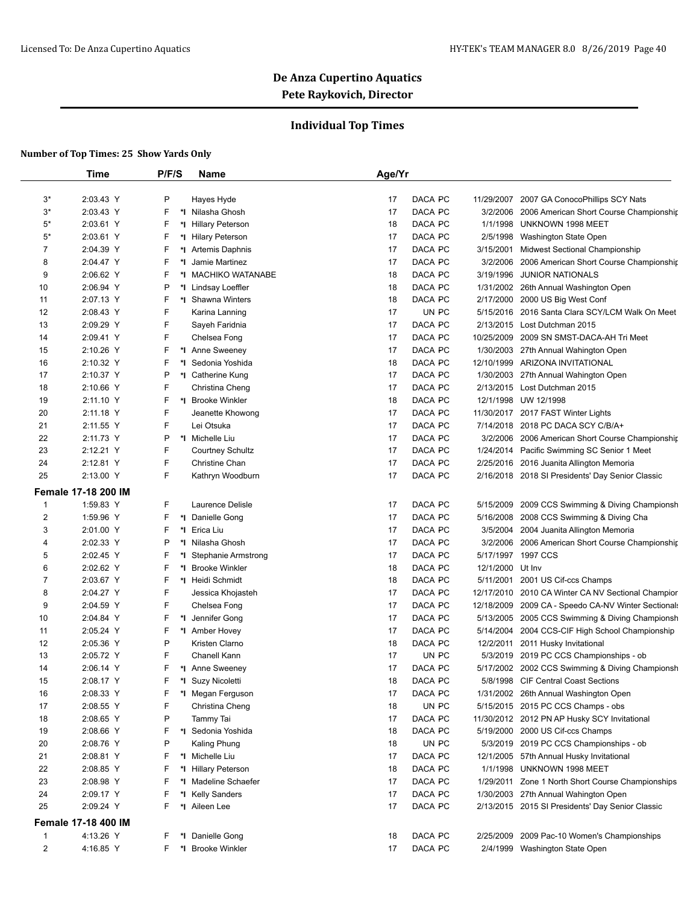# De Anza Cupertino Aquatics

## Pete Raykovich, Director

### Individual Top Times

**Number of Top Times: 25 Show Yards Only**

| | Time | P/F/S | | Name | Age/Yr | | | | |
|---|---|---|---|---|---|---|---|---|---|
| 3* | 2:03.43 Y | P | | Hayes Hyde | 17 | DACA | PC | 11/29/2007 | 2007 GA ConocoPhillips SCY Nats |
| 3* | 2:03.43 Y | F | *I | Nilasha Ghosh | 17 | DACA | PC | 3/2/2006 | 2006 American Short Course Championship |
| 5* | 2:03.61 Y | F | *I | Hillary Peterson | 18 | DACA | PC | 1/1/1998 | UNKNOWN 1998 MEET |
| 5* | 2:03.61 Y | F | *I | Hilary Peterson | 17 | DACA | PC | 2/5/1998 | Washington State Open |
| 7 | 2:04.39 Y | F | *I | Artemis Daphnis | 17 | DACA | PC | 3/15/2001 | Midwest Sectional Championship |
| 8 | 2:04.47 Y | F | *I | Jamie Martinez | 17 | DACA | PC | 3/2/2006 | 2006 American Short Course Championship |
| 9 | 2:06.62 Y | F | *I | MACHIKO WATANABE | 18 | DACA | PC | 3/19/1996 | JUNIOR NATIONALS |
| 10 | 2:06.94 Y | P | *I | Lindsay Loeffler | 18 | DACA | PC | 1/31/2002 | 26th Annual Washington Open |
| 11 | 2:07.13 Y | F | *I | Shawna Winters | 18 | DACA | PC | 2/17/2000 | 2000 US Big West Conf |
| 12 | 2:08.43 Y | F | | Karina Lanning | 17 | UN | PC | 5/15/2016 | 2016 Santa Clara SCY/LCM Walk On Meet |
| 13 | 2:09.29 Y | F | | Sayeh Faridnia | 17 | DACA | PC | 2/13/2015 | Lost Dutchman 2015 |
| 14 | 2:09.41 Y | F | | Chelsea Fong | 17 | DACA | PC | 10/25/2009 | 2009 SN SMST-DACA-AH Tri Meet |
| 15 | 2:10.26 Y | F | *I | Anne Sweeney | 17 | DACA | PC | 1/30/2003 | 27th Annual Wahington Open |
| 16 | 2:10.32 Y | F | *I | Sedonia Yoshida | 18 | DACA | PC | 12/10/1999 | ARIZONA INVITATIONAL |
| 17 | 2:10.37 Y | P | *I | Catherine Kung | 17 | DACA | PC | 1/30/2003 | 27th Annual Wahington Open |
| 18 | 2:10.66 Y | F | | Christina Cheng | 17 | DACA | PC | 2/13/2015 | Lost Dutchman 2015 |
| 19 | 2:11.10 Y | F | *I | Brooke Winkler | 18 | DACA | PC | 12/1/1998 | UW 12/1998 |
| 20 | 2:11.18 Y | F | | Jeanette Khowong | 17 | DACA | PC | 11/30/2017 | 2017 FAST Winter Lights |
| 21 | 2:11.55 Y | F | | Lei Otsuka | 17 | DACA | PC | 7/14/2018 | 2018 PC DACA SCY C/B/A+ |
| 22 | 2:11.73 Y | P | *I | Michelle Liu | 17 | DACA | PC | 3/2/2006 | 2006 American Short Course Championship |
| 23 | 2:12.21 Y | F | | Courtney Schultz | 17 | DACA | PC | 1/24/2014 | Pacific Swimming SC Senior 1 Meet |
| 24 | 2:12.81 Y | F | | Christine Chan | 17 | DACA | PC | 2/25/2016 | 2016 Juanita Allington Memoria |
| 25 | 2:13.00 Y | F | | Kathryn Woodburn | 17 | DACA | PC | 2/16/2018 | 2018 SI Presidents' Day Senior Classic |

**Female 17-18 200 IM**

| | Time | P/F/S | | Name | Age/Yr | | | | |
|---|---|---|---|---|---|---|---|---|---|
| 1 | 1:59.83 Y | F | | Laurence Delisle | 17 | DACA | PC | 5/15/2009 | 2009 CCS Swimming & Diving Championsh |
| 2 | 1:59.96 Y | F | *I | Danielle Gong | 17 | DACA | PC | 5/16/2008 | 2008 CCS Swimming & Diving Cha |
| 3 | 2:01.00 Y | F | *I | Erica Liu | 17 | DACA | PC | 3/5/2004 | 2004 Juanita Allington Memoria |
| 4 | 2:02.33 Y | P | *I | Nilasha Ghosh | 17 | DACA | PC | 3/2/2006 | 2006 American Short Course Championship |
| 5 | 2:02.45 Y | F | *I | Stephanie Armstrong | 17 | DACA | PC | 5/17/1997 | 1997 CCS |
| 6 | 2:02.62 Y | F | *I | Brooke Winkler | 18 | DACA | PC | 12/1/2000 | Ut Inv |
| 7 | 2:03.67 Y | F | *I | Heidi Schmidt | 18 | DACA | PC | 5/11/2001 | 2001 US Cif-ccs Champs |
| 8 | 2:04.27 Y | F | | Jessica Khojasteh | 17 | DACA | PC | 12/17/2010 | 2010 CA Winter CA NV Sectional Champion |
| 9 | 2:04.59 Y | F | | Chelsea Fong | 17 | DACA | PC | 12/18/2009 | 2009 CA - Speedo CA-NV Winter Sectionals |
| 10 | 2:04.84 Y | F | *I | Jennifer Gong | 17 | DACA | PC | 5/13/2005 | 2005 CCS Swimming & Diving Championsh |
| 11 | 2:05.24 Y | F | *I | Amber Hovey | 17 | DACA | PC | 5/14/2004 | 2004 CCS-CIF High School Championship |
| 12 | 2:05.36 Y | P | | Kristen Clarno | 18 | DACA | PC | 12/2/2011 | 2011 Husky Invitational |
| 13 | 2:05.72 Y | F | | Chanell Kann | 17 | UN | PC | 5/3/2019 | 2019 PC CCS Championships - ob |
| 14 | 2:06.14 Y | F | *I | Anne Sweeney | 17 | DACA | PC | 5/17/2002 | 2002 CCS Swimming & Diving Championsh |
| 15 | 2:08.17 Y | F | *I | Suzy Nicoletti | 18 | DACA | PC | 5/8/1998 | CIF Central Coast Sections |
| 16 | 2:08.33 Y | F | *I | Megan Ferguson | 17 | DACA | PC | 1/31/2002 | 26th Annual Washington Open |
| 17 | 2:08.55 Y | F | | Christina Cheng | 18 | UN | PC | 5/15/2015 | 2015 PC CCS Champs - obs |
| 18 | 2:08.65 Y | P | | Tammy Tai | 17 | DACA | PC | 11/30/2012 | 2012 PN AP Husky SCY Invitational |
| 19 | 2:08.66 Y | F | *I | Sedonia Yoshida | 18 | DACA | PC | 5/19/2000 | 2000 US Cif-ccs Champs |
| 20 | 2:08.76 Y | P | | Kaling Phung | 18 | UN | PC | 5/3/2019 | 2019 PC CCS Championships - ob |
| 21 | 2:08.81 Y | F | *I | Michelle Liu | 17 | DACA | PC | 12/1/2005 | 57th Annual Husky Invitational |
| 22 | 2:08.85 Y | F | *I | Hillary Peterson | 18 | DACA | PC | 1/1/1998 | UNKNOWN 1998 MEET |
| 23 | 2:08.98 Y | F | *I | Madeline Schaefer | 17 | DACA | PC | 1/29/2011 | Zone 1 North Short Course Championships |
| 24 | 2:09.17 Y | F | *I | Kelly Sanders | 17 | DACA | PC | 1/30/2003 | 27th Annual Wahington Open |
| 25 | 2:09.24 Y | F | *I | Aileen Lee | 17 | DACA | PC | 2/13/2015 | 2015 SI Presidents' Day Senior Classic |

**Female 17-18 400 IM**

| | Time | P/F/S | | Name | Age/Yr | | | | |
|---|---|---|---|---|---|---|---|---|---|
| 1 | 4:13.26 Y | F | *I | Danielle Gong | 18 | DACA | PC | 2/25/2009 | 2009 Pac-10 Women's Championships |
| 2 | 4:16.85 Y | F | *I | Brooke Winkler | 17 | DACA | PC | 2/4/1999 | Washington State Open |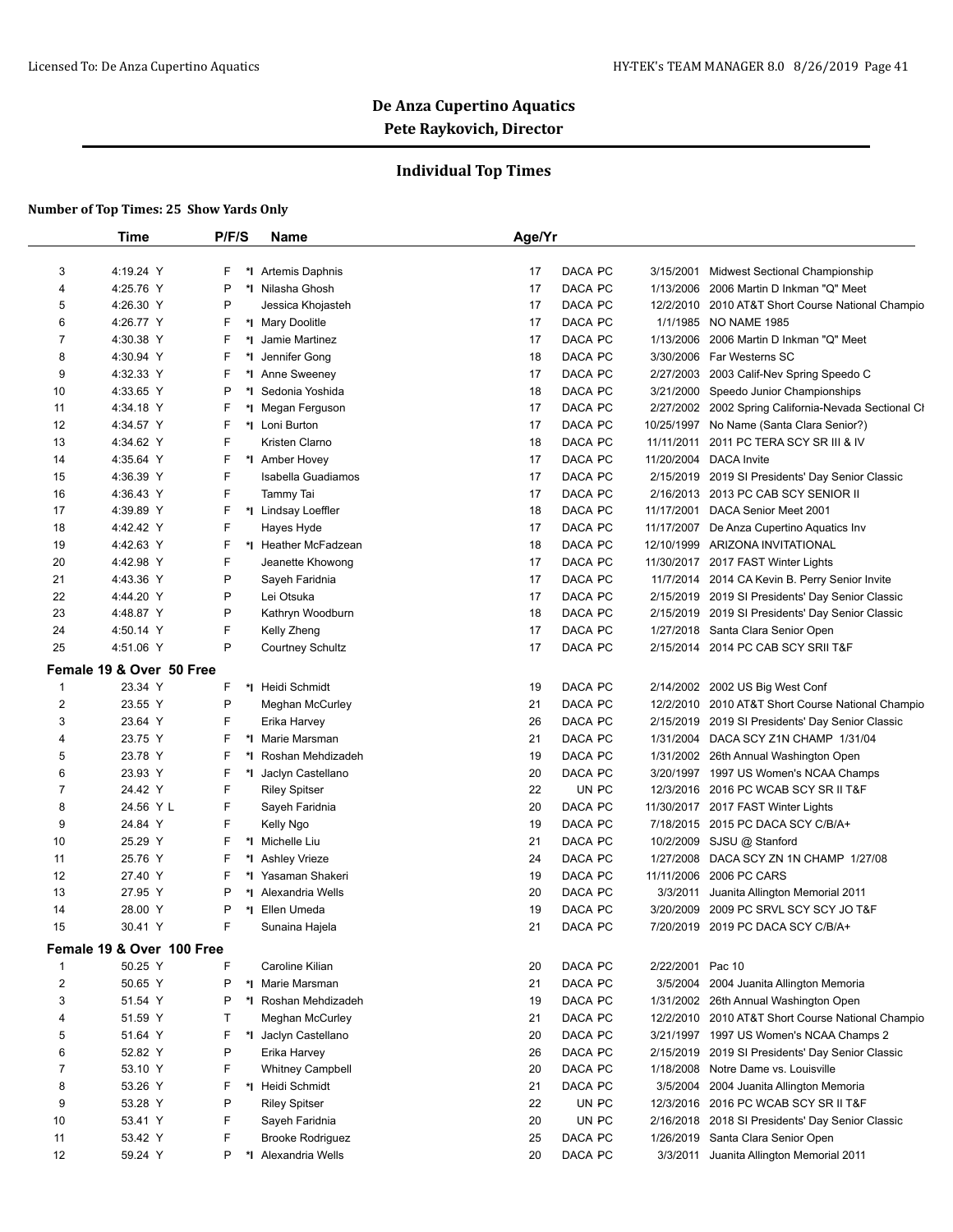# De Anza Cupertino Aquatics

## Pete Raykovich, Director

### Individual Top Times

**Number of Top Times: 25 Show Yards Only**

| | Time | P/F/S | | Name | Age/Yr | | | | |
|---|---|---|---|---|---|---|---|---|---|
| 3 | 4:19.24 Y | F | *I | Artemis Daphnis | 17 | DACA | PC | 3/15/2001 | Midwest Sectional Championship |
| 4 | 4:25.76 Y | P | *I | Nilasha Ghosh | 17 | DACA | PC | 1/13/2006 | 2006 Martin D Inkman "Q" Meet |
| 5 | 4:26.30 Y | P | | Jessica Khojasteh | 17 | DACA | PC | 12/2/2010 | 2010 AT&T Short Course National Champio |
| 6 | 4:26.77 Y | F | *I | Mary Doolitle | 17 | DACA | PC | 1/1/1985 | NO NAME 1985 |
| 7 | 4:30.38 Y | F | *I | Jamie Martinez | 17 | DACA | PC | 1/13/2006 | 2006 Martin D Inkman "Q" Meet |
| 8 | 4:30.94 Y | F | *I | Jennifer Gong | 18 | DACA | PC | 3/30/2006 | Far Westerns SC |
| 9 | 4:32.33 Y | F | *I | Anne Sweeney | 17 | DACA | PC | 2/27/2003 | 2003 Calif-Nev Spring Speedo C |
| 10 | 4:33.65 Y | P | *I | Sedonia Yoshida | 18 | DACA | PC | 3/21/2000 | Speedo Junior Championships |
| 11 | 4:34.18 Y | F | *I | Megan Ferguson | 17 | DACA | PC | 2/27/2002 | 2002 Spring California-Nevada Sectional Cl |
| 12 | 4:34.57 Y | F | *I | Loni Burton | 17 | DACA | PC | 10/25/1997 | No Name (Santa Clara Senior?) |
| 13 | 4:34.62 Y | F | | Kristen Clarno | 18 | DACA | PC | 11/11/2011 | 2011 PC TERA SCY SR III & IV |
| 14 | 4:35.64 Y | F | *I | Amber Hovey | 17 | DACA | PC | 11/20/2004 | DACA Invite |
| 15 | 4:36.39 Y | F | | Isabella Guadiamos | 17 | DACA | PC | 2/15/2019 | 2019 SI Presidents' Day Senior Classic |
| 16 | 4:36.43 Y | F | | Tammy Tai | 17 | DACA | PC | 2/16/2013 | 2013 PC CAB SCY SENIOR II |
| 17 | 4:39.89 Y | F | *I | Lindsay Loeffler | 18 | DACA | PC | 11/17/2001 | DACA Senior Meet 2001 |
| 18 | 4:42.42 Y | F | | Hayes Hyde | 17 | DACA | PC | 11/17/2007 | De Anza Cupertino Aquatics Inv |
| 19 | 4:42.63 Y | F | *I | Heather McFadzean | 18 | DACA | PC | 12/10/1999 | ARIZONA INVITATIONAL |
| 20 | 4:42.98 Y | F | | Jeanette Khowong | 17 | DACA | PC | 11/30/2017 | 2017 FAST Winter Lights |
| 21 | 4:43.36 Y | P | | Sayeh Faridnia | 17 | DACA | PC | 11/7/2014 | 2014 CA Kevin B. Perry Senior Invite |
| 22 | 4:44.20 Y | P | | Lei Otsuka | 17 | DACA | PC | 2/15/2019 | 2019 SI Presidents' Day Senior Classic |
| 23 | 4:48.87 Y | P | | Kathryn Woodburn | 18 | DACA | PC | 2/15/2019 | 2019 SI Presidents' Day Senior Classic |
| 24 | 4:50.14 Y | F | | Kelly Zheng | 17 | DACA | PC | 1/27/2018 | Santa Clara Senior Open |
| 25 | 4:51.06 Y | P | | Courtney Schultz | 17 | DACA | PC | 2/15/2014 | 2014 PC CAB SCY SRII T&F |

**Female 19 & Over 50 Free**

| | Time | P/F/S | | Name | Age/Yr | | | | |
|---|---|---|---|---|---|---|---|---|---|
| 1 | 23.34 Y | F | *I | Heidi Schmidt | 19 | DACA | PC | 2/14/2002 | 2002 US Big West Conf |
| 2 | 23.55 Y | P | | Meghan McCurley | 21 | DACA | PC | 12/2/2010 | 2010 AT&T Short Course National Champio |
| 3 | 23.64 Y | F | | Erika Harvey | 26 | DACA | PC | 2/15/2019 | 2019 SI Presidents' Day Senior Classic |
| 4 | 23.75 Y | F | *I | Marie Marsman | 21 | DACA | PC | 1/31/2004 | DACA SCY Z1N CHAMP 1/31/04 |
| 5 | 23.78 Y | F | *I | Roshan Mehdizadeh | 19 | DACA | PC | 1/31/2002 | 26th Annual Washington Open |
| 6 | 23.93 Y | F | *I | Jaclyn Castellano | 20 | DACA | PC | 3/20/1997 | 1997 US Women's NCAA Champs |
| 7 | 24.42 Y | F | | Riley Spitser | 22 | UN | PC | 12/3/2016 | 2016 PC WCAB SCY SR II T&F |
| 8 | 24.56 Y L | F | | Sayeh Faridnia | 20 | DACA | PC | 11/30/2017 | 2017 FAST Winter Lights |
| 9 | 24.84 Y | F | | Kelly Ngo | 19 | DACA | PC | 7/18/2015 | 2015 PC DACA SCY C/B/A+ |
| 10 | 25.29 Y | F | *I | Michelle Liu | 21 | DACA | PC | 10/2/2009 | SJSU @ Stanford |
| 11 | 25.76 Y | F | *I | Ashley Vrieze | 24 | DACA | PC | 1/27/2008 | DACA SCY ZN 1N CHAMP 1/27/08 |
| 12 | 27.40 Y | F | *I | Yasaman Shakeri | 19 | DACA | PC | 11/11/2006 | 2006 PC CARS |
| 13 | 27.95 Y | P | *I | Alexandria Wells | 20 | DACA | PC | 3/3/2011 | Juanita Allington Memorial 2011 |
| 14 | 28.00 Y | P | *I | Ellen Umeda | 19 | DACA | PC | 3/20/2009 | 2009 PC SRVL SCY SCY JO T&F |
| 15 | 30.41 Y | F | | Sunaina Hajela | 21 | DACA | PC | 7/20/2019 | 2019 PC DACA SCY C/B/A+ |

**Female 19 & Over 100 Free**

| | Time | P/F/S | | Name | Age/Yr | | | | |
|---|---|---|---|---|---|---|---|---|---|
| 1 | 50.25 Y | F | | Caroline Kilian | 20 | DACA | PC | 2/22/2001 | Pac 10 |
| 2 | 50.65 Y | P | *I | Marie Marsman | 21 | DACA | PC | 3/5/2004 | 2004 Juanita Allington Memoria |
| 3 | 51.54 Y | P | *I | Roshan Mehdizadeh | 19 | DACA | PC | 1/31/2002 | 26th Annual Washington Open |
| 4 | 51.59 Y | T | | Meghan McCurley | 21 | DACA | PC | 12/2/2010 | 2010 AT&T Short Course National Champio |
| 5 | 51.64 Y | F | *I | Jaclyn Castellano | 20 | DACA | PC | 3/21/1997 | 1997 US Women's NCAA Champs 2 |
| 6 | 52.82 Y | P | | Erika Harvey | 26 | DACA | PC | 2/15/2019 | 2019 SI Presidents' Day Senior Classic |
| 7 | 53.10 Y | F | | Whitney Campbell | 20 | DACA | PC | 1/18/2008 | Notre Dame vs. Louisville |
| 8 | 53.26 Y | F | *I | Heidi Schmidt | 21 | DACA | PC | 3/5/2004 | 2004 Juanita Allington Memoria |
| 9 | 53.28 Y | P | | Riley Spitser | 22 | UN | PC | 12/3/2016 | 2016 PC WCAB SCY SR II T&F |
| 10 | 53.41 Y | F | | Sayeh Faridnia | 20 | UN | PC | 2/16/2018 | 2018 SI Presidents' Day Senior Classic |
| 11 | 53.42 Y | F | | Brooke Rodriguez | 25 | DACA | PC | 1/26/2019 | Santa Clara Senior Open |
| 12 | 59.24 Y | P | *I | Alexandria Wells | 20 | DACA | PC | 3/3/2011 | Juanita Allington Memorial 2011 |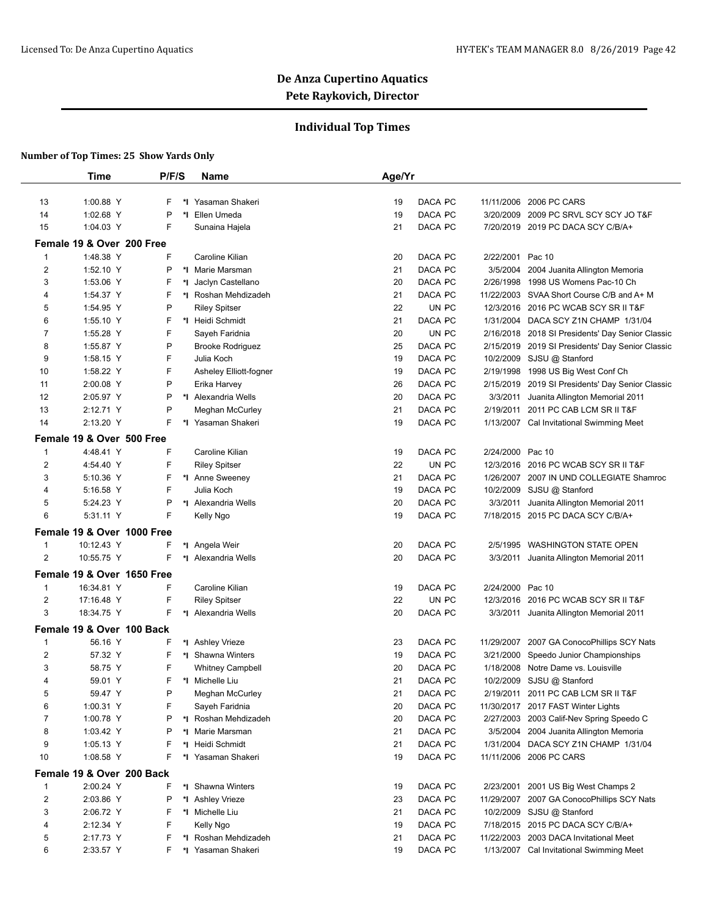# De Anza Cupertino Aquatics
## Pete Raykovich, Director

## Individual Top Times

**Number of Top Times: 25 Show Yards Only**

| | Time | P/F/S | | Name | Age/Yr | | | |
|---|---|---|---|---|---|---|---|---|
| 13 | 1:00.88 Y | F | *I | Yasaman Shakeri | 19 | DACA PC | 11/11/2006 | 2006 PC CARS |
| 14 | 1:02.68 Y | P | *I | Ellen Umeda | 19 | DACA PC | 3/20/2009 | 2009 PC SRVL SCY SCY JO T&F |
| 15 | 1:04.03 Y | F | | Sunaina Hajela | 21 | DACA PC | 7/20/2019 | 2019 PC DACA SCY C/B/A+ |
| **Female 19 & Over 200 Free** | | | | | | | | |
| 1 | 1:48.38 Y | F | | Caroline Kilian | 20 | DACA PC | 2/22/2001 | Pac 10 |
| 2 | 1:52.10 Y | P | *I | Marie Marsman | 21 | DACA PC | 3/5/2004 | 2004 Juanita Allington Memoria |
| 3 | 1:53.06 Y | F | *I | Jaclyn Castellano | 20 | DACA PC | 2/26/1998 | 1998 US Womens Pac-10 Ch |
| 4 | 1:54.37 Y | F | *I | Roshan Mehdizadeh | 21 | DACA PC | 11/22/2003 | SVAA Short Course C/B and A+ M |
| 5 | 1:54.95 Y | P | | Riley Spitser | 22 | UN PC | 12/3/2016 | 2016 PC WCAB SCY SR II T&F |
| 6 | 1:55.10 Y | F | *I | Heidi Schmidt | 21 | DACA PC | 1/31/2004 | DACA SCY Z1N CHAMP 1/31/04 |
| 7 | 1:55.28 Y | F | | Sayeh Faridnia | 20 | UN PC | 2/16/2018 | 2018 SI Presidents' Day Senior Classic |
| 8 | 1:55.87 Y | P | | Brooke Rodriguez | 25 | DACA PC | 2/15/2019 | 2019 SI Presidents' Day Senior Classic |
| 9 | 1:58.15 Y | F | | Julia Koch | 19 | DACA PC | 10/2/2009 | SJSU @ Stanford |
| 10 | 1:58.22 Y | F | | Asheley Elliott-fogner | 19 | DACA PC | 2/19/1998 | 1998 US Big West Conf Ch |
| 11 | 2:00.08 Y | P | | Erika Harvey | 26 | DACA PC | 2/15/2019 | 2019 SI Presidents' Day Senior Classic |
| 12 | 2:05.97 Y | P | *I | Alexandria Wells | 20 | DACA PC | 3/3/2011 | Juanita Allington Memorial 2011 |
| 13 | 2:12.71 Y | P | | Meghan McCurley | 21 | DACA PC | 2/19/2011 | 2011 PC CAB LCM SR II T&F |
| 14 | 2:13.20 Y | F | *I | Yasaman Shakeri | 19 | DACA PC | 1/13/2007 | Cal Invitational Swimming Meet |
| **Female 19 & Over 500 Free** | | | | | | | | |
| 1 | 4:48.41 Y | F | | Caroline Kilian | 19 | DACA PC | 2/24/2000 | Pac 10 |
| 2 | 4:54.40 Y | F | | Riley Spitser | 22 | UN PC | 12/3/2016 | 2016 PC WCAB SCY SR II T&F |
| 3 | 5:10.36 Y | F | *I | Anne Sweeney | 21 | DACA PC | 1/26/2007 | 2007 IN UND COLLEGIATE Shamroc |
| 4 | 5:16.58 Y | F | | Julia Koch | 19 | DACA PC | 10/2/2009 | SJSU @ Stanford |
| 5 | 5:24.23 Y | P | *I | Alexandria Wells | 20 | DACA PC | 3/3/2011 | Juanita Allington Memorial 2011 |
| 6 | 5:31.11 Y | F | | Kelly Ngo | 19 | DACA PC | 7/18/2015 | 2015 PC DACA SCY C/B/A+ |
| **Female 19 & Over 1000 Free** | | | | | | | | |
| 1 | 10:12.43 Y | F | *I | Angela Weir | 20 | DACA PC | 2/5/1995 | WASHINGTON STATE OPEN |
| 2 | 10:55.75 Y | F | *I | Alexandria Wells | 20 | DACA PC | 3/3/2011 | Juanita Allington Memorial 2011 |
| **Female 19 & Over 1650 Free** | | | | | | | | |
| 1 | 16:34.81 Y | F | | Caroline Kilian | 19 | DACA PC | 2/24/2000 | Pac 10 |
| 2 | 17:16.48 Y | F | | Riley Spitser | 22 | UN PC | 12/3/2016 | 2016 PC WCAB SCY SR II T&F |
| 3 | 18:34.75 Y | F | *I | Alexandria Wells | 20 | DACA PC | 3/3/2011 | Juanita Allington Memorial 2011 |
| **Female 19 & Over 100 Back** | | | | | | | | |
| 1 | 56.16 Y | F | *I | Ashley Vrieze | 23 | DACA PC | 11/29/2007 | 2007 GA ConocoPhillips SCY Nats |
| 2 | 57.32 Y | F | *I | Shawna Winters | 19 | DACA PC | 3/21/2000 | Speedo Junior Championships |
| 3 | 58.75 Y | F | | Whitney Campbell | 20 | DACA PC | 1/18/2008 | Notre Dame vs. Louisville |
| 4 | 59.01 Y | F | *I | Michelle Liu | 21 | DACA PC | 10/2/2009 | SJSU @ Stanford |
| 5 | 59.47 Y | P | | Meghan McCurley | 21 | DACA PC | 2/19/2011 | 2011 PC CAB LCM SR II T&F |
| 6 | 1:00.31 Y | F | | Sayeh Faridnia | 20 | DACA PC | 11/30/2017 | 2017 FAST Winter Lights |
| 7 | 1:00.78 Y | P | *I | Roshan Mehdizadeh | 20 | DACA PC | 2/27/2003 | 2003 Calif-Nev Spring Speedo C |
| 8 | 1:03.42 Y | P | *I | Marie Marsman | 21 | DACA PC | 3/5/2004 | 2004 Juanita Allington Memoria |
| 9 | 1:05.13 Y | F | *I | Heidi Schmidt | 21 | DACA PC | 1/31/2004 | DACA SCY Z1N CHAMP 1/31/04 |
| 10 | 1:08.58 Y | F | *I | Yasaman Shakeri | 19 | DACA PC | 11/11/2006 | 2006 PC CARS |
| **Female 19 & Over 200 Back** | | | | | | | | |
| 1 | 2:00.24 Y | F | *I | Shawna Winters | 19 | DACA PC | 2/23/2001 | 2001 US Big West Champs 2 |
| 2 | 2:03.86 Y | P | *I | Ashley Vrieze | 23 | DACA PC | 11/29/2007 | 2007 GA ConocoPhillips SCY Nats |
| 3 | 2:06.72 Y | F | *I | Michelle Liu | 21 | DACA PC | 10/2/2009 | SJSU @ Stanford |
| 4 | 2:12.34 Y | F | | Kelly Ngo | 19 | DACA PC | 7/18/2015 | 2015 PC DACA SCY C/B/A+ |
| 5 | 2:17.73 Y | F | *I | Roshan Mehdizadeh | 21 | DACA PC | 11/22/2003 | 2003 DACA Invitational Meet |
| 6 | 2:33.57 Y | F | *I | Yasaman Shakeri | 19 | DACA PC | 1/13/2007 | Cal Invitational Swimming Meet |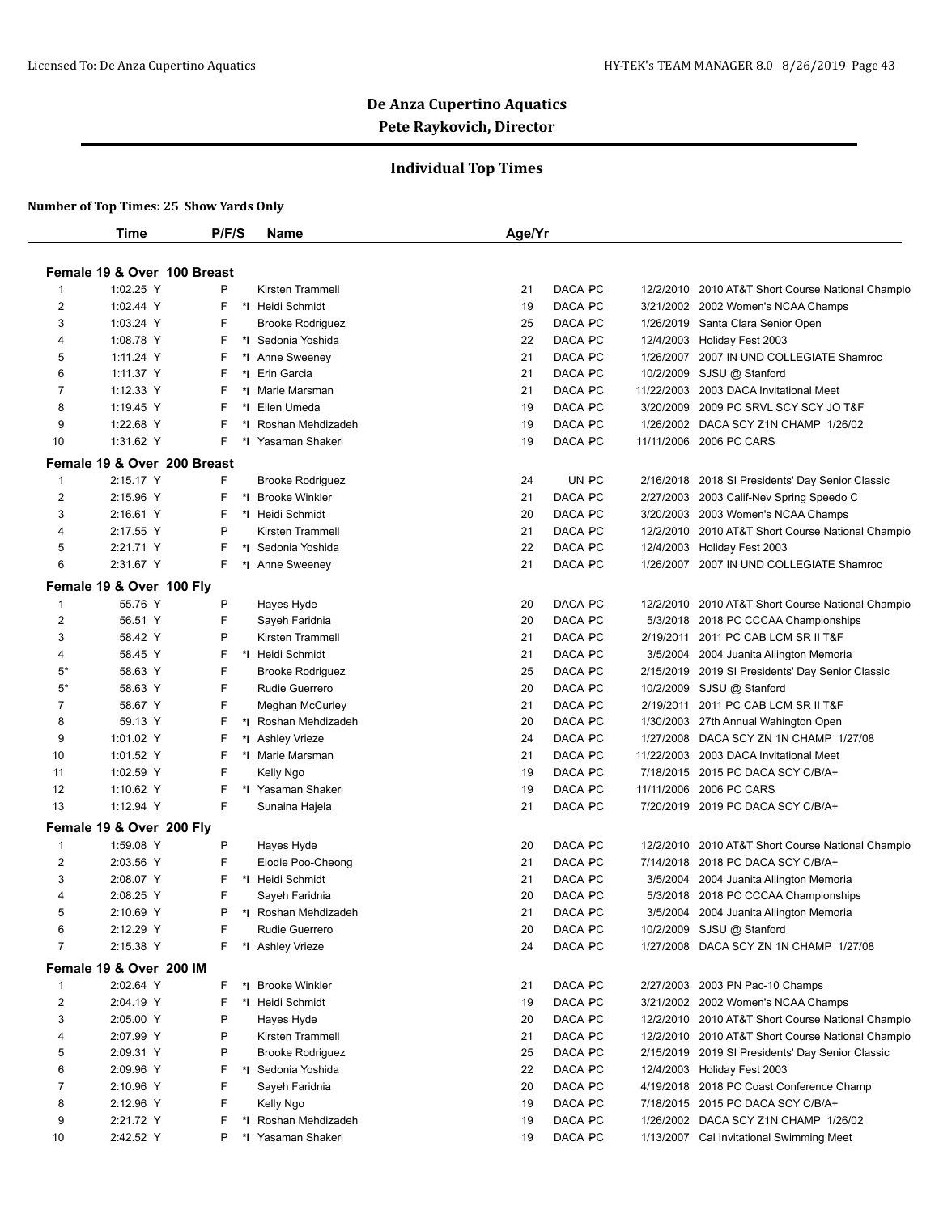# De Anza Cupertino Aquatics
## Pete Raykovich, Director

### Individual Top Times

**Number of Top Times: 25 Show Yards Only**

| | Time | P/F/S | | Name | Age/Yr | | | |
|---|---|---|---|---|---|---|---|---|
| **Female 19 & Over 100 Breast** | | | | | | | | |
| 1 | 1:02.25 Y | P | | Kirsten Trammell | 21 | DACA PC | 12/2/2010 | 2010 AT&T Short Course National Champio |
| 2 | 1:02.44 Y | F | *I | Heidi Schmidt | 19 | DACA PC | 3/21/2002 | 2002 Women's NCAA Champs |
| 3 | 1:03.24 Y | F | | Brooke Rodriguez | 25 | DACA PC | 1/26/2019 | Santa Clara Senior Open |
| 4 | 1:08.78 Y | F | *I | Sedonia Yoshida | 22 | DACA PC | 12/4/2003 | Holiday Fest 2003 |
| 5 | 1:11.24 Y | F | *I | Anne Sweeney | 21 | DACA PC | 1/26/2007 | 2007 IN UND COLLEGIATE Shamroc |
| 6 | 1:11.37 Y | F | *I | Erin Garcia | 21 | DACA PC | 10/2/2009 | SJSU @ Stanford |
| 7 | 1:12.33 Y | F | *I | Marie Marsman | 21 | DACA PC | 11/22/2003 | 2003 DACA Invitational Meet |
| 8 | 1:19.45 Y | F | *I | Ellen Umeda | 19 | DACA PC | 3/20/2009 | 2009 PC SRVL SCY SCY JO T&F |
| 9 | 1:22.68 Y | F | *I | Roshan Mehdizadeh | 19 | DACA PC | 1/26/2002 | DACA SCY Z1N CHAMP 1/26/02 |
| 10 | 1:31.62 Y | F | *I | Yasaman Shakeri | 19 | DACA PC | 11/11/2006 | 2006 PC CARS |
| **Female 19 & Over 200 Breast** | | | | | | | | |
| 1 | 2:15.17 Y | F | | Brooke Rodriguez | 24 | UN PC | 2/16/2018 | 2018 SI Presidents' Day Senior Classic |
| 2 | 2:15.96 Y | F | *I | Brooke Winkler | 21 | DACA PC | 2/27/2003 | 2003 Calif-Nev Spring Speedo C |
| 3 | 2:16.61 Y | F | *I | Heidi Schmidt | 20 | DACA PC | 3/20/2003 | 2003 Women's NCAA Champs |
| 4 | 2:17.55 Y | P | | Kirsten Trammell | 21 | DACA PC | 12/2/2010 | 2010 AT&T Short Course National Champio |
| 5 | 2:21.71 Y | F | *I | Sedonia Yoshida | 22 | DACA PC | 12/4/2003 | Holiday Fest 2003 |
| 6 | 2:31.67 Y | F | *I | Anne Sweeney | 21 | DACA PC | 1/26/2007 | 2007 IN UND COLLEGIATE Shamroc |
| **Female 19 & Over 100 Fly** | | | | | | | | |
| 1 | 55.76 Y | P | | Hayes Hyde | 20 | DACA PC | 12/2/2010 | 2010 AT&T Short Course National Champio |
| 2 | 56.51 Y | F | | Sayeh Faridnia | 20 | DACA PC | 5/3/2018 | 2018 PC CCCAA Championships |
| 3 | 58.42 Y | P | | Kirsten Trammell | 21 | DACA PC | 2/19/2011 | 2011 PC CAB LCM SR II T&F |
| 4 | 58.45 Y | F | *I | Heidi Schmidt | 21 | DACA PC | 3/5/2004 | 2004 Juanita Allington Memoria |
| 5* | 58.63 Y | F | | Brooke Rodriguez | 25 | DACA PC | 2/15/2019 | 2019 SI Presidents' Day Senior Classic |
| 5* | 58.63 Y | F | | Rudie Guerrero | 20 | DACA PC | 10/2/2009 | SJSU @ Stanford |
| 7 | 58.67 Y | F | | Meghan McCurley | 21 | DACA PC | 2/19/2011 | 2011 PC CAB LCM SR II T&F |
| 8 | 59.13 Y | F | *I | Roshan Mehdizadeh | 20 | DACA PC | 1/30/2003 | 27th Annual Wahington Open |
| 9 | 1:01.02 Y | F | *I | Ashley Vrieze | 24 | DACA PC | 1/27/2008 | DACA SCY ZN 1N CHAMP 1/27/08 |
| 10 | 1:01.52 Y | F | *I | Marie Marsman | 21 | DACA PC | 11/22/2003 | 2003 DACA Invitational Meet |
| 11 | 1:02.59 Y | F | | Kelly Ngo | 19 | DACA PC | 7/18/2015 | 2015 PC DACA SCY C/B/A+ |
| 12 | 1:10.62 Y | F | *I | Yasaman Shakeri | 19 | DACA PC | 11/11/2006 | 2006 PC CARS |
| 13 | 1:12.94 Y | F | | Sunaina Hajela | 21 | DACA PC | 7/20/2019 | 2019 PC DACA SCY C/B/A+ |
| **Female 19 & Over 200 Fly** | | | | | | | | |
| 1 | 1:59.08 Y | P | | Hayes Hyde | 20 | DACA PC | 12/2/2010 | 2010 AT&T Short Course National Champio |
| 2 | 2:03.56 Y | F | | Elodie Poo-Cheong | 21 | DACA PC | 7/14/2018 | 2018 PC DACA SCY C/B/A+ |
| 3 | 2:08.07 Y | F | *I | Heidi Schmidt | 21 | DACA PC | 3/5/2004 | 2004 Juanita Allington Memoria |
| 4 | 2:08.25 Y | F | | Sayeh Faridnia | 20 | DACA PC | 5/3/2018 | 2018 PC CCCAA Championships |
| 5 | 2:10.69 Y | P | *I | Roshan Mehdizadeh | 21 | DACA PC | 3/5/2004 | 2004 Juanita Allington Memoria |
| 6 | 2:12.29 Y | F | | Rudie Guerrero | 20 | DACA PC | 10/2/2009 | SJSU @ Stanford |
| 7 | 2:15.38 Y | F | *I | Ashley Vrieze | 24 | DACA PC | 1/27/2008 | DACA SCY ZN 1N CHAMP 1/27/08 |
| **Female 19 & Over 200 IM** | | | | | | | | |
| 1 | 2:02.64 Y | F | *I | Brooke Winkler | 21 | DACA PC | 2/27/2003 | 2003 PN Pac-10 Champs |
| 2 | 2:04.19 Y | F | *I | Heidi Schmidt | 19 | DACA PC | 3/21/2002 | 2002 Women's NCAA Champs |
| 3 | 2:05.00 Y | P | | Hayes Hyde | 20 | DACA PC | 12/2/2010 | 2010 AT&T Short Course National Champio |
| 4 | 2:07.99 Y | P | | Kirsten Trammell | 21 | DACA PC | 12/2/2010 | 2010 AT&T Short Course National Champio |
| 5 | 2:09.31 Y | P | | Brooke Rodriguez | 25 | DACA PC | 2/15/2019 | 2019 SI Presidents' Day Senior Classic |
| 6 | 2:09.96 Y | F | *I | Sedonia Yoshida | 22 | DACA PC | 12/4/2003 | Holiday Fest 2003 |
| 7 | 2:10.96 Y | F | | Sayeh Faridnia | 20 | DACA PC | 4/19/2018 | 2018 PC Coast Conference Champ |
| 8 | 2:12.96 Y | F | | Kelly Ngo | 19 | DACA PC | 7/18/2015 | 2015 PC DACA SCY C/B/A+ |
| 9 | 2:21.72 Y | F | *I | Roshan Mehdizadeh | 19 | DACA PC | 1/26/2002 | DACA SCY Z1N CHAMP 1/26/02 |
| 10 | 2:42.52 Y | P | *I | Yasaman Shakeri | 19 | DACA PC | 1/13/2007 | Cal Invitational Swimming Meet |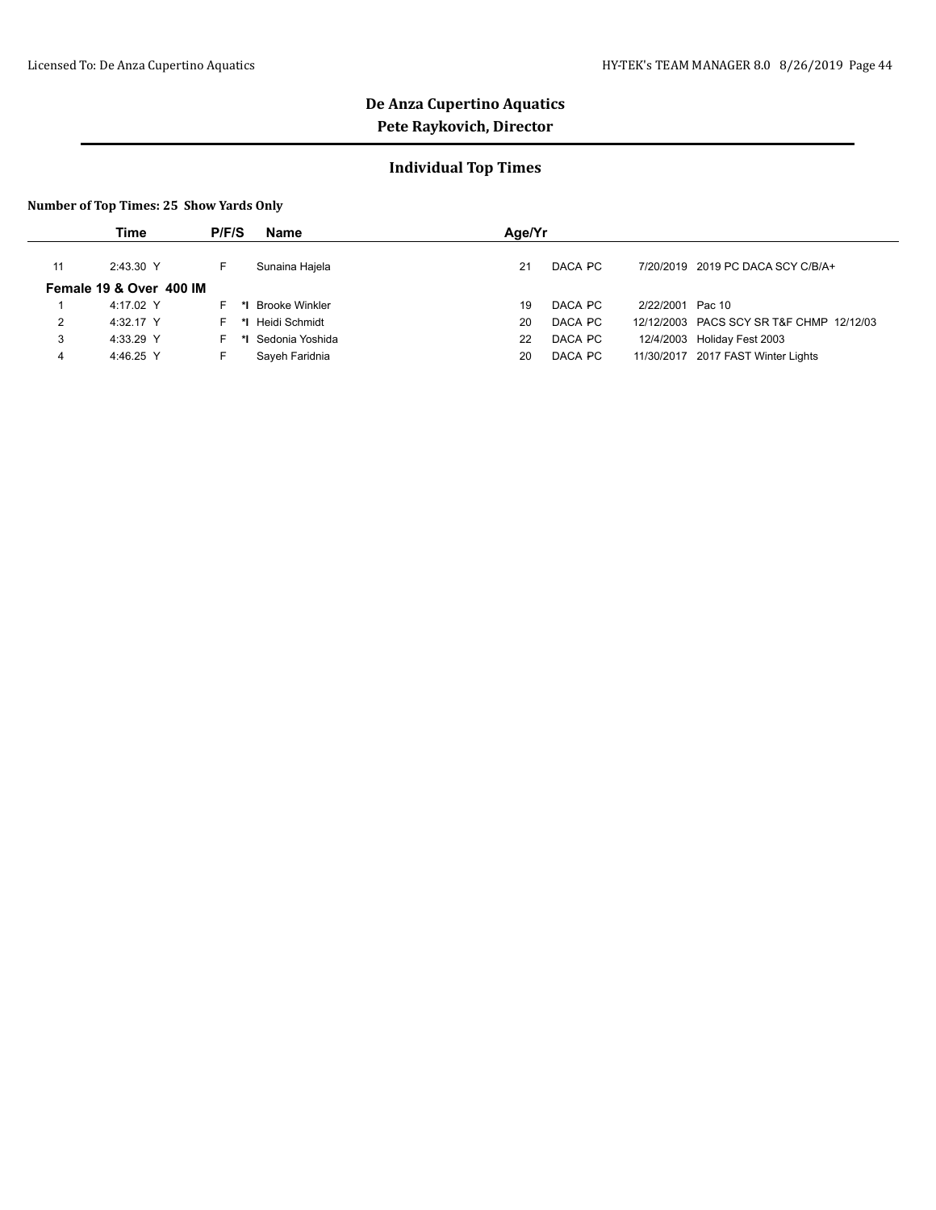**De Anza Cupertino Aquatics**
**Pete Raykovich, Director**

## Individual Top Times

**Number of Top Times: 25 Show Yards Only**

| | Time | P/F/S | | Name | Age/Yr | | | |
|---|---|---|---|---|---|---|---|---|
| 11 | 2:43.30 Y | F | | Sunaina Hajela | 21 | DACA PC | 7/20/2019 | 2019 PC DACA SCY C/B/A+ |
| **Female 19 & Over 400 IM** | | | | | | | | |
| 1 | 4:17.02 Y | F | *I | Brooke Winkler | 19 | DACA PC | 2/22/2001 | Pac 10 |
| 2 | 4:32.17 Y | F | *I | Heidi Schmidt | 20 | DACA PC | 12/12/2003 | PACS SCY SR T&F CHMP 12/12/03 |
| 3 | 4:33.29 Y | F | *I | Sedonia Yoshida | 22 | DACA PC | 12/4/2003 | Holiday Fest 2003 |
| 4 | 4:46.25 Y | F | | Sayeh Faridnia | 20 | DACA PC | 11/30/2017 | 2017 FAST Winter Lights |